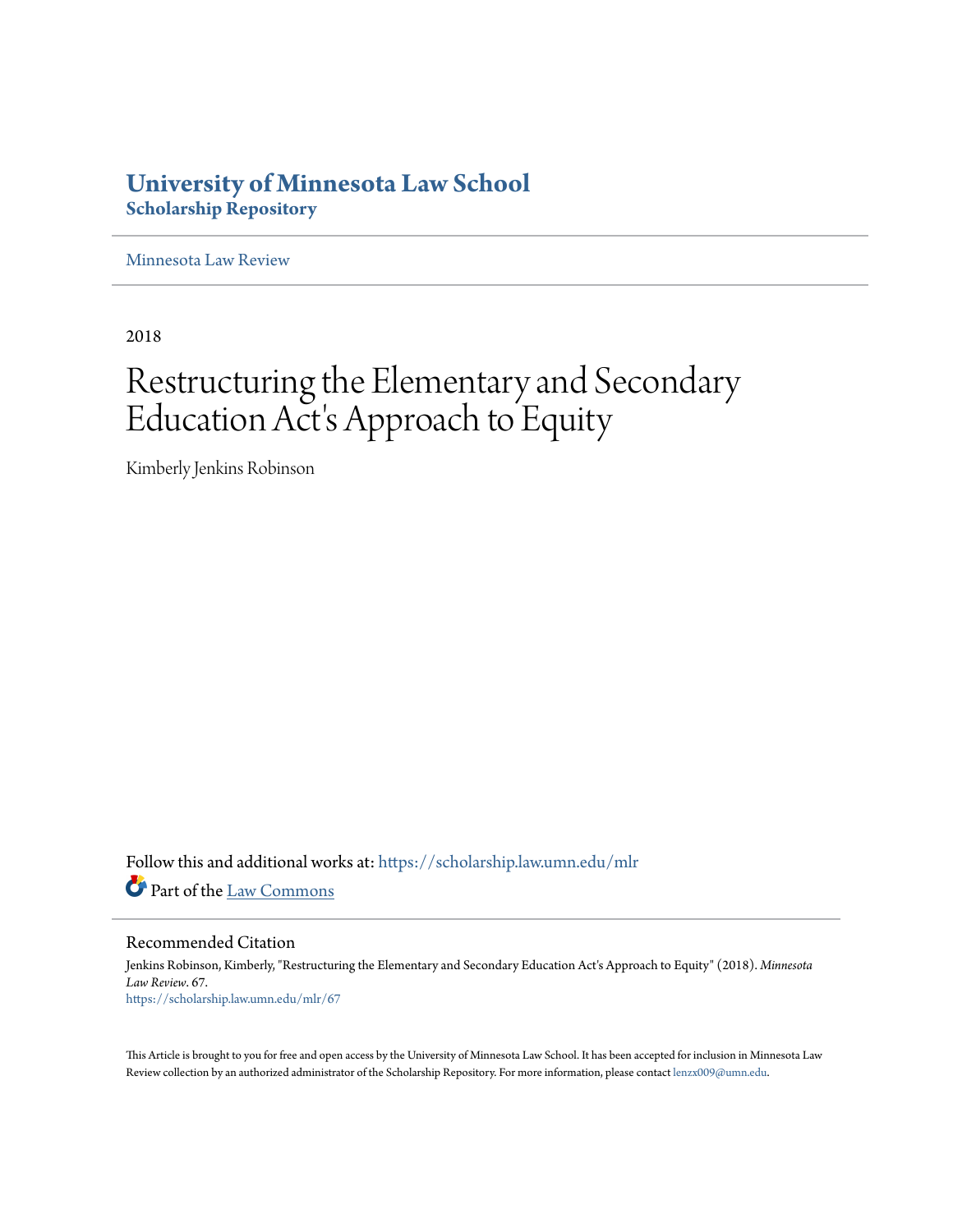# University of Minnesota Law School
## Scholarship Repository

Minnesota Law Review

2018

# Restructuring the Elementary and Secondary Education Act's Approach to Equity

Kimberly Jenkins Robinson

Follow this and additional works at: https://scholarship.law.umn.edu/mlr

Part of the Law Commons

### Recommended Citation

Jenkins Robinson, Kimberly, "Restructuring the Elementary and Secondary Education Act's Approach to Equity" (2018). *Minnesota Law Review*. 67.
https://scholarship.law.umn.edu/mlr/67

This Article is brought to you for free and open access by the University of Minnesota Law School. It has been accepted for inclusion in Minnesota Law Review collection by an authorized administrator of the Scholarship Repository. For more information, please contact lenzx009@umn.edu.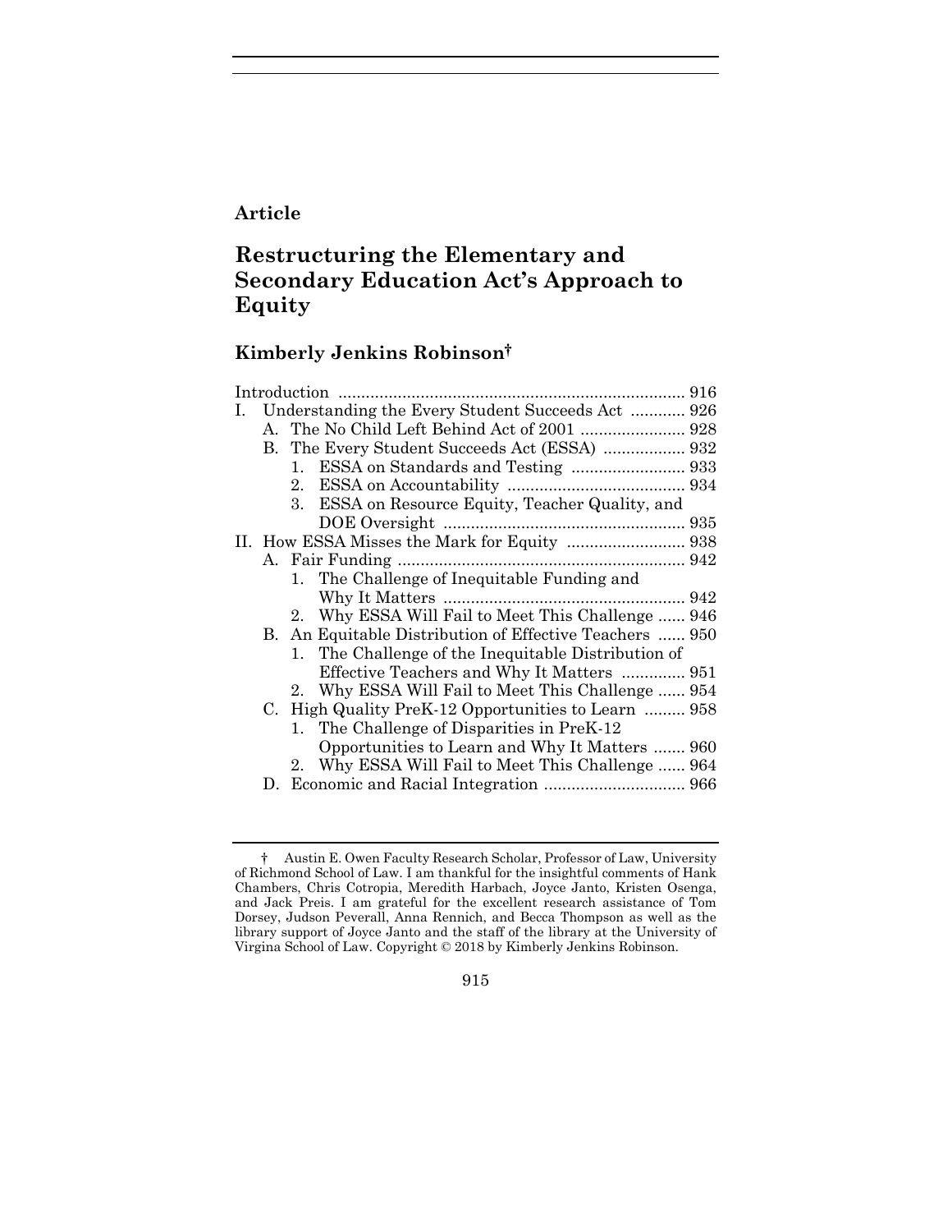**Article**

# Restructuring the Elementary and Secondary Education Act's Approach to Equity

## Kimberly Jenkins Robinson†

Introduction ............................................................................ 916

I. Understanding the Every Student Succeeds Act ............ 926
   - A. The No Child Left Behind Act of 2001 ....................... 928
   - B. The Every Student Succeeds Act (ESSA) .................. 932
     1. ESSA on Standards and Testing ......................... 933
     2. ESSA on Accountability ....................................... 934
     3. ESSA on Resource Equity, Teacher Quality, and DOE Oversight ..................................................... 935

II. How ESSA Misses the Mark for Equity .......................... 938
   - A. Fair Funding ............................................................... 942
     1. The Challenge of Inequitable Funding and Why It Matters ..................................................... 942
     2. Why ESSA Will Fail to Meet This Challenge ...... 946
   - B. An Equitable Distribution of Effective Teachers ...... 950
     1. The Challenge of the Inequitable Distribution of Effective Teachers and Why It Matters .............. 951
     2. Why ESSA Will Fail to Meet This Challenge ...... 954
   - C. High Quality PreK-12 Opportunities to Learn ......... 958
     1. The Challenge of Disparities in PreK-12 Opportunities to Learn and Why It Matters ....... 960
     2. Why ESSA Will Fail to Meet This Challenge ...... 964
   - D. Economic and Racial Integration ............................... 966

---

† Austin E. Owen Faculty Research Scholar, Professor of Law, University of Richmond School of Law. I am thankful for the insightful comments of Hank Chambers, Chris Cotropia, Meredith Harbach, Joyce Janto, Kristen Osenga, and Jack Preis. I am grateful for the excellent research assistance of Tom Dorsey, Judson Peverall, Anna Rennich, and Becca Thompson as well as the library support of Joyce Janto and the staff of the library at the University of Virgina School of Law. Copyright © 2018 by Kimberly Jenkins Robinson.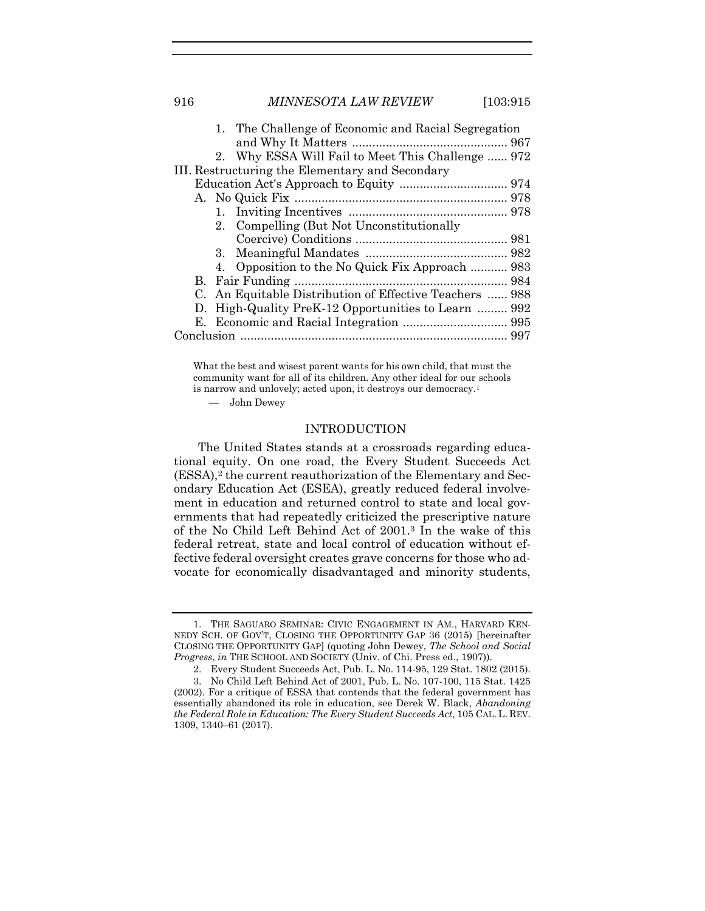1. The Challenge of Economic and Racial Segregation and Why It Matters .............................................. 967
2. Why ESSA Will Fail to Meet This Challenge ...... 972

III. Restructuring the Elementary and Secondary Education Act's Approach to Equity ................................ 974
   A. No Quick Fix ............................................................... 978
      1. Inviting Incentives ............................................... 978
      2. Compelling (But Not Unconstitutionally Coercive) Conditions ............................................. 981
      3. Meaningful Mandates .......................................... 982
      4. Opposition to the No Quick Fix Approach ........... 983
   B. Fair Funding ............................................................... 984
   C. An Equitable Distribution of Effective Teachers ...... 988
   D. High-Quality PreK-12 Opportunities to Learn ......... 992
   E. Economic and Racial Integration ............................... 995

Conclusion ............................................................................... 997

> What the best and wisest parent wants for his own child, that must the community want for all of its children. Any other ideal for our schools is narrow and unlovely; acted upon, it destroys our democracy.[1]
>
> — John Dewey

## INTRODUCTION

The United States stands at a crossroads regarding educational equity. On one road, the Every Student Succeeds Act (ESSA),[2] the current reauthorization of the Elementary and Secondary Education Act (ESEA), greatly reduced federal involvement in education and returned control to state and local governments that had repeatedly criticized the prescriptive nature of the No Child Left Behind Act of 2001.[3] In the wake of this federal retreat, state and local control of education without effective federal oversight creates grave concerns for those who advocate for economically disadvantaged and minority students,

---

1. THE SAGUARO SEMINAR: CIVIC ENGAGEMENT IN AM., HARVARD KENNEDY SCH. OF GOV'T, CLOSING THE OPPORTUNITY GAP 36 (2015) [hereinafter CLOSING THE OPPORTUNITY GAP] (quoting John Dewey, *The School and Social Progress*, *in* THE SCHOOL AND SOCIETY (Univ. of Chi. Press ed., 1907)).

2. Every Student Succeeds Act, Pub. L. No. 114-95, 129 Stat. 1802 (2015).

3. No Child Left Behind Act of 2001, Pub. L. No. 107-100, 115 Stat. 1425 (2002). For a critique of ESSA that contends that the federal government has essentially abandoned its role in education, see Derek W. Black, *Abandoning the Federal Role in Education: The Every Student Succeeds Act*, 105 CAL. L. REV. 1309, 1340–61 (2017).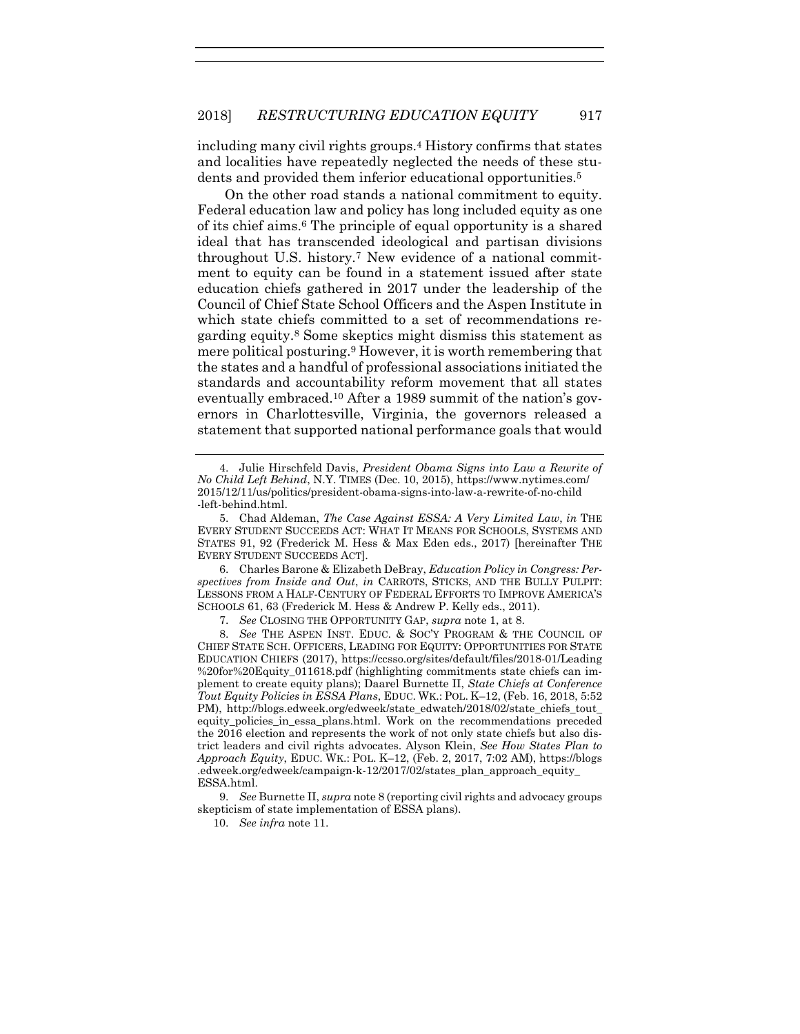including many civil rights groups.[4] History confirms that states and localities have repeatedly neglected the needs of these students and provided them inferior educational opportunities.[5]

On the other road stands a national commitment to equity. Federal education law and policy has long included equity as one of its chief aims.[6] The principle of equal opportunity is a shared ideal that has transcended ideological and partisan divisions throughout U.S. history.[7] New evidence of a national commitment to equity can be found in a statement issued after state education chiefs gathered in 2017 under the leadership of the Council of Chief State School Officers and the Aspen Institute in which state chiefs committed to a set of recommendations regarding equity.[8] Some skeptics might dismiss this statement as mere political posturing.[9] However, it is worth remembering that the states and a handful of professional associations initiated the standards and accountability reform movement that all states eventually embraced.[10] After a 1989 summit of the nation's governors in Charlottesville, Virginia, the governors released a statement that supported national performance goals that would

---

4. Julie Hirschfeld Davis, *President Obama Signs into Law a Rewrite of No Child Left Behind*, N.Y. TIMES (Dec. 10, 2015), https://www.nytimes.com/2015/12/11/us/politics/president-obama-signs-into-law-a-rewrite-of-no-child-left-behind.html.

5. Chad Aldeman, *The Case Against ESSA: A Very Limited Law*, *in* THE EVERY STUDENT SUCCEEDS ACT: WHAT IT MEANS FOR SCHOOLS, SYSTEMS AND STATES 91, 92 (Frederick M. Hess & Max Eden eds., 2017) [hereinafter THE EVERY STUDENT SUCCEEDS ACT].

6. Charles Barone & Elizabeth DeBray, *Education Policy in Congress: Perspectives from Inside and Out*, *in* CARROTS, STICKS, AND THE BULLY PULPIT: LESSONS FROM A HALF-CENTURY OF FEDERAL EFFORTS TO IMPROVE AMERICA'S SCHOOLS 61, 63 (Frederick M. Hess & Andrew P. Kelly eds., 2011).

7. *See* CLOSING THE OPPORTUNITY GAP, *supra* note 1, at 8.

8. *See* THE ASPEN INST. EDUC. & SOC'Y PROGRAM & THE COUNCIL OF CHIEF STATE SCH. OFFICERS, LEADING FOR EQUITY: OPPORTUNITIES FOR STATE EDUCATION CHIEFS (2017), https://ccsso.org/sites/default/files/2018-01/Leading%20for%20Equity_011618.pdf (highlighting commitments state chiefs can implement to create equity plans); Daarel Burnette II, *State Chiefs at Conference Tout Equity Policies in ESSA Plans*, EDUC. WK.: POL. K–12, (Feb. 16, 2018, 5:52 PM), http://blogs.edweek.org/edweek/state_edwatch/2018/02/state_chiefs_tout_equity_policies_in_essa_plans.html. Work on the recommendations preceded the 2016 election and represents the work of not only state chiefs but also district leaders and civil rights advocates. Alyson Klein, *See How States Plan to Approach Equity*, EDUC. WK.: POL. K–12, (Feb. 2, 2017, 7:02 AM), https://blogs.edweek.org/edweek/campaign-k-12/2017/02/states_plan_approach_equity_ESSA.html.

9. *See* Burnette II, *supra* note 8 (reporting civil rights and advocacy groups skepticism of state implementation of ESSA plans).

10. *See infra* note 11.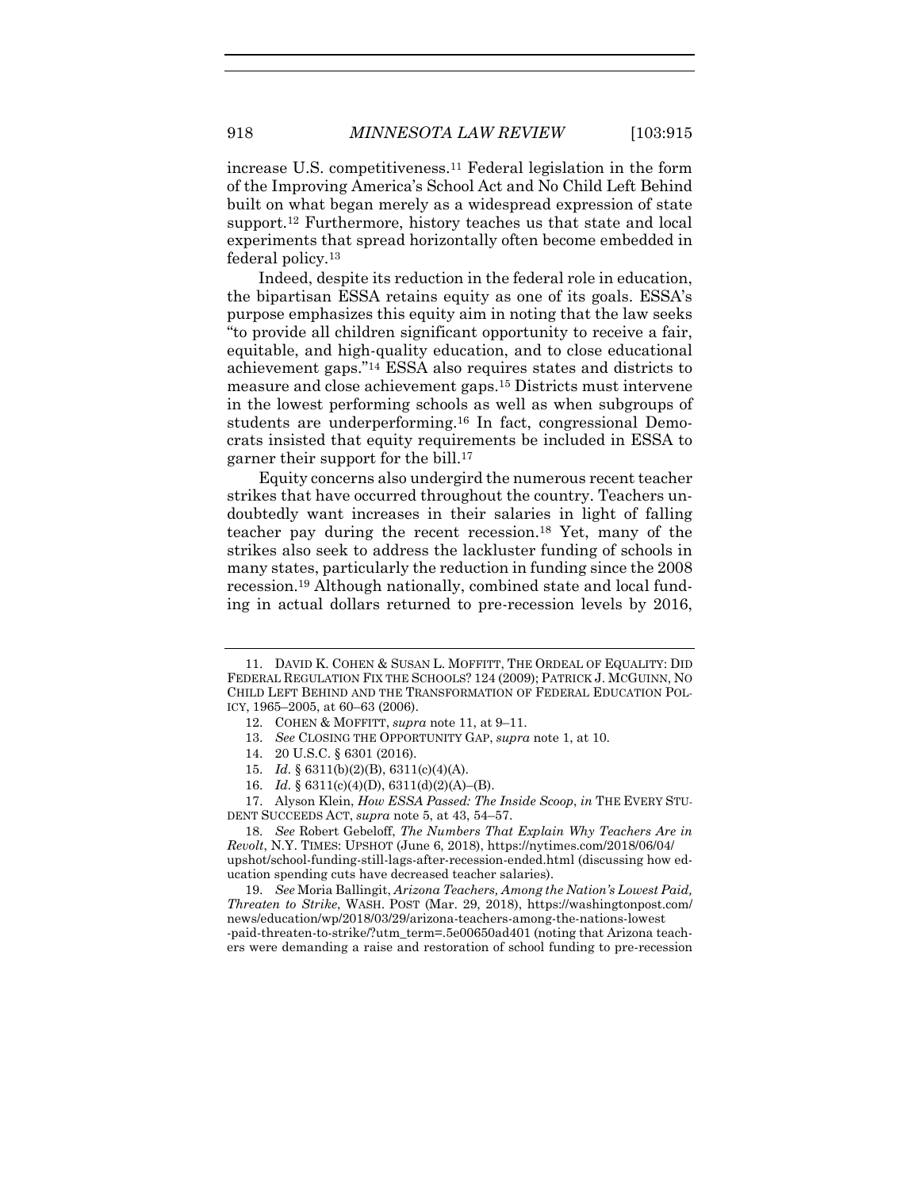increase U.S. competitiveness.[11] Federal legislation in the form of the Improving America's School Act and No Child Left Behind built on what began merely as a widespread expression of state support.[12] Furthermore, history teaches us that state and local experiments that spread horizontally often become embedded in federal policy.[13]

Indeed, despite its reduction in the federal role in education, the bipartisan ESSA retains equity as one of its goals. ESSA's purpose emphasizes this equity aim in noting that the law seeks "to provide all children significant opportunity to receive a fair, equitable, and high-quality education, and to close educational achievement gaps."[14] ESSA also requires states and districts to measure and close achievement gaps.[15] Districts must intervene in the lowest performing schools as well as when subgroups of students are underperforming.[16] In fact, congressional Democrats insisted that equity requirements be included in ESSA to garner their support for the bill.[17]

Equity concerns also undergird the numerous recent teacher strikes that have occurred throughout the country. Teachers undoubtedly want increases in their salaries in light of falling teacher pay during the recent recession.[18] Yet, many of the strikes also seek to address the lackluster funding of schools in many states, particularly the reduction in funding since the 2008 recession.[19] Although nationally, combined state and local funding in actual dollars returned to pre-recession levels by 2016,

---

11. DAVID K. COHEN & SUSAN L. MOFFITT, THE ORDEAL OF EQUALITY: DID FEDERAL REGULATION FIX THE SCHOOLS? 124 (2009); PATRICK J. MCGUINN, NO CHILD LEFT BEHIND AND THE TRANSFORMATION OF FEDERAL EDUCATION POLICY, 1965–2005, at 60–63 (2006).

12. COHEN & MOFFITT, *supra* note 11, at 9–11.

13. *See* CLOSING THE OPPORTUNITY GAP, *supra* note 1, at 10.

14. 20 U.S.C. § 6301 (2016).

15. *Id.* § 6311(b)(2)(B), 6311(c)(4)(A).

16. *Id.* § 6311(c)(4)(D), 6311(d)(2)(A)–(B).

17. Alyson Klein, *How ESSA Passed: The Inside Scoop*, *in* THE EVERY STUDENT SUCCEEDS ACT, *supra* note 5, at 43, 54–57.

18. *See* Robert Gebeloff, *The Numbers That Explain Why Teachers Are in Revolt*, N.Y. TIMES: UPSHOT (June 6, 2018), https://nytimes.com/2018/06/04/upshot/school-funding-still-lags-after-recession-ended.html (discussing how education spending cuts have decreased teacher salaries).

19. *See* Moria Ballingit, *Arizona Teachers, Among the Nation's Lowest Paid, Threaten to Strike*, WASH. POST (Mar. 29, 2018), https://washingtonpost.com/news/education/wp/2018/03/29/arizona-teachers-among-the-nations-lowest-paid-threaten-to-strike/?utm_term=.5e00650ad401 (noting that Arizona teachers were demanding a raise and restoration of school funding to pre-recession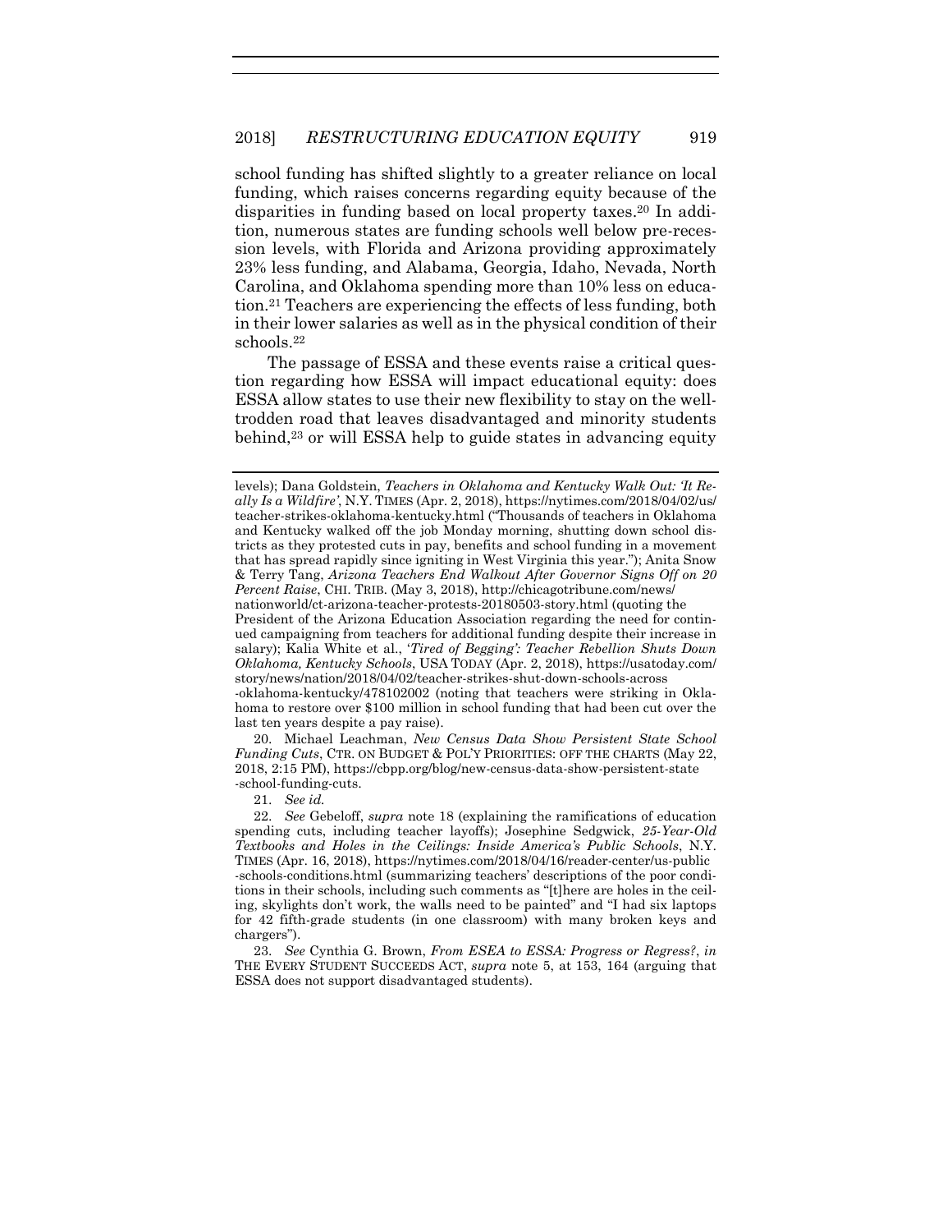school funding has shifted slightly to a greater reliance on local funding, which raises concerns regarding equity because of the disparities in funding based on local property taxes.[20] In addition, numerous states are funding schools well below pre-recession levels, with Florida and Arizona providing approximately 23% less funding, and Alabama, Georgia, Idaho, Nevada, North Carolina, and Oklahoma spending more than 10% less on education.[21] Teachers are experiencing the effects of less funding, both in their lower salaries as well as in the physical condition of their schools.[22]

The passage of ESSA and these events raise a critical question regarding how ESSA will impact educational equity: does ESSA allow states to use their new flexibility to stay on the well-trodden road that leaves disadvantaged and minority students behind,[23] or will ESSA help to guide states in advancing equity

---

levels); Dana Goldstein, *Teachers in Oklahoma and Kentucky Walk Out: 'It Really Is a Wildfire'*, N.Y. TIMES (Apr. 2, 2018), https://nytimes.com/2018/04/02/us/teacher-strikes-oklahoma-kentucky.html ("Thousands of teachers in Oklahoma and Kentucky walked off the job Monday morning, shutting down school districts as they protested cuts in pay, benefits and school funding in a movement that has spread rapidly since igniting in West Virginia this year."); Anita Snow & Terry Tang, *Arizona Teachers End Walkout After Governor Signs Off on 20 Percent Raise*, CHI. TRIB. (May 3, 2018), http://chicagotribune.com/news/nationworld/ct-arizona-teacher-protests-20180503-story.html (quoting the President of the Arizona Education Association regarding the need for continued campaigning from teachers for additional funding despite their increase in salary); Kalia White et al., *'Tired of Begging': Teacher Rebellion Shuts Down Oklahoma, Kentucky Schools*, USA TODAY (Apr. 2, 2018), https://usatoday.com/story/news/nation/2018/04/02/teacher-strikes-shut-down-schools-across-oklahoma-kentucky/478102002 (noting that teachers were striking in Oklahoma to restore over $100 million in school funding that had been cut over the last ten years despite a pay raise).

20. Michael Leachman, *New Census Data Show Persistent State School Funding Cuts*, CTR. ON BUDGET & POL'Y PRIORITIES: OFF THE CHARTS (May 22, 2018, 2:15 PM), https://cbpp.org/blog/new-census-data-show-persistent-state-school-funding-cuts.

21. *See id.*

22. *See* Gebeloff, *supra* note 18 (explaining the ramifications of education spending cuts, including teacher layoffs); Josephine Sedgwick, *25-Year-Old Textbooks and Holes in the Ceilings: Inside America's Public Schools*, N.Y. TIMES (Apr. 16, 2018), https://nytimes.com/2018/04/16/reader-center/us-public-schools-conditions.html (summarizing teachers' descriptions of the poor conditions in their schools, including such comments as "[t]here are holes in the ceiling, skylights don't work, the walls need to be painted" and "I had six laptops for 42 fifth-grade students (in one classroom) with many broken keys and chargers").

23. *See* Cynthia G. Brown, *From ESEA to ESSA: Progress or Regress?*, *in* THE EVERY STUDENT SUCCEEDS ACT, *supra* note 5, at 153, 164 (arguing that ESSA does not support disadvantaged students).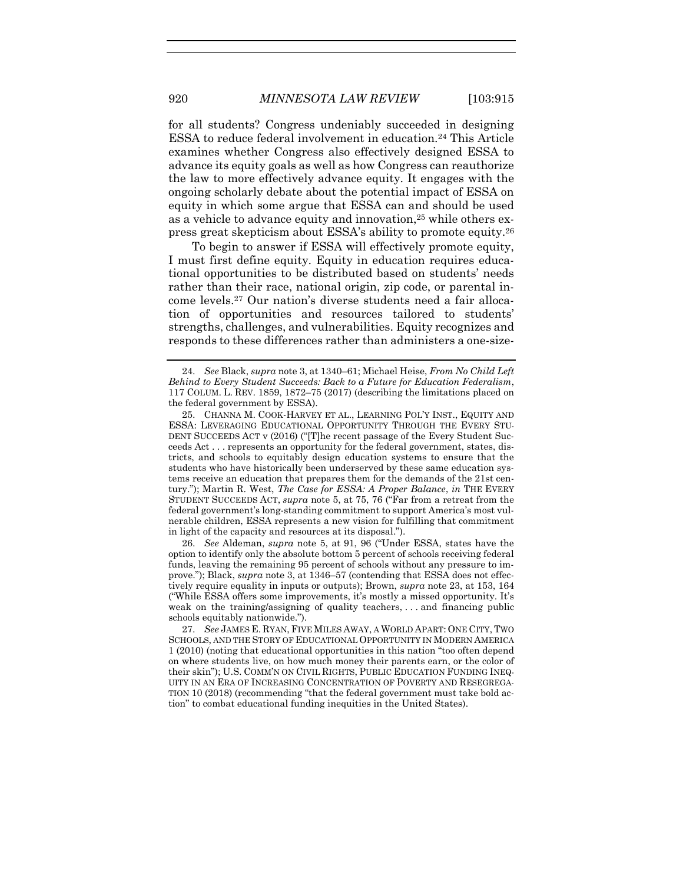for all students? Congress undeniably succeeded in designing ESSA to reduce federal involvement in education.[24] This Article examines whether Congress also effectively designed ESSA to advance its equity goals as well as how Congress can reauthorize the law to more effectively advance equity. It engages with the ongoing scholarly debate about the potential impact of ESSA on equity in which some argue that ESSA can and should be used as a vehicle to advance equity and innovation,[25] while others express great skepticism about ESSA's ability to promote equity.[26]

To begin to answer if ESSA will effectively promote equity, I must first define equity. Equity in education requires educational opportunities to be distributed based on students' needs rather than their race, national origin, zip code, or parental income levels.[27] Our nation's diverse students need a fair allocation of opportunities and resources tailored to students' strengths, challenges, and vulnerabilities. Equity recognizes and responds to these differences rather than administers a one-size-

---

24. *See* Black, *supra* note 3, at 1340–61; Michael Heise, *From No Child Left Behind to Every Student Succeeds: Back to a Future for Education Federalism*, 117 COLUM. L. REV. 1859, 1872–75 (2017) (describing the limitations placed on the federal government by ESSA).

25. CHANNA M. COOK-HARVEY ET AL., LEARNING POL'Y INST., EQUITY AND ESSA: LEVERAGING EDUCATIONAL OPPORTUNITY THROUGH THE EVERY STUDENT SUCCEEDS ACT v (2016) ("[T]he recent passage of the Every Student Succeeds Act . . . represents an opportunity for the federal government, states, districts, and schools to equitably design education systems to ensure that the students who have historically been underserved by these same education systems receive an education that prepares them for the demands of the 21st century."); Martin R. West, *The Case for ESSA: A Proper Balance*, *in* THE EVERY STUDENT SUCCEEDS ACT, *supra* note 5, at 75, 76 ("Far from a retreat from the federal government's long-standing commitment to support America's most vulnerable children, ESSA represents a new vision for fulfilling that commitment in light of the capacity and resources at its disposal.").

26. *See* Aldeman, *supra* note 5, at 91, 96 ("Under ESSA, states have the option to identify only the absolute bottom 5 percent of schools receiving federal funds, leaving the remaining 95 percent of schools without any pressure to improve."); Black, *supra* note 3, at 1346–57 (contending that ESSA does not effectively require equality in inputs or outputs); Brown, *supra* note 23, at 153, 164 ("While ESSA offers some improvements, it's mostly a missed opportunity. It's weak on the training/assigning of quality teachers, . . . and financing public schools equitably nationwide.").

27. *See* JAMES E. RYAN, FIVE MILES AWAY, A WORLD APART: ONE CITY, TWO SCHOOLS, AND THE STORY OF EDUCATIONAL OPPORTUNITY IN MODERN AMERICA 1 (2010) (noting that educational opportunities in this nation "too often depend on where students live, on how much money their parents earn, or the color of their skin"); U.S. COMM'N ON CIVIL RIGHTS, PUBLIC EDUCATION FUNDING INEQUITY IN AN ERA OF INCREASING CONCENTRATION OF POVERTY AND RESEGREGATION 10 (2018) (recommending "that the federal government must take bold action" to combat educational funding inequities in the United States).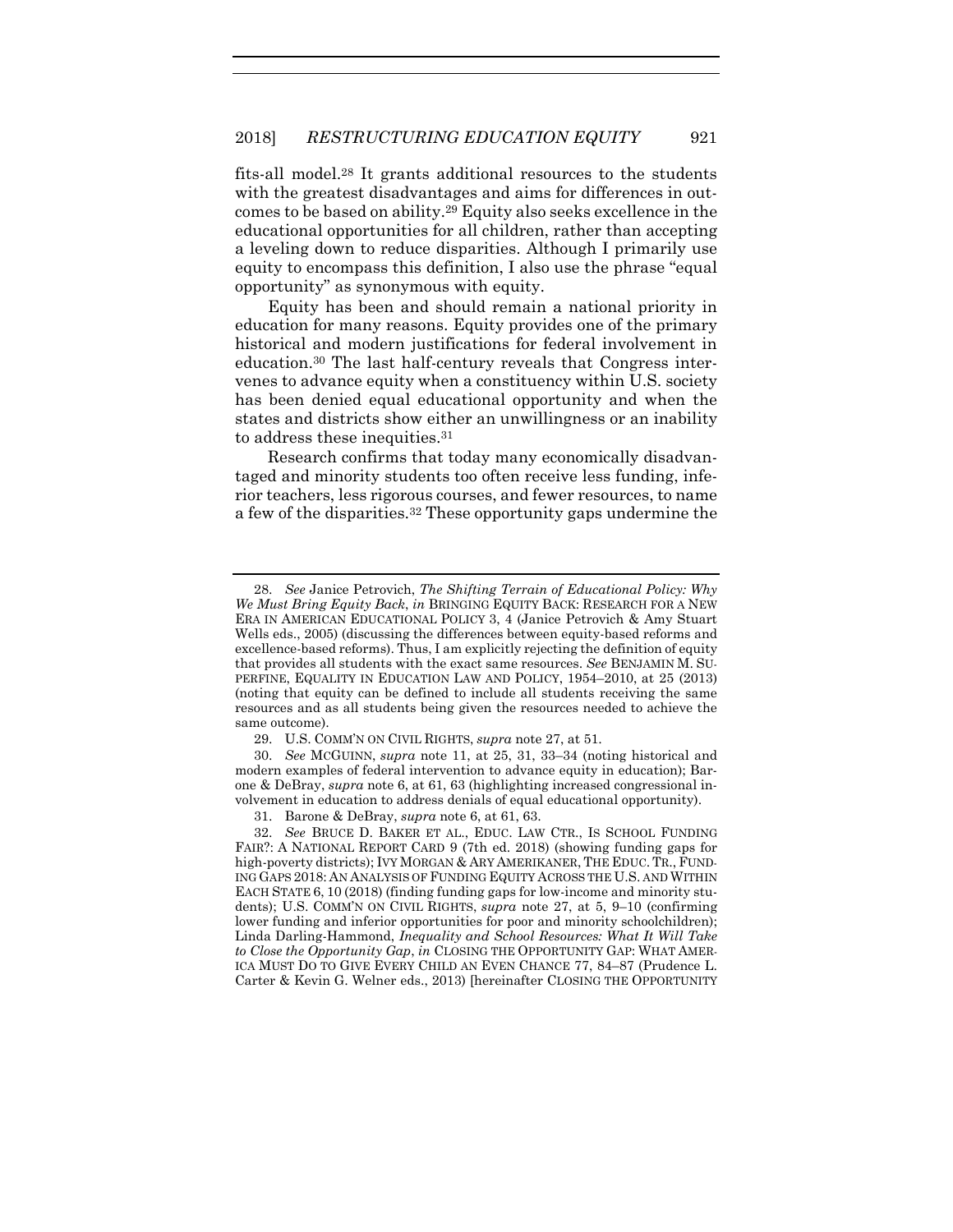fits-all model.[28] It grants additional resources to the students with the greatest disadvantages and aims for differences in outcomes to be based on ability.[29] Equity also seeks excellence in the educational opportunities for all children, rather than accepting a leveling down to reduce disparities. Although I primarily use equity to encompass this definition, I also use the phrase "equal opportunity" as synonymous with equity.

Equity has been and should remain a national priority in education for many reasons. Equity provides one of the primary historical and modern justifications for federal involvement in education.[30] The last half-century reveals that Congress intervenes to advance equity when a constituency within U.S. society has been denied equal educational opportunity and when the states and districts show either an unwillingness or an inability to address these inequities.[31]

Research confirms that today many economically disadvantaged and minority students too often receive less funding, inferior teachers, less rigorous courses, and fewer resources, to name a few of the disparities.[32] These opportunity gaps undermine the

---

28. *See* Janice Petrovich, *The Shifting Terrain of Educational Policy: Why We Must Bring Equity Back*, *in* BRINGING EQUITY BACK: RESEARCH FOR A NEW ERA IN AMERICAN EDUCATIONAL POLICY 3, 4 (Janice Petrovich & Amy Stuart Wells eds., 2005) (discussing the differences between equity-based reforms and excellence-based reforms). Thus, I am explicitly rejecting the definition of equity that provides all students with the exact same resources. *See* BENJAMIN M. SUPERFINE, EQUALITY IN EDUCATION LAW AND POLICY, 1954–2010, at 25 (2013) (noting that equity can be defined to include all students receiving the same resources and as all students being given the resources needed to achieve the same outcome).

29. U.S. COMM'N ON CIVIL RIGHTS, *supra* note 27, at 51.

30. *See* MCGUINN, *supra* note 11, at 25, 31, 33–34 (noting historical and modern examples of federal intervention to advance equity in education); Barone & DeBray, *supra* note 6, at 61, 63 (highlighting increased congressional involvement in education to address denials of equal educational opportunity).

31. Barone & DeBray, *supra* note 6, at 61, 63.

32. *See* BRUCE D. BAKER ET AL., EDUC. LAW CTR., IS SCHOOL FUNDING FAIR?: A NATIONAL REPORT CARD 9 (7th ed. 2018) (showing funding gaps for high-poverty districts); IVY MORGAN & ARY AMERIKANER, THE EDUC. TR., FUNDING GAPS 2018: AN ANALYSIS OF FUNDING EQUITY ACROSS THE U.S. AND WITHIN EACH STATE 6, 10 (2018) (finding funding gaps for low-income and minority students); U.S. COMM'N ON CIVIL RIGHTS, *supra* note 27, at 5, 9–10 (confirming lower funding and inferior opportunities for poor and minority schoolchildren); Linda Darling-Hammond, *Inequality and School Resources: What It Will Take to Close the Opportunity Gap*, *in* CLOSING THE OPPORTUNITY GAP: WHAT AMERICA MUST DO TO GIVE EVERY CHILD AN EVEN CHANCE 77, 84–87 (Prudence L. Carter & Kevin G. Welner eds., 2013) [hereinafter CLOSING THE OPPORTUNITY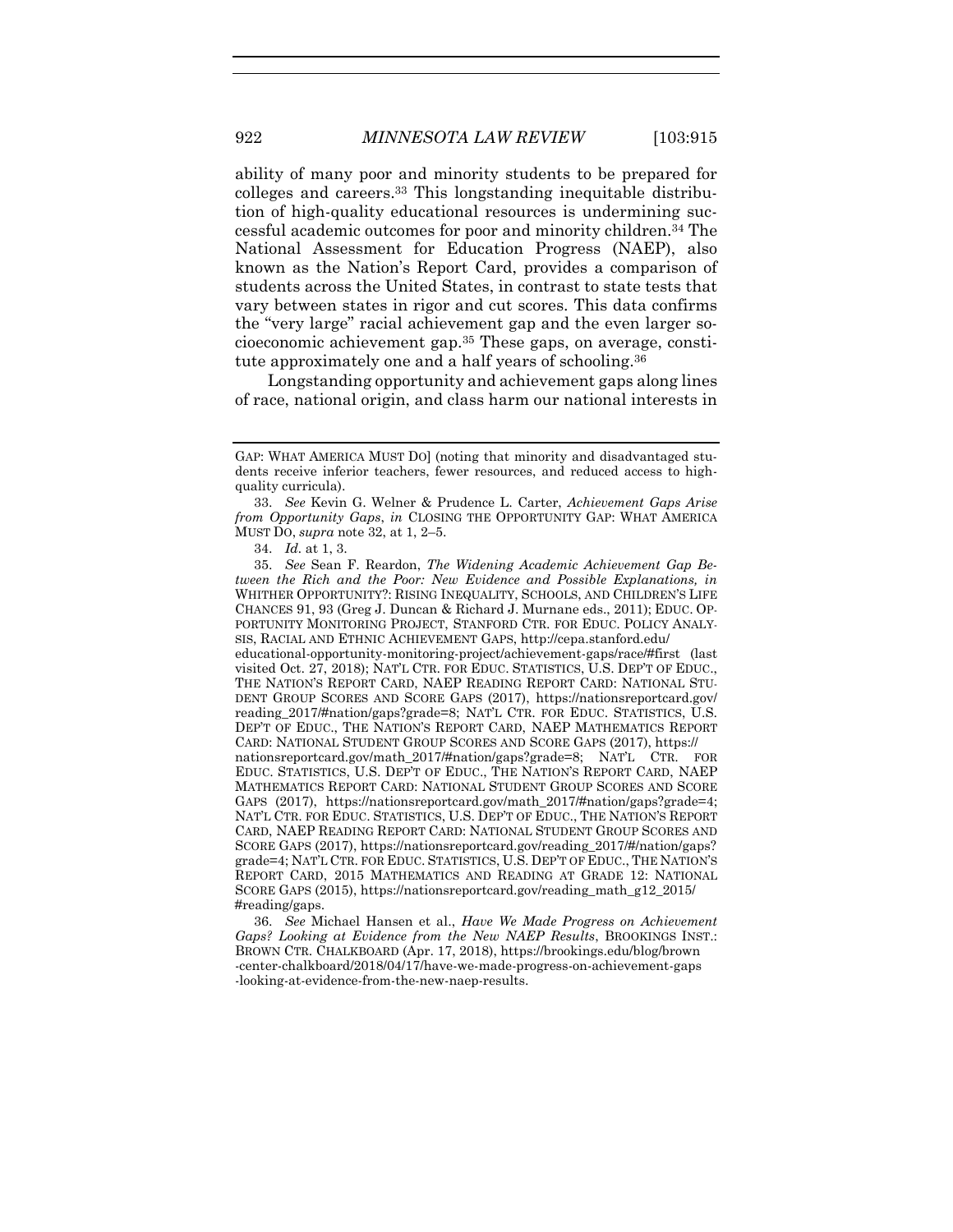ability of many poor and minority students to be prepared for colleges and careers.[33] This longstanding inequitable distribution of high-quality educational resources is undermining successful academic outcomes for poor and minority children.[34] The National Assessment for Education Progress (NAEP), also known as the Nation's Report Card, provides a comparison of students across the United States, in contrast to state tests that vary between states in rigor and cut scores. This data confirms the "very large" racial achievement gap and the even larger socioeconomic achievement gap.[35] These gaps, on average, constitute approximately one and a half years of schooling.[36]

Longstanding opportunity and achievement gaps along lines of race, national origin, and class harm our national interests in

---

GAP: WHAT AMERICA MUST DO] (noting that minority and disadvantaged students receive inferior teachers, fewer resources, and reduced access to high-quality curricula).

33. *See* Kevin G. Welner & Prudence L. Carter, *Achievement Gaps Arise from Opportunity Gaps*, *in* CLOSING THE OPPORTUNITY GAP: WHAT AMERICA MUST DO, *supra* note 32, at 1, 2–5.

34. *Id.* at 1, 3.

35. *See* Sean F. Reardon, *The Widening Academic Achievement Gap Between the Rich and the Poor: New Evidence and Possible Explanations, in* WHITHER OPPORTUNITY?: RISING INEQUALITY, SCHOOLS, AND CHILDREN'S LIFE CHANCES 91, 93 (Greg J. Duncan & Richard J. Murnane eds., 2011); EDUC. OPPORTUNITY MONITORING PROJECT, STANFORD CTR. FOR EDUC. POLICY ANALYSIS, RACIAL AND ETHNIC ACHIEVEMENT GAPS, http://cepa.stanford.edu/educational-opportunity-monitoring-project/achievement-gaps/race/#first (last visited Oct. 27, 2018); NAT'L CTR. FOR EDUC. STATISTICS, U.S. DEP'T OF EDUC., THE NATION'S REPORT CARD, NAEP READING REPORT CARD: NATIONAL STUDENT GROUP SCORES AND SCORE GAPS (2017), https://nationsreportcard.gov/reading_2017/#nation/gaps?grade=8; NAT'L CTR. FOR EDUC. STATISTICS, U.S. DEP'T OF EDUC., THE NATION'S REPORT CARD, NAEP MATHEMATICS REPORT CARD: NATIONAL STUDENT GROUP SCORES AND SCORE GAPS (2017), https://nationsreportcard.gov/math_2017/#nation/gaps?grade=8; NAT'L CTR. FOR EDUC. STATISTICS, U.S. DEP'T OF EDUC., THE NATION'S REPORT CARD, NAEP MATHEMATICS REPORT CARD: NATIONAL STUDENT GROUP SCORES AND SCORE GAPS (2017), https://nationsreportcard.gov/math_2017/#nation/gaps?grade=4; NAT'L CTR. FOR EDUC. STATISTICS, U.S. DEP'T OF EDUC., THE NATION'S REPORT CARD, NAEP READING REPORT CARD: NATIONAL STUDENT GROUP SCORES AND SCORE GAPS (2017), https://nationsreportcard.gov/reading_2017/#/nation/gaps?grade=4; NAT'L CTR. FOR EDUC. STATISTICS, U.S. DEP'T OF EDUC., THE NATION'S REPORT CARD, 2015 MATHEMATICS AND READING AT GRADE 12: NATIONAL SCORE GAPS (2015), https://nationsreportcard.gov/reading_math_g12_2015/#reading/gaps.

36. *See* Michael Hansen et al., *Have We Made Progress on Achievement Gaps? Looking at Evidence from the New NAEP Results*, BROOKINGS INST.: BROWN CTR. CHALKBOARD (Apr. 17, 2018), https://brookings.edu/blog/brown-center-chalkboard/2018/04/17/have-we-made-progress-on-achievement-gaps-looking-at-evidence-from-the-new-naep-results.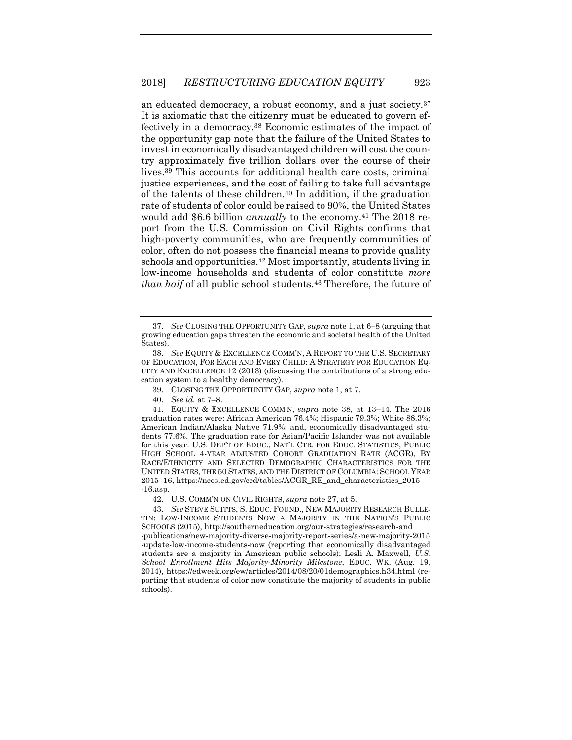an educated democracy, a robust economy, and a just society.[37] It is axiomatic that the citizenry must be educated to govern effectively in a democracy.[38] Economic estimates of the impact of the opportunity gap note that the failure of the United States to invest in economically disadvantaged children will cost the country approximately five trillion dollars over the course of their lives.[39] This accounts for additional health care costs, criminal justice experiences, and the cost of failing to take full advantage of the talents of these children.[40] In addition, if the graduation rate of students of color could be raised to 90%, the United States would add $6.6 billion *annually* to the economy.[41] The 2018 report from the U.S. Commission on Civil Rights confirms that high-poverty communities, who are frequently communities of color, often do not possess the financial means to provide quality schools and opportunities.[42] Most importantly, students living in low-income households and students of color constitute *more than half* of all public school students.[43] Therefore, the future of

---

37. *See* CLOSING THE OPPORTUNITY GAP, *supra* note 1, at 6–8 (arguing that growing education gaps threaten the economic and societal health of the United States).

38. *See* EQUITY & EXCELLENCE COMM'N, A REPORT TO THE U.S. SECRETARY OF EDUCATION, FOR EACH AND EVERY CHILD: A STRATEGY FOR EDUCATION EQUITY AND EXCELLENCE 12 (2013) (discussing the contributions of a strong education system to a healthy democracy).

39. CLOSING THE OPPORTUNITY GAP, *supra* note 1, at 7.

40. *See id.* at 7–8.

41. EQUITY & EXCELLENCE COMM'N, *supra* note 38, at 13–14. The 2016 graduation rates were: African American 76.4%; Hispanic 79.3%; White 88.3%; American Indian/Alaska Native 71.9%; and, economically disadvantaged students 77.6%. The graduation rate for Asian/Pacific Islander was not available for this year. U.S. DEP'T OF EDUC., NAT'L CTR. FOR EDUC. STATISTICS, PUBLIC HIGH SCHOOL 4-YEAR ADJUSTED COHORT GRADUATION RATE (ACGR), BY RACE/ETHNICITY AND SELECTED DEMOGRAPHIC CHARACTERISTICS FOR THE UNITED STATES, THE 50 STATES, AND THE DISTRICT OF COLUMBIA: SCHOOL YEAR 2015–16, https://nces.ed.gov/ccd/tables/ACGR_RE_and_characteristics_2015-16.asp.

42. U.S. COMM'N ON CIVIL RIGHTS, *supra* note 27, at 5.

43. *See* STEVE SUITTS, S. EDUC. FOUND., NEW MAJORITY RESEARCH BULLETIN: LOW-INCOME STUDENTS NOW A MAJORITY IN THE NATION'S PUBLIC SCHOOLS (2015), http://southerneducation.org/our-strategies/research-and-publications/new-majority-diverse-majority-report-series/a-new-majority-2015-update-low-income-students-now (reporting that economically disadvantaged students are a majority in American public schools); Lesli A. Maxwell, *U.S. School Enrollment Hits Majority-Minority Milestone*, EDUC. WK. (Aug. 19, 2014), https://edweek.org/ew/articles/2014/08/20/01demographics.h34.html (reporting that students of color now constitute the majority of students in public schools).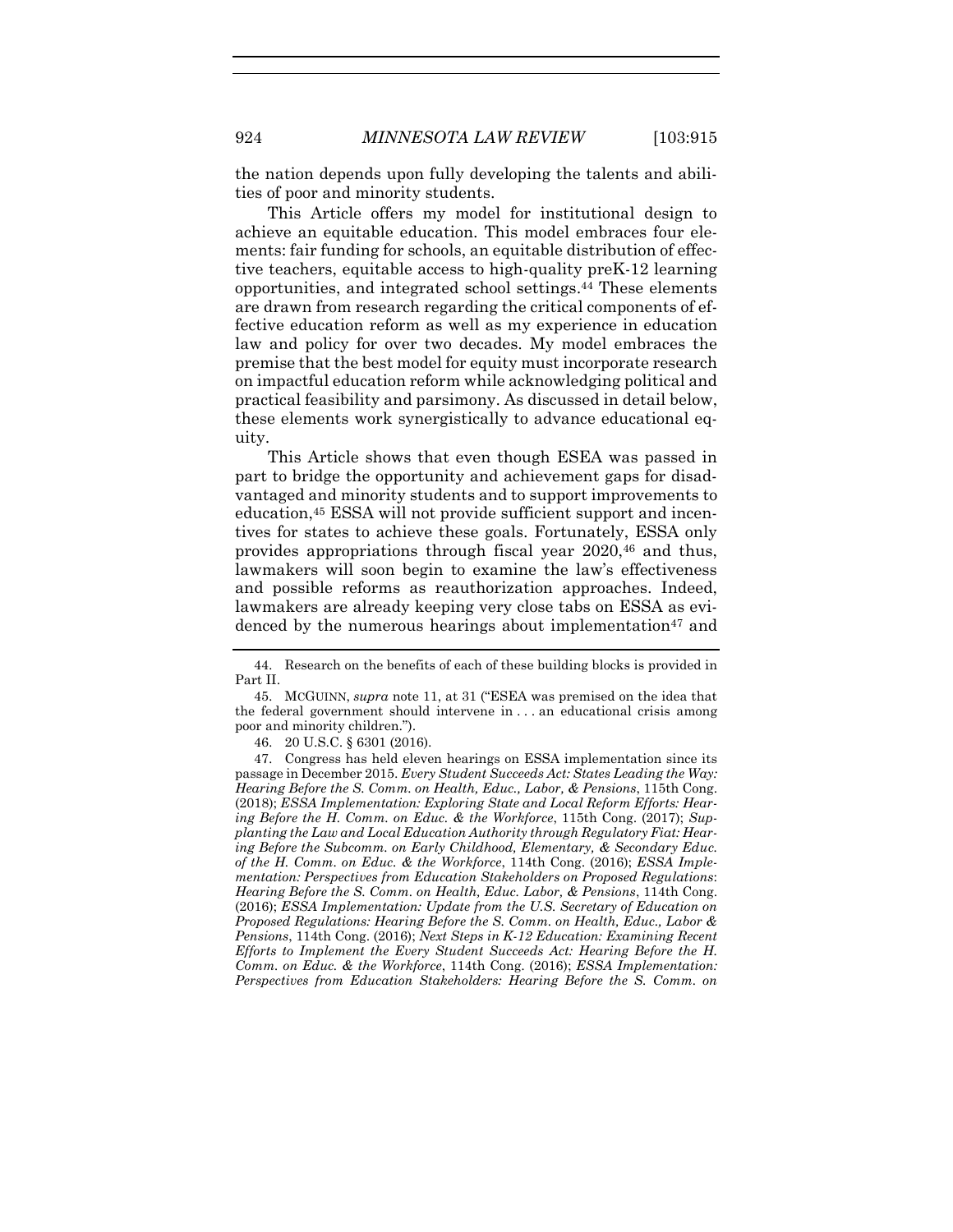the nation depends upon fully developing the talents and abilities of poor and minority students.

This Article offers my model for institutional design to achieve an equitable education. This model embraces four elements: fair funding for schools, an equitable distribution of effective teachers, equitable access to high-quality preK-12 learning opportunities, and integrated school settings.[44] These elements are drawn from research regarding the critical components of effective education reform as well as my experience in education law and policy for over two decades. My model embraces the premise that the best model for equity must incorporate research on impactful education reform while acknowledging political and practical feasibility and parsimony. As discussed in detail below, these elements work synergistically to advance educational equity.

This Article shows that even though ESEA was passed in part to bridge the opportunity and achievement gaps for disadvantaged and minority students and to support improvements to education,[45] ESSA will not provide sufficient support and incentives for states to achieve these goals. Fortunately, ESSA only provides appropriations through fiscal year 2020,[46] and thus, lawmakers will soon begin to examine the law's effectiveness and possible reforms as reauthorization approaches. Indeed, lawmakers are already keeping very close tabs on ESSA as evidenced by the numerous hearings about implementation[47] and

---

44. Research on the benefits of each of these building blocks is provided in Part II.

45. MCGUINN, *supra* note 11, at 31 ("ESEA was premised on the idea that the federal government should intervene in . . . an educational crisis among poor and minority children.").

46. 20 U.S.C. § 6301 (2016).

47. Congress has held eleven hearings on ESSA implementation since its passage in December 2015. *Every Student Succeeds Act: States Leading the Way: Hearing Before the S. Comm. on Health, Educ., Labor, & Pensions*, 115th Cong. (2018); *ESSA Implementation: Exploring State and Local Reform Efforts: Hearing Before the H. Comm. on Educ. & the Workforce*, 115th Cong. (2017); *Supplanting the Law and Local Education Authority through Regulatory Fiat: Hearing Before the Subcomm. on Early Childhood, Elementary, & Secondary Educ. of the H. Comm. on Educ. & the Workforce*, 114th Cong. (2016); *ESSA Implementation: Perspectives from Education Stakeholders on Proposed Regulations*: *Hearing Before the S. Comm. on Health, Educ. Labor, & Pensions*, 114th Cong. (2016); *ESSA Implementation: Update from the U.S. Secretary of Education on Proposed Regulations: Hearing Before the S. Comm. on Health, Educ., Labor & Pensions*, 114th Cong. (2016); *Next Steps in K-12 Education: Examining Recent Efforts to Implement the Every Student Succeeds Act: Hearing Before the H. Comm. on Educ. & the Workforce*, 114th Cong. (2016); *ESSA Implementation: Perspectives from Education Stakeholders: Hearing Before the S. Comm. on*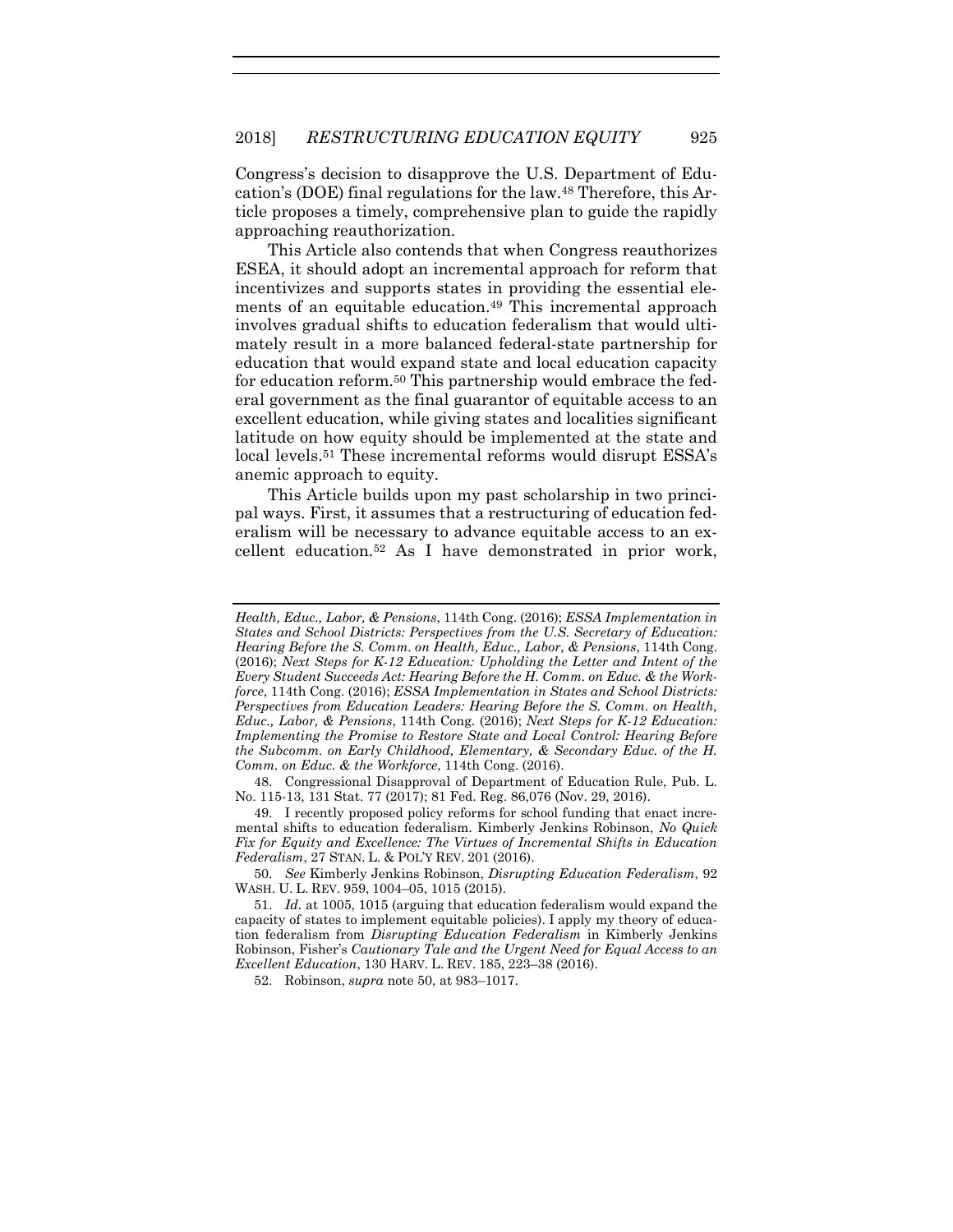Congress's decision to disapprove the U.S. Department of Education's (DOE) final regulations for the law.[48] Therefore, this Article proposes a timely, comprehensive plan to guide the rapidly approaching reauthorization.

This Article also contends that when Congress reauthorizes ESEA, it should adopt an incremental approach for reform that incentivizes and supports states in providing the essential elements of an equitable education.[49] This incremental approach involves gradual shifts to education federalism that would ultimately result in a more balanced federal-state partnership for education that would expand state and local education capacity for education reform.[50] This partnership would embrace the federal government as the final guarantor of equitable access to an excellent education, while giving states and localities significant latitude on how equity should be implemented at the state and local levels.[51] These incremental reforms would disrupt ESSA's anemic approach to equity.

This Article builds upon my past scholarship in two principal ways. First, it assumes that a restructuring of education federalism will be necessary to advance equitable access to an excellent education.[52] As I have demonstrated in prior work,

---

*Health, Educ., Labor, & Pensions*, 114th Cong. (2016); *ESSA Implementation in States and School Districts: Perspectives from the U.S. Secretary of Education: Hearing Before the S. Comm. on Health, Educ., Labor, & Pensions*, 114th Cong. (2016); *Next Steps for K-12 Education: Upholding the Letter and Intent of the Every Student Succeeds Act: Hearing Before the H. Comm. on Educ. & the Workforce*, 114th Cong. (2016); *ESSA Implementation in States and School Districts: Perspectives from Education Leaders: Hearing Before the S. Comm. on Health, Educ., Labor, & Pensions*, 114th Cong. (2016); *Next Steps for K-12 Education: Implementing the Promise to Restore State and Local Control: Hearing Before the Subcomm. on Early Childhood, Elementary, & Secondary Educ. of the H. Comm. on Educ. & the Workforce*, 114th Cong. (2016).

48. Congressional Disapproval of Department of Education Rule, Pub. L. No. 115-13, 131 Stat. 77 (2017); 81 Fed. Reg. 86,076 (Nov. 29, 2016).

49. I recently proposed policy reforms for school funding that enact incremental shifts to education federalism. Kimberly Jenkins Robinson, *No Quick Fix for Equity and Excellence: The Virtues of Incremental Shifts in Education Federalism*, 27 STAN. L. & POL'Y REV. 201 (2016).

50. *See* Kimberly Jenkins Robinson, *Disrupting Education Federalism*, 92 WASH. U. L. REV. 959, 1004–05, 1015 (2015).

51. *Id.* at 1005, 1015 (arguing that education federalism would expand the capacity of states to implement equitable policies). I apply my theory of education federalism from *Disrupting Education Federalism* in Kimberly Jenkins Robinson, Fisher's *Cautionary Tale and the Urgent Need for Equal Access to an Excellent Education*, 130 HARV. L. REV. 185, 223–38 (2016).

52. Robinson, *supra* note 50, at 983–1017.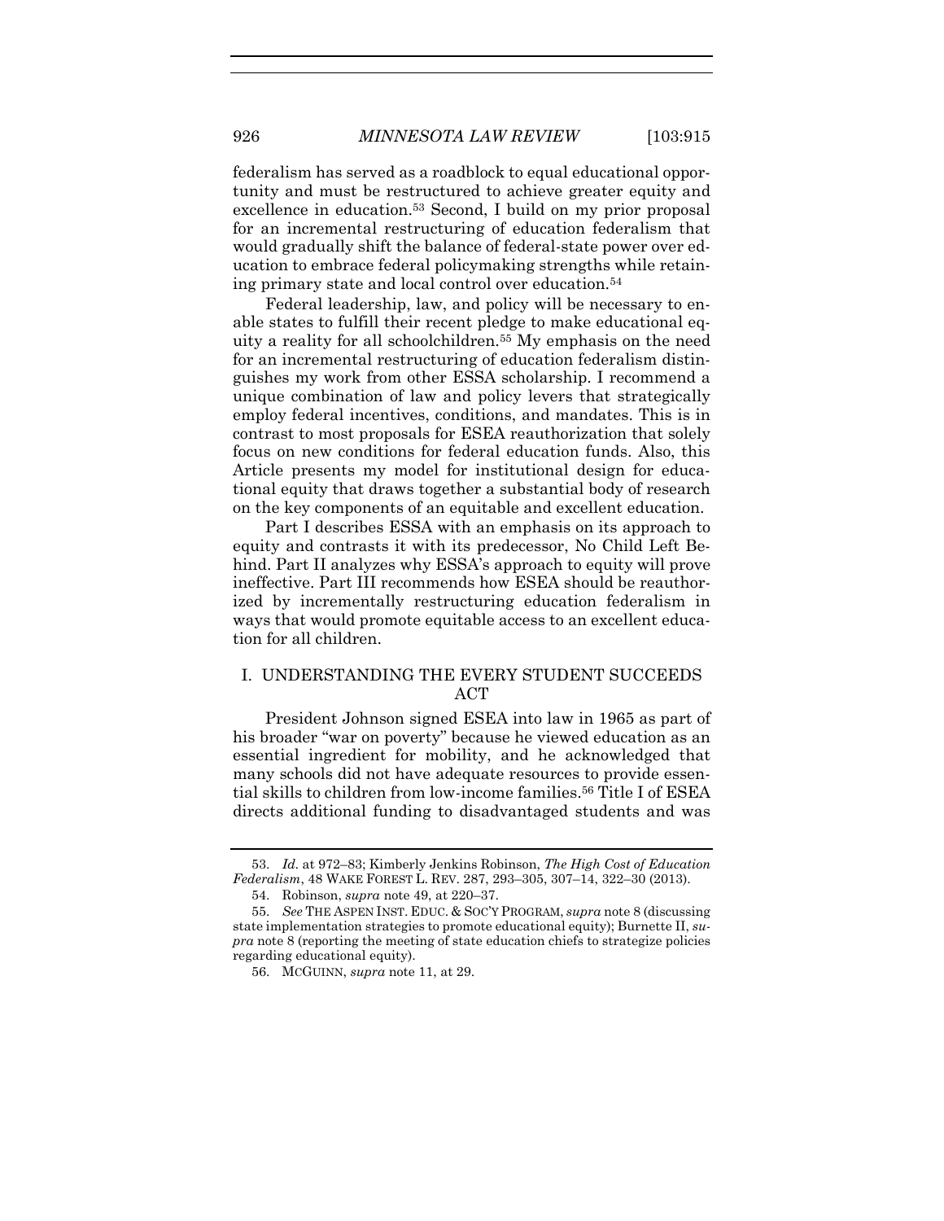federalism has served as a roadblock to equal educational opportunity and must be restructured to achieve greater equity and excellence in education.[53] Second, I build on my prior proposal for an incremental restructuring of education federalism that would gradually shift the balance of federal-state power over education to embrace federal policymaking strengths while retaining primary state and local control over education.[54]

Federal leadership, law, and policy will be necessary to enable states to fulfill their recent pledge to make educational equity a reality for all schoolchildren.[55] My emphasis on the need for an incremental restructuring of education federalism distinguishes my work from other ESSA scholarship. I recommend a unique combination of law and policy levers that strategically employ federal incentives, conditions, and mandates. This is in contrast to most proposals for ESEA reauthorization that solely focus on new conditions for federal education funds. Also, this Article presents my model for institutional design for educational equity that draws together a substantial body of research on the key components of an equitable and excellent education.

Part I describes ESSA with an emphasis on its approach to equity and contrasts it with its predecessor, No Child Left Behind. Part II analyzes why ESSA's approach to equity will prove ineffective. Part III recommends how ESEA should be reauthorized by incrementally restructuring education federalism in ways that would promote equitable access to an excellent education for all children.

## I. UNDERSTANDING THE EVERY STUDENT SUCCEEDS ACT

President Johnson signed ESEA into law in 1965 as part of his broader "war on poverty" because he viewed education as an essential ingredient for mobility, and he acknowledged that many schools did not have adequate resources to provide essential skills to children from low-income families.[56] Title I of ESEA directs additional funding to disadvantaged students and was

---

53. *Id.* at 972–83; Kimberly Jenkins Robinson, *The High Cost of Education Federalism*, 48 WAKE FOREST L. REV. 287, 293–305, 307–14, 322–30 (2013).

54. Robinson, *supra* note 49, at 220–37.

55. *See* THE ASPEN INST. EDUC. & SOC'Y PROGRAM, *supra* note 8 (discussing state implementation strategies to promote educational equity); Burnette II, *supra* note 8 (reporting the meeting of state education chiefs to strategize policies regarding educational equity).

56. MCGUINN, *supra* note 11, at 29.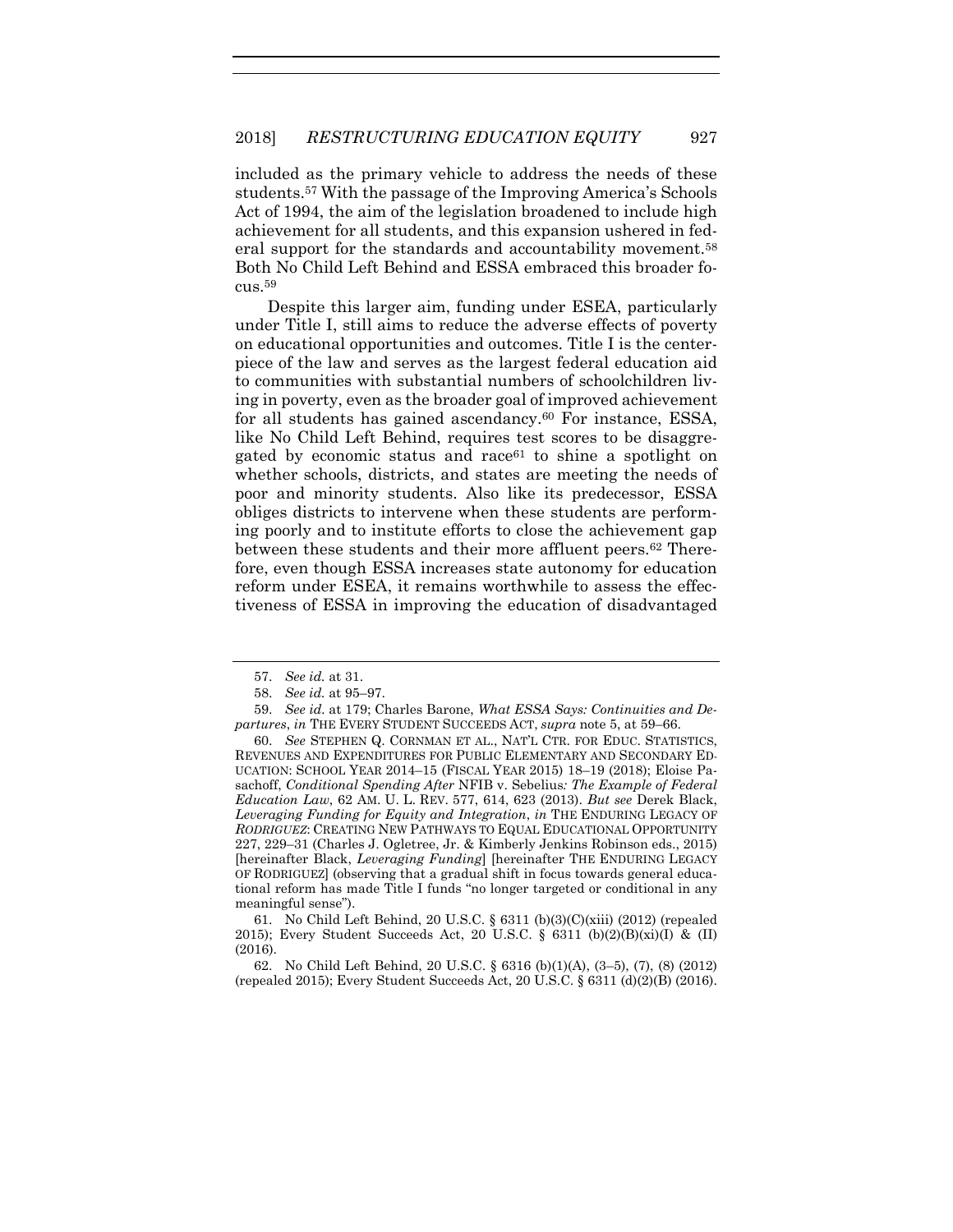included as the primary vehicle to address the needs of these students.[57] With the passage of the Improving America's Schools Act of 1994, the aim of the legislation broadened to include high achievement for all students, and this expansion ushered in federal support for the standards and accountability movement.[58] Both No Child Left Behind and ESSA embraced this broader focus.[59]

Despite this larger aim, funding under ESEA, particularly under Title I, still aims to reduce the adverse effects of poverty on educational opportunities and outcomes. Title I is the centerpiece of the law and serves as the largest federal education aid to communities with substantial numbers of schoolchildren living in poverty, even as the broader goal of improved achievement for all students has gained ascendancy.[60] For instance, ESSA, like No Child Left Behind, requires test scores to be disaggregated by economic status and race[61] to shine a spotlight on whether schools, districts, and states are meeting the needs of poor and minority students. Also like its predecessor, ESSA obliges districts to intervene when these students are performing poorly and to institute efforts to close the achievement gap between these students and their more affluent peers.[62] Therefore, even though ESSA increases state autonomy for education reform under ESEA, it remains worthwhile to assess the effectiveness of ESSA in improving the education of disadvantaged

---

57. *See id.* at 31.

58. *See id.* at 95–97.

59. *See id.* at 179; Charles Barone, *What ESSA Says: Continuities and Departures*, *in* THE EVERY STUDENT SUCCEEDS ACT, *supra* note 5, at 59–66.

60. *See* STEPHEN Q. CORNMAN ET AL., NAT'L CTR. FOR EDUC. STATISTICS, REVENUES AND EXPENDITURES FOR PUBLIC ELEMENTARY AND SECONDARY EDUCATION: SCHOOL YEAR 2014–15 (FISCAL YEAR 2015) 18–19 (2018); Eloise Pasachoff, *Conditional Spending After* NFIB v. Sebelius*: The Example of Federal Education Law*, 62 AM. U. L. REV. 577, 614, 623 (2013). *But see* Derek Black, *Leveraging Funding for Equity and Integration*, *in* THE ENDURING LEGACY OF *RODRIGUEZ*: CREATING NEW PATHWAYS TO EQUAL EDUCATIONAL OPPORTUNITY 227, 229–31 (Charles J. Ogletree, Jr. & Kimberly Jenkins Robinson eds., 2015) [hereinafter Black, *Leveraging Funding*] [hereinafter THE ENDURING LEGACY OF RODRIGUEZ] (observing that a gradual shift in focus towards general educational reform has made Title I funds "no longer targeted or conditional in any meaningful sense").

61. No Child Left Behind, 20 U.S.C. § 6311 (b)(3)(C)(xiii) (2012) (repealed 2015); Every Student Succeeds Act, 20 U.S.C. § 6311 (b)(2)(B)(xi)(I) & (II) (2016).

62. No Child Left Behind, 20 U.S.C. § 6316 (b)(1)(A), (3–5), (7), (8) (2012) (repealed 2015); Every Student Succeeds Act, 20 U.S.C. § 6311 (d)(2)(B) (2016).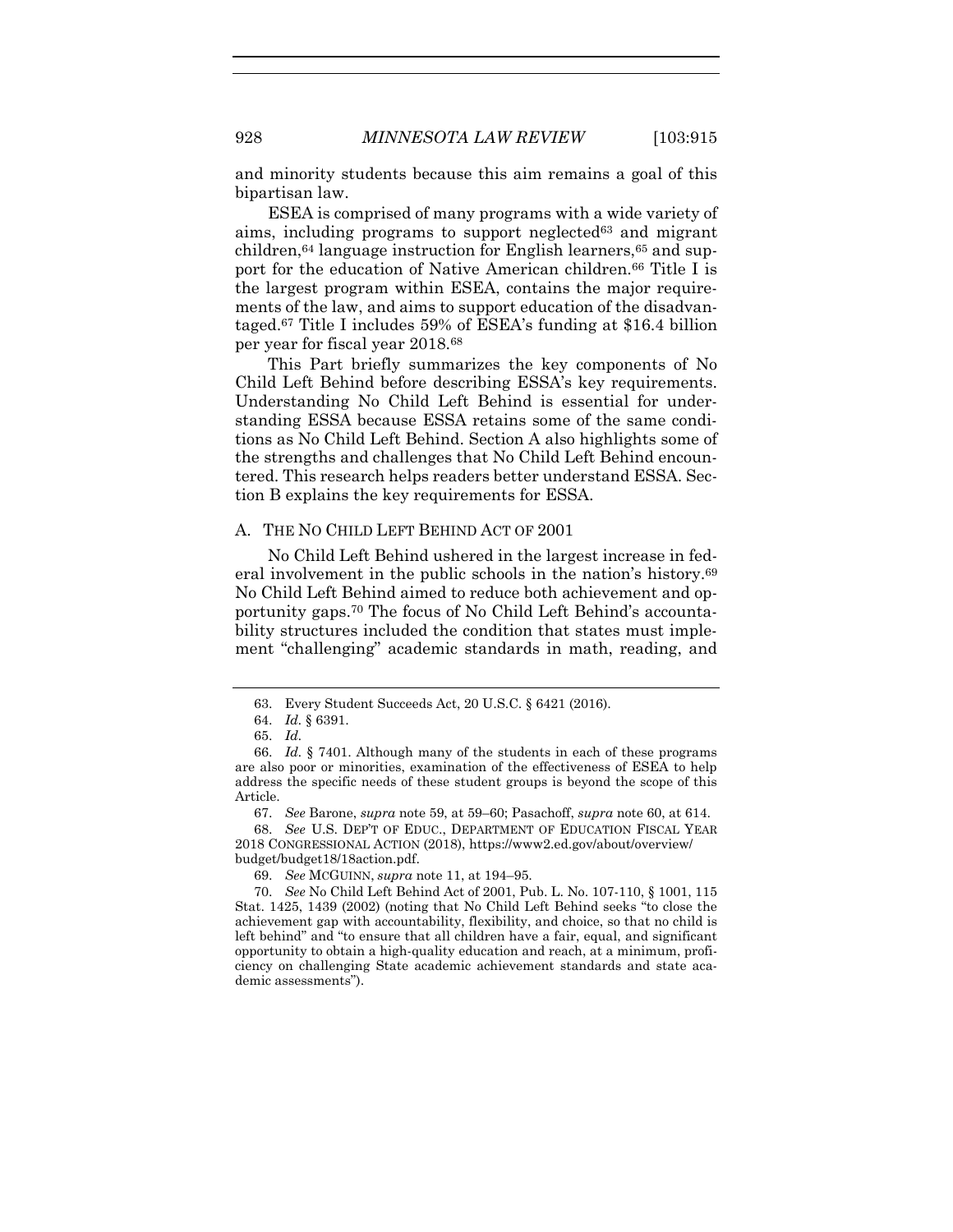and minority students because this aim remains a goal of this bipartisan law.

ESEA is comprised of many programs with a wide variety of aims, including programs to support neglected[63] and migrant children,[64] language instruction for English learners,[65] and support for the education of Native American children.[66] Title I is the largest program within ESEA, contains the major requirements of the law, and aims to support education of the disadvantaged.[67] Title I includes 59% of ESEA's funding at $16.4 billion per year for fiscal year 2018.[68]

This Part briefly summarizes the key components of No Child Left Behind before describing ESSA's key requirements. Understanding No Child Left Behind is essential for understanding ESSA because ESSA retains some of the same conditions as No Child Left Behind. Section A also highlights some of the strengths and challenges that No Child Left Behind encountered. This research helps readers better understand ESSA. Section B explains the key requirements for ESSA.

## A. THE NO CHILD LEFT BEHIND ACT OF 2001

No Child Left Behind ushered in the largest increase in federal involvement in the public schools in the nation's history.[69] No Child Left Behind aimed to reduce both achievement and opportunity gaps.[70] The focus of No Child Left Behind's accountability structures included the condition that states must implement "challenging" academic standards in math, reading, and

---

63. Every Student Succeeds Act, 20 U.S.C. § 6421 (2016).

64. *Id.* § 6391.

65. *Id.*

66. *Id.* § 7401. Although many of the students in each of these programs are also poor or minorities, examination of the effectiveness of ESEA to help address the specific needs of these student groups is beyond the scope of this Article.

67. *See* Barone, *supra* note 59, at 59–60; Pasachoff, *supra* note 60, at 614.

68. *See* U.S. DEP'T OF EDUC., DEPARTMENT OF EDUCATION FISCAL YEAR 2018 CONGRESSIONAL ACTION (2018), https://www2.ed.gov/about/overview/budget/budget18/18action.pdf.

69. *See* MCGUINN, *supra* note 11, at 194–95.

70. *See* No Child Left Behind Act of 2001, Pub. L. No. 107-110, § 1001, 115 Stat. 1425, 1439 (2002) (noting that No Child Left Behind seeks "to close the achievement gap with accountability, flexibility, and choice, so that no child is left behind" and "to ensure that all children have a fair, equal, and significant opportunity to obtain a high-quality education and reach, at a minimum, proficiency on challenging State academic achievement standards and state academic assessments").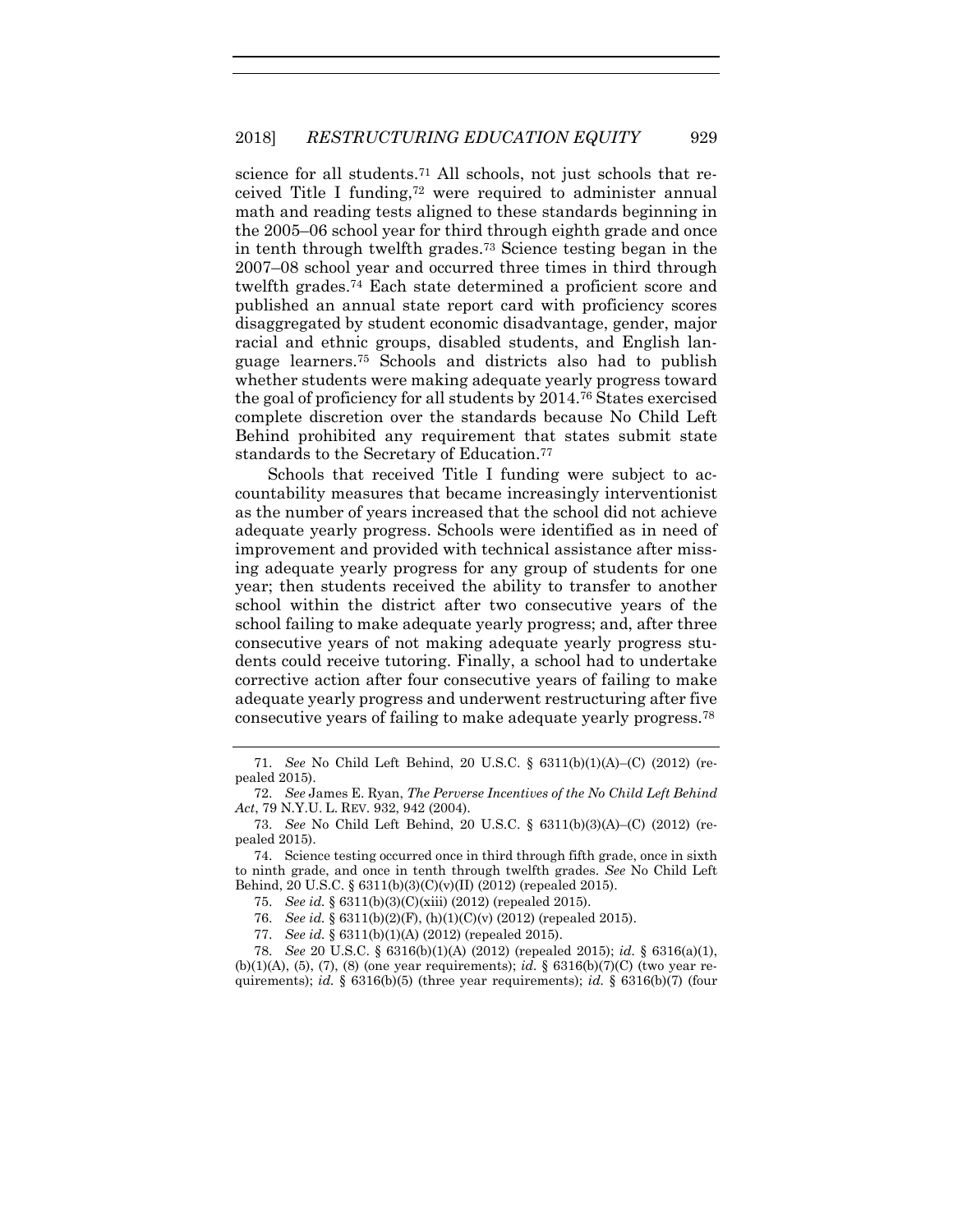science for all students.[71] All schools, not just schools that received Title I funding,[72] were required to administer annual math and reading tests aligned to these standards beginning in the 2005–06 school year for third through eighth grade and once in tenth through twelfth grades.[73] Science testing began in the 2007–08 school year and occurred three times in third through twelfth grades.[74] Each state determined a proficient score and published an annual state report card with proficiency scores disaggregated by student economic disadvantage, gender, major racial and ethnic groups, disabled students, and English language learners.[75] Schools and districts also had to publish whether students were making adequate yearly progress toward the goal of proficiency for all students by 2014.[76] States exercised complete discretion over the standards because No Child Left Behind prohibited any requirement that states submit state standards to the Secretary of Education.[77]

Schools that received Title I funding were subject to accountability measures that became increasingly interventionist as the number of years increased that the school did not achieve adequate yearly progress. Schools were identified as in need of improvement and provided with technical assistance after missing adequate yearly progress for any group of students for one year; then students received the ability to transfer to another school within the district after two consecutive years of the school failing to make adequate yearly progress; and, after three consecutive years of not making adequate yearly progress students could receive tutoring. Finally, a school had to undertake corrective action after four consecutive years of failing to make adequate yearly progress and underwent restructuring after five consecutive years of failing to make adequate yearly progress.[78]

---

71. *See* No Child Left Behind, 20 U.S.C. § 6311(b)(1)(A)–(C) (2012) (repealed 2015).

72. *See* James E. Ryan, *The Perverse Incentives of the No Child Left Behind Act*, 79 N.Y.U. L. REV. 932, 942 (2004).

73. *See* No Child Left Behind, 20 U.S.C. § 6311(b)(3)(A)–(C) (2012) (repealed 2015).

74. Science testing occurred once in third through fifth grade, once in sixth to ninth grade, and once in tenth through twelfth grades. *See* No Child Left Behind, 20 U.S.C. § 6311(b)(3)(C)(v)(II) (2012) (repealed 2015).

75. *See id.* § 6311(b)(3)(C)(xiii) (2012) (repealed 2015).

76. *See id.* § 6311(b)(2)(F), (h)(1)(C)(v) (2012) (repealed 2015).

77. *See id.* § 6311(b)(1)(A) (2012) (repealed 2015).

78. *See* 20 U.S.C. § 6316(b)(1)(A) (2012) (repealed 2015); *id.* § 6316(a)(1), (b)(1)(A), (5), (7), (8) (one year requirements); *id.* § 6316(b)(7)(C) (two year requirements); *id.* § 6316(b)(5) (three year requirements); *id.* § 6316(b)(7) (four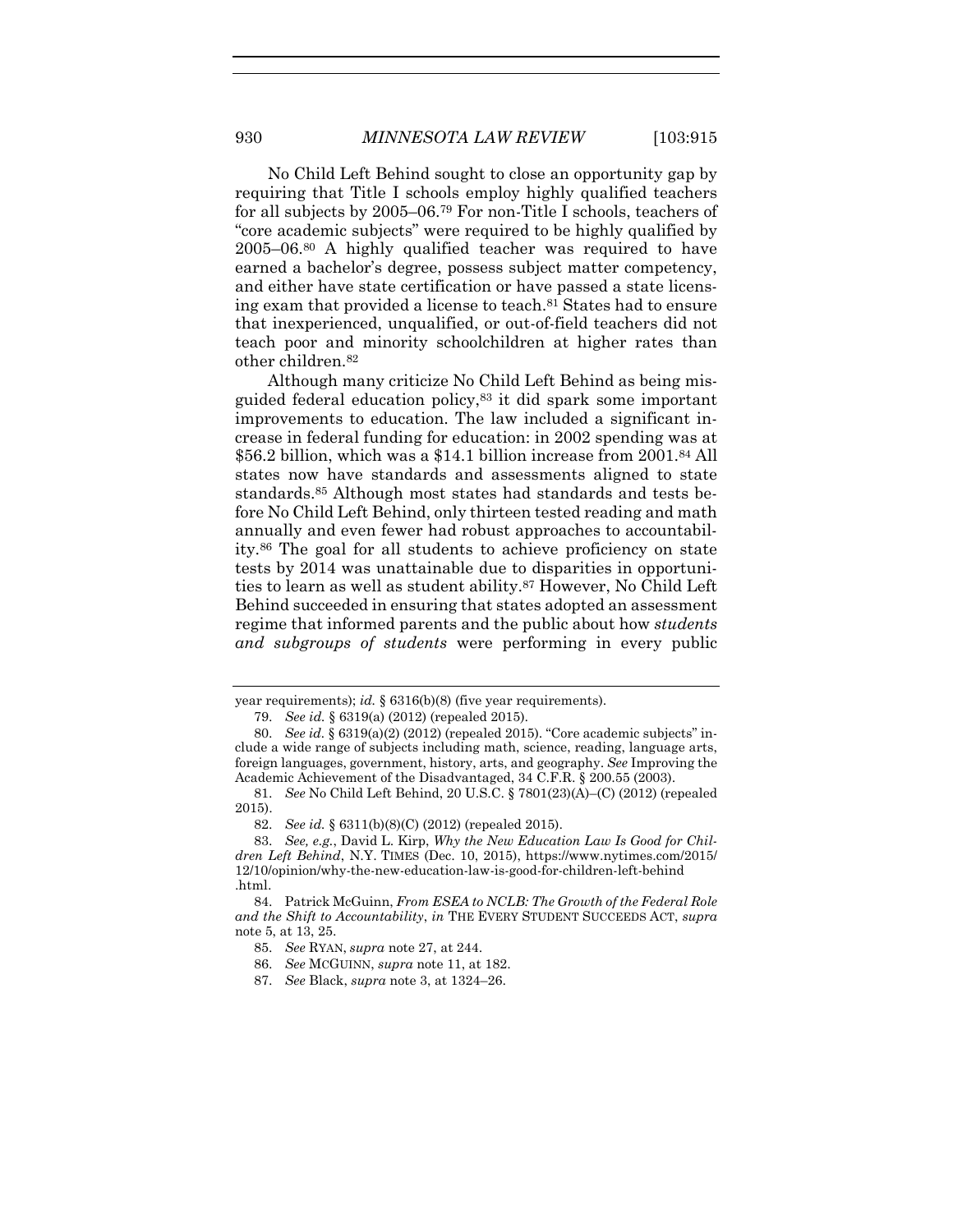No Child Left Behind sought to close an opportunity gap by requiring that Title I schools employ highly qualified teachers for all subjects by 2005–06.[79] For non-Title I schools, teachers of "core academic subjects" were required to be highly qualified by 2005–06.[80] A highly qualified teacher was required to have earned a bachelor's degree, possess subject matter competency, and either have state certification or have passed a state licensing exam that provided a license to teach.[81] States had to ensure that inexperienced, unqualified, or out-of-field teachers did not teach poor and minority schoolchildren at higher rates than other children.[82]

Although many criticize No Child Left Behind as being misguided federal education policy,[83] it did spark some important improvements to education. The law included a significant increase in federal funding for education: in 2002 spending was at $56.2 billion, which was a $14.1 billion increase from 2001.[84] All states now have standards and assessments aligned to state standards.[85] Although most states had standards and tests before No Child Left Behind, only thirteen tested reading and math annually and even fewer had robust approaches to accountability.[86] The goal for all students to achieve proficiency on state tests by 2014 was unattainable due to disparities in opportunities to learn as well as student ability.[87] However, No Child Left Behind succeeded in ensuring that states adopted an assessment regime that informed parents and the public about how *students and subgroups of students* were performing in every public

---

year requirements); *id.* § 6316(b)(8) (five year requirements).

79. *See id.* § 6319(a) (2012) (repealed 2015).

80. *See id.* § 6319(a)(2) (2012) (repealed 2015). "Core academic subjects" include a wide range of subjects including math, science, reading, language arts, foreign languages, government, history, arts, and geography. *See* Improving the Academic Achievement of the Disadvantaged, 34 C.F.R. § 200.55 (2003).

81. *See* No Child Left Behind, 20 U.S.C. § 7801(23)(A)–(C) (2012) (repealed 2015).

82. *See id.* § 6311(b)(8)(C) (2012) (repealed 2015).

83. *See, e.g.*, David L. Kirp, *Why the New Education Law Is Good for Children Left Behind*, N.Y. TIMES (Dec. 10, 2015), https://www.nytimes.com/2015/12/10/opinion/why-the-new-education-law-is-good-for-children-left-behind.html.

84. Patrick McGuinn, *From ESEA to NCLB: The Growth of the Federal Role and the Shift to Accountability*, *in* THE EVERY STUDENT SUCCEEDS ACT, *supra* note 5, at 13, 25.

85. *See* RYAN, *supra* note 27, at 244.

86. *See* MCGUINN, *supra* note 11, at 182.

87. *See* Black, *supra* note 3, at 1324–26.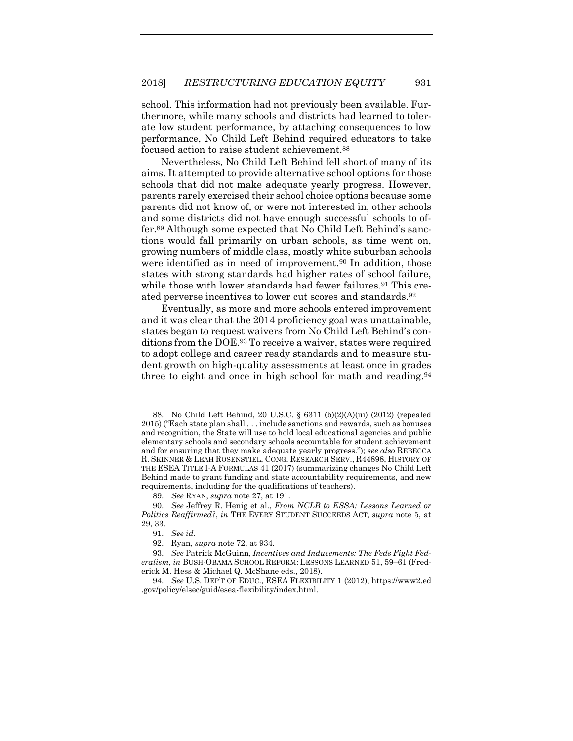school. This information had not previously been available. Furthermore, while many schools and districts had learned to tolerate low student performance, by attaching consequences to low performance, No Child Left Behind required educators to take focused action to raise student achievement.[88]

Nevertheless, No Child Left Behind fell short of many of its aims. It attempted to provide alternative school options for those schools that did not make adequate yearly progress. However, parents rarely exercised their school choice options because some parents did not know of, or were not interested in, other schools and some districts did not have enough successful schools to offer.[89] Although some expected that No Child Left Behind's sanctions would fall primarily on urban schools, as time went on, growing numbers of middle class, mostly white suburban schools were identified as in need of improvement.[90] In addition, those states with strong standards had higher rates of school failure, while those with lower standards had fewer failures.[91] This created perverse incentives to lower cut scores and standards.[92]

Eventually, as more and more schools entered improvement and it was clear that the 2014 proficiency goal was unattainable, states began to request waivers from No Child Left Behind's conditions from the DOE.[93] To receive a waiver, states were required to adopt college and career ready standards and to measure student growth on high-quality assessments at least once in grades three to eight and once in high school for math and reading.[94]

---

88. No Child Left Behind, 20 U.S.C. § 6311 (b)(2)(A)(iii) (2012) (repealed 2015) ("Each state plan shall . . . include sanctions and rewards, such as bonuses and recognition, the State will use to hold local educational agencies and public elementary schools and secondary schools accountable for student achievement and for ensuring that they make adequate yearly progress."); *see also* REBECCA R. SKINNER & LEAH ROSENSTIEL, CONG. RESEARCH SERV., R44898, HISTORY OF THE ESEA TITLE I-A FORMULAS 41 (2017) (summarizing changes No Child Left Behind made to grant funding and state accountability requirements, and new requirements, including for the qualifications of teachers).

89. *See* RYAN, *supra* note 27, at 191.

90. *See* Jeffrey R. Henig et al., *From NCLB to ESSA: Lessons Learned or Politics Reaffirmed?*, *in* THE EVERY STUDENT SUCCEEDS ACT, *supra* note 5, at 29, 33.

91. *See id.*

92. Ryan, *supra* note 72, at 934.

93. *See* Patrick McGuinn, *Incentives and Inducements: The Feds Fight Federalism*, *in* BUSH-OBAMA SCHOOL REFORM: LESSONS LEARNED 51, 59–61 (Frederick M. Hess & Michael Q. McShane eds., 2018).

94. *See* U.S. DEP'T OF EDUC., ESEA FLEXIBILITY 1 (2012), https://www2.ed.gov/policy/elsec/guid/esea-flexibility/index.html.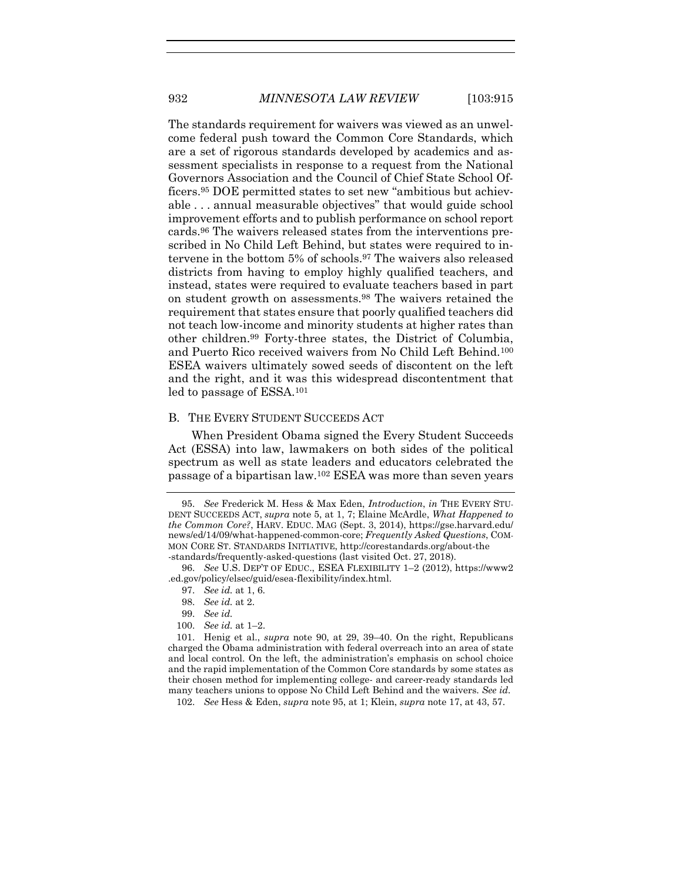The standards requirement for waivers was viewed as an unwelcome federal push toward the Common Core Standards, which are a set of rigorous standards developed by academics and assessment specialists in response to a request from the National Governors Association and the Council of Chief State School Officers.[95] DOE permitted states to set new "ambitious but achievable . . . annual measurable objectives" that would guide school improvement efforts and to publish performance on school report cards.[96] The waivers released states from the interventions prescribed in No Child Left Behind, but states were required to intervene in the bottom 5% of schools.[97] The waivers also released districts from having to employ highly qualified teachers, and instead, states were required to evaluate teachers based in part on student growth on assessments.[98] The waivers retained the requirement that states ensure that poorly qualified teachers did not teach low-income and minority students at higher rates than other children.[99] Forty-three states, the District of Columbia, and Puerto Rico received waivers from No Child Left Behind.[100] ESEA waivers ultimately sowed seeds of discontent on the left and the right, and it was this widespread discontentment that led to passage of ESSA.[101]

### B. THE EVERY STUDENT SUCCEEDS ACT

When President Obama signed the Every Student Succeeds Act (ESSA) into law, lawmakers on both sides of the political spectrum as well as state leaders and educators celebrated the passage of a bipartisan law.[102] ESEA was more than seven years

---

95. *See* Frederick M. Hess & Max Eden, *Introduction*, *in* THE EVERY STUDENT SUCCEEDS ACT, *supra* note 5, at 1, 7; Elaine McArdle, *What Happened to the Common Core?*, HARV. EDUC. MAG (Sept. 3, 2014), https://gse.harvard.edu/news/ed/14/09/what-happened-common-core; *Frequently Asked Questions*, COMMON CORE ST. STANDARDS INITIATIVE, http://corestandards.org/about-the-standards/frequently-asked-questions (last visited Oct. 27, 2018).

96. *See* U.S. DEP'T OF EDUC., ESEA FLEXIBILITY 1–2 (2012), https://www2.ed.gov/policy/elsec/guid/esea-flexibility/index.html.

97. *See id.* at 1, 6.

98. *See id.* at 2.

99. *See id.*

100. *See id.* at 1–2.

101. Henig et al., *supra* note 90, at 29, 39–40. On the right, Republicans charged the Obama administration with federal overreach into an area of state and local control. On the left, the administration's emphasis on school choice and the rapid implementation of the Common Core standards by some states as their chosen method for implementing college- and career-ready standards led many teachers unions to oppose No Child Left Behind and the waivers. *See id.*

102. *See* Hess & Eden, *supra* note 95, at 1; Klein, *supra* note 17, at 43, 57.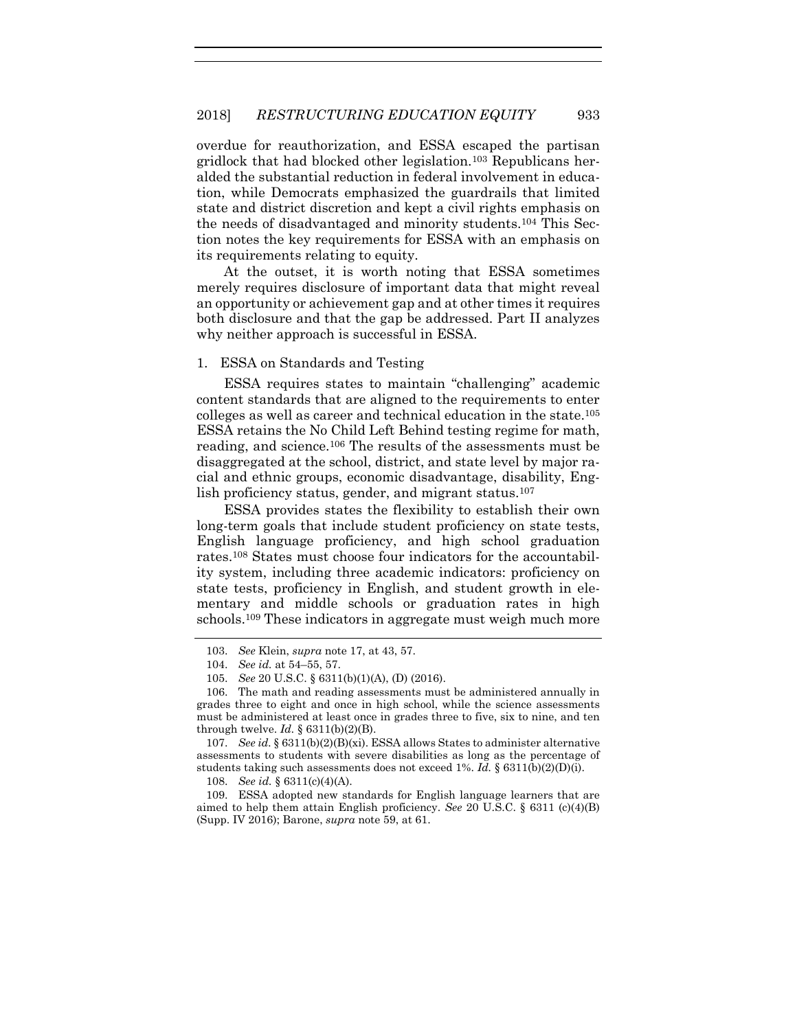overdue for reauthorization, and ESSA escaped the partisan gridlock that had blocked other legislation.[103] Republicans heralded the substantial reduction in federal involvement in education, while Democrats emphasized the guardrails that limited state and district discretion and kept a civil rights emphasis on the needs of disadvantaged and minority students.[104] This Section notes the key requirements for ESSA with an emphasis on its requirements relating to equity.

At the outset, it is worth noting that ESSA sometimes merely requires disclosure of important data that might reveal an opportunity or achievement gap and at other times it requires both disclosure and that the gap be addressed. Part II analyzes why neither approach is successful in ESSA.

### 1. ESSA on Standards and Testing

ESSA requires states to maintain "challenging" academic content standards that are aligned to the requirements to enter colleges as well as career and technical education in the state.[105] ESSA retains the No Child Left Behind testing regime for math, reading, and science.[106] The results of the assessments must be disaggregated at the school, district, and state level by major racial and ethnic groups, economic disadvantage, disability, English proficiency status, gender, and migrant status.[107]

ESSA provides states the flexibility to establish their own long-term goals that include student proficiency on state tests, English language proficiency, and high school graduation rates.[108] States must choose four indicators for the accountability system, including three academic indicators: proficiency on state tests, proficiency in English, and student growth in elementary and middle schools or graduation rates in high schools.[109] These indicators in aggregate must weigh much more

---

103. *See* Klein, *supra* note 17, at 43, 57.

104. *See id.* at 54–55, 57.

105. *See* 20 U.S.C. § 6311(b)(1)(A), (D) (2016).

106. The math and reading assessments must be administered annually in grades three to eight and once in high school, while the science assessments must be administered at least once in grades three to five, six to nine, and ten through twelve. *Id.* § 6311(b)(2)(B).

107. *See id.* § 6311(b)(2)(B)(xi). ESSA allows States to administer alternative assessments to students with severe disabilities as long as the percentage of students taking such assessments does not exceed 1%. *Id.* § 6311(b)(2)(D)(i).

108. *See id.* § 6311(c)(4)(A).

109. ESSA adopted new standards for English language learners that are aimed to help them attain English proficiency. *See* 20 U.S.C. § 6311 (c)(4)(B) (Supp. IV 2016); Barone, *supra* note 59, at 61.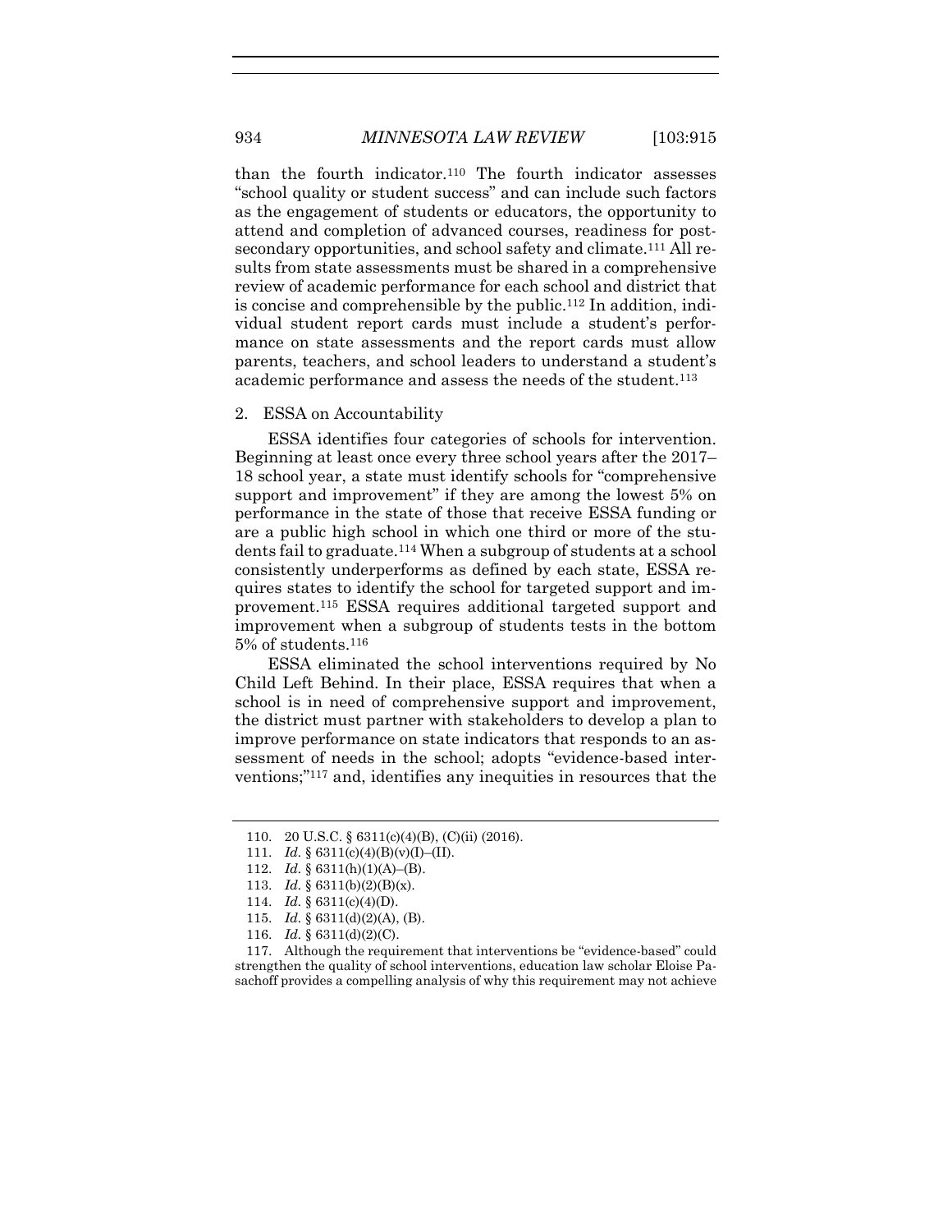than the fourth indicator.[110] The fourth indicator assesses "school quality or student success" and can include such factors as the engagement of students or educators, the opportunity to attend and completion of advanced courses, readiness for post-secondary opportunities, and school safety and climate.[111] All results from state assessments must be shared in a comprehensive review of academic performance for each school and district that is concise and comprehensible by the public.[112] In addition, individual student report cards must include a student's performance on state assessments and the report cards must allow parents, teachers, and school leaders to understand a student's academic performance and assess the needs of the student.[113]

### 2. ESSA on Accountability

ESSA identifies four categories of schools for intervention. Beginning at least once every three school years after the 2017–18 school year, a state must identify schools for "comprehensive support and improvement" if they are among the lowest 5% on performance in the state of those that receive ESSA funding or are a public high school in which one third or more of the students fail to graduate.[114] When a subgroup of students at a school consistently underperforms as defined by each state, ESSA requires states to identify the school for targeted support and improvement.[115] ESSA requires additional targeted support and improvement when a subgroup of students tests in the bottom 5% of students.[116]

ESSA eliminated the school interventions required by No Child Left Behind. In their place, ESSA requires that when a school is in need of comprehensive support and improvement, the district must partner with stakeholders to develop a plan to improve performance on state indicators that responds to an assessment of needs in the school; adopts "evidence-based interventions;"[117] and, identifies any inequities in resources that the

---

110. 20 U.S.C. § 6311(c)(4)(B), (C)(ii) (2016).

111. *Id.* § 6311(c)(4)(B)(v)(I)–(II).

112. *Id.* § 6311(h)(1)(A)–(B).

113. *Id.* § 6311(b)(2)(B)(x).

114. *Id.* § 6311(c)(4)(D).

115. *Id.* § 6311(d)(2)(A), (B).

116. *Id.* § 6311(d)(2)(C).

117. Although the requirement that interventions be "evidence-based" could strengthen the quality of school interventions, education law scholar Eloise Pasachoff provides a compelling analysis of why this requirement may not achieve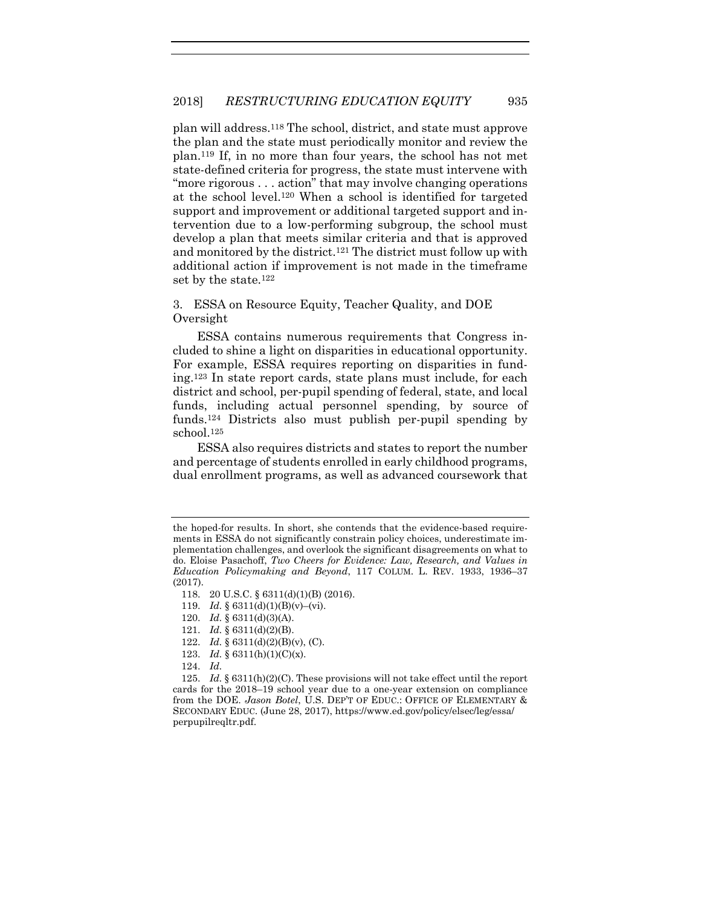plan will address.[118] The school, district, and state must approve the plan and the state must periodically monitor and review the plan.[119] If, in no more than four years, the school has not met state-defined criteria for progress, the state must intervene with "more rigorous . . . action" that may involve changing operations at the school level.[120] When a school is identified for targeted support and improvement or additional targeted support and intervention due to a low-performing subgroup, the school must develop a plan that meets similar criteria and that is approved and monitored by the district.[121] The district must follow up with additional action if improvement is not made in the timeframe set by the state.[122]

### 3. ESSA on Resource Equity, Teacher Quality, and DOE Oversight

ESSA contains numerous requirements that Congress included to shine a light on disparities in educational opportunity. For example, ESSA requires reporting on disparities in funding.[123] In state report cards, state plans must include, for each district and school, per-pupil spending of federal, state, and local funds, including actual personnel spending, by source of funds.[124] Districts also must publish per-pupil spending by school.[125]

ESSA also requires districts and states to report the number and percentage of students enrolled in early childhood programs, dual enrollment programs, as well as advanced coursework that

---

the hoped-for results. In short, she contends that the evidence-based requirements in ESSA do not significantly constrain policy choices, underestimate implementation challenges, and overlook the significant disagreements on what to do. Eloise Pasachoff, *Two Cheers for Evidence: Law, Research, and Values in Education Policymaking and Beyond*, 117 COLUM. L. REV. 1933, 1936–37 (2017).

118. 20 U.S.C. § 6311(d)(1)(B) (2016).

119. *Id.* § 6311(d)(1)(B)(v)–(vi).

120. *Id.* § 6311(d)(3)(A).

121. *Id.* § 6311(d)(2)(B).

122. *Id.* § 6311(d)(2)(B)(v), (C).

123. *Id.* § 6311(h)(1)(C)(x).

124. *Id.*

125. *Id.* § 6311(h)(2)(C). These provisions will not take effect until the report cards for the 2018–19 school year due to a one-year extension on compliance from the DOE. *Jason Botel*, U.S. DEP'T OF EDUC.: OFFICE OF ELEMENTARY & SECONDARY EDUC. (June 28, 2017), https://www.ed.gov/policy/elsec/leg/essa/perpupilreqltr.pdf.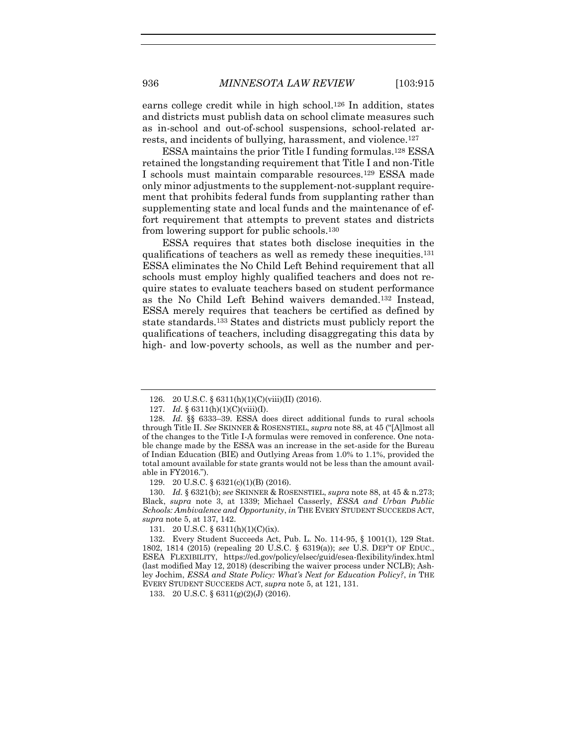earns college credit while in high school.[126] In addition, states and districts must publish data on school climate measures such as in-school and out-of-school suspensions, school-related arrests, and incidents of bullying, harassment, and violence.[127]

ESSA maintains the prior Title I funding formulas.[128] ESSA retained the longstanding requirement that Title I and non-Title I schools must maintain comparable resources.[129] ESSA made only minor adjustments to the supplement-not-supplant requirement that prohibits federal funds from supplanting rather than supplementing state and local funds and the maintenance of effort requirement that attempts to prevent states and districts from lowering support for public schools.[130]

ESSA requires that states both disclose inequities in the qualifications of teachers as well as remedy these inequities.[131] ESSA eliminates the No Child Left Behind requirement that all schools must employ highly qualified teachers and does not require states to evaluate teachers based on student performance as the No Child Left Behind waivers demanded.[132] Instead, ESSA merely requires that teachers be certified as defined by state standards.[133] States and districts must publicly report the qualifications of teachers, including disaggregating this data by high- and low-poverty schools, as well as the number and per-

---

126. 20 U.S.C. § 6311(h)(1)(C)(viii)(II) (2016).

127. *Id.* § 6311(h)(1)(C)(viii)(I).

128. *Id.* §§ 6333–39. ESSA does direct additional funds to rural schools through Title II. *See* SKINNER & ROSENSTIEL, *supra* note 88, at 45 ("[A]lmost all of the changes to the Title I-A formulas were removed in conference. One notable change made by the ESSA was an increase in the set-aside for the Bureau of Indian Education (BIE) and Outlying Areas from 1.0% to 1.1%, provided the total amount available for state grants would not be less than the amount available in FY2016.").

129. 20 U.S.C. § 6321(c)(1)(B) (2016).

130. *Id.* § 6321(b); *see* SKINNER & ROSENSTIEL, *supra* note 88, at 45 & n.273; Black, *supra* note 3, at 1339; Michael Casserly, *ESSA and Urban Public Schools: Ambivalence and Opportunity*, *in* THE EVERY STUDENT SUCCEEDS ACT, *supra* note 5, at 137, 142.

131. 20 U.S.C. § 6311(h)(1)(C)(ix).

132. Every Student Succeeds Act, Pub. L. No. 114-95, § 1001(1), 129 Stat. 1802, 1814 (2015) (repealing 20 U.S.C. § 6319(a)); *see* U.S. DEP'T OF EDUC., ESEA FLEXIBILITY, https://ed.gov/policy/elsec/guid/esea-flexibility/index.html (last modified May 12, 2018) (describing the waiver process under NCLB); Ashley Jochim, *ESSA and State Policy: What's Next for Education Policy?*, *in* THE EVERY STUDENT SUCCEEDS ACT, *supra* note 5, at 121, 131.

133. 20 U.S.C. § 6311(g)(2)(J) (2016).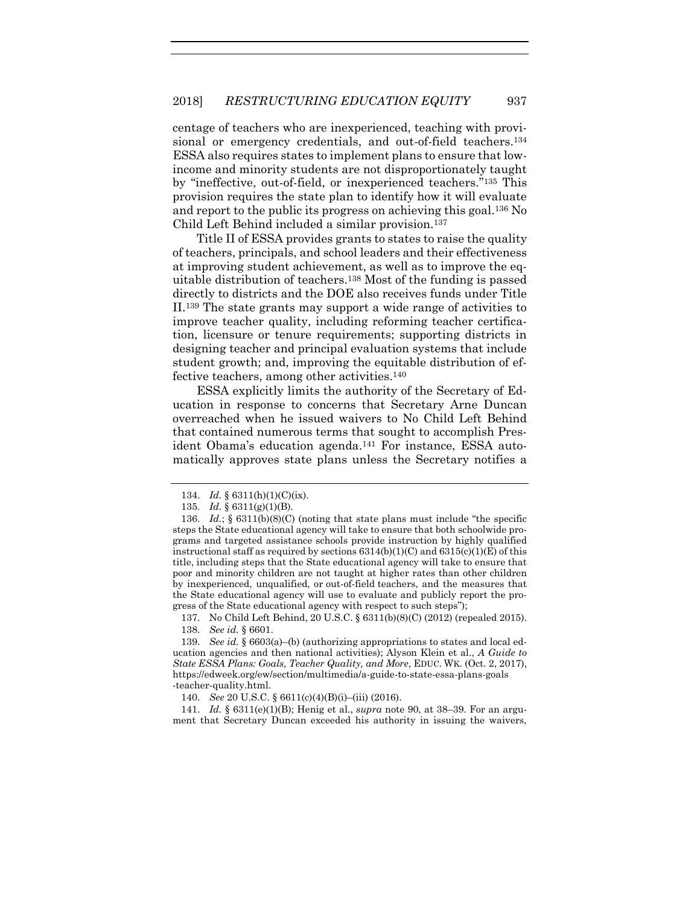centage of teachers who are inexperienced, teaching with provisional or emergency credentials, and out-of-field teachers.[134] ESSA also requires states to implement plans to ensure that low-income and minority students are not disproportionately taught by "ineffective, out-of-field, or inexperienced teachers."[135] This provision requires the state plan to identify how it will evaluate and report to the public its progress on achieving this goal.[136] No Child Left Behind included a similar provision.[137]

Title II of ESSA provides grants to states to raise the quality of teachers, principals, and school leaders and their effectiveness at improving student achievement, as well as to improve the equitable distribution of teachers.[138] Most of the funding is passed directly to districts and the DOE also receives funds under Title II.[139] The state grants may support a wide range of activities to improve teacher quality, including reforming teacher certification, licensure or tenure requirements; supporting districts in designing teacher and principal evaluation systems that include student growth; and, improving the equitable distribution of effective teachers, among other activities.[140]

ESSA explicitly limits the authority of the Secretary of Education in response to concerns that Secretary Arne Duncan overreached when he issued waivers to No Child Left Behind that contained numerous terms that sought to accomplish President Obama's education agenda.[141] For instance, ESSA automatically approves state plans unless the Secretary notifies a

---

134. *Id.* § 6311(h)(1)(C)(ix).

135. *Id.* § 6311(g)(1)(B).

136. *Id.*; § 6311(b)(8)(C) (noting that state plans must include "the specific steps the State educational agency will take to ensure that both schoolwide programs and targeted assistance schools provide instruction by highly qualified instructional staff as required by sections 6314(b)(1)(C) and 6315(c)(1)(E) of this title, including steps that the State educational agency will take to ensure that poor and minority children are not taught at higher rates than other children by inexperienced, unqualified, or out-of-field teachers, and the measures that the State educational agency will use to evaluate and publicly report the progress of the State educational agency with respect to such steps");

137. No Child Left Behind, 20 U.S.C. § 6311(b)(8)(C) (2012) (repealed 2015).

138. *See id.* § 6601.

139. *See id.* § 6603(a)–(b) (authorizing appropriations to states and local education agencies and then national activities); Alyson Klein et al., *A Guide to State ESSA Plans: Goals, Teacher Quality, and More*, EDUC. WK. (Oct. 2, 2017), https://edweek.org/ew/section/multimedia/a-guide-to-state-essa-plans-goals-teacher-quality.html.

140. *See* 20 U.S.C. § 6611(c)(4)(B)(i)–(iii) (2016).

141. *Id.* § 6311(e)(1)(B); Henig et al., *supra* note 90, at 38–39. For an argument that Secretary Duncan exceeded his authority in issuing the waivers,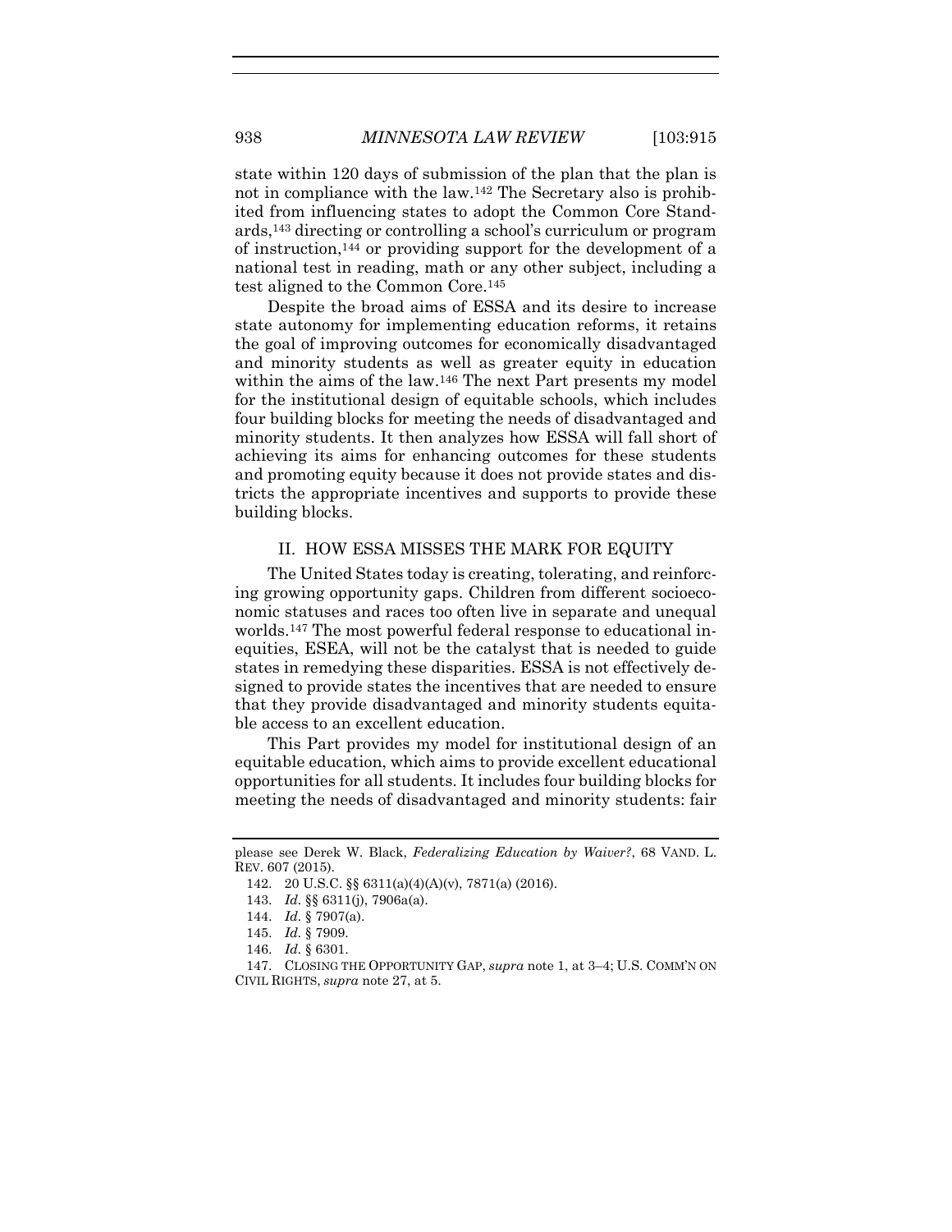state within 120 days of submission of the plan that the plan is not in compliance with the law.[142] The Secretary also is prohibited from influencing states to adopt the Common Core Standards,[143] directing or controlling a school's curriculum or program of instruction,[144] or providing support for the development of a national test in reading, math or any other subject, including a test aligned to the Common Core.[145]

Despite the broad aims of ESSA and its desire to increase state autonomy for implementing education reforms, it retains the goal of improving outcomes for economically disadvantaged and minority students as well as greater equity in education within the aims of the law.[146] The next Part presents my model for the institutional design of equitable schools, which includes four building blocks for meeting the needs of disadvantaged and minority students. It then analyzes how ESSA will fall short of achieving its aims for enhancing outcomes for these students and promoting equity because it does not provide states and districts the appropriate incentives and supports to provide these building blocks.

## II. HOW ESSA MISSES THE MARK FOR EQUITY

The United States today is creating, tolerating, and reinforcing growing opportunity gaps. Children from different socioeconomic statuses and races too often live in separate and unequal worlds.[147] The most powerful federal response to educational inequities, ESEA, will not be the catalyst that is needed to guide states in remedying these disparities. ESSA is not effectively designed to provide states the incentives that are needed to ensure that they provide disadvantaged and minority students equitable access to an excellent education.

This Part provides my model for institutional design of an equitable education, which aims to provide excellent educational opportunities for all students. It includes four building blocks for meeting the needs of disadvantaged and minority students: fair

---

please see Derek W. Black, *Federalizing Education by Waiver?*, 68 VAND. L. REV. 607 (2015).

142. 20 U.S.C. §§ 6311(a)(4)(A)(v), 7871(a) (2016).

143. *Id.* §§ 6311(j), 7906a(a).

144. *Id.* § 7907(a).

145. *Id.* § 7909.

146. *Id.* § 6301.

147. CLOSING THE OPPORTUNITY GAP, *supra* note 1, at 3–4; U.S. COMM'N ON CIVIL RIGHTS, *supra* note 27, at 5.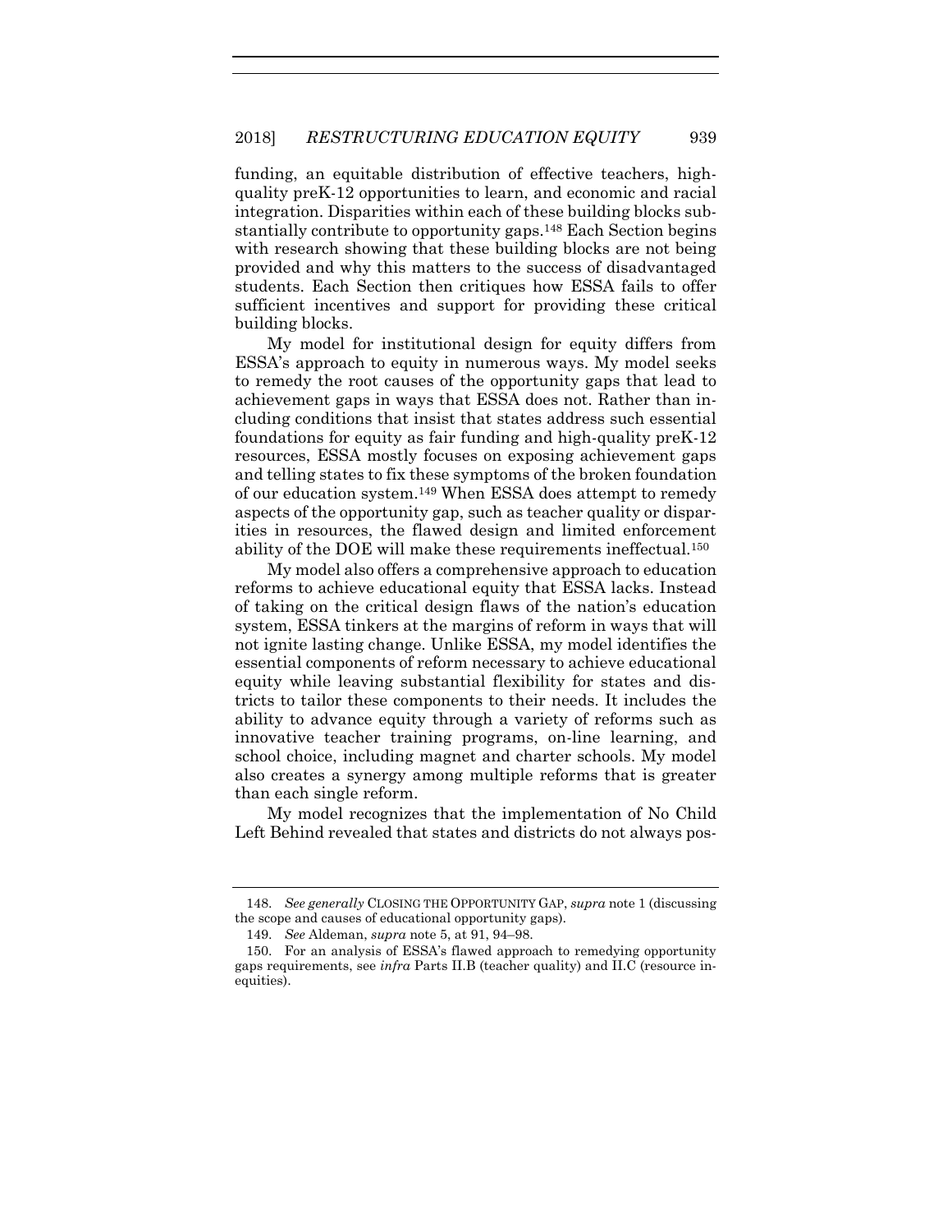funding, an equitable distribution of effective teachers, high-quality preK-12 opportunities to learn, and economic and racial integration. Disparities within each of these building blocks substantially contribute to opportunity gaps.[148] Each Section begins with research showing that these building blocks are not being provided and why this matters to the success of disadvantaged students. Each Section then critiques how ESSA fails to offer sufficient incentives and support for providing these critical building blocks.

My model for institutional design for equity differs from ESSA's approach to equity in numerous ways. My model seeks to remedy the root causes of the opportunity gaps that lead to achievement gaps in ways that ESSA does not. Rather than including conditions that insist that states address such essential foundations for equity as fair funding and high-quality preK-12 resources, ESSA mostly focuses on exposing achievement gaps and telling states to fix these symptoms of the broken foundation of our education system.[149] When ESSA does attempt to remedy aspects of the opportunity gap, such as teacher quality or disparities in resources, the flawed design and limited enforcement ability of the DOE will make these requirements ineffectual.[150]

My model also offers a comprehensive approach to education reforms to achieve educational equity that ESSA lacks. Instead of taking on the critical design flaws of the nation's education system, ESSA tinkers at the margins of reform in ways that will not ignite lasting change. Unlike ESSA, my model identifies the essential components of reform necessary to achieve educational equity while leaving substantial flexibility for states and districts to tailor these components to their needs. It includes the ability to advance equity through a variety of reforms such as innovative teacher training programs, on-line learning, and school choice, including magnet and charter schools. My model also creates a synergy among multiple reforms that is greater than each single reform.

My model recognizes that the implementation of No Child Left Behind revealed that states and districts do not always pos-

---

148. *See generally* CLOSING THE OPPORTUNITY GAP, *supra* note 1 (discussing the scope and causes of educational opportunity gaps).

149. *See* Aldeman, *supra* note 5, at 91, 94–98.

150. For an analysis of ESSA's flawed approach to remedying opportunity gaps requirements, see *infra* Parts II.B (teacher quality) and II.C (resource inequities).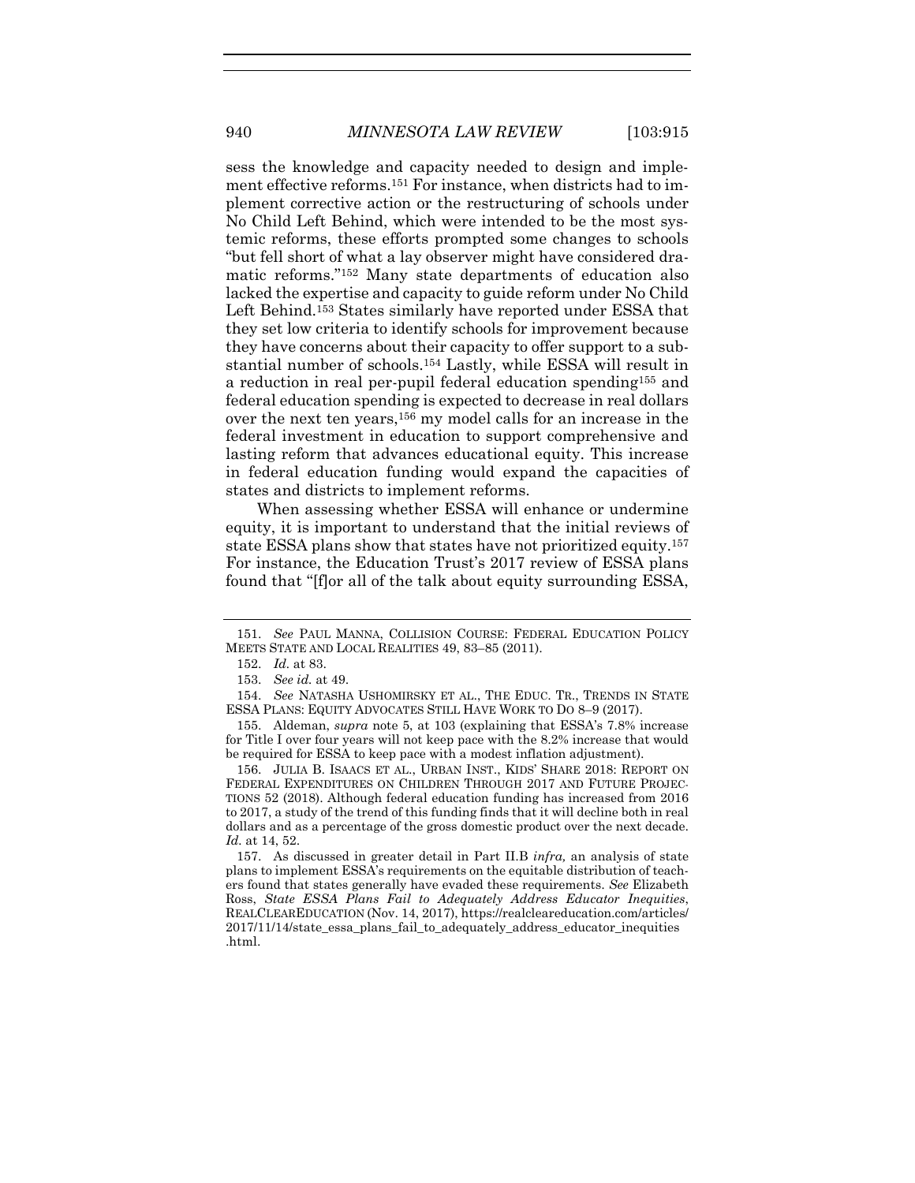sess the knowledge and capacity needed to design and implement effective reforms.[151] For instance, when districts had to implement corrective action or the restructuring of schools under No Child Left Behind, which were intended to be the most systemic reforms, these efforts prompted some changes to schools "but fell short of what a lay observer might have considered dramatic reforms."[152] Many state departments of education also lacked the expertise and capacity to guide reform under No Child Left Behind.[153] States similarly have reported under ESSA that they set low criteria to identify schools for improvement because they have concerns about their capacity to offer support to a substantial number of schools.[154] Lastly, while ESSA will result in a reduction in real per-pupil federal education spending[155] and federal education spending is expected to decrease in real dollars over the next ten years,[156] my model calls for an increase in the federal investment in education to support comprehensive and lasting reform that advances educational equity. This increase in federal education funding would expand the capacities of states and districts to implement reforms.

When assessing whether ESSA will enhance or undermine equity, it is important to understand that the initial reviews of state ESSA plans show that states have not prioritized equity.[157] For instance, the Education Trust's 2017 review of ESSA plans found that "[f]or all of the talk about equity surrounding ESSA,

---

151. *See* PAUL MANNA, COLLISION COURSE: FEDERAL EDUCATION POLICY MEETS STATE AND LOCAL REALITIES 49, 83–85 (2011).

152. *Id.* at 83.

153. *See id.* at 49.

154. *See* NATASHA USHOMIRSKY ET AL., THE EDUC. TR., TRENDS IN STATE ESSA PLANS: EQUITY ADVOCATES STILL HAVE WORK TO DO 8–9 (2017).

155. Aldeman, *supra* note 5, at 103 (explaining that ESSA's 7.8% increase for Title I over four years will not keep pace with the 8.2% increase that would be required for ESSA to keep pace with a modest inflation adjustment).

156. JULIA B. ISAACS ET AL., URBAN INST., KIDS' SHARE 2018: REPORT ON FEDERAL EXPENDITURES ON CHILDREN THROUGH 2017 AND FUTURE PROJECTIONS 52 (2018). Although federal education funding has increased from 2016 to 2017, a study of the trend of this funding finds that it will decline both in real dollars and as a percentage of the gross domestic product over the next decade. *Id.* at 14, 52.

157. As discussed in greater detail in Part II.B *infra,* an analysis of state plans to implement ESSA's requirements on the equitable distribution of teachers found that states generally have evaded these requirements. *See* Elizabeth Ross, *State ESSA Plans Fail to Adequately Address Educator Inequities*, REALCLEAREDUCATION (Nov. 14, 2017), https://realcleareducation.com/articles/2017/11/14/state_essa_plans_fail_to_adequately_address_educator_inequities.html.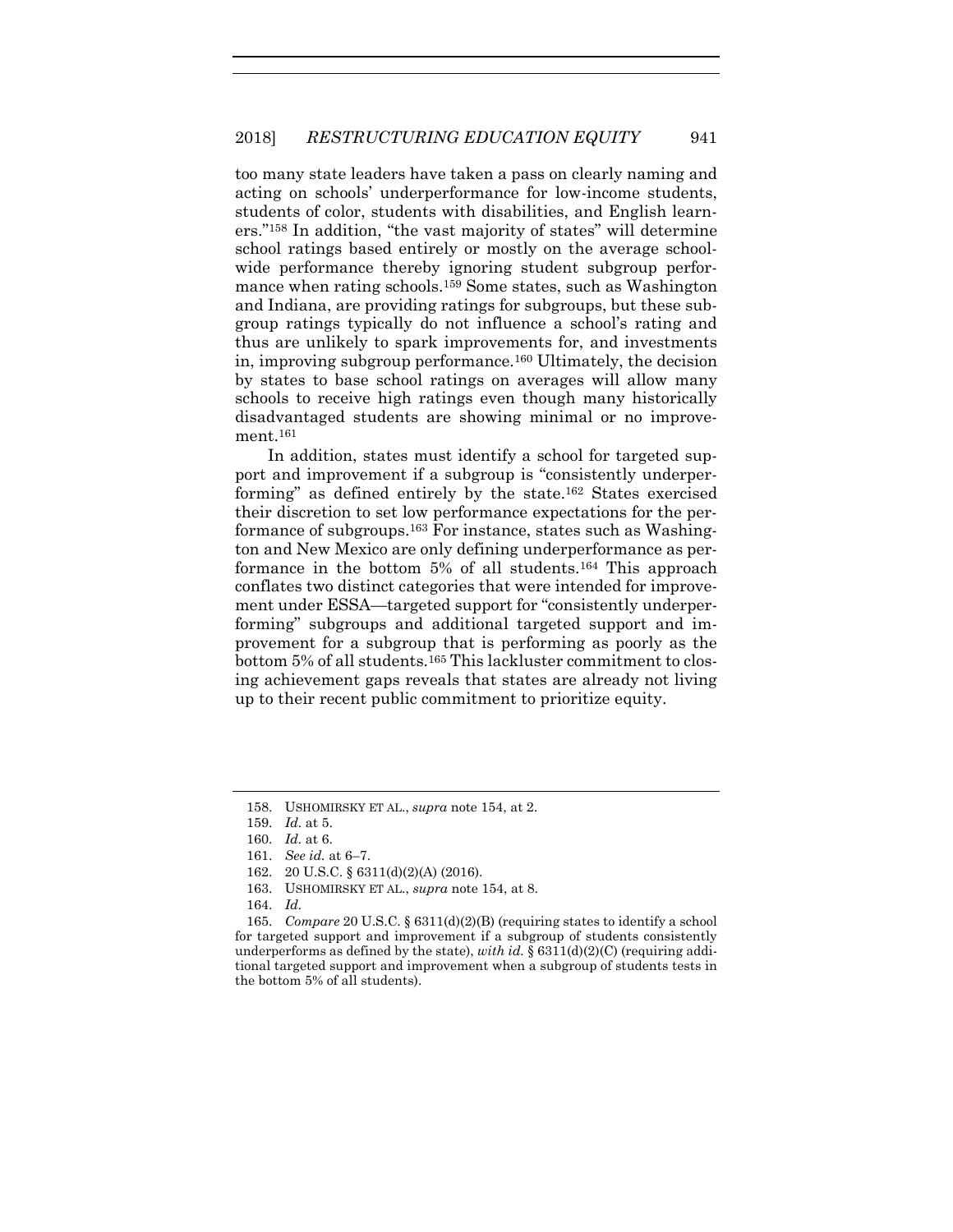too many state leaders have taken a pass on clearly naming and acting on schools' underperformance for low-income students, students of color, students with disabilities, and English learners."[158] In addition, "the vast majority of states" will determine school ratings based entirely or mostly on the average school-wide performance thereby ignoring student subgroup performance when rating schools.[159] Some states, such as Washington and Indiana, are providing ratings for subgroups, but these subgroup ratings typically do not influence a school's rating and thus are unlikely to spark improvements for, and investments in, improving subgroup performance.[160] Ultimately, the decision by states to base school ratings on averages will allow many schools to receive high ratings even though many historically disadvantaged students are showing minimal or no improvement.[161]

In addition, states must identify a school for targeted support and improvement if a subgroup is "consistently underperforming" as defined entirely by the state.[162] States exercised their discretion to set low performance expectations for the performance of subgroups.[163] For instance, states such as Washington and New Mexico are only defining underperformance as performance in the bottom 5% of all students.[164] This approach conflates two distinct categories that were intended for improvement under ESSA—targeted support for "consistently underperforming" subgroups and additional targeted support and improvement for a subgroup that is performing as poorly as the bottom 5% of all students.[165] This lackluster commitment to closing achievement gaps reveals that states are already not living up to their recent public commitment to prioritize equity.

---

158. USHOMIRSKY ET AL., *supra* note 154, at 2.

159. *Id.* at 5.

160. *Id.* at 6.

161. *See id.* at 6–7.

162. 20 U.S.C. § 6311(d)(2)(A) (2016).

163. USHOMIRSKY ET AL., *supra* note 154, at 8.

164. *Id.*

165. *Compare* 20 U.S.C. § 6311(d)(2)(B) (requiring states to identify a school for targeted support and improvement if a subgroup of students consistently underperforms as defined by the state), *with id.* § 6311(d)(2)(C) (requiring additional targeted support and improvement when a subgroup of students tests in the bottom 5% of all students).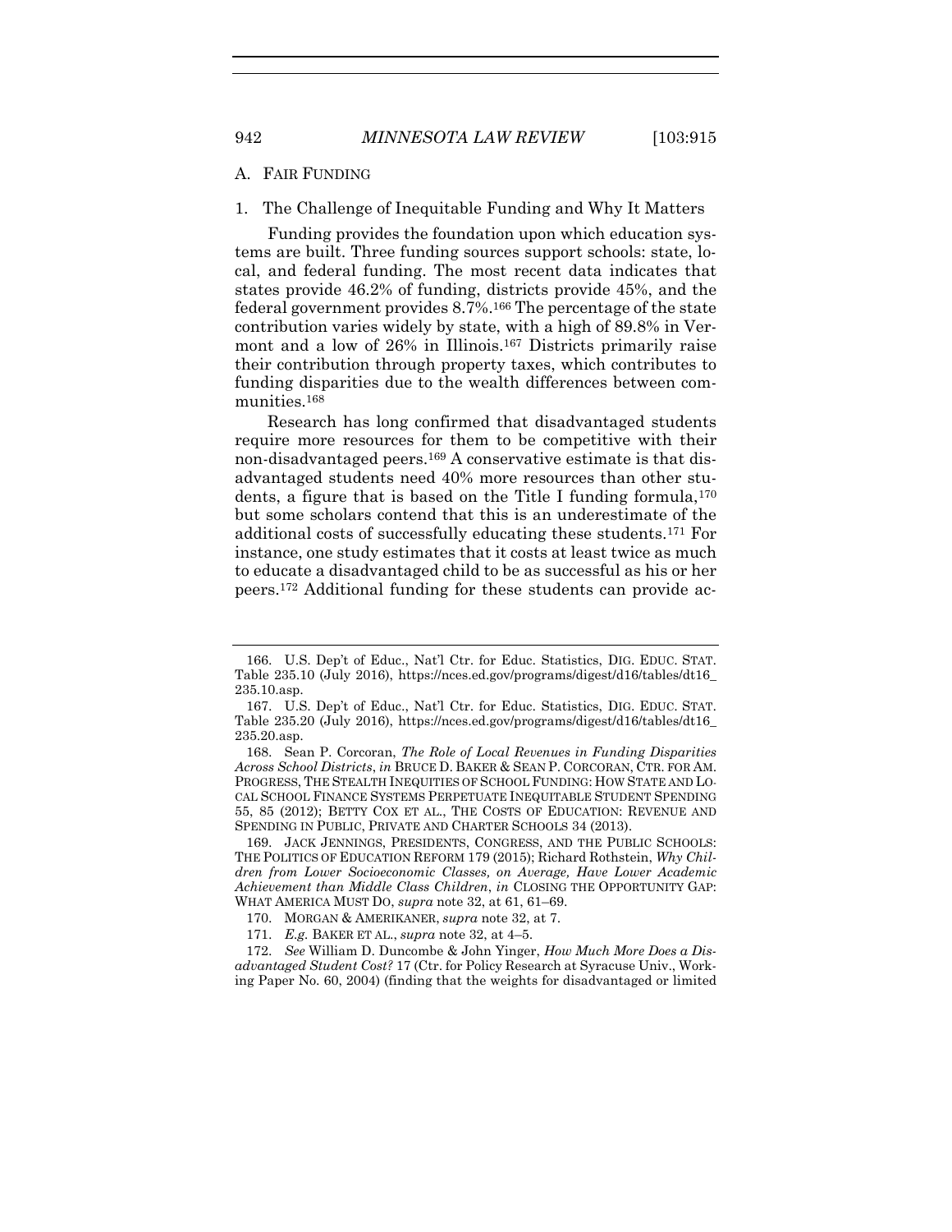### A. FAIR FUNDING

#### 1. The Challenge of Inequitable Funding and Why It Matters

Funding provides the foundation upon which education systems are built. Three funding sources support schools: state, local, and federal funding. The most recent data indicates that states provide 46.2% of funding, districts provide 45%, and the federal government provides 8.7%.[166] The percentage of the state contribution varies widely by state, with a high of 89.8% in Vermont and a low of 26% in Illinois.[167] Districts primarily raise their contribution through property taxes, which contributes to funding disparities due to the wealth differences between communities.[168]

Research has long confirmed that disadvantaged students require more resources for them to be competitive with their non-disadvantaged peers.[169] A conservative estimate is that disadvantaged students need 40% more resources than other students, a figure that is based on the Title I funding formula,[170] but some scholars contend that this is an underestimate of the additional costs of successfully educating these students.[171] For instance, one study estimates that it costs at least twice as much to educate a disadvantaged child to be as successful as his or her peers.[172] Additional funding for these students can provide ac-

---

166. U.S. Dep't of Educ., Nat'l Ctr. for Educ. Statistics, DIG. EDUC. STAT. Table 235.10 (July 2016), https://nces.ed.gov/programs/digest/d16/tables/dt16_235.10.asp.

167. U.S. Dep't of Educ., Nat'l Ctr. for Educ. Statistics, DIG. EDUC. STAT. Table 235.20 (July 2016), https://nces.ed.gov/programs/digest/d16/tables/dt16_235.20.asp.

168. Sean P. Corcoran, *The Role of Local Revenues in Funding Disparities Across School Districts*, *in* BRUCE D. BAKER & SEAN P. CORCORAN, CTR. FOR AM. PROGRESS, THE STEALTH INEQUITIES OF SCHOOL FUNDING: HOW STATE AND LOCAL SCHOOL FINANCE SYSTEMS PERPETUATE INEQUITABLE STUDENT SPENDING 55, 85 (2012); BETTY COX ET AL., THE COSTS OF EDUCATION: REVENUE AND SPENDING IN PUBLIC, PRIVATE AND CHARTER SCHOOLS 34 (2013).

169. JACK JENNINGS, PRESIDENTS, CONGRESS, AND THE PUBLIC SCHOOLS: THE POLITICS OF EDUCATION REFORM 179 (2015); Richard Rothstein, *Why Children from Lower Socioeconomic Classes, on Average, Have Lower Academic Achievement than Middle Class Children*, *in* CLOSING THE OPPORTUNITY GAP: WHAT AMERICA MUST DO, *supra* note 32, at 61, 61–69.

170. MORGAN & AMERIKANER, *supra* note 32, at 7.

171. *E.g.* BAKER ET AL., *supra* note 32, at 4–5.

172. *See* William D. Duncombe & John Yinger, *How Much More Does a Disadvantaged Student Cost?* 17 (Ctr. for Policy Research at Syracuse Univ., Working Paper No. 60, 2004) (finding that the weights for disadvantaged or limited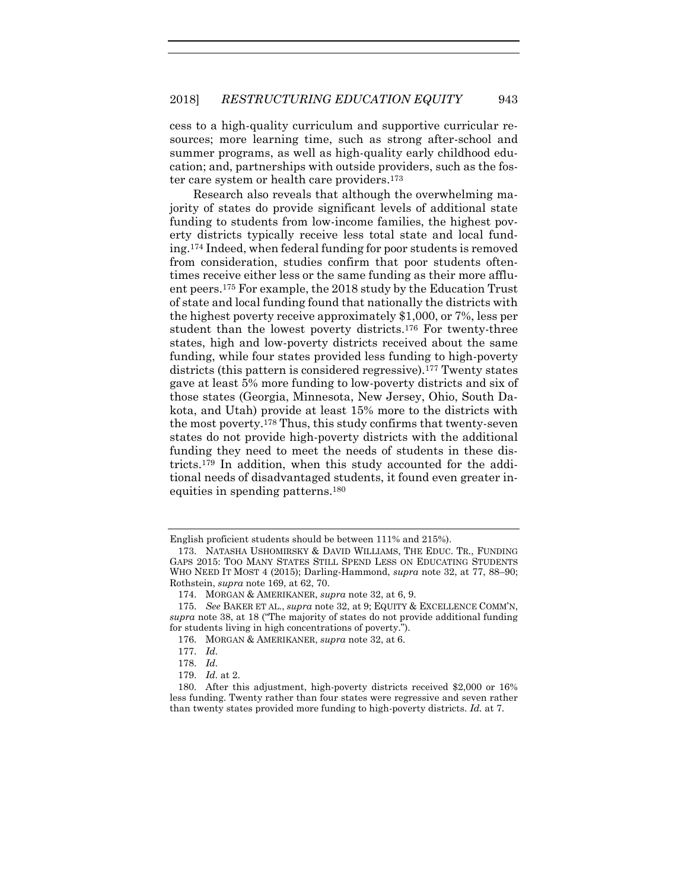cess to a high-quality curriculum and supportive curricular resources; more learning time, such as strong after-school and summer programs, as well as high-quality early childhood education; and, partnerships with outside providers, such as the foster care system or health care providers.[173]

Research also reveals that although the overwhelming majority of states do provide significant levels of additional state funding to students from low-income families, the highest poverty districts typically receive less total state and local funding.[174] Indeed, when federal funding for poor students is removed from consideration, studies confirm that poor students oftentimes receive either less or the same funding as their more affluent peers.[175] For example, the 2018 study by the Education Trust of state and local funding found that nationally the districts with the highest poverty receive approximately $1,000, or 7%, less per student than the lowest poverty districts.[176] For twenty-three states, high and low-poverty districts received about the same funding, while four states provided less funding to high-poverty districts (this pattern is considered regressive).[177] Twenty states gave at least 5% more funding to low-poverty districts and six of those states (Georgia, Minnesota, New Jersey, Ohio, South Dakota, and Utah) provide at least 15% more to the districts with the most poverty.[178] Thus, this study confirms that twenty-seven states do not provide high-poverty districts with the additional funding they need to meet the needs of students in these districts.[179] In addition, when this study accounted for the additional needs of disadvantaged students, it found even greater inequities in spending patterns.[180]

---

English proficient students should be between 111% and 215%).

173. NATASHA USHOMIRSKY & DAVID WILLIAMS, THE EDUC. TR., FUNDING GAPS 2015: TOO MANY STATES STILL SPEND LESS ON EDUCATING STUDENTS WHO NEED IT MOST 4 (2015); Darling-Hammond, *supra* note 32, at 77, 88–90; Rothstein, *supra* note 169, at 62, 70.

174. MORGAN & AMERIKANER, *supra* note 32, at 6, 9.

175. *See* BAKER ET AL., *supra* note 32, at 9; EQUITY & EXCELLENCE COMM'N, *supra* note 38, at 18 ("The majority of states do not provide additional funding for students living in high concentrations of poverty.").

176. MORGAN & AMERIKANER, *supra* note 32, at 6.

177. *Id.*

178. *Id.*

179. *Id.* at 2.

180. After this adjustment, high-poverty districts received $2,000 or 16% less funding. Twenty rather than four states were regressive and seven rather than twenty states provided more funding to high-poverty districts. *Id.* at 7.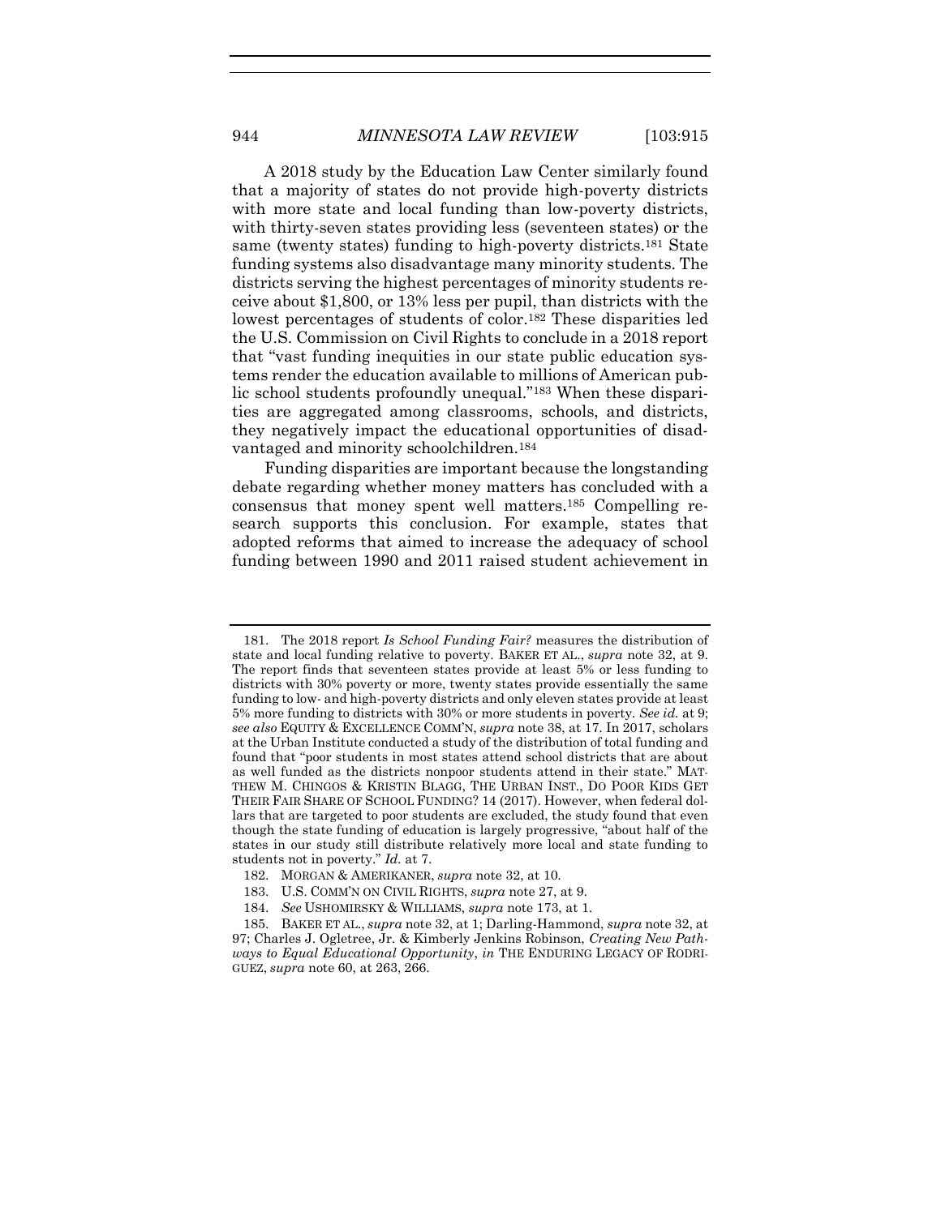A 2018 study by the Education Law Center similarly found that a majority of states do not provide high-poverty districts with more state and local funding than low-poverty districts, with thirty-seven states providing less (seventeen states) or the same (twenty states) funding to high-poverty districts.[181] State funding systems also disadvantage many minority students. The districts serving the highest percentages of minority students receive about $1,800, or 13% less per pupil, than districts with the lowest percentages of students of color.[182] These disparities led the U.S. Commission on Civil Rights to conclude in a 2018 report that "vast funding inequities in our state public education systems render the education available to millions of American public school students profoundly unequal."[183] When these disparities are aggregated among classrooms, schools, and districts, they negatively impact the educational opportunities of disadvantaged and minority schoolchildren.[184]

Funding disparities are important because the longstanding debate regarding whether money matters has concluded with a consensus that money spent well matters.[185] Compelling research supports this conclusion. For example, states that adopted reforms that aimed to increase the adequacy of school funding between 1990 and 2011 raised student achievement in

---

181. The 2018 report *Is School Funding Fair?* measures the distribution of state and local funding relative to poverty. BAKER ET AL., *supra* note 32, at 9. The report finds that seventeen states provide at least 5% or less funding to districts with 30% poverty or more, twenty states provide essentially the same funding to low- and high-poverty districts and only eleven states provide at least 5% more funding to districts with 30% or more students in poverty. *See id.* at 9; *see also* EQUITY & EXCELLENCE COMM'N, *supra* note 38, at 17. In 2017, scholars at the Urban Institute conducted a study of the distribution of total funding and found that "poor students in most states attend school districts that are about as well funded as the districts nonpoor students attend in their state." MATTHEW M. CHINGOS & KRISTIN BLAGG, THE URBAN INST., DO POOR KIDS GET THEIR FAIR SHARE OF SCHOOL FUNDING? 14 (2017). However, when federal dollars that are targeted to poor students are excluded, the study found that even though the state funding of education is largely progressive, "about half of the states in our study still distribute relatively more local and state funding to students not in poverty." *Id.* at 7.

182. MORGAN & AMERIKANER, *supra* note 32, at 10.

183. U.S. COMM'N ON CIVIL RIGHTS, *supra* note 27, at 9.

184. *See* USHOMIRSKY & WILLIAMS, *supra* note 173, at 1.

185. BAKER ET AL., *supra* note 32, at 1; Darling-Hammond, *supra* note 32, at 97; Charles J. Ogletree, Jr. & Kimberly Jenkins Robinson, *Creating New Pathways to Equal Educational Opportunity*, *in* THE ENDURING LEGACY OF RODRIGUEZ, *supra* note 60, at 263, 266.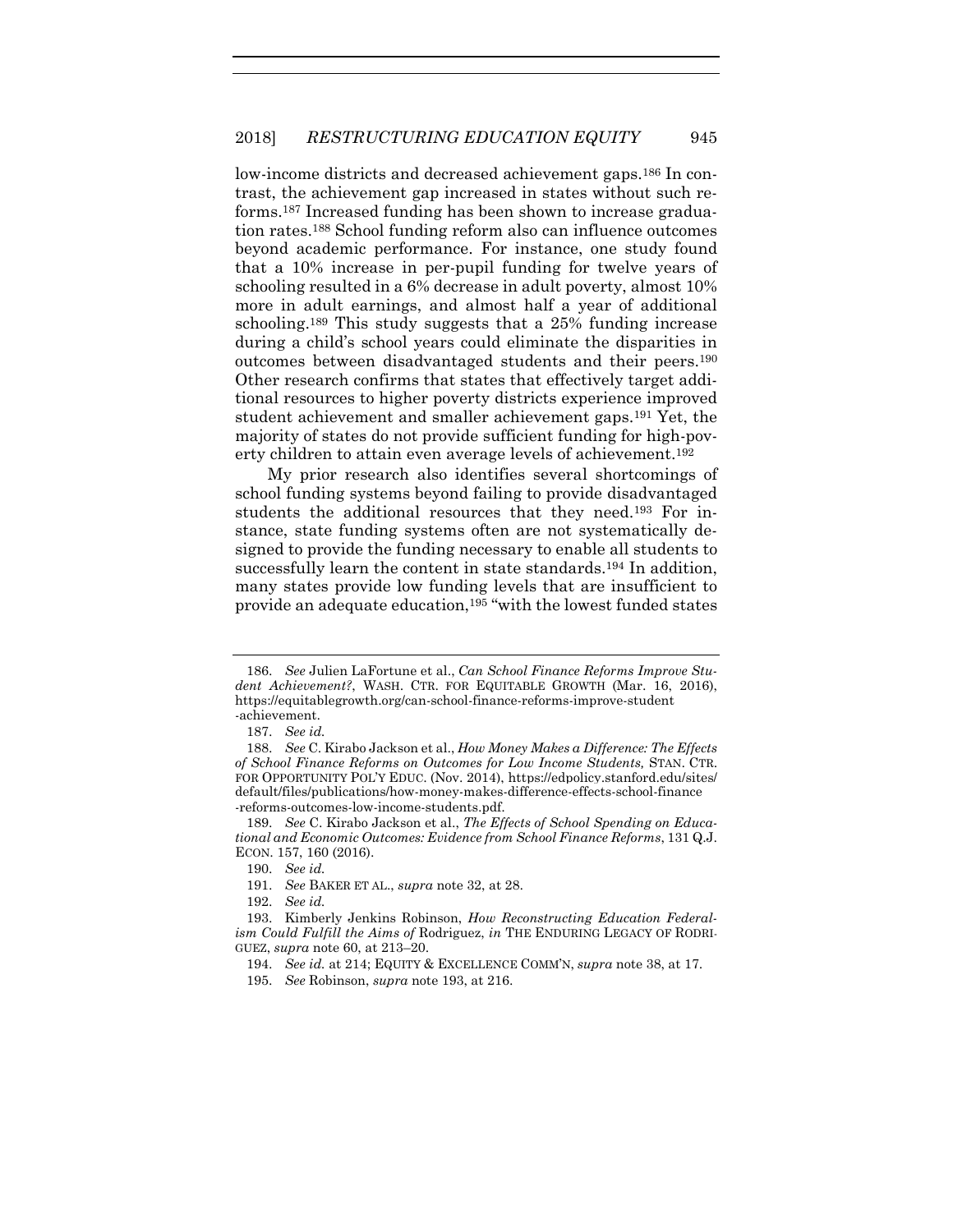low-income districts and decreased achievement gaps.[186] In contrast, the achievement gap increased in states without such reforms.[187] Increased funding has been shown to increase graduation rates.[188] School funding reform also can influence outcomes beyond academic performance. For instance, one study found that a 10% increase in per-pupil funding for twelve years of schooling resulted in a 6% decrease in adult poverty, almost 10% more in adult earnings, and almost half a year of additional schooling.[189] This study suggests that a 25% funding increase during a child's school years could eliminate the disparities in outcomes between disadvantaged students and their peers.[190] Other research confirms that states that effectively target additional resources to higher poverty districts experience improved student achievement and smaller achievement gaps.[191] Yet, the majority of states do not provide sufficient funding for high-poverty children to attain even average levels of achievement.[192]

My prior research also identifies several shortcomings of school funding systems beyond failing to provide disadvantaged students the additional resources that they need.[193] For instance, state funding systems often are not systematically designed to provide the funding necessary to enable all students to successfully learn the content in state standards.[194] In addition, many states provide low funding levels that are insufficient to provide an adequate education,[195] "with the lowest funded states

---

186. *See* Julien LaFortune et al., *Can School Finance Reforms Improve Student Achievement?*, WASH. CTR. FOR EQUITABLE GROWTH (Mar. 16, 2016), https://equitablegrowth.org/can-school-finance-reforms-improve-student-achievement.

187. *See id.*

188. *See* C. Kirabo Jackson et al., *How Money Makes a Difference: The Effects of School Finance Reforms on Outcomes for Low Income Students,* STAN. CTR. FOR OPPORTUNITY POL'Y EDUC. (Nov. 2014), https://edpolicy.stanford.edu/sites/default/files/publications/how-money-makes-difference-effects-school-finance-reforms-outcomes-low-income-students.pdf.

189. *See* C. Kirabo Jackson et al., *The Effects of School Spending on Educational and Economic Outcomes: Evidence from School Finance Reforms*, 131 Q.J. ECON. 157, 160 (2016).

190. *See id.*

191. *See* BAKER ET AL., *supra* note 32, at 28.

192. *See id.*

193. Kimberly Jenkins Robinson, *How Reconstructing Education Federalism Could Fulfill the Aims of* Rodriguez, *in* THE ENDURING LEGACY OF RODRIGUEZ, *supra* note 60, at 213–20.

194. *See id.* at 214; EQUITY & EXCELLENCE COMM'N, *supra* note 38, at 17.

195. *See* Robinson, *supra* note 193, at 216.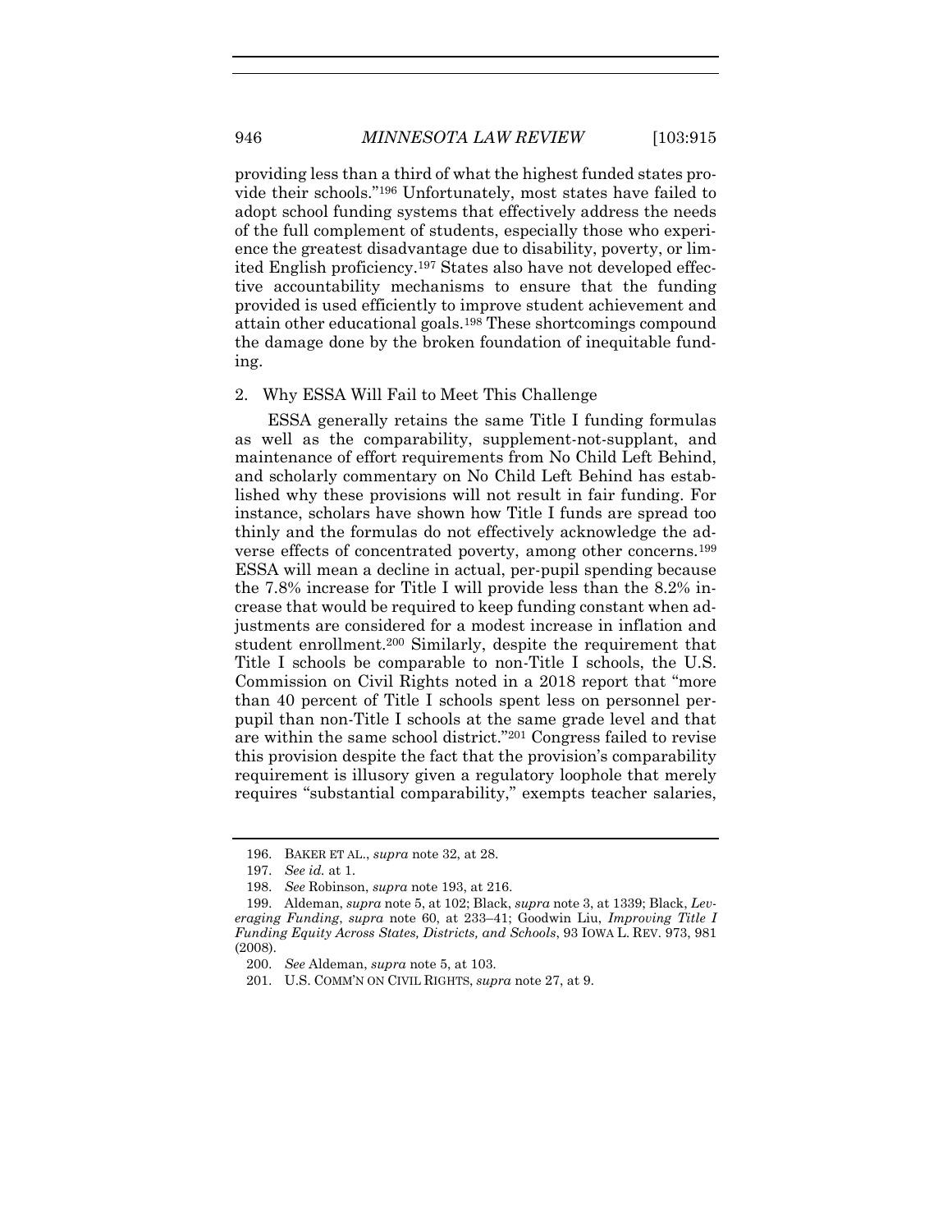providing less than a third of what the highest funded states provide their schools."[196] Unfortunately, most states have failed to adopt school funding systems that effectively address the needs of the full complement of students, especially those who experience the greatest disadvantage due to disability, poverty, or limited English proficiency.[197] States also have not developed effective accountability mechanisms to ensure that the funding provided is used efficiently to improve student achievement and attain other educational goals.[198] These shortcomings compound the damage done by the broken foundation of inequitable funding.

### 2. Why ESSA Will Fail to Meet This Challenge

ESSA generally retains the same Title I funding formulas as well as the comparability, supplement-not-supplant, and maintenance of effort requirements from No Child Left Behind, and scholarly commentary on No Child Left Behind has established why these provisions will not result in fair funding. For instance, scholars have shown how Title I funds are spread too thinly and the formulas do not effectively acknowledge the adverse effects of concentrated poverty, among other concerns.[199] ESSA will mean a decline in actual, per-pupil spending because the 7.8% increase for Title I will provide less than the 8.2% increase that would be required to keep funding constant when adjustments are considered for a modest increase in inflation and student enrollment.[200] Similarly, despite the requirement that Title I schools be comparable to non-Title I schools, the U.S. Commission on Civil Rights noted in a 2018 report that "more than 40 percent of Title I schools spent less on personnel per-pupil than non-Title I schools at the same grade level and that are within the same school district."[201] Congress failed to revise this provision despite the fact that the provision's comparability requirement is illusory given a regulatory loophole that merely requires "substantial comparability," exempts teacher salaries,

---

196. BAKER ET AL., *supra* note 32, at 28.

197. *See id.* at 1.

198. *See* Robinson, *supra* note 193, at 216.

199. Aldeman, *supra* note 5, at 102; Black, *supra* note 3, at 1339; Black, *Leveraging Funding*, *supra* note 60, at 233–41; Goodwin Liu, *Improving Title I Funding Equity Across States, Districts, and Schools*, 93 IOWA L. REV. 973, 981 (2008).

200. *See* Aldeman, *supra* note 5, at 103.

201. U.S. COMM'N ON CIVIL RIGHTS, *supra* note 27, at 9.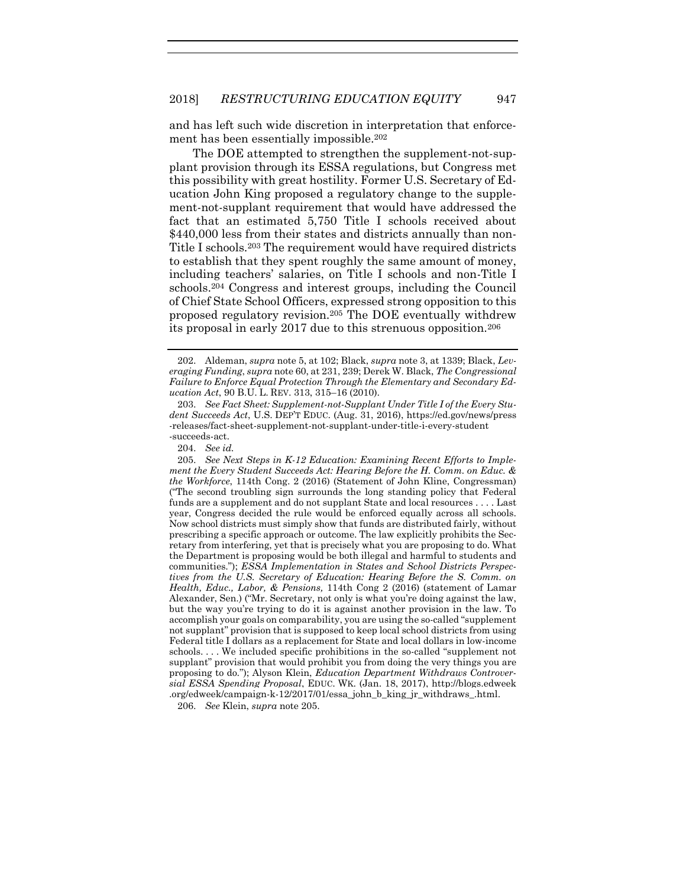and has left such wide discretion in interpretation that enforcement has been essentially impossible.[202]

The DOE attempted to strengthen the supplement-not-supplant provision through its ESSA regulations, but Congress met this possibility with great hostility. Former U.S. Secretary of Education John King proposed a regulatory change to the supplement-not-supplant requirement that would have addressed the fact that an estimated 5,750 Title I schools received about $440,000 less from their states and districts annually than non-Title I schools.[203] The requirement would have required districts to establish that they spent roughly the same amount of money, including teachers' salaries, on Title I schools and non-Title I schools.[204] Congress and interest groups, including the Council of Chief State School Officers, expressed strong opposition to this proposed regulatory revision.[205] The DOE eventually withdrew its proposal in early 2017 due to this strenuous opposition.[206]

---

202. Aldeman, *supra* note 5, at 102; Black, *supra* note 3, at 1339; Black, *Leveraging Funding*, *supra* note 60, at 231, 239; Derek W. Black, *The Congressional Failure to Enforce Equal Protection Through the Elementary and Secondary Education Act*, 90 B.U. L. REV. 313, 315–16 (2010).

203. *See Fact Sheet: Supplement-not-Supplant Under Title I of the Every Student Succeeds Act*, U.S. DEP'T EDUC. (Aug. 31, 2016), https://ed.gov/news/press-releases/fact-sheet-supplement-not-supplant-under-title-i-every-student-succeeds-act.

204. *See id.*

205. *See Next Steps in K-12 Education: Examining Recent Efforts to Implement the Every Student Succeeds Act: Hearing Before the H. Comm. on Educ. & the Workforce*, 114th Cong. 2 (2016) (Statement of John Kline, Congressman) ("The second troubling sign surrounds the long standing policy that Federal funds are a supplement and do not supplant State and local resources . . . . Last year, Congress decided the rule would be enforced equally across all schools. Now school districts must simply show that funds are distributed fairly, without prescribing a specific approach or outcome. The law explicitly prohibits the Secretary from interfering, yet that is precisely what you are proposing to do. What the Department is proposing would be both illegal and harmful to students and communities."); *ESSA Implementation in States and School Districts Perspectives from the U.S. Secretary of Education: Hearing Before the S. Comm. on Health, Educ., Labor, & Pensions,* 114th Cong 2 (2016) (statement of Lamar Alexander, Sen.) ("Mr. Secretary, not only is what you're doing against the law, but the way you're trying to do it is against another provision in the law. To accomplish your goals on comparability, you are using the so-called "supplement not supplant" provision that is supposed to keep local school districts from using Federal title I dollars as a replacement for State and local dollars in low-income schools. . . . We included specific prohibitions in the so-called "supplement not supplant" provision that would prohibit you from doing the very things you are proposing to do."); Alyson Klein, *Education Department Withdraws Controversial ESSA Spending Proposal*, EDUC. WK. (Jan. 18, 2017), http://blogs.edweek.org/edweek/campaign-k-12/2017/01/essa_john_b_king_jr_withdraws_.html.

206. *See* Klein, *supra* note 205.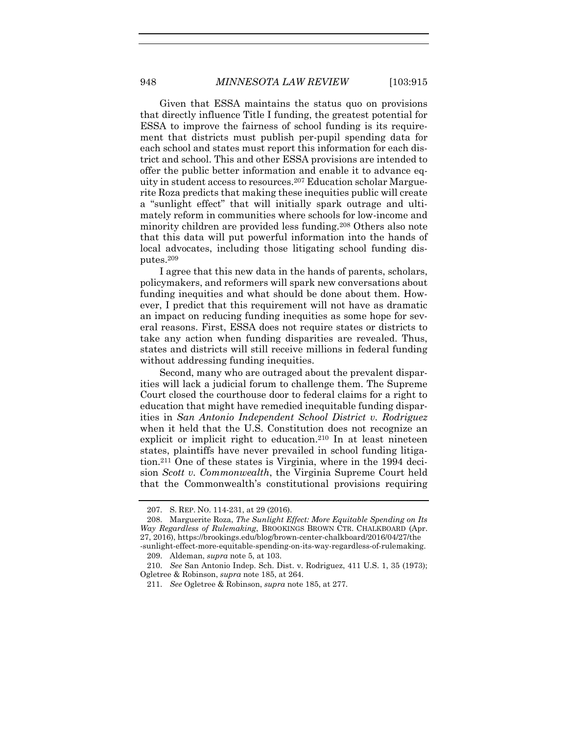Given that ESSA maintains the status quo on provisions that directly influence Title I funding, the greatest potential for ESSA to improve the fairness of school funding is its requirement that districts must publish per-pupil spending data for each school and states must report this information for each district and school. This and other ESSA provisions are intended to offer the public better information and enable it to advance equity in student access to resources.[207] Education scholar Marguerite Roza predicts that making these inequities public will create a "sunlight effect" that will initially spark outrage and ultimately reform in communities where schools for low-income and minority children are provided less funding.[208] Others also note that this data will put powerful information into the hands of local advocates, including those litigating school funding disputes.[209]

I agree that this new data in the hands of parents, scholars, policymakers, and reformers will spark new conversations about funding inequities and what should be done about them. However, I predict that this requirement will not have as dramatic an impact on reducing funding inequities as some hope for several reasons. First, ESSA does not require states or districts to take any action when funding disparities are revealed. Thus, states and districts will still receive millions in federal funding without addressing funding inequities.

Second, many who are outraged about the prevalent disparities will lack a judicial forum to challenge them. The Supreme Court closed the courthouse door to federal claims for a right to education that might have remedied inequitable funding disparities in *San Antonio Independent School District v. Rodriguez* when it held that the U.S. Constitution does not recognize an explicit or implicit right to education.[210] In at least nineteen states, plaintiffs have never prevailed in school funding litigation.[211] One of these states is Virginia, where in the 1994 decision *Scott v. Commonwealth*, the Virginia Supreme Court held that the Commonwealth's constitutional provisions requiring

---

207. S. REP. NO. 114-231, at 29 (2016).

208. Marguerite Roza, *The Sunlight Effect: More Equitable Spending on Its Way Regardless of Rulemaking*, BROOKINGS BROWN CTR. CHALKBOARD (Apr. 27, 2016), https://brookings.edu/blog/brown-center-chalkboard/2016/04/27/the-sunlight-effect-more-equitable-spending-on-its-way-regardless-of-rulemaking.

209. Aldeman, *supra* note 5, at 103.

210. *See* San Antonio Indep. Sch. Dist. v. Rodriguez, 411 U.S. 1, 35 (1973); Ogletree & Robinson, *supra* note 185, at 264.

211. *See* Ogletree & Robinson, *supra* note 185, at 277.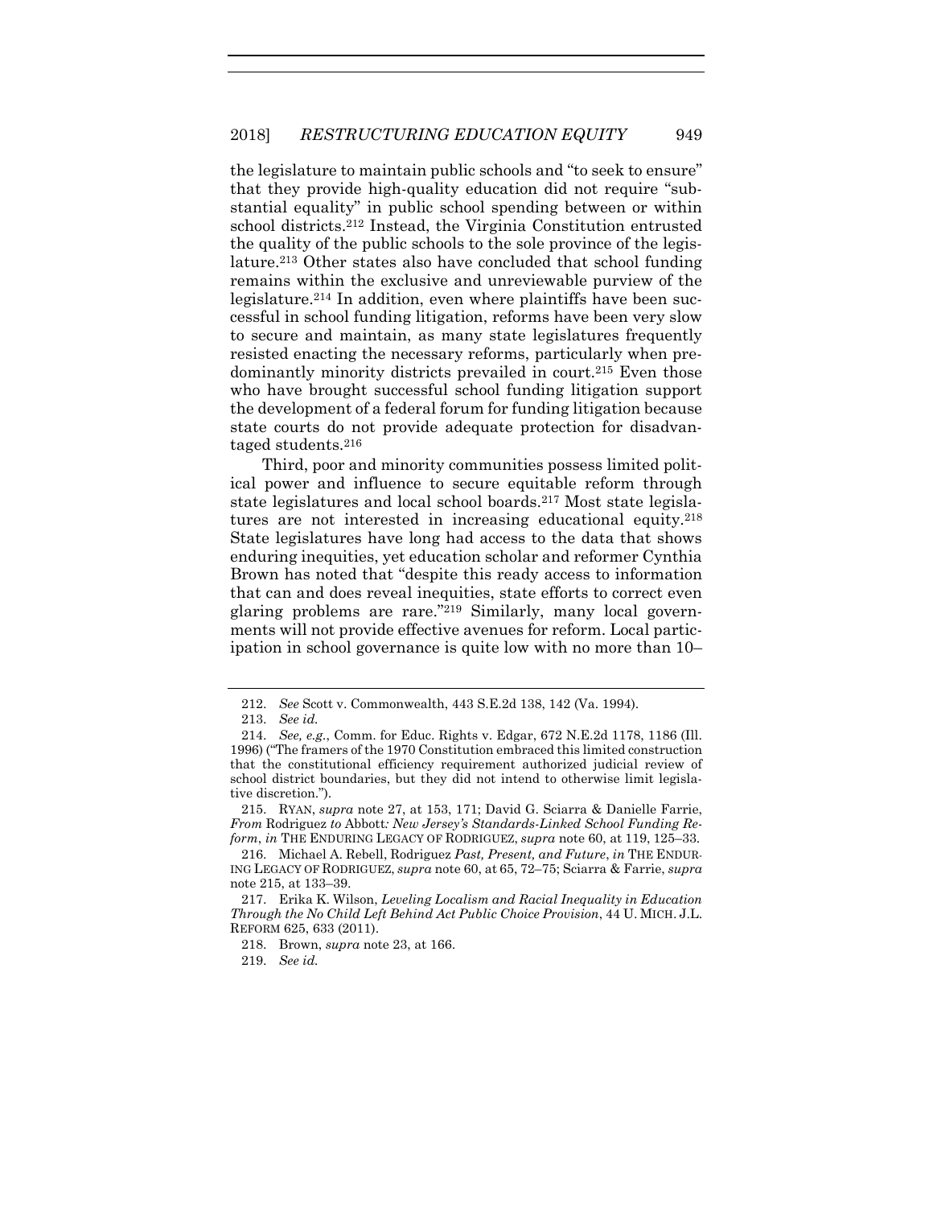the legislature to maintain public schools and "to seek to ensure" that they provide high-quality education did not require "substantial equality" in public school spending between or within school districts.[212] Instead, the Virginia Constitution entrusted the quality of the public schools to the sole province of the legislature.[213] Other states also have concluded that school funding remains within the exclusive and unreviewable purview of the legislature.[214] In addition, even where plaintiffs have been successful in school funding litigation, reforms have been very slow to secure and maintain, as many state legislatures frequently resisted enacting the necessary reforms, particularly when predominantly minority districts prevailed in court.[215] Even those who have brought successful school funding litigation support the development of a federal forum for funding litigation because state courts do not provide adequate protection for disadvantaged students.[216]

Third, poor and minority communities possess limited political power and influence to secure equitable reform through state legislatures and local school boards.[217] Most state legislatures are not interested in increasing educational equity.[218] State legislatures have long had access to the data that shows enduring inequities, yet education scholar and reformer Cynthia Brown has noted that "despite this ready access to information that can and does reveal inequities, state efforts to correct even glaring problems are rare."[219] Similarly, many local governments will not provide effective avenues for reform. Local participation in school governance is quite low with no more than 10–

---

212. *See* Scott v. Commonwealth, 443 S.E.2d 138, 142 (Va. 1994).

213. *See id.*

214. *See, e.g.*, Comm. for Educ. Rights v. Edgar, 672 N.E.2d 1178, 1186 (Ill. 1996) ("The framers of the 1970 Constitution embraced this limited construction that the constitutional efficiency requirement authorized judicial review of school district boundaries, but they did not intend to otherwise limit legislative discretion.").

215. RYAN, *supra* note 27, at 153, 171; David G. Sciarra & Danielle Farrie, *From* Rodriguez *to* Abbott*: New Jersey's Standards-Linked School Funding Reform*, *in* THE ENDURING LEGACY OF RODRIGUEZ, *supra* note 60, at 119, 125–33.

216. Michael A. Rebell, Rodriguez *Past, Present, and Future*, *in* THE ENDURING LEGACY OF RODRIGUEZ, *supra* note 60, at 65, 72–75; Sciarra & Farrie, *supra* note 215, at 133–39.

217. Erika K. Wilson, *Leveling Localism and Racial Inequality in Education Through the No Child Left Behind Act Public Choice Provision*, 44 U. MICH. J.L. REFORM 625, 633 (2011).

218. Brown, *supra* note 23, at 166.

219. *See id.*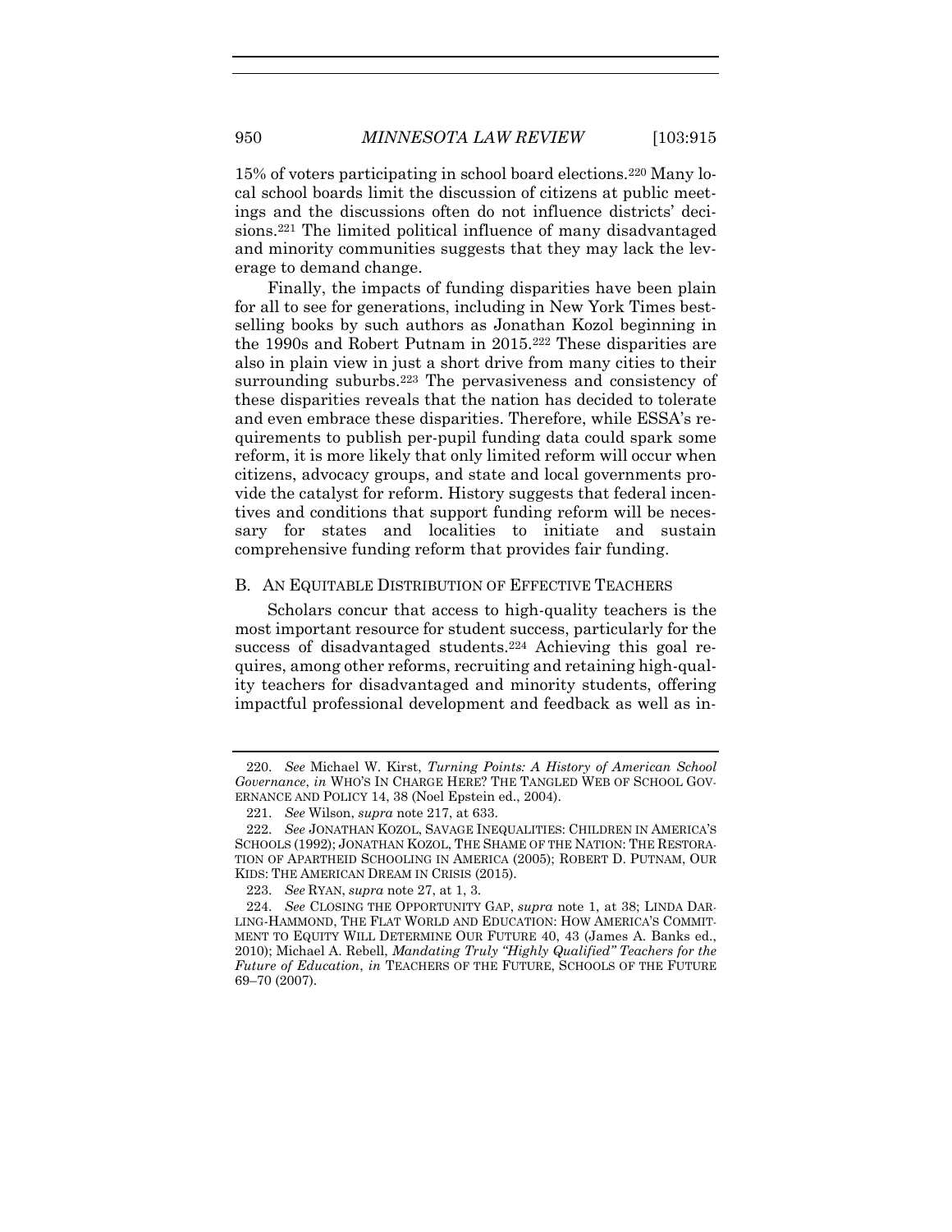15% of voters participating in school board elections.[220] Many local school boards limit the discussion of citizens at public meetings and the discussions often do not influence districts' decisions.[221] The limited political influence of many disadvantaged and minority communities suggests that they may lack the leverage to demand change.

Finally, the impacts of funding disparities have been plain for all to see for generations, including in New York Times best-selling books by such authors as Jonathan Kozol beginning in the 1990s and Robert Putnam in 2015.[222] These disparities are also in plain view in just a short drive from many cities to their surrounding suburbs.[223] The pervasiveness and consistency of these disparities reveals that the nation has decided to tolerate and even embrace these disparities. Therefore, while ESSA's requirements to publish per-pupil funding data could spark some reform, it is more likely that only limited reform will occur when citizens, advocacy groups, and state and local governments provide the catalyst for reform. History suggests that federal incentives and conditions that support funding reform will be necessary for states and localities to initiate and sustain comprehensive funding reform that provides fair funding.

### B. An Equitable Distribution of Effective Teachers

Scholars concur that access to high-quality teachers is the most important resource for student success, particularly for the success of disadvantaged students.[224] Achieving this goal requires, among other reforms, recruiting and retaining high-quality teachers for disadvantaged and minority students, offering impactful professional development and feedback as well as in-

---

220. *See* Michael W. Kirst, *Turning Points: A History of American School Governance*, *in* WHO'S IN CHARGE HERE? THE TANGLED WEB OF SCHOOL GOVERNANCE AND POLICY 14, 38 (Noel Epstein ed., 2004).

221. *See* Wilson, *supra* note 217, at 633.

222. *See* JONATHAN KOZOL, SAVAGE INEQUALITIES: CHILDREN IN AMERICA'S SCHOOLS (1992); JONATHAN KOZOL, THE SHAME OF THE NATION: THE RESTORATION OF APARTHEID SCHOOLING IN AMERICA (2005); ROBERT D. PUTNAM, OUR KIDS: THE AMERICAN DREAM IN CRISIS (2015).

223. *See* RYAN, *supra* note 27, at 1, 3.

224. *See* CLOSING THE OPPORTUNITY GAP, *supra* note 1, at 38; LINDA DARLING-HAMMOND, THE FLAT WORLD AND EDUCATION: HOW AMERICA'S COMMITMENT TO EQUITY WILL DETERMINE OUR FUTURE 40, 43 (James A. Banks ed., 2010); Michael A. Rebell, *Mandating Truly "Highly Qualified" Teachers for the Future of Education*, *in* TEACHERS OF THE FUTURE, SCHOOLS OF THE FUTURE 69–70 (2007).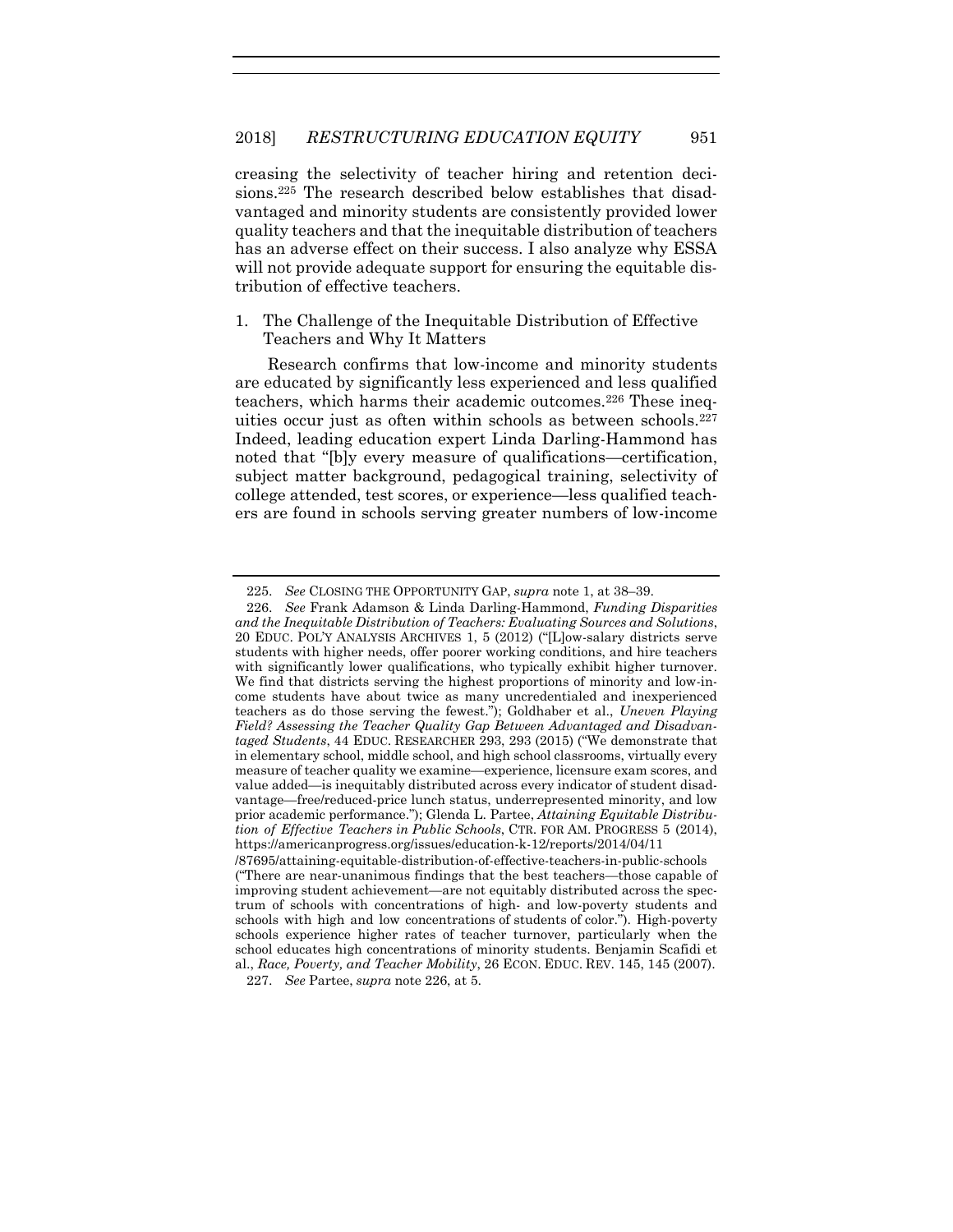creasing the selectivity of teacher hiring and retention decisions.[225] The research described below establishes that disadvantaged and minority students are consistently provided lower quality teachers and that the inequitable distribution of teachers has an adverse effect on their success. I also analyze why ESSA will not provide adequate support for ensuring the equitable distribution of effective teachers.

1. The Challenge of the Inequitable Distribution of Effective Teachers and Why It Matters

Research confirms that low-income and minority students are educated by significantly less experienced and less qualified teachers, which harms their academic outcomes.[226] These inequities occur just as often within schools as between schools.[227] Indeed, leading education expert Linda Darling-Hammond has noted that "[b]y every measure of qualifications—certification, subject matter background, pedagogical training, selectivity of college attended, test scores, or experience—less qualified teachers are found in schools serving greater numbers of low-income

---

225. *See* CLOSING THE OPPORTUNITY GAP, *supra* note 1, at 38–39.

226. *See* Frank Adamson & Linda Darling-Hammond, *Funding Disparities and the Inequitable Distribution of Teachers: Evaluating Sources and Solutions*, 20 EDUC. POL'Y ANALYSIS ARCHIVES 1, 5 (2012) ("[L]ow-salary districts serve students with higher needs, offer poorer working conditions, and hire teachers with significantly lower qualifications, who typically exhibit higher turnover. We find that districts serving the highest proportions of minority and low-income students have about twice as many uncredentialed and inexperienced teachers as do those serving the fewest."); Goldhaber et al., *Uneven Playing Field? Assessing the Teacher Quality Gap Between Advantaged and Disadvantaged Students*, 44 EDUC. RESEARCHER 293, 293 (2015) ("We demonstrate that in elementary school, middle school, and high school classrooms, virtually every measure of teacher quality we examine—experience, licensure exam scores, and value added—is inequitably distributed across every indicator of student disadvantage—free/reduced-price lunch status, underrepresented minority, and low prior academic performance."); Glenda L. Partee, *Attaining Equitable Distribution of Effective Teachers in Public Schools*, CTR. FOR AM. PROGRESS 5 (2014), https://americanprogress.org/issues/education-k-12/reports/2014/04/11/87695/attaining-equitable-distribution-of-effective-teachers-in-public-schools ("There are near-unanimous findings that the best teachers—those capable of improving student achievement—are not equitably distributed across the spectrum of schools with concentrations of high- and low-poverty students and schools with high and low concentrations of students of color."). High-poverty schools experience higher rates of teacher turnover, particularly when the school educates high concentrations of minority students. Benjamin Scafidi et al., *Race, Poverty, and Teacher Mobility*, 26 ECON. EDUC. REV. 145, 145 (2007).

227. *See* Partee, *supra* note 226, at 5.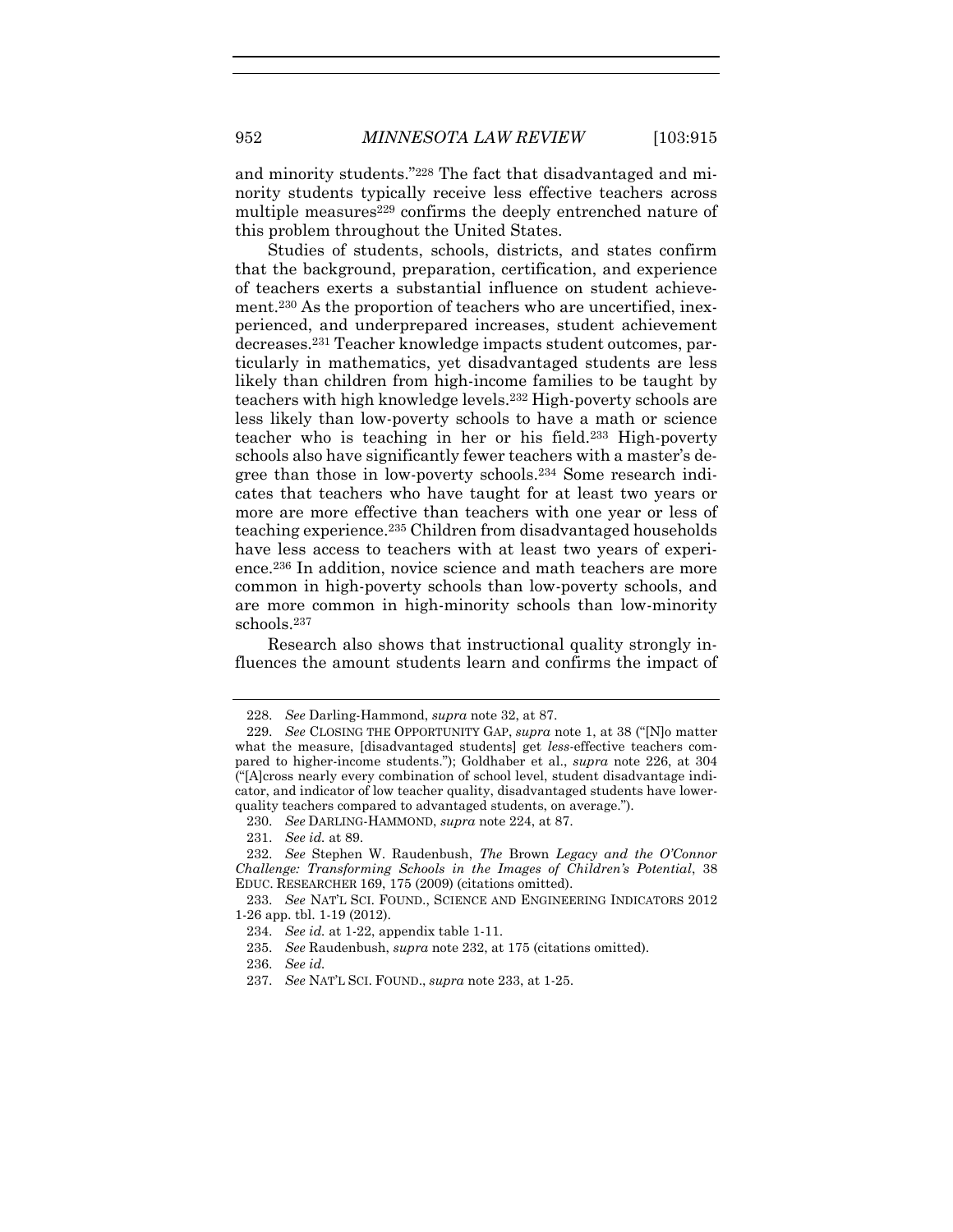and minority students."[228] The fact that disadvantaged and minority students typically receive less effective teachers across multiple measures[229] confirms the deeply entrenched nature of this problem throughout the United States.

Studies of students, schools, districts, and states confirm that the background, preparation, certification, and experience of teachers exerts a substantial influence on student achievement.[230] As the proportion of teachers who are uncertified, inexperienced, and underprepared increases, student achievement decreases.[231] Teacher knowledge impacts student outcomes, particularly in mathematics, yet disadvantaged students are less likely than children from high-income families to be taught by teachers with high knowledge levels.[232] High-poverty schools are less likely than low-poverty schools to have a math or science teacher who is teaching in her or his field.[233] High-poverty schools also have significantly fewer teachers with a master's degree than those in low-poverty schools.[234] Some research indicates that teachers who have taught for at least two years or more are more effective than teachers with one year or less of teaching experience.[235] Children from disadvantaged households have less access to teachers with at least two years of experience.[236] In addition, novice science and math teachers are more common in high-poverty schools than low-poverty schools, and are more common in high-minority schools than low-minority schools.[237]

Research also shows that instructional quality strongly influences the amount students learn and confirms the impact of

---

228. *See* Darling-Hammond, *supra* note 32, at 87.

229. *See* CLOSING THE OPPORTUNITY GAP, *supra* note 1, at 38 ("[N]o matter what the measure, [disadvantaged students] get *less*-effective teachers compared to higher-income students."); Goldhaber et al., *supra* note 226, at 304 ("[A]cross nearly every combination of school level, student disadvantage indicator, and indicator of low teacher quality, disadvantaged students have lower-quality teachers compared to advantaged students, on average.").

230. *See* DARLING-HAMMOND, *supra* note 224, at 87.

231. *See id.* at 89.

232. *See* Stephen W. Raudenbush, *The* Brown *Legacy and the O'Connor Challenge: Transforming Schools in the Images of Children's Potential*, 38 EDUC. RESEARCHER 169, 175 (2009) (citations omitted).

233. *See* NAT'L SCI. FOUND., SCIENCE AND ENGINEERING INDICATORS 2012 1-26 app. tbl. 1-19 (2012).

234. *See id.* at 1-22, appendix table 1-11.

235. *See* Raudenbush, *supra* note 232, at 175 (citations omitted).

236. *See id.*

237. *See* NAT'L SCI. FOUND., *supra* note 233, at 1-25.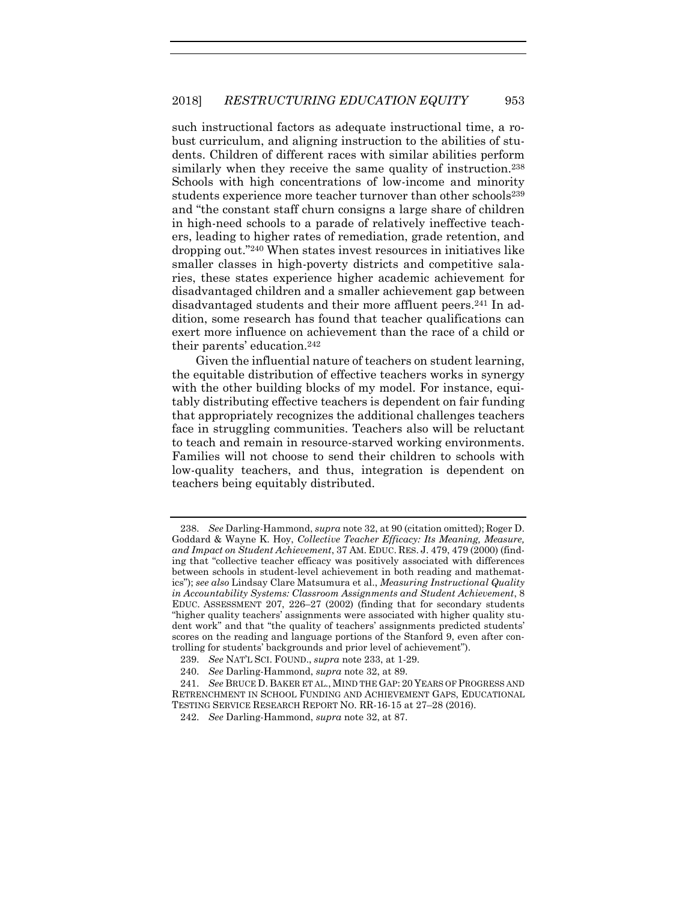such instructional factors as adequate instructional time, a robust curriculum, and aligning instruction to the abilities of students. Children of different races with similar abilities perform similarly when they receive the same quality of instruction.[238] Schools with high concentrations of low-income and minority students experience more teacher turnover than other schools[239] and "the constant staff churn consigns a large share of children in high-need schools to a parade of relatively ineffective teachers, leading to higher rates of remediation, grade retention, and dropping out."[240] When states invest resources in initiatives like smaller classes in high-poverty districts and competitive salaries, these states experience higher academic achievement for disadvantaged children and a smaller achievement gap between disadvantaged students and their more affluent peers.[241] In addition, some research has found that teacher qualifications can exert more influence on achievement than the race of a child or their parents' education.[242]

Given the influential nature of teachers on student learning, the equitable distribution of effective teachers works in synergy with the other building blocks of my model. For instance, equitably distributing effective teachers is dependent on fair funding that appropriately recognizes the additional challenges teachers face in struggling communities. Teachers also will be reluctant to teach and remain in resource-starved working environments. Families will not choose to send their children to schools with low-quality teachers, and thus, integration is dependent on teachers being equitably distributed.

---

238. *See* Darling-Hammond, *supra* note 32, at 90 (citation omitted); Roger D. Goddard & Wayne K. Hoy, *Collective Teacher Efficacy: Its Meaning, Measure, and Impact on Student Achievement*, 37 AM. EDUC. RES. J. 479, 479 (2000) (finding that "collective teacher efficacy was positively associated with differences between schools in student-level achievement in both reading and mathematics"); *see also* Lindsay Clare Matsumura et al., *Measuring Instructional Quality in Accountability Systems: Classroom Assignments and Student Achievement*, 8 EDUC. ASSESSMENT 207, 226–27 (2002) (finding that for secondary students "higher quality teachers' assignments were associated with higher quality student work" and that "the quality of teachers' assignments predicted students' scores on the reading and language portions of the Stanford 9, even after controlling for students' backgrounds and prior level of achievement").

239. *See* NAT'L SCI. FOUND., *supra* note 233, at 1-29.

240. *See* Darling-Hammond, *supra* note 32, at 89.

241. *See* BRUCE D. BAKER ET AL., MIND THE GAP: 20 YEARS OF PROGRESS AND RETRENCHMENT IN SCHOOL FUNDING AND ACHIEVEMENT GAPS, EDUCATIONAL TESTING SERVICE RESEARCH REPORT NO. RR-16-15 at 27–28 (2016).

242. *See* Darling-Hammond, *supra* note 32, at 87.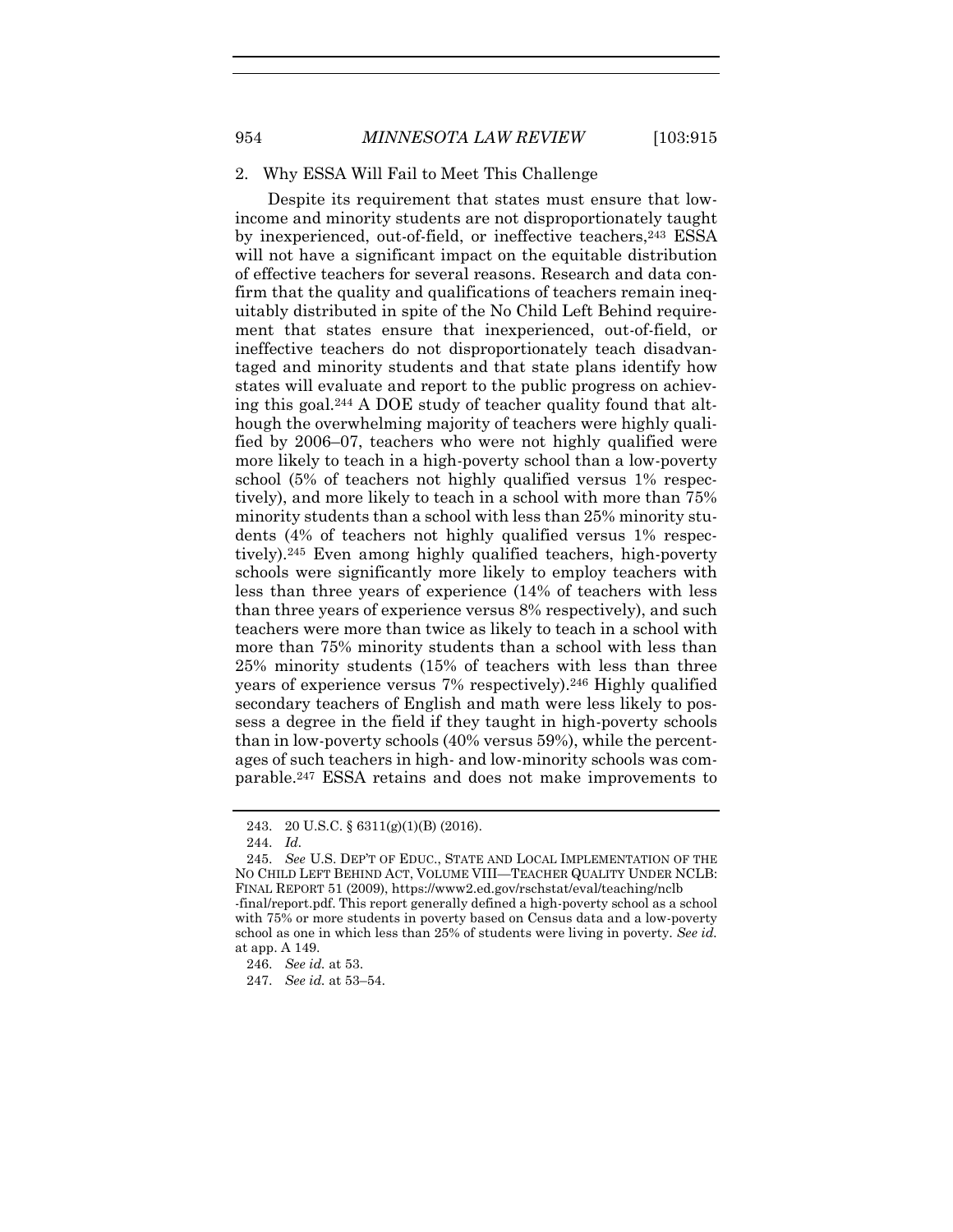### 2. Why ESSA Will Fail to Meet This Challenge

Despite its requirement that states must ensure that low-income and minority students are not disproportionately taught by inexperienced, out-of-field, or ineffective teachers,[243] ESSA will not have a significant impact on the equitable distribution of effective teachers for several reasons. Research and data confirm that the quality and qualifications of teachers remain inequitably distributed in spite of the No Child Left Behind requirement that states ensure that inexperienced, out-of-field, or ineffective teachers do not disproportionately teach disadvantaged and minority students and that state plans identify how states will evaluate and report to the public progress on achieving this goal.[244] A DOE study of teacher quality found that although the overwhelming majority of teachers were highly qualified by 2006–07, teachers who were not highly qualified were more likely to teach in a high-poverty school than a low-poverty school (5% of teachers not highly qualified versus 1% respectively), and more likely to teach in a school with more than 75% minority students than a school with less than 25% minority students (4% of teachers not highly qualified versus 1% respectively).[245] Even among highly qualified teachers, high-poverty schools were significantly more likely to employ teachers with less than three years of experience (14% of teachers with less than three years of experience versus 8% respectively), and such teachers were more than twice as likely to teach in a school with more than 75% minority students than a school with less than 25% minority students (15% of teachers with less than three years of experience versus 7% respectively).[246] Highly qualified secondary teachers of English and math were less likely to possess a degree in the field if they taught in high-poverty schools than in low-poverty schools (40% versus 59%), while the percentages of such teachers in high- and low-minority schools was comparable.[247] ESSA retains and does not make improvements to

243. 20 U.S.C. § 6311(g)(1)(B) (2016).

244. *Id.*

245. *See* U.S. DEP'T OF EDUC., STATE AND LOCAL IMPLEMENTATION OF THE NO CHILD LEFT BEHIND ACT, VOLUME VIII—TEACHER QUALITY UNDER NCLB: FINAL REPORT 51 (2009), https://www2.ed.gov/rschstat/eval/teaching/nclb-final/report.pdf. This report generally defined a high-poverty school as a school with 75% or more students in poverty based on Census data and a low-poverty school as one in which less than 25% of students were living in poverty. *See id.* at app. A 149.

246. *See id.* at 53.

247. *See id.* at 53–54.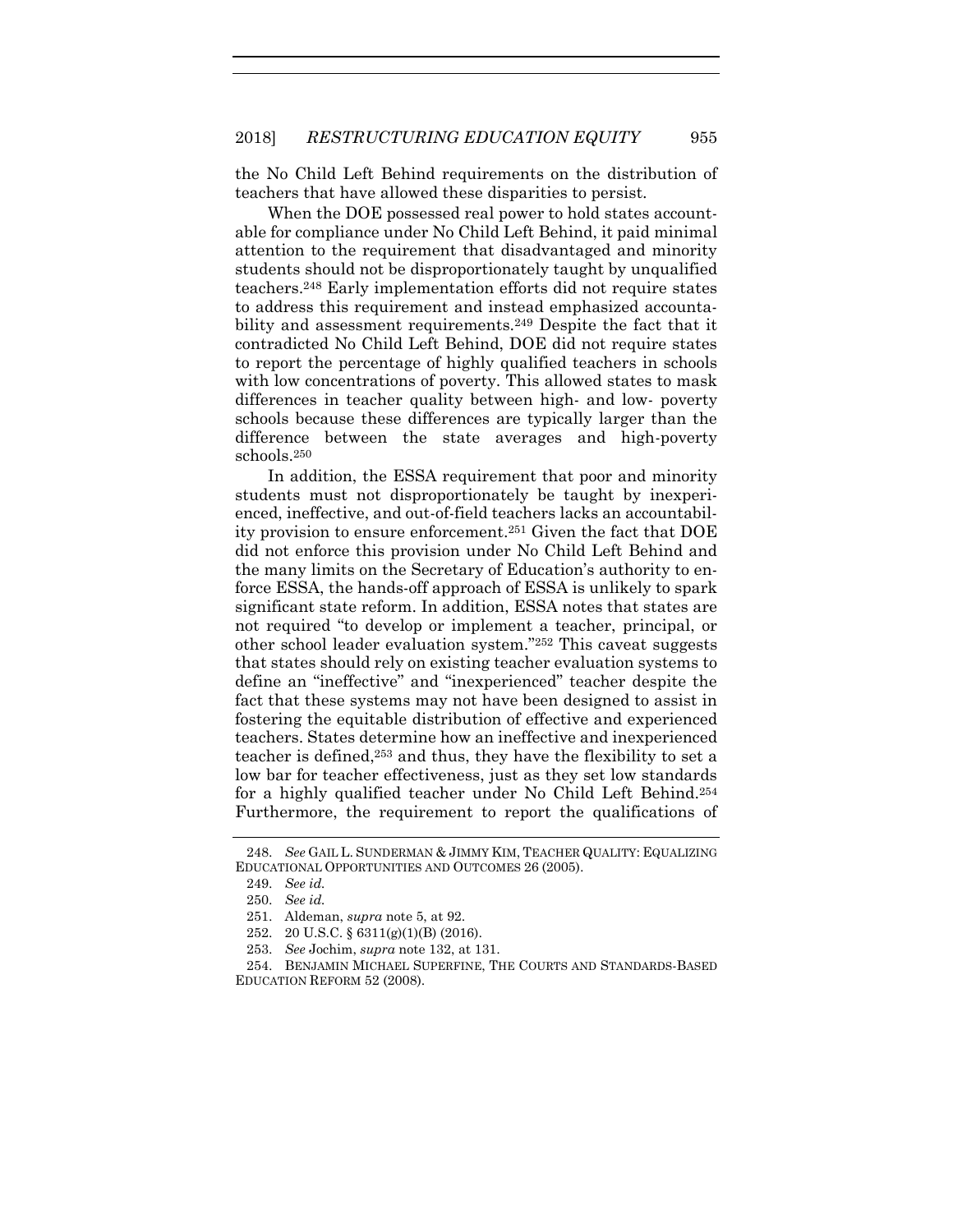the No Child Left Behind requirements on the distribution of teachers that have allowed these disparities to persist.

When the DOE possessed real power to hold states accountable for compliance under No Child Left Behind, it paid minimal attention to the requirement that disadvantaged and minority students should not be disproportionately taught by unqualified teachers.[248] Early implementation efforts did not require states to address this requirement and instead emphasized accountability and assessment requirements.[249] Despite the fact that it contradicted No Child Left Behind, DOE did not require states to report the percentage of highly qualified teachers in schools with low concentrations of poverty. This allowed states to mask differences in teacher quality between high- and low- poverty schools because these differences are typically larger than the difference between the state averages and high-poverty schools.[250]

In addition, the ESSA requirement that poor and minority students must not disproportionately be taught by inexperienced, ineffective, and out-of-field teachers lacks an accountability provision to ensure enforcement.[251] Given the fact that DOE did not enforce this provision under No Child Left Behind and the many limits on the Secretary of Education's authority to enforce ESSA, the hands-off approach of ESSA is unlikely to spark significant state reform. In addition, ESSA notes that states are not required "to develop or implement a teacher, principal, or other school leader evaluation system."[252] This caveat suggests that states should rely on existing teacher evaluation systems to define an "ineffective" and "inexperienced" teacher despite the fact that these systems may not have been designed to assist in fostering the equitable distribution of effective and experienced teachers. States determine how an ineffective and inexperienced teacher is defined,[253] and thus, they have the flexibility to set a low bar for teacher effectiveness, just as they set low standards for a highly qualified teacher under No Child Left Behind.[254] Furthermore, the requirement to report the qualifications of

---

248. *See* GAIL L. SUNDERMAN & JIMMY KIM, TEACHER QUALITY: EQUALIZING EDUCATIONAL OPPORTUNITIES AND OUTCOMES 26 (2005).

249. *See id.*

250. *See id.*

251. Aldeman, *supra* note 5, at 92.

252. 20 U.S.C. § 6311(g)(1)(B) (2016).

253. *See* Jochim, *supra* note 132, at 131.

254. BENJAMIN MICHAEL SUPERFINE, THE COURTS AND STANDARDS-BASED EDUCATION REFORM 52 (2008).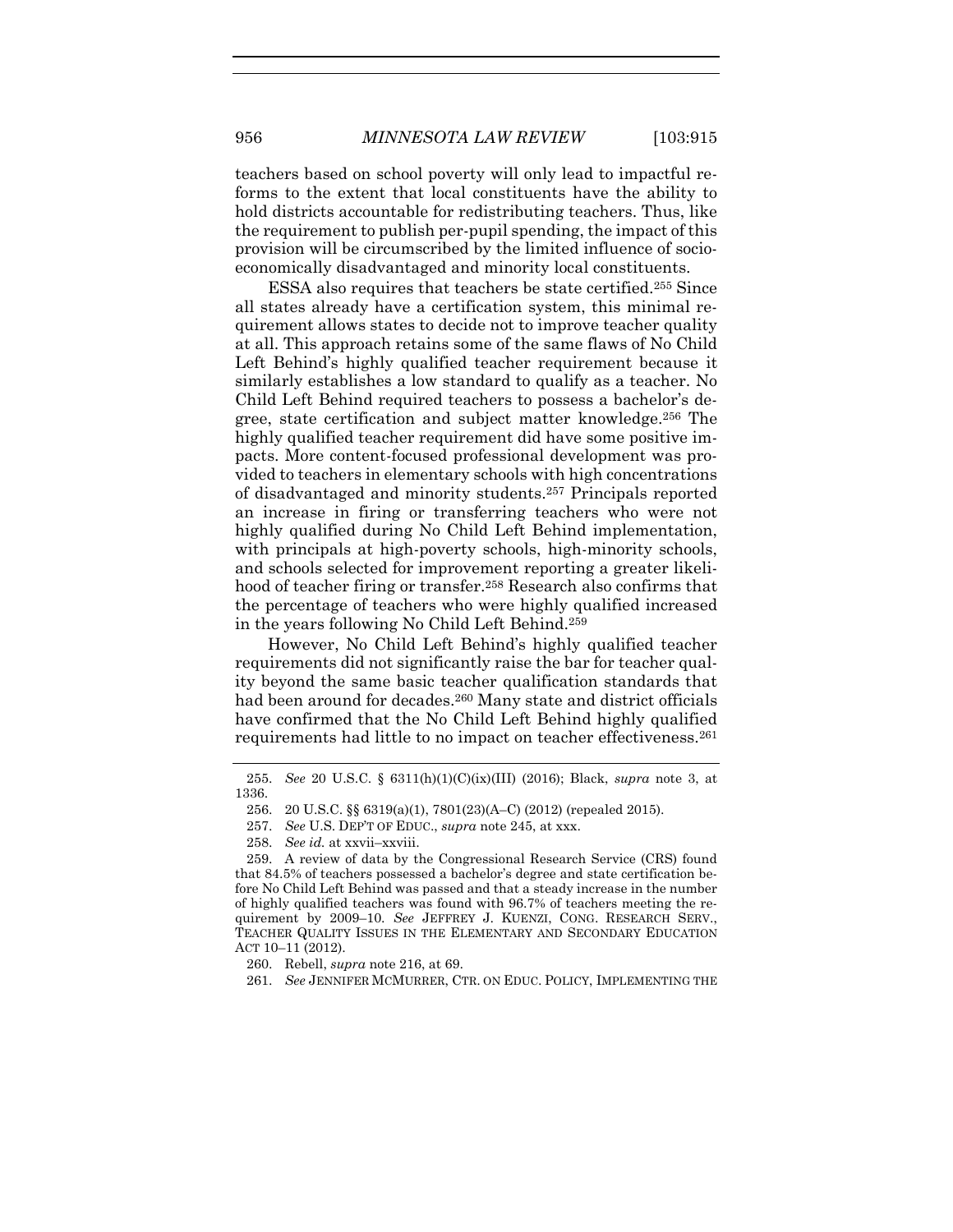teachers based on school poverty will only lead to impactful reforms to the extent that local constituents have the ability to hold districts accountable for redistributing teachers. Thus, like the requirement to publish per-pupil spending, the impact of this provision will be circumscribed by the limited influence of socioeconomically disadvantaged and minority local constituents.

ESSA also requires that teachers be state certified.[255] Since all states already have a certification system, this minimal requirement allows states to decide not to improve teacher quality at all. This approach retains some of the same flaws of No Child Left Behind's highly qualified teacher requirement because it similarly establishes a low standard to qualify as a teacher. No Child Left Behind required teachers to possess a bachelor's degree, state certification and subject matter knowledge.[256] The highly qualified teacher requirement did have some positive impacts. More content-focused professional development was provided to teachers in elementary schools with high concentrations of disadvantaged and minority students.[257] Principals reported an increase in firing or transferring teachers who were not highly qualified during No Child Left Behind implementation, with principals at high-poverty schools, high-minority schools, and schools selected for improvement reporting a greater likelihood of teacher firing or transfer.[258] Research also confirms that the percentage of teachers who were highly qualified increased in the years following No Child Left Behind.[259]

However, No Child Left Behind's highly qualified teacher requirements did not significantly raise the bar for teacher quality beyond the same basic teacher qualification standards that had been around for decades.[260] Many state and district officials have confirmed that the No Child Left Behind highly qualified requirements had little to no impact on teacher effectiveness.[261]

---

255. *See* 20 U.S.C. § 6311(h)(1)(C)(ix)(III) (2016); Black, *supra* note 3, at 1336.

256. 20 U.S.C. §§ 6319(a)(1), 7801(23)(A–C) (2012) (repealed 2015).

257. *See* U.S. DEP'T OF EDUC., *supra* note 245, at xxx.

258. *See id.* at xxvii–xxviii.

259. A review of data by the Congressional Research Service (CRS) found that 84.5% of teachers possessed a bachelor's degree and state certification before No Child Left Behind was passed and that a steady increase in the number of highly qualified teachers was found with 96.7% of teachers meeting the requirement by 2009–10. *See* JEFFREY J. KUENZI, CONG. RESEARCH SERV., TEACHER QUALITY ISSUES IN THE ELEMENTARY AND SECONDARY EDUCATION ACT 10–11 (2012).

260. Rebell, *supra* note 216, at 69.

261. *See* JENNIFER MCMURRER, CTR. ON EDUC. POLICY, IMPLEMENTING THE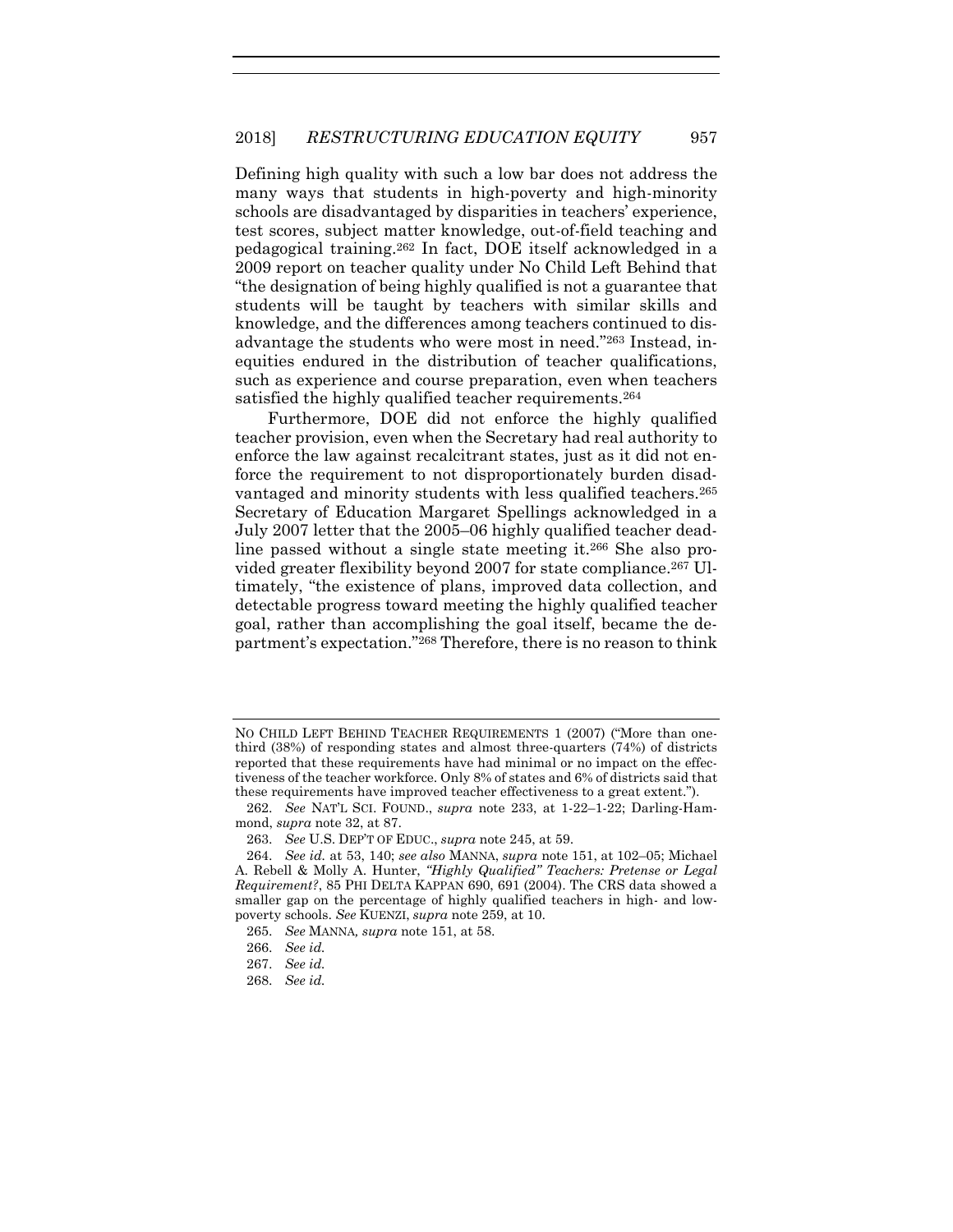Defining high quality with such a low bar does not address the many ways that students in high-poverty and high-minority schools are disadvantaged by disparities in teachers' experience, test scores, subject matter knowledge, out-of-field teaching and pedagogical training.[262] In fact, DOE itself acknowledged in a 2009 report on teacher quality under No Child Left Behind that "the designation of being highly qualified is not a guarantee that students will be taught by teachers with similar skills and knowledge, and the differences among teachers continued to disadvantage the students who were most in need."[263] Instead, inequities endured in the distribution of teacher qualifications, such as experience and course preparation, even when teachers satisfied the highly qualified teacher requirements.[264]

Furthermore, DOE did not enforce the highly qualified teacher provision, even when the Secretary had real authority to enforce the law against recalcitrant states, just as it did not enforce the requirement to not disproportionately burden disadvantaged and minority students with less qualified teachers.[265] Secretary of Education Margaret Spellings acknowledged in a July 2007 letter that the 2005–06 highly qualified teacher deadline passed without a single state meeting it.[266] She also provided greater flexibility beyond 2007 for state compliance.[267] Ultimately, "the existence of plans, improved data collection, and detectable progress toward meeting the highly qualified teacher goal, rather than accomplishing the goal itself, became the department's expectation."[268] Therefore, there is no reason to think

---

NO CHILD LEFT BEHIND TEACHER REQUIREMENTS 1 (2007) ("More than one-third (38%) of responding states and almost three-quarters (74%) of districts reported that these requirements have had minimal or no impact on the effectiveness of the teacher workforce. Only 8% of states and 6% of districts said that these requirements have improved teacher effectiveness to a great extent.").

262. *See* NAT'L SCI. FOUND., *supra* note 233, at 1-22–1-22; Darling-Hammond, *supra* note 32, at 87.

263. *See* U.S. DEP'T OF EDUC., *supra* note 245, at 59.

264. *See id.* at 53, 140; *see also* MANNA, *supra* note 151, at 102–05; Michael A. Rebell & Molly A. Hunter, *"Highly Qualified" Teachers: Pretense or Legal Requirement?*, 85 PHI DELTA KAPPAN 690, 691 (2004). The CRS data showed a smaller gap on the percentage of highly qualified teachers in high- and low-poverty schools. *See* KUENZI, *supra* note 259, at 10.

265. *See* MANNA*, supra* note 151, at 58.

266. *See id.*

267. *See id.*

268. *See id.*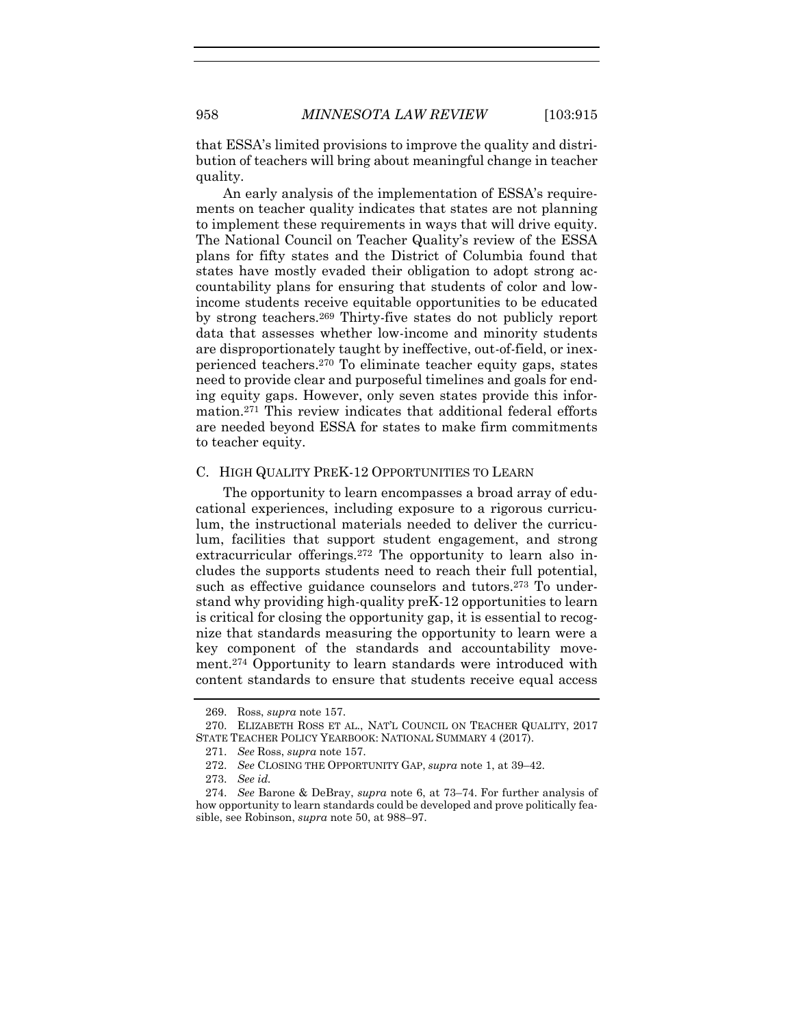that ESSA's limited provisions to improve the quality and distribution of teachers will bring about meaningful change in teacher quality.

An early analysis of the implementation of ESSA's requirements on teacher quality indicates that states are not planning to implement these requirements in ways that will drive equity. The National Council on Teacher Quality's review of the ESSA plans for fifty states and the District of Columbia found that states have mostly evaded their obligation to adopt strong accountability plans for ensuring that students of color and low-income students receive equitable opportunities to be educated by strong teachers.[269] Thirty-five states do not publicly report data that assesses whether low-income and minority students are disproportionately taught by ineffective, out-of-field, or inexperienced teachers.[270] To eliminate teacher equity gaps, states need to provide clear and purposeful timelines and goals for ending equity gaps. However, only seven states provide this information.[271] This review indicates that additional federal efforts are needed beyond ESSA for states to make firm commitments to teacher equity.

### C. HIGH QUALITY PREK-12 OPPORTUNITIES TO LEARN

The opportunity to learn encompasses a broad array of educational experiences, including exposure to a rigorous curriculum, the instructional materials needed to deliver the curriculum, facilities that support student engagement, and strong extracurricular offerings.[272] The opportunity to learn also includes the supports students need to reach their full potential, such as effective guidance counselors and tutors.[273] To understand why providing high-quality preK-12 opportunities to learn is critical for closing the opportunity gap, it is essential to recognize that standards measuring the opportunity to learn were a key component of the standards and accountability movement.[274] Opportunity to learn standards were introduced with content standards to ensure that students receive equal access

---

269. Ross, *supra* note 157.

270. ELIZABETH ROSS ET AL., NAT'L COUNCIL ON TEACHER QUALITY, 2017 STATE TEACHER POLICY YEARBOOK: NATIONAL SUMMARY 4 (2017).

271. *See* Ross, *supra* note 157.

272. *See* CLOSING THE OPPORTUNITY GAP, *supra* note 1, at 39–42.

273. *See id.*

274. *See* Barone & DeBray, *supra* note 6, at 73–74. For further analysis of how opportunity to learn standards could be developed and prove politically feasible, see Robinson, *supra* note 50, at 988–97.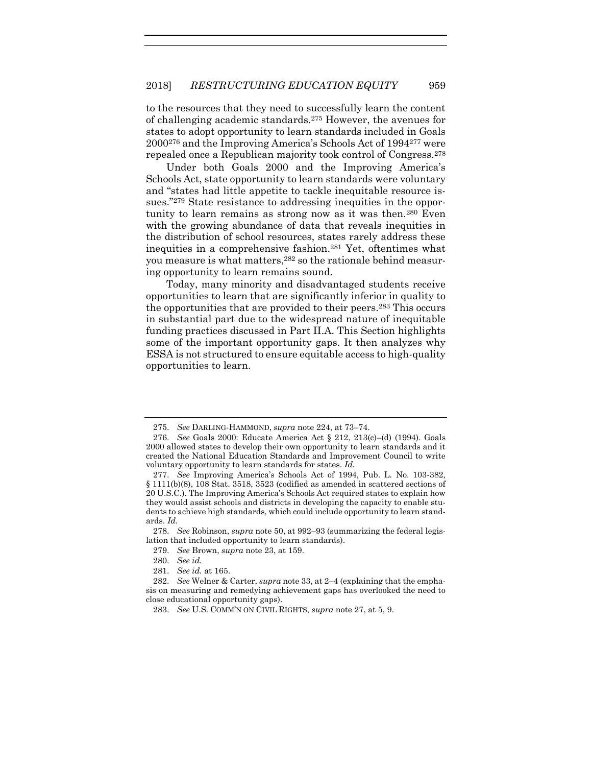to the resources that they need to successfully learn the content of challenging academic standards.[275] However, the avenues for states to adopt opportunity to learn standards included in Goals 2000[276] and the Improving America's Schools Act of 1994[277] were repealed once a Republican majority took control of Congress.[278]

Under both Goals 2000 and the Improving America's Schools Act, state opportunity to learn standards were voluntary and "states had little appetite to tackle inequitable resource issues."[279] State resistance to addressing inequities in the opportunity to learn remains as strong now as it was then.[280] Even with the growing abundance of data that reveals inequities in the distribution of school resources, states rarely address these inequities in a comprehensive fashion.[281] Yet, oftentimes what you measure is what matters,[282] so the rationale behind measuring opportunity to learn remains sound.

Today, many minority and disadvantaged students receive opportunities to learn that are significantly inferior in quality to the opportunities that are provided to their peers.[283] This occurs in substantial part due to the widespread nature of inequitable funding practices discussed in Part II.A. This Section highlights some of the important opportunity gaps. It then analyzes why ESSA is not structured to ensure equitable access to high-quality opportunities to learn.

---

275. *See* DARLING-HAMMOND, *supra* note 224, at 73–74.

276. *See* Goals 2000: Educate America Act § 212, 213(c)–(d) (1994). Goals 2000 allowed states to develop their own opportunity to learn standards and it created the National Education Standards and Improvement Council to write voluntary opportunity to learn standards for states. *Id.*

277. *See* Improving America's Schools Act of 1994, Pub. L. No. 103-382, § 1111(b)(8), 108 Stat. 3518, 3523 (codified as amended in scattered sections of 20 U.S.C.). The Improving America's Schools Act required states to explain how they would assist schools and districts in developing the capacity to enable students to achieve high standards, which could include opportunity to learn standards. *Id.*

278. *See* Robinson, *supra* note 50, at 992–93 (summarizing the federal legislation that included opportunity to learn standards).

279. *See* Brown, *supra* note 23, at 159.

280. *See id.*

281. *See id.* at 165.

282. *See* Welner & Carter, *supra* note 33, at 2–4 (explaining that the emphasis on measuring and remedying achievement gaps has overlooked the need to close educational opportunity gaps).

283. *See* U.S. COMM'N ON CIVIL RIGHTS, *supra* note 27, at 5, 9.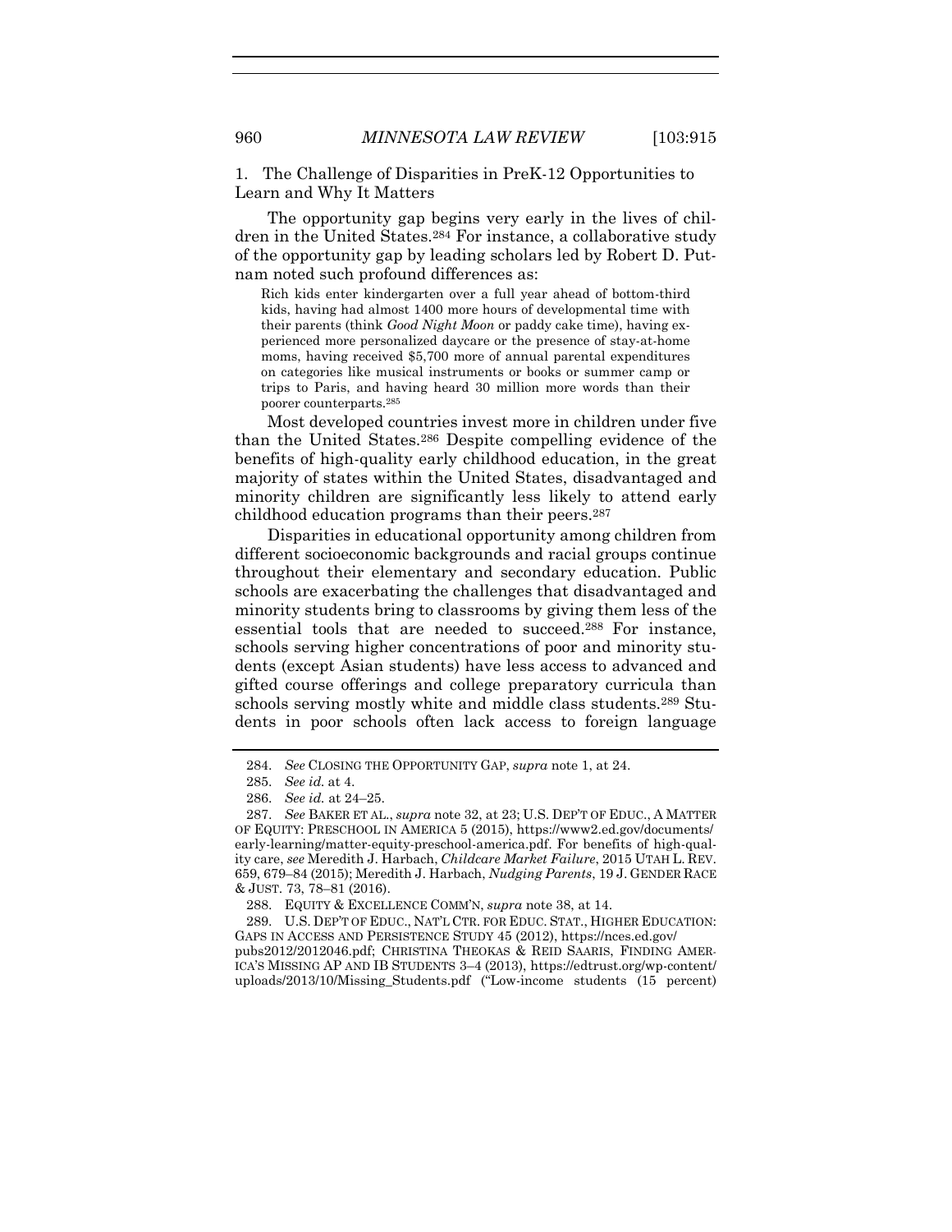### 1. The Challenge of Disparities in PreK-12 Opportunities to Learn and Why It Matters

The opportunity gap begins very early in the lives of children in the United States.[284] For instance, a collaborative study of the opportunity gap by leading scholars led by Robert D. Putnam noted such profound differences as:

> Rich kids enter kindergarten over a full year ahead of bottom-third kids, having had almost 1400 more hours of developmental time with their parents (think *Good Night Moon* or paddy cake time), having experienced more personalized daycare or the presence of stay-at-home moms, having received $5,700 more of annual parental expenditures on categories like musical instruments or books or summer camp or trips to Paris, and having heard 30 million more words than their poorer counterparts.[285]

Most developed countries invest more in children under five than the United States.[286] Despite compelling evidence of the benefits of high-quality early childhood education, in the great majority of states within the United States, disadvantaged and minority children are significantly less likely to attend early childhood education programs than their peers.[287]

Disparities in educational opportunity among children from different socioeconomic backgrounds and racial groups continue throughout their elementary and secondary education. Public schools are exacerbating the challenges that disadvantaged and minority students bring to classrooms by giving them less of the essential tools that are needed to succeed.[288] For instance, schools serving higher concentrations of poor and minority students (except Asian students) have less access to advanced and gifted course offerings and college preparatory curricula than schools serving mostly white and middle class students.[289] Students in poor schools often lack access to foreign language

---

284. *See* CLOSING THE OPPORTUNITY GAP, *supra* note 1, at 24.

285. *See id.* at 4.

286. *See id.* at 24–25.

287. *See* BAKER ET AL., *supra* note 32, at 23; U.S. DEP'T OF EDUC., A MATTER OF EQUITY: PRESCHOOL IN AMERICA 5 (2015), https://www2.ed.gov/documents/early-learning/matter-equity-preschool-america.pdf. For benefits of high-quality care, *see* Meredith J. Harbach, *Childcare Market Failure*, 2015 UTAH L. REV. 659, 679–84 (2015); Meredith J. Harbach, *Nudging Parents*, 19 J. GENDER RACE & JUST. 73, 78–81 (2016).

288. EQUITY & EXCELLENCE COMM'N, *supra* note 38, at 14.

289. U.S. DEP'T OF EDUC., NAT'L CTR. FOR EDUC. STAT., HIGHER EDUCATION: GAPS IN ACCESS AND PERSISTENCE STUDY 45 (2012), https://nces.ed.gov/pubs2012/2012046.pdf; CHRISTINA THEOKAS & REID SAARIS, FINDING AMERICA'S MISSING AP AND IB STUDENTS 3–4 (2013), https://edtrust.org/wp-content/uploads/2013/10/Missing_Students.pdf ("Low-income students (15 percent)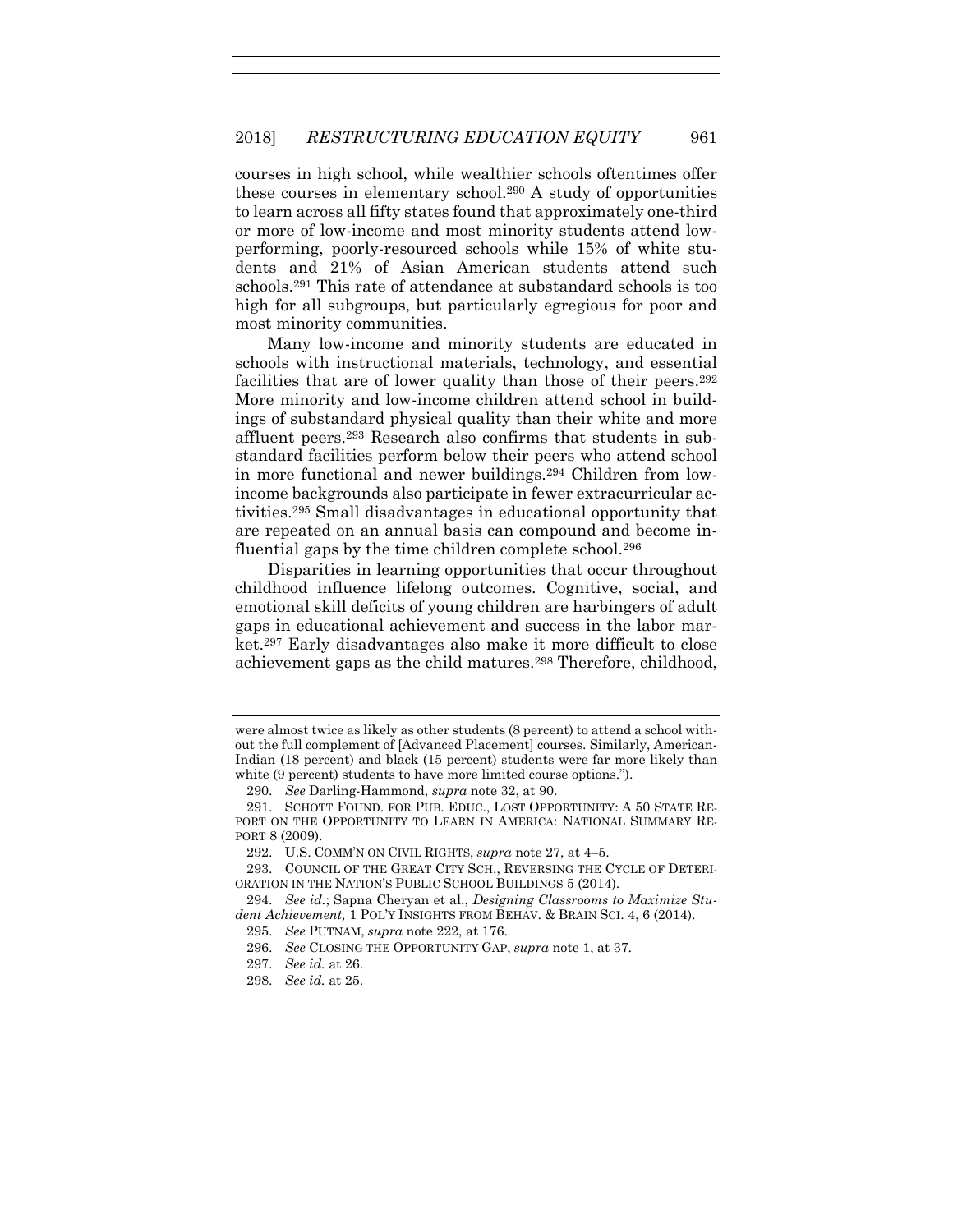courses in high school, while wealthier schools oftentimes offer these courses in elementary school.[290] A study of opportunities to learn across all fifty states found that approximately one-third or more of low-income and most minority students attend low-performing, poorly-resourced schools while 15% of white students and 21% of Asian American students attend such schools.[291] This rate of attendance at substandard schools is too high for all subgroups, but particularly egregious for poor and most minority communities.

Many low-income and minority students are educated in schools with instructional materials, technology, and essential facilities that are of lower quality than those of their peers.[292] More minority and low-income children attend school in buildings of substandard physical quality than their white and more affluent peers.[293] Research also confirms that students in substandard facilities perform below their peers who attend school in more functional and newer buildings.[294] Children from low-income backgrounds also participate in fewer extracurricular activities.[295] Small disadvantages in educational opportunity that are repeated on an annual basis can compound and become influential gaps by the time children complete school.[296]

Disparities in learning opportunities that occur throughout childhood influence lifelong outcomes. Cognitive, social, and emotional skill deficits of young children are harbingers of adult gaps in educational achievement and success in the labor market.[297] Early disadvantages also make it more difficult to close achievement gaps as the child matures.[298] Therefore, childhood,

---

were almost twice as likely as other students (8 percent) to attend a school without the full complement of [Advanced Placement] courses. Similarly, American-Indian (18 percent) and black (15 percent) students were far more likely than white (9 percent) students to have more limited course options.").

290. *See* Darling-Hammond, *supra* note 32, at 90.

291. SCHOTT FOUND. FOR PUB. EDUC., LOST OPPORTUNITY: A 50 STATE REPORT ON THE OPPORTUNITY TO LEARN IN AMERICA: NATIONAL SUMMARY REPORT 8 (2009).

292. U.S. COMM'N ON CIVIL RIGHTS, *supra* note 27, at 4–5.

293. COUNCIL OF THE GREAT CITY SCH., REVERSING THE CYCLE OF DETERIORATION IN THE NATION'S PUBLIC SCHOOL BUILDINGS 5 (2014).

294. *See id.*; Sapna Cheryan et al., *Designing Classrooms to Maximize Student Achievement*, 1 POL'Y INSIGHTS FROM BEHAV. & BRAIN SCI. 4, 6 (2014).

295. *See* PUTNAM, *supra* note 222, at 176.

296. *See* CLOSING THE OPPORTUNITY GAP, *supra* note 1, at 37.

297. *See id.* at 26.

298. *See id.* at 25.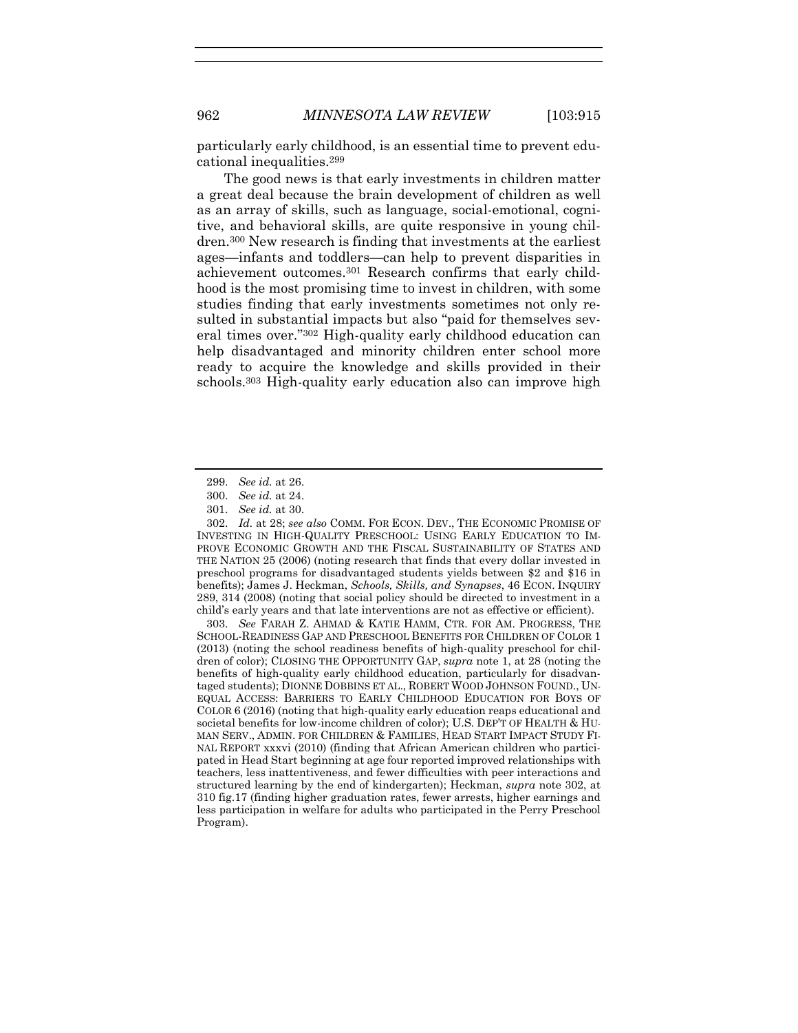particularly early childhood, is an essential time to prevent educational inequalities.[299]

The good news is that early investments in children matter a great deal because the brain development of children as well as an array of skills, such as language, social-emotional, cognitive, and behavioral skills, are quite responsive in young children.[300] New research is finding that investments at the earliest ages—infants and toddlers—can help to prevent disparities in achievement outcomes.[301] Research confirms that early childhood is the most promising time to invest in children, with some studies finding that early investments sometimes not only resulted in substantial impacts but also "paid for themselves several times over."[302] High-quality early childhood education can help disadvantaged and minority children enter school more ready to acquire the knowledge and skills provided in their schools.[303] High-quality early education also can improve high

---

299. *See id.* at 26.

300. *See id.* at 24.

301. *See id.* at 30.

302. *Id.* at 28; *see also* COMM. FOR ECON. DEV., THE ECONOMIC PROMISE OF INVESTING IN HIGH-QUALITY PRESCHOOL: USING EARLY EDUCATION TO IMPROVE ECONOMIC GROWTH AND THE FISCAL SUSTAINABILITY OF STATES AND THE NATION 25 (2006) (noting research that finds that every dollar invested in preschool programs for disadvantaged students yields between $2 and $16 in benefits); James J. Heckman, *Schools, Skills, and Synapses*, 46 ECON. INQUIRY 289, 314 (2008) (noting that social policy should be directed to investment in a child's early years and that late interventions are not as effective or efficient).

303. *See* FARAH Z. AHMAD & KATIE HAMM, CTR. FOR AM. PROGRESS, THE SCHOOL-READINESS GAP AND PRESCHOOL BENEFITS FOR CHILDREN OF COLOR 1 (2013) (noting the school readiness benefits of high-quality preschool for children of color); CLOSING THE OPPORTUNITY GAP, *supra* note 1, at 28 (noting the benefits of high-quality early childhood education, particularly for disadvantaged students); DIONNE DOBBINS ET AL., ROBERT WOOD JOHNSON FOUND., UNEQUAL ACCESS: BARRIERS TO EARLY CHILDHOOD EDUCATION FOR BOYS OF COLOR 6 (2016) (noting that high-quality early education reaps educational and societal benefits for low-income children of color); U.S. DEP'T OF HEALTH & HUMAN SERV., ADMIN. FOR CHILDREN & FAMILIES, HEAD START IMPACT STUDY FINAL REPORT xxxvi (2010) (finding that African American children who participated in Head Start beginning at age four reported improved relationships with teachers, less inattentiveness, and fewer difficulties with peer interactions and structured learning by the end of kindergarten); Heckman, *supra* note 302, at 310 fig.17 (finding higher graduation rates, fewer arrests, higher earnings and less participation in welfare for adults who participated in the Perry Preschool Program).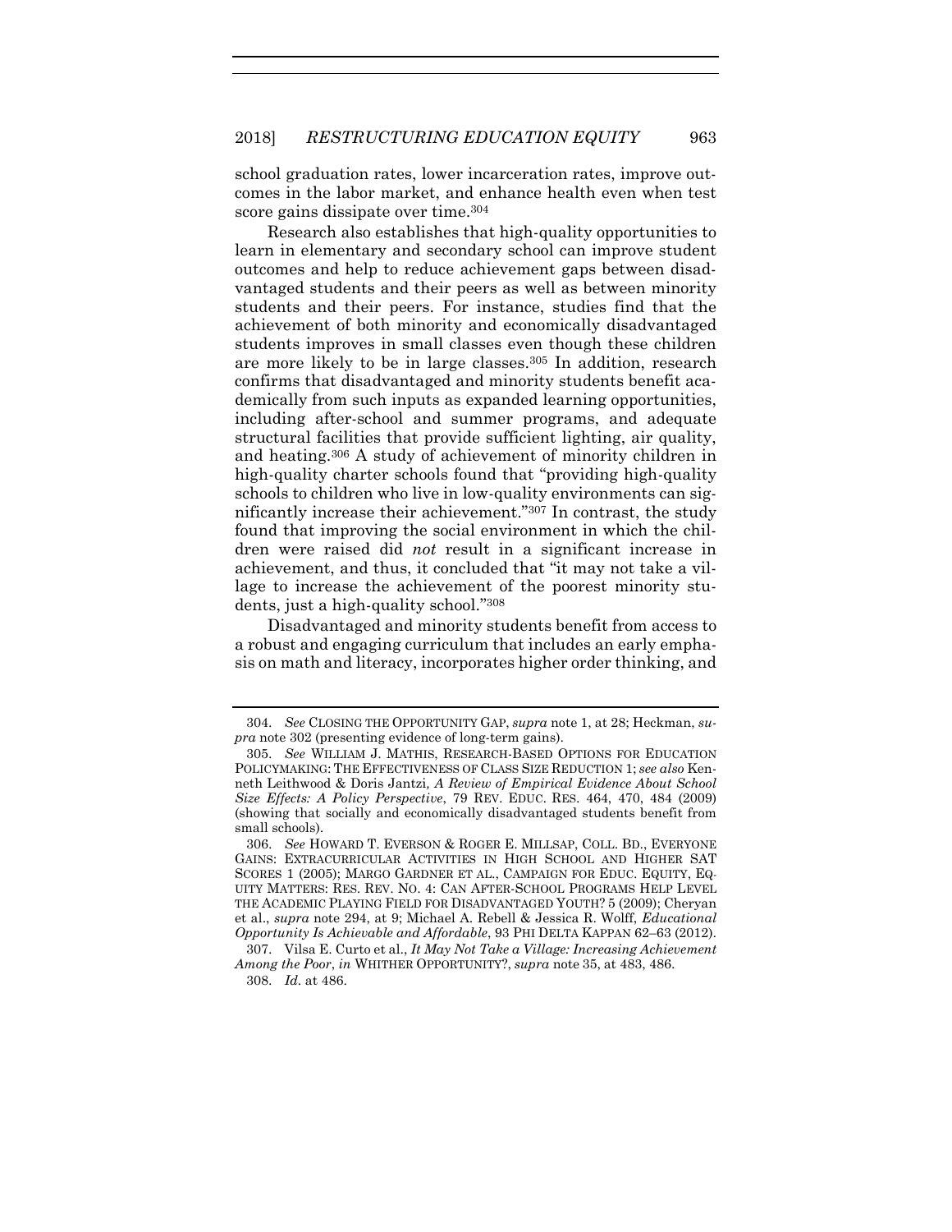school graduation rates, lower incarceration rates, improve outcomes in the labor market, and enhance health even when test score gains dissipate over time.[304]

Research also establishes that high-quality opportunities to learn in elementary and secondary school can improve student outcomes and help to reduce achievement gaps between disadvantaged students and their peers as well as between minority students and their peers. For instance, studies find that the achievement of both minority and economically disadvantaged students improves in small classes even though these children are more likely to be in large classes.[305] In addition, research confirms that disadvantaged and minority students benefit academically from such inputs as expanded learning opportunities, including after-school and summer programs, and adequate structural facilities that provide sufficient lighting, air quality, and heating.[306] A study of achievement of minority children in high-quality charter schools found that "providing high-quality schools to children who live in low-quality environments can significantly increase their achievement."[307] In contrast, the study found that improving the social environment in which the children were raised did *not* result in a significant increase in achievement, and thus, it concluded that "it may not take a village to increase the achievement of the poorest minority students, just a high-quality school."[308]

Disadvantaged and minority students benefit from access to a robust and engaging curriculum that includes an early emphasis on math and literacy, incorporates higher order thinking, and

---

304. *See* CLOSING THE OPPORTUNITY GAP, *supra* note 1, at 28; Heckman, *supra* note 302 (presenting evidence of long-term gains).

305. *See* WILLIAM J. MATHIS, RESEARCH-BASED OPTIONS FOR EDUCATION POLICYMAKING: THE EFFECTIVENESS OF CLASS SIZE REDUCTION 1; *see also* Kenneth Leithwood & Doris Jantzi, *A Review of Empirical Evidence About School Size Effects: A Policy Perspective*, 79 REV. EDUC. RES. 464, 470, 484 (2009) (showing that socially and economically disadvantaged students benefit from small schools).

306. *See* HOWARD T. EVERSON & ROGER E. MILLSAP, COLL. BD., EVERYONE GAINS: EXTRACURRICULAR ACTIVITIES IN HIGH SCHOOL AND HIGHER SAT SCORES 1 (2005); MARGO GARDNER ET AL., CAMPAIGN FOR EDUC. EQUITY, EQUITY MATTERS: RES. REV. NO. 4: CAN AFTER-SCHOOL PROGRAMS HELP LEVEL THE ACADEMIC PLAYING FIELD FOR DISADVANTAGED YOUTH? 5 (2009); Cheryan et al., *supra* note 294, at 9; Michael A. Rebell & Jessica R. Wolff, *Educational Opportunity Is Achievable and Affordable*, 93 PHI DELTA KAPPAN 62–63 (2012).

307. Vilsa E. Curto et al., *It May Not Take a Village: Increasing Achievement Among the Poor*, *in* WHITHER OPPORTUNITY?, *supra* note 35, at 483, 486.

308. *Id.* at 486.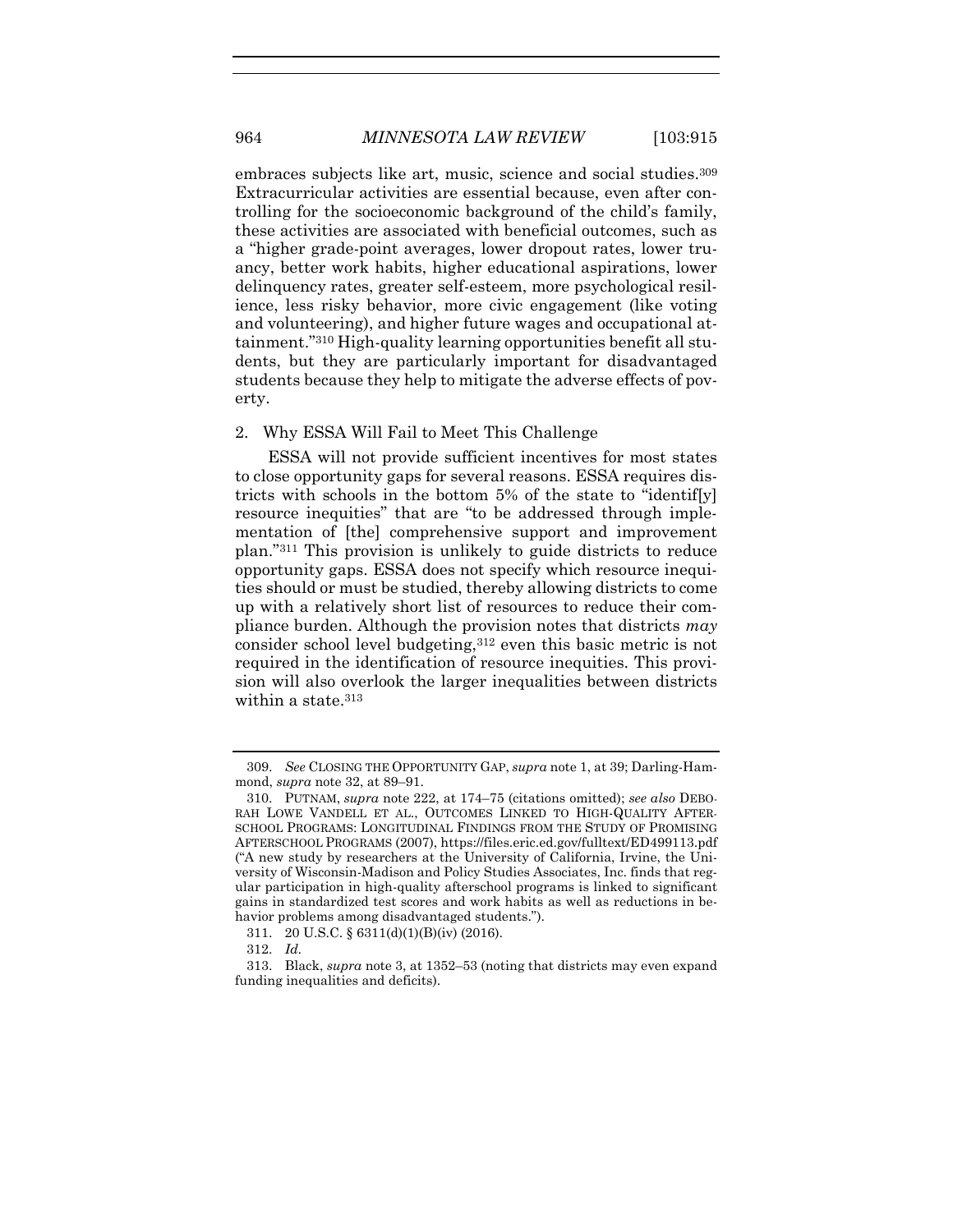embraces subjects like art, music, science and social studies.[309] Extracurricular activities are essential because, even after controlling for the socioeconomic background of the child's family, these activities are associated with beneficial outcomes, such as a "higher grade-point averages, lower dropout rates, lower truancy, better work habits, higher educational aspirations, lower delinquency rates, greater self-esteem, more psychological resilience, less risky behavior, more civic engagement (like voting and volunteering), and higher future wages and occupational attainment."[310] High-quality learning opportunities benefit all students, but they are particularly important for disadvantaged students because they help to mitigate the adverse effects of poverty.

### 2. Why ESSA Will Fail to Meet This Challenge

ESSA will not provide sufficient incentives for most states to close opportunity gaps for several reasons. ESSA requires districts with schools in the bottom 5% of the state to "identif[y] resource inequities" that are "to be addressed through implementation of [the] comprehensive support and improvement plan."[311] This provision is unlikely to guide districts to reduce opportunity gaps. ESSA does not specify which resource inequities should or must be studied, thereby allowing districts to come up with a relatively short list of resources to reduce their compliance burden. Although the provision notes that districts *may* consider school level budgeting,[312] even this basic metric is not required in the identification of resource inequities. This provision will also overlook the larger inequalities between districts within a state.[313]

---

309. *See* CLOSING THE OPPORTUNITY GAP, *supra* note 1, at 39; Darling-Hammond, *supra* note 32, at 89–91.

310. PUTNAM, *supra* note 222, at 174–75 (citations omitted); *see also* DEBORAH LOWE VANDELL ET AL., OUTCOMES LINKED TO HIGH-QUALITY AFTERSCHOOL PROGRAMS: LONGITUDINAL FINDINGS FROM THE STUDY OF PROMISING AFTERSCHOOL PROGRAMS (2007), https://files.eric.ed.gov/fulltext/ED499113.pdf ("A new study by researchers at the University of California, Irvine, the University of Wisconsin-Madison and Policy Studies Associates, Inc. finds that regular participation in high-quality afterschool programs is linked to significant gains in standardized test scores and work habits as well as reductions in behavior problems among disadvantaged students.").

311. 20 U.S.C. § 6311(d)(1)(B)(iv) (2016).

312. *Id.*

313. Black, *supra* note 3, at 1352–53 (noting that districts may even expand funding inequalities and deficits).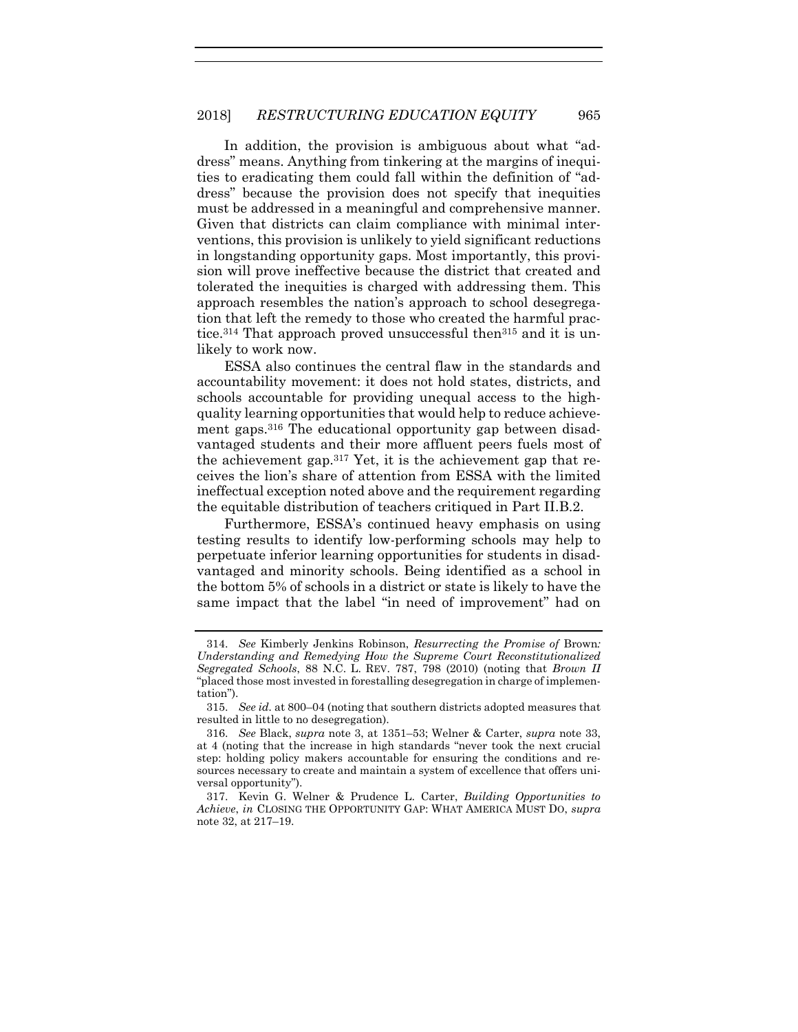In addition, the provision is ambiguous about what "address" means. Anything from tinkering at the margins of inequities to eradicating them could fall within the definition of "address" because the provision does not specify that inequities must be addressed in a meaningful and comprehensive manner. Given that districts can claim compliance with minimal interventions, this provision is unlikely to yield significant reductions in longstanding opportunity gaps. Most importantly, this provision will prove ineffective because the district that created and tolerated the inequities is charged with addressing them. This approach resembles the nation's approach to school desegregation that left the remedy to those who created the harmful practice.[314] That approach proved unsuccessful then[315] and it is unlikely to work now.

ESSA also continues the central flaw in the standards and accountability movement: it does not hold states, districts, and schools accountable for providing unequal access to the high-quality learning opportunities that would help to reduce achievement gaps.[316] The educational opportunity gap between disadvantaged students and their more affluent peers fuels most of the achievement gap.[317] Yet, it is the achievement gap that receives the lion's share of attention from ESSA with the limited ineffectual exception noted above and the requirement regarding the equitable distribution of teachers critiqued in Part II.B.2.

Furthermore, ESSA's continued heavy emphasis on using testing results to identify low-performing schools may help to perpetuate inferior learning opportunities for students in disadvantaged and minority schools. Being identified as a school in the bottom 5% of schools in a district or state is likely to have the same impact that the label "in need of improvement" had on

---

314. *See* Kimberly Jenkins Robinson, *Resurrecting the Promise of* Brown*: Understanding and Remedying How the Supreme Court Reconstitutionalized Segregated Schools*, 88 N.C. L. REV. 787, 798 (2010) (noting that *Brown II* "placed those most invested in forestalling desegregation in charge of implementation").

315. *See id.* at 800–04 (noting that southern districts adopted measures that resulted in little to no desegregation).

316. *See* Black, *supra* note 3, at 1351–53; Welner & Carter, *supra* note 33, at 4 (noting that the increase in high standards "never took the next crucial step: holding policy makers accountable for ensuring the conditions and resources necessary to create and maintain a system of excellence that offers universal opportunity").

317. Kevin G. Welner & Prudence L. Carter, *Building Opportunities to Achieve*, *in* CLOSING THE OPPORTUNITY GAP: WHAT AMERICA MUST DO, *supra* note 32, at 217–19.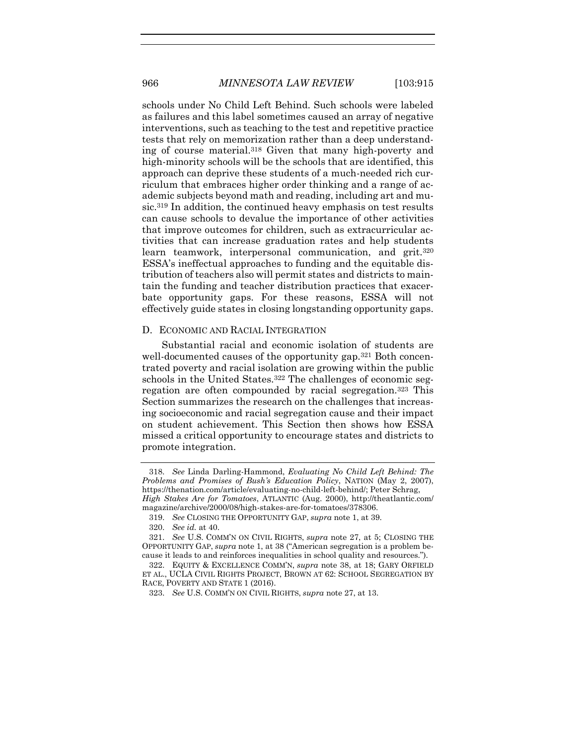schools under No Child Left Behind. Such schools were labeled as failures and this label sometimes caused an array of negative interventions, such as teaching to the test and repetitive practice tests that rely on memorization rather than a deep understanding of course material.[318] Given that many high-poverty and high-minority schools will be the schools that are identified, this approach can deprive these students of a much-needed rich curriculum that embraces higher order thinking and a range of academic subjects beyond math and reading, including art and music.[319] In addition, the continued heavy emphasis on test results can cause schools to devalue the importance of other activities that improve outcomes for children, such as extracurricular activities that can increase graduation rates and help students learn teamwork, interpersonal communication, and grit.[320] ESSA's ineffectual approaches to funding and the equitable distribution of teachers also will permit states and districts to maintain the funding and teacher distribution practices that exacerbate opportunity gaps. For these reasons, ESSA will not effectively guide states in closing longstanding opportunity gaps.

### D. ECONOMIC AND RACIAL INTEGRATION

Substantial racial and economic isolation of students are well-documented causes of the opportunity gap.[321] Both concentrated poverty and racial isolation are growing within the public schools in the United States.[322] The challenges of economic segregation are often compounded by racial segregation.[323] This Section summarizes the research on the challenges that increasing socioeconomic and racial segregation cause and their impact on student achievement. This Section then shows how ESSA missed a critical opportunity to encourage states and districts to promote integration.

---

318. *See* Linda Darling-Hammond, *Evaluating No Child Left Behind: The Problems and Promises of Bush's Education Policy*, NATION (May 2, 2007), https://thenation.com/article/evaluating-no-child-left-behind/; Peter Schrag, *High Stakes Are for Tomatoes*, ATLANTIC (Aug. 2000), http://theatlantic.com/magazine/archive/2000/08/high-stakes-are-for-tomatoes/378306.

319. *See* CLOSING THE OPPORTUNITY GAP, *supra* note 1, at 39.

320. *See id.* at 40.

321. *See* U.S. COMM'N ON CIVIL RIGHTS, *supra* note 27, at 5; CLOSING THE OPPORTUNITY GAP, *supra* note 1, at 38 ("American segregation is a problem because it leads to and reinforces inequalities in school quality and resources.").

322. EQUITY & EXCELLENCE COMM'N, *supra* note 38, at 18; GARY ORFIELD ET AL., UCLA CIVIL RIGHTS PROJECT, BROWN AT 62: SCHOOL SEGREGATION BY RACE, POVERTY AND STATE 1 (2016).

323. *See* U.S. COMM'N ON CIVIL RIGHTS, *supra* note 27, at 13.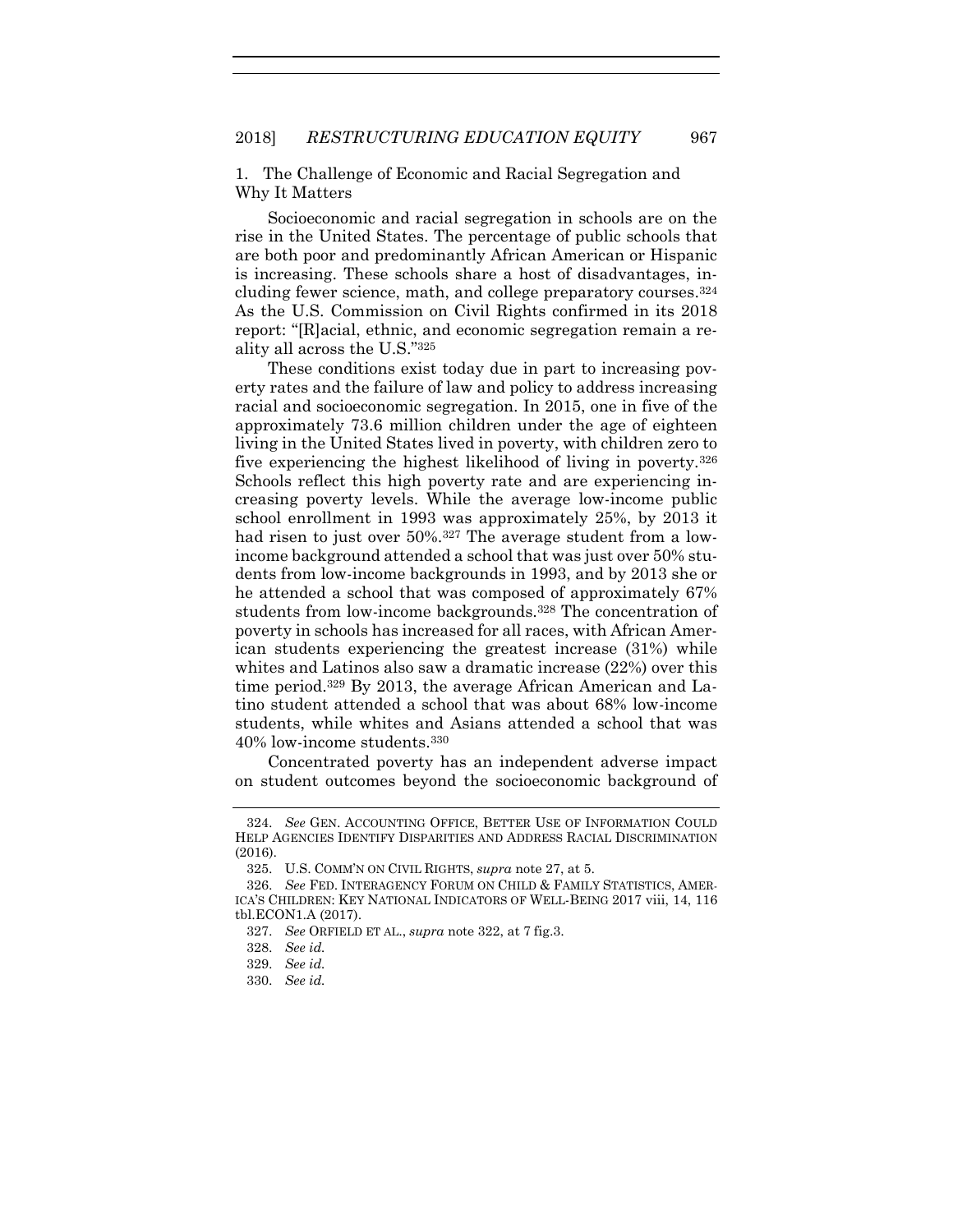### 1. The Challenge of Economic and Racial Segregation and Why It Matters

Socioeconomic and racial segregation in schools are on the rise in the United States. The percentage of public schools that are both poor and predominantly African American or Hispanic is increasing. These schools share a host of disadvantages, including fewer science, math, and college preparatory courses.[324] As the U.S. Commission on Civil Rights confirmed in its 2018 report: "[R]acial, ethnic, and economic segregation remain a reality all across the U.S."[325]

These conditions exist today due in part to increasing poverty rates and the failure of law and policy to address increasing racial and socioeconomic segregation. In 2015, one in five of the approximately 73.6 million children under the age of eighteen living in the United States lived in poverty, with children zero to five experiencing the highest likelihood of living in poverty.[326] Schools reflect this high poverty rate and are experiencing increasing poverty levels. While the average low-income public school enrollment in 1993 was approximately 25%, by 2013 it had risen to just over 50%.[327] The average student from a low-income background attended a school that was just over 50% students from low-income backgrounds in 1993, and by 2013 she or he attended a school that was composed of approximately 67% students from low-income backgrounds.[328] The concentration of poverty in schools has increased for all races, with African American students experiencing the greatest increase (31%) while whites and Latinos also saw a dramatic increase (22%) over this time period.[329] By 2013, the average African American and Latino student attended a school that was about 68% low-income students, while whites and Asians attended a school that was 40% low-income students.[330]

Concentrated poverty has an independent adverse impact on student outcomes beyond the socioeconomic background of

---

324. *See* GEN. ACCOUNTING OFFICE, BETTER USE OF INFORMATION COULD HELP AGENCIES IDENTIFY DISPARITIES AND ADDRESS RACIAL DISCRIMINATION (2016).

325. U.S. COMM'N ON CIVIL RIGHTS, *supra* note 27, at 5.

326. *See* FED. INTERAGENCY FORUM ON CHILD & FAMILY STATISTICS, AMERICA'S CHILDREN: KEY NATIONAL INDICATORS OF WELL-BEING 2017 viii, 14, 116 tbl.ECON1.A (2017).

327. *See* ORFIELD ET AL., *supra* note 322, at 7 fig.3.

328. *See id.*

329. *See id.*

330. *See id.*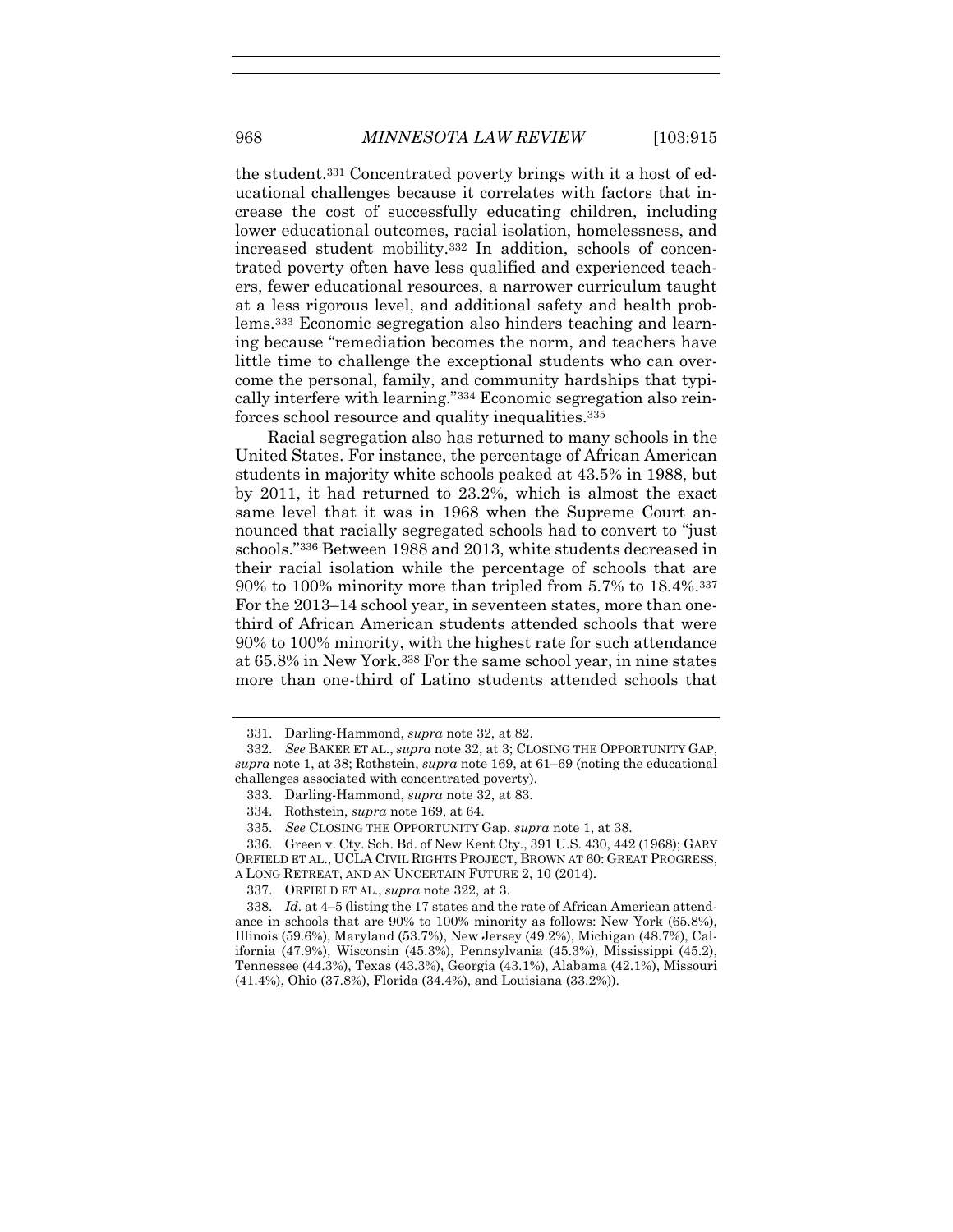the student.[331] Concentrated poverty brings with it a host of educational challenges because it correlates with factors that increase the cost of successfully educating children, including lower educational outcomes, racial isolation, homelessness, and increased student mobility.[332] In addition, schools of concentrated poverty often have less qualified and experienced teachers, fewer educational resources, a narrower curriculum taught at a less rigorous level, and additional safety and health problems.[333] Economic segregation also hinders teaching and learning because "remediation becomes the norm, and teachers have little time to challenge the exceptional students who can overcome the personal, family, and community hardships that typically interfere with learning."[334] Economic segregation also reinforces school resource and quality inequalities.[335]

Racial segregation also has returned to many schools in the United States. For instance, the percentage of African American students in majority white schools peaked at 43.5% in 1988, but by 2011, it had returned to 23.2%, which is almost the exact same level that it was in 1968 when the Supreme Court announced that racially segregated schools had to convert to "just schools."[336] Between 1988 and 2013, white students decreased in their racial isolation while the percentage of schools that are 90% to 100% minority more than tripled from 5.7% to 18.4%.[337] For the 2013–14 school year, in seventeen states, more than one-third of African American students attended schools that were 90% to 100% minority, with the highest rate for such attendance at 65.8% in New York.[338] For the same school year, in nine states more than one-third of Latino students attended schools that

---

331. Darling-Hammond, *supra* note 32, at 82.

332. *See* BAKER ET AL., *supra* note 32, at 3; CLOSING THE OPPORTUNITY GAP, *supra* note 1, at 38; Rothstein, *supra* note 169, at 61–69 (noting the educational challenges associated with concentrated poverty).

333. Darling-Hammond, *supra* note 32, at 83.

334. Rothstein, *supra* note 169, at 64.

335. *See* CLOSING THE OPPORTUNITY Gap, *supra* note 1, at 38.

336. Green v. Cty. Sch. Bd. of New Kent Cty., 391 U.S. 430, 442 (1968); GARY ORFIELD ET AL., UCLA CIVIL RIGHTS PROJECT, BROWN AT 60: GREAT PROGRESS, A LONG RETREAT, AND AN UNCERTAIN FUTURE 2, 10 (2014).

337. ORFIELD ET AL., *supra* note 322, at 3.

338. *Id.* at 4–5 (listing the 17 states and the rate of African American attendance in schools that are 90% to 100% minority as follows: New York (65.8%), Illinois (59.6%), Maryland (53.7%), New Jersey (49.2%), Michigan (48.7%), California (47.9%), Wisconsin (45.3%), Pennsylvania (45.3%), Mississippi (45.2), Tennessee (44.3%), Texas (43.3%), Georgia (43.1%), Alabama (42.1%), Missouri (41.4%), Ohio (37.8%), Florida (34.4%), and Louisiana (33.2%)).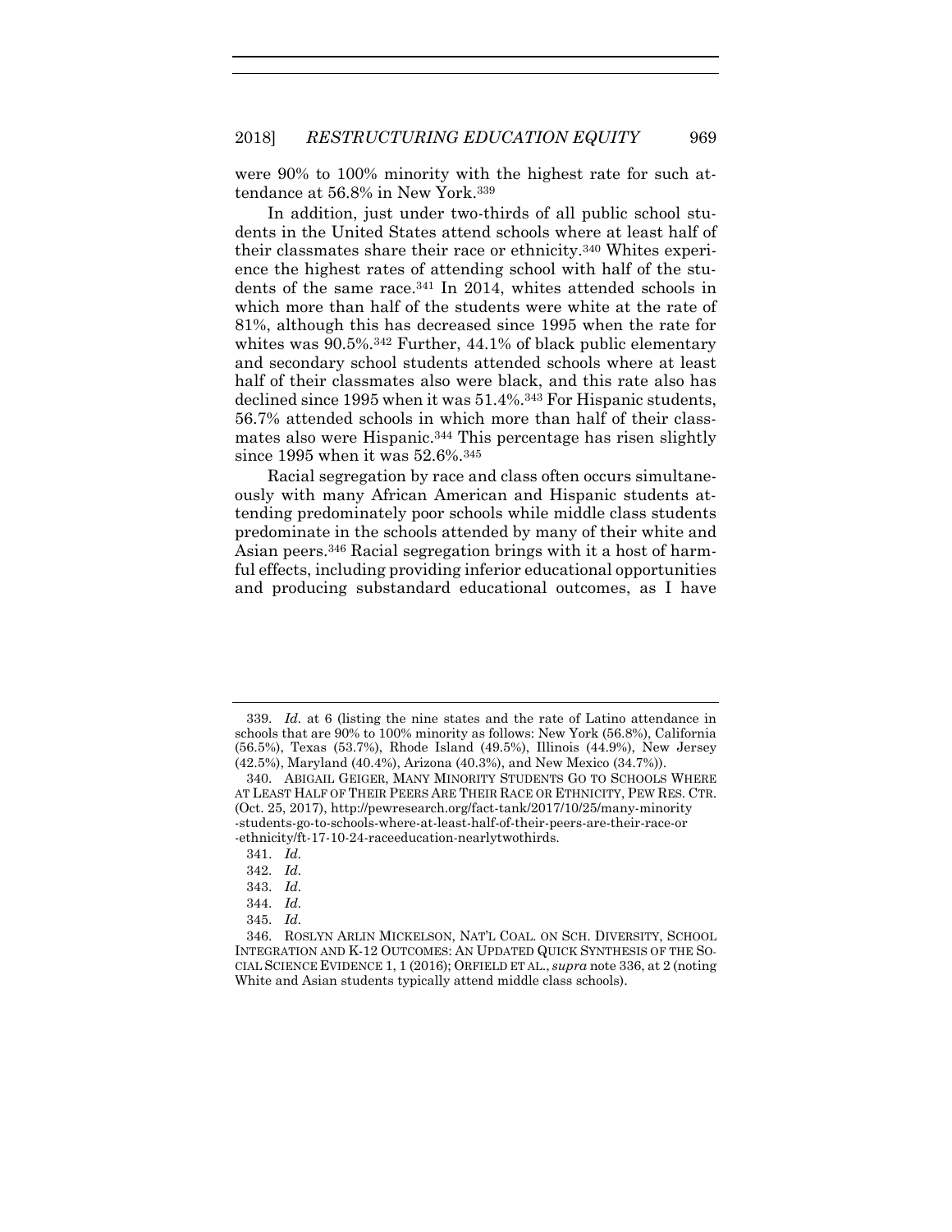were 90% to 100% minority with the highest rate for such attendance at 56.8% in New York.[339]

In addition, just under two-thirds of all public school students in the United States attend schools where at least half of their classmates share their race or ethnicity.[340] Whites experience the highest rates of attending school with half of the students of the same race.[341] In 2014, whites attended schools in which more than half of the students were white at the rate of 81%, although this has decreased since 1995 when the rate for whites was 90.5%.[342] Further, 44.1% of black public elementary and secondary school students attended schools where at least half of their classmates also were black, and this rate also has declined since 1995 when it was 51.4%.[343] For Hispanic students, 56.7% attended schools in which more than half of their classmates also were Hispanic.[344] This percentage has risen slightly since 1995 when it was 52.6%.[345]

Racial segregation by race and class often occurs simultaneously with many African American and Hispanic students attending predominately poor schools while middle class students predominate in the schools attended by many of their white and Asian peers.[346] Racial segregation brings with it a host of harmful effects, including providing inferior educational opportunities and producing substandard educational outcomes, as I have

---

339. *Id.* at 6 (listing the nine states and the rate of Latino attendance in schools that are 90% to 100% minority as follows: New York (56.8%), California (56.5%), Texas (53.7%), Rhode Island (49.5%), Illinois (44.9%), New Jersey (42.5%), Maryland (40.4%), Arizona (40.3%), and New Mexico (34.7%)).

340. ABIGAIL GEIGER, MANY MINORITY STUDENTS GO TO SCHOOLS WHERE AT LEAST HALF OF THEIR PEERS ARE THEIR RACE OR ETHNICITY, PEW RES. CTR. (Oct. 25, 2017), http://pewresearch.org/fact-tank/2017/10/25/many-minority-students-go-to-schools-where-at-least-half-of-their-peers-are-their-race-or-ethnicity/ft-17-10-24-raceeducation-nearlytwothirds.

341. *Id.*

342. *Id.*

343. *Id.*

344. *Id.*

345. *Id.*

346. ROSLYN ARLIN MICKELSON, NAT'L COAL. ON SCH. DIVERSITY, SCHOOL INTEGRATION AND K-12 OUTCOMES: AN UPDATED QUICK SYNTHESIS OF THE SOCIAL SCIENCE EVIDENCE 1, 1 (2016); ORFIELD ET AL., *supra* note 336, at 2 (noting White and Asian students typically attend middle class schools).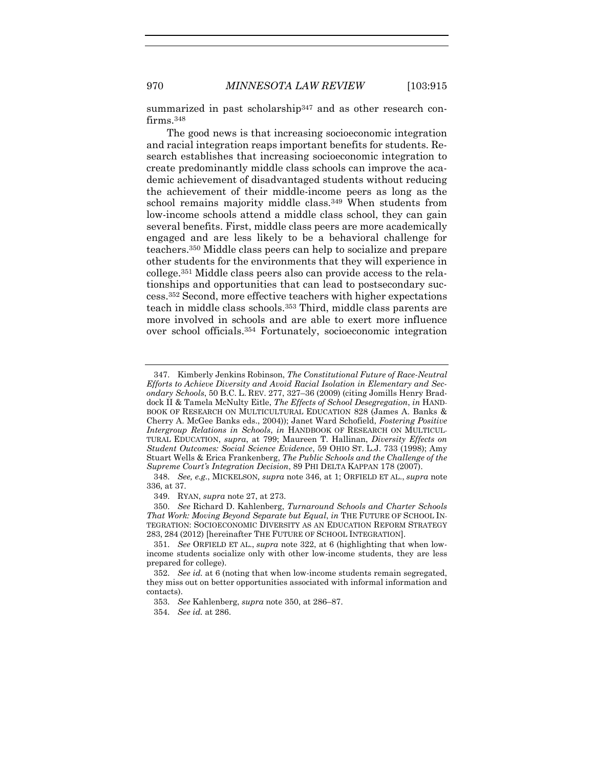summarized in past scholarship[347] and as other research confirms.[348]

The good news is that increasing socioeconomic integration and racial integration reaps important benefits for students. Research establishes that increasing socioeconomic integration to create predominantly middle class schools can improve the academic achievement of disadvantaged students without reducing the achievement of their middle-income peers as long as the school remains majority middle class.[349] When students from low-income schools attend a middle class school, they can gain several benefits. First, middle class peers are more academically engaged and are less likely to be a behavioral challenge for teachers.[350] Middle class peers can help to socialize and prepare other students for the environments that they will experience in college.[351] Middle class peers also can provide access to the relationships and opportunities that can lead to postsecondary success.[352] Second, more effective teachers with higher expectations teach in middle class schools.[353] Third, middle class parents are more involved in schools and are able to exert more influence over school officials.[354] Fortunately, socioeconomic integration

---

347. Kimberly Jenkins Robinson, *The Constitutional Future of Race-Neutral Efforts to Achieve Diversity and Avoid Racial Isolation in Elementary and Secondary Schools*, 50 B.C. L. REV. 277, 327–36 (2009) (citing Jomills Henry Braddock II & Tamela McNulty Eitle, *The Effects of School Desegregation*, *in* HANDBOOK OF RESEARCH ON MULTICULTURAL EDUCATION 828 (James A. Banks & Cherry A. McGee Banks eds., 2004)); Janet Ward Schofield, *Fostering Positive Intergroup Relations in Schools*, *in* HANDBOOK OF RESEARCH ON MULTICULTURAL EDUCATION, *supra*, at 799; Maureen T. Hallinan, *Diversity Effects on Student Outcomes: Social Science Evidence*, 59 OHIO ST. L.J. 733 (1998); Amy Stuart Wells & Erica Frankenberg, *The Public Schools and the Challenge of the Supreme Court's Integration Decision*, 89 PHI DELTA KAPPAN 178 (2007).

348. *See, e.g.*, MICKELSON, *supra* note 346, at 1; ORFIELD ET AL., *supra* note 336, at 37.

349. RYAN, *supra* note 27, at 273.

350. *See* Richard D. Kahlenberg, *Turnaround Schools and Charter Schools That Work: Moving Beyond Separate but Equal*, *in* THE FUTURE OF SCHOOL INTEGRATION: SOCIOECONOMIC DIVERSITY AS AN EDUCATION REFORM STRATEGY 283, 284 (2012) [hereinafter THE FUTURE OF SCHOOL INTEGRATION].

351. *See* ORFIELD ET AL., *supra* note 322, at 6 (highlighting that when low-income students socialize only with other low-income students, they are less prepared for college).

352. *See id.* at 6 (noting that when low-income students remain segregated, they miss out on better opportunities associated with informal information and contacts).

353. *See* Kahlenberg, *supra* note 350, at 286–87.

354. *See id.* at 286.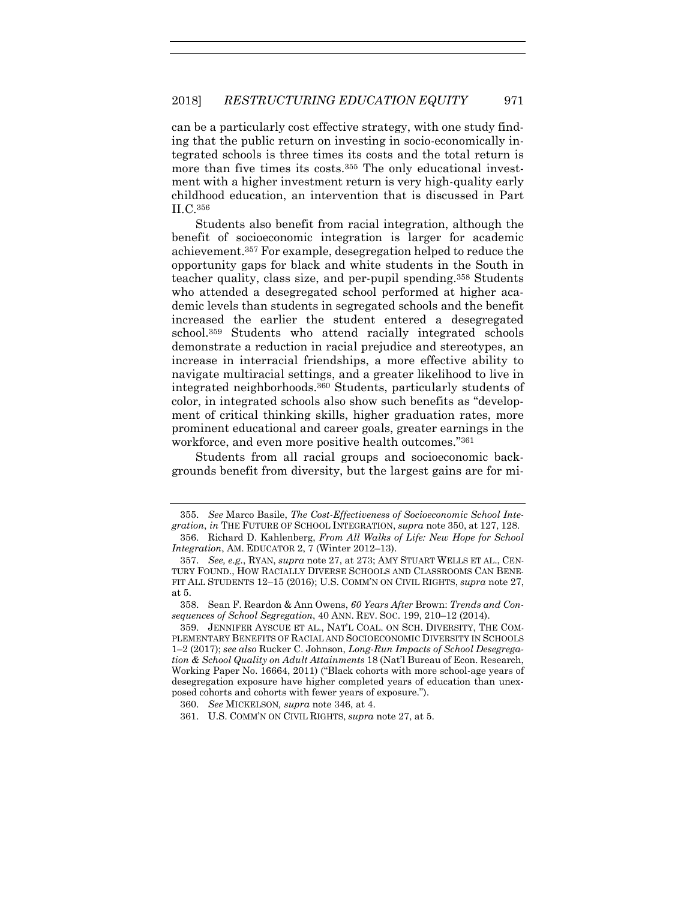can be a particularly cost effective strategy, with one study finding that the public return on investing in socio-economically integrated schools is three times its costs and the total return is more than five times its costs.[355] The only educational investment with a higher investment return is very high-quality early childhood education, an intervention that is discussed in Part II.C.[356]

Students also benefit from racial integration, although the benefit of socioeconomic integration is larger for academic achievement.[357] For example, desegregation helped to reduce the opportunity gaps for black and white students in the South in teacher quality, class size, and per-pupil spending.[358] Students who attended a desegregated school performed at higher academic levels than students in segregated schools and the benefit increased the earlier the student entered a desegregated school.[359] Students who attend racially integrated schools demonstrate a reduction in racial prejudice and stereotypes, an increase in interracial friendships, a more effective ability to navigate multiracial settings, and a greater likelihood to live in integrated neighborhoods.[360] Students, particularly students of color, in integrated schools also show such benefits as "development of critical thinking skills, higher graduation rates, more prominent educational and career goals, greater earnings in the workforce, and even more positive health outcomes."[361]

Students from all racial groups and socioeconomic backgrounds benefit from diversity, but the largest gains are for mi-

---

355. *See* Marco Basile, *The Cost-Effectiveness of Socioeconomic School Integration*, *in* THE FUTURE OF SCHOOL INTEGRATION, *supra* note 350, at 127, 128.

356. Richard D. Kahlenberg, *From All Walks of Life: New Hope for School Integration*, AM. EDUCATOR 2, 7 (Winter 2012–13).

357. *See, e.g.*, RYAN, *supra* note 27, at 273; AMY STUART WELLS ET AL., CENTURY FOUND., HOW RACIALLY DIVERSE SCHOOLS AND CLASSROOMS CAN BENEFIT ALL STUDENTS 12–15 (2016); U.S. COMM'N ON CIVIL RIGHTS, *supra* note 27, at 5.

358. Sean F. Reardon & Ann Owens, *60 Years After* Brown: *Trends and Consequences of School Segregation*, 40 ANN. REV. SOC. 199, 210–12 (2014).

359. JENNIFER AYSCUE ET AL., NAT'L COAL. ON SCH. DIVERSITY, THE COMPLEMENTARY BENEFITS OF RACIAL AND SOCIOECONOMIC DIVERSITY IN SCHOOLS 1–2 (2017); *see also* Rucker C. Johnson, *Long-Run Impacts of School Desegregation & School Quality on Adult Attainments* 18 (Nat'l Bureau of Econ. Research, Working Paper No. 16664, 2011) ("Black cohorts with more school-age years of desegregation exposure have higher completed years of education than unexposed cohorts and cohorts with fewer years of exposure.").

360. *See* MICKELSON*, supra* note 346, at 4.

361. U.S. COMM'N ON CIVIL RIGHTS, *supra* note 27, at 5.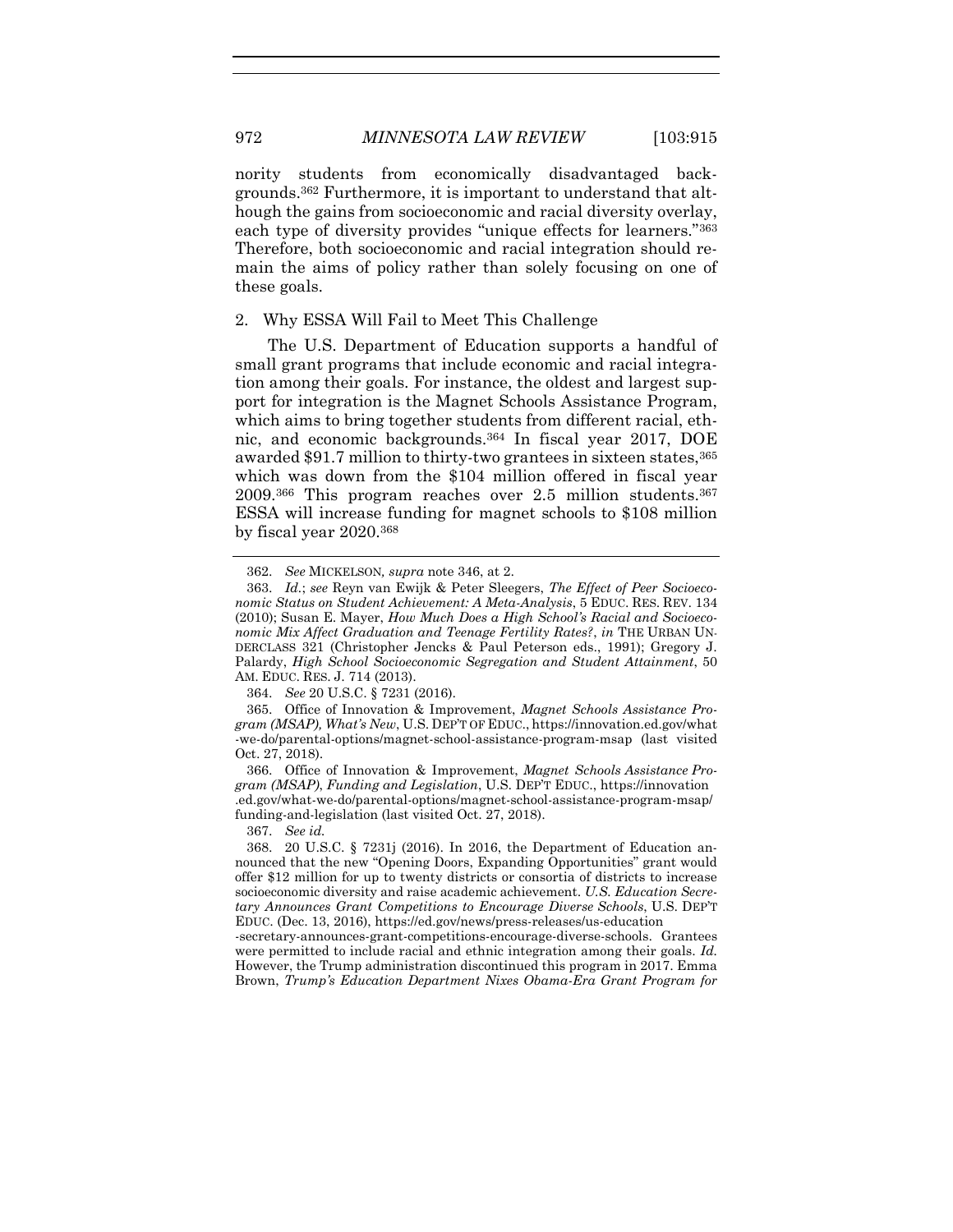nority students from economically disadvantaged backgrounds.[362] Furthermore, it is important to understand that although the gains from socioeconomic and racial diversity overlay, each type of diversity provides "unique effects for learners."[363] Therefore, both socioeconomic and racial integration should remain the aims of policy rather than solely focusing on one of these goals.

### 2. Why ESSA Will Fail to Meet This Challenge

The U.S. Department of Education supports a handful of small grant programs that include economic and racial integration among their goals. For instance, the oldest and largest support for integration is the Magnet Schools Assistance Program, which aims to bring together students from different racial, ethnic, and economic backgrounds.[364] In fiscal year 2017, DOE awarded $91.7 million to thirty-two grantees in sixteen states,[365] which was down from the $104 million offered in fiscal year 2009.[366] This program reaches over 2.5 million students.[367] ESSA will increase funding for magnet schools to $108 million by fiscal year 2020.[368]

---

362. *See* MICKELSON, *supra* note 346, at 2.

363. *Id.*; *see* Reyn van Ewijk & Peter Sleegers, *The Effect of Peer Socioeconomic Status on Student Achievement: A Meta-Analysis*, 5 EDUC. RES. REV. 134 (2010); Susan E. Mayer, *How Much Does a High School's Racial and Socioeconomic Mix Affect Graduation and Teenage Fertility Rates?*, *in* THE URBAN UNDERCLASS 321 (Christopher Jencks & Paul Peterson eds., 1991); Gregory J. Palardy, *High School Socioeconomic Segregation and Student Attainment*, 50 AM. EDUC. RES. J. 714 (2013).

364. *See* 20 U.S.C. § 7231 (2016).

365. Office of Innovation & Improvement, *Magnet Schools Assistance Program (MSAP), What's New*, U.S. DEP'T OF EDUC., https://innovation.ed.gov/what-we-do/parental-options/magnet-school-assistance-program-msap (last visited Oct. 27, 2018).

366. Office of Innovation & Improvement, *Magnet Schools Assistance Program (MSAP), Funding and Legislation*, U.S. DEP'T EDUC., https://innovation.ed.gov/what-we-do/parental-options/magnet-school-assistance-program-msap/funding-and-legislation (last visited Oct. 27, 2018).

367. *See id.*

368. 20 U.S.C. § 7231j (2016). In 2016, the Department of Education announced that the new "Opening Doors, Expanding Opportunities" grant would offer $12 million for up to twenty districts or consortia of districts to increase socioeconomic diversity and raise academic achievement. *U.S. Education Secretary Announces Grant Competitions to Encourage Diverse Schools*, U.S. DEP'T EDUC. (Dec. 13, 2016), https://ed.gov/news/press-releases/us-education-secretary-announces-grant-competitions-encourage-diverse-schools. Grantees were permitted to include racial and ethnic integration among their goals. *Id.* However, the Trump administration discontinued this program in 2017. Emma Brown, *Trump's Education Department Nixes Obama-Era Grant Program for*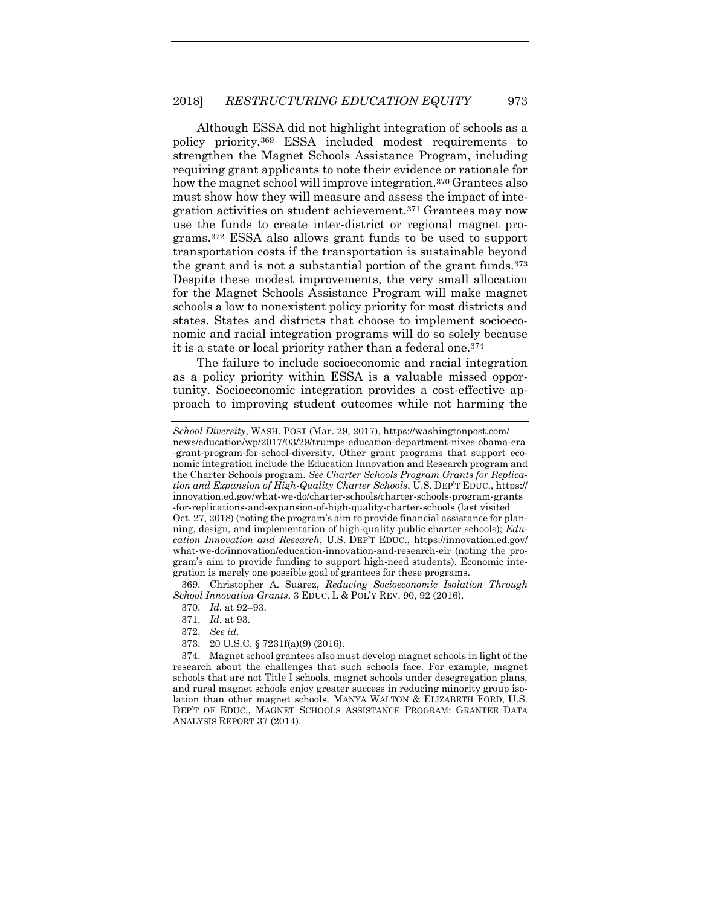Although ESSA did not highlight integration of schools as a policy priority,[369] ESSA included modest requirements to strengthen the Magnet Schools Assistance Program, including requiring grant applicants to note their evidence or rationale for how the magnet school will improve integration.[370] Grantees also must show how they will measure and assess the impact of integration activities on student achievement.[371] Grantees may now use the funds to create inter-district or regional magnet programs.[372] ESSA also allows grant funds to be used to support transportation costs if the transportation is sustainable beyond the grant and is not a substantial portion of the grant funds.[373] Despite these modest improvements, the very small allocation for the Magnet Schools Assistance Program will make magnet schools a low to nonexistent policy priority for most districts and states. States and districts that choose to implement socioeconomic and racial integration programs will do so solely because it is a state or local priority rather than a federal one.[374]

The failure to include socioeconomic and racial integration as a policy priority within ESSA is a valuable missed opportunity. Socioeconomic integration provides a cost-effective approach to improving student outcomes while not harming the

---

*School Diversity*, WASH. POST (Mar. 29, 2017), https://washingtonpost.com/news/education/wp/2017/03/29/trumps-education-department-nixes-obama-era-grant-program-for-school-diversity. Other grant programs that support economic integration include the Education Innovation and Research program and the Charter Schools program. *See Charter Schools Program Grants for Replication and Expansion of High-Quality Charter Schools*, U.S. DEP'T EDUC., https://innovation.ed.gov/what-we-do/charter-schools/charter-schools-program-grants-for-replications-and-expansion-of-high-quality-charter-schools (last visited Oct. 27, 2018) (noting the program's aim to provide financial assistance for planning, design, and implementation of high-quality public charter schools); *Education Innovation and Research*, U.S. DEP'T EDUC., https://innovation.ed.gov/what-we-do/innovation/education-innovation-and-research-eir (noting the program's aim to provide funding to support high-need students). Economic integration is merely one possible goal of grantees for these programs.

369. Christopher A. Suarez, *Reducing Socioeconomic Isolation Through School Innovation Grants*, 3 EDUC. L & POL'Y REV. 90, 92 (2016).

370. *Id.* at 92–93.

371. *Id.* at 93.

372. *See id.*

373. 20 U.S.C. § 7231f(a)(9) (2016).

374. Magnet school grantees also must develop magnet schools in light of the research about the challenges that such schools face. For example, magnet schools that are not Title I schools, magnet schools under desegregation plans, and rural magnet schools enjoy greater success in reducing minority group isolation than other magnet schools. MANYA WALTON & ELIZABETH FORD, U.S. DEP'T OF EDUC., MAGNET SCHOOLS ASSISTANCE PROGRAM: GRANTEE DATA ANALYSIS REPORT 37 (2014).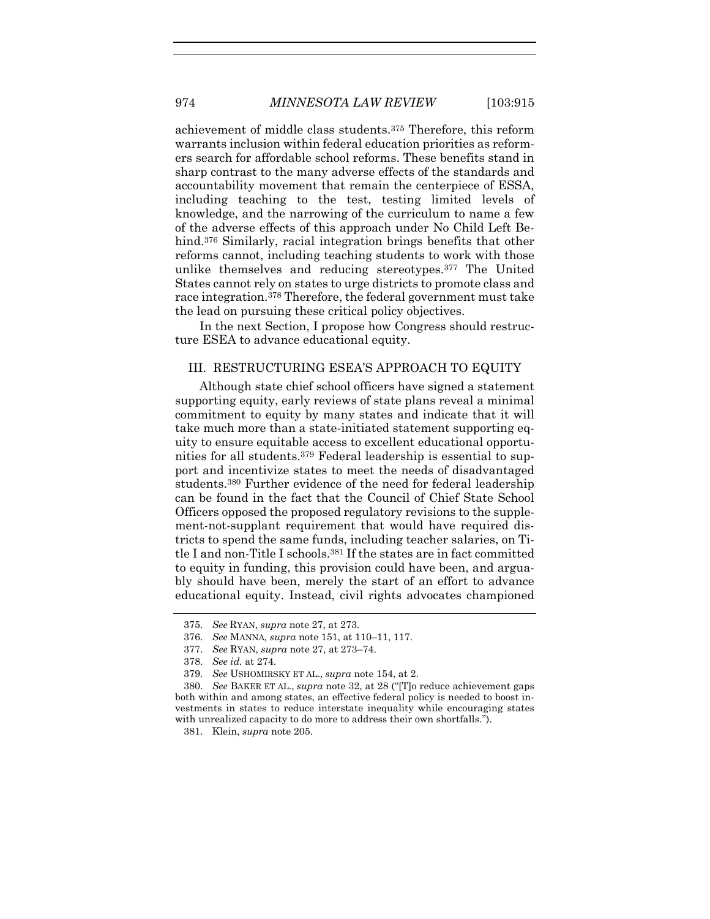achievement of middle class students.[375] Therefore, this reform warrants inclusion within federal education priorities as reformers search for affordable school reforms. These benefits stand in sharp contrast to the many adverse effects of the standards and accountability movement that remain the centerpiece of ESSA, including teaching to the test, testing limited levels of knowledge, and the narrowing of the curriculum to name a few of the adverse effects of this approach under No Child Left Behind.[376] Similarly, racial integration brings benefits that other reforms cannot, including teaching students to work with those unlike themselves and reducing stereotypes.[377] The United States cannot rely on states to urge districts to promote class and race integration.[378] Therefore, the federal government must take the lead on pursuing these critical policy objectives.

In the next Section, I propose how Congress should restructure ESEA to advance educational equity.

## III. RESTRUCTURING ESEA'S APPROACH TO EQUITY

Although state chief school officers have signed a statement supporting equity, early reviews of state plans reveal a minimal commitment to equity by many states and indicate that it will take much more than a state-initiated statement supporting equity to ensure equitable access to excellent educational opportunities for all students.[379] Federal leadership is essential to support and incentivize states to meet the needs of disadvantaged students.[380] Further evidence of the need for federal leadership can be found in the fact that the Council of Chief State School Officers opposed the proposed regulatory revisions to the supplement-not-supplant requirement that would have required districts to spend the same funds, including teacher salaries, on Title I and non-Title I schools.[381] If the states are in fact committed to equity in funding, this provision could have been, and arguably should have been, merely the start of an effort to advance educational equity. Instead, civil rights advocates championed

---

375. *See* RYAN, *supra* note 27, at 273.

376. *See* MANNA, *supra* note 151, at 110–11, 117.

377. *See* RYAN, *supra* note 27, at 273–74.

378. *See id.* at 274.

379. *See* USHOMIRSKY ET AL., *supra* note 154, at 2.

380. *See* BAKER ET AL., *supra* note 32, at 28 ("[T]o reduce achievement gaps both within and among states, an effective federal policy is needed to boost investments in states to reduce interstate inequality while encouraging states with unrealized capacity to do more to address their own shortfalls.").

381. Klein, *supra* note 205.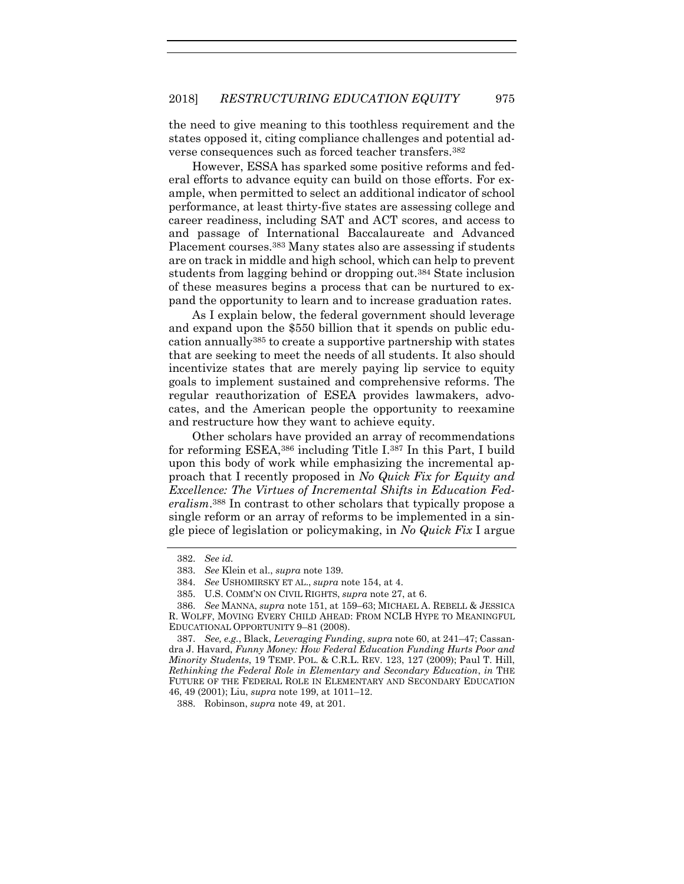the need to give meaning to this toothless requirement and the states opposed it, citing compliance challenges and potential adverse consequences such as forced teacher transfers.[382]

However, ESSA has sparked some positive reforms and federal efforts to advance equity can build on those efforts. For example, when permitted to select an additional indicator of school performance, at least thirty-five states are assessing college and career readiness, including SAT and ACT scores, and access to and passage of International Baccalaureate and Advanced Placement courses.[383] Many states also are assessing if students are on track in middle and high school, which can help to prevent students from lagging behind or dropping out.[384] State inclusion of these measures begins a process that can be nurtured to expand the opportunity to learn and to increase graduation rates.

As I explain below, the federal government should leverage and expand upon the $550 billion that it spends on public education annually[385] to create a supportive partnership with states that are seeking to meet the needs of all students. It also should incentivize states that are merely paying lip service to equity goals to implement sustained and comprehensive reforms. The regular reauthorization of ESEA provides lawmakers, advocates, and the American people the opportunity to reexamine and restructure how they want to achieve equity.

Other scholars have provided an array of recommendations for reforming ESEA,[386] including Title I.[387] In this Part, I build upon this body of work while emphasizing the incremental approach that I recently proposed in *No Quick Fix for Equity and Excellence: The Virtues of Incremental Shifts in Education Federalism*.[388] In contrast to other scholars that typically propose a single reform or an array of reforms to be implemented in a single piece of legislation or policymaking, in *No Quick Fix* I argue

---

382. *See id.*

383. *See* Klein et al., *supra* note 139.

384. *See* USHOMIRSKY ET AL., *supra* note 154, at 4.

385. U.S. COMM'N ON CIVIL RIGHTS, *supra* note 27, at 6.

386. *See* MANNA, *supra* note 151, at 159–63; MICHAEL A. REBELL & JESSICA R. WOLFF, MOVING EVERY CHILD AHEAD: FROM NCLB HYPE TO MEANINGFUL EDUCATIONAL OPPORTUNITY 9–81 (2008).

387. *See, e.g.*, Black, *Leveraging Funding*, *supra* note 60, at 241–47; Cassandra J. Havard, *Funny Money: How Federal Education Funding Hurts Poor and Minority Students*, 19 TEMP. POL. & C.R.L. REV. 123, 127 (2009); Paul T. Hill, *Rethinking the Federal Role in Elementary and Secondary Education*, *in* THE FUTURE OF THE FEDERAL ROLE IN ELEMENTARY AND SECONDARY EDUCATION 46, 49 (2001); Liu, *supra* note 199, at 1011–12.

388. Robinson, *supra* note 49, at 201.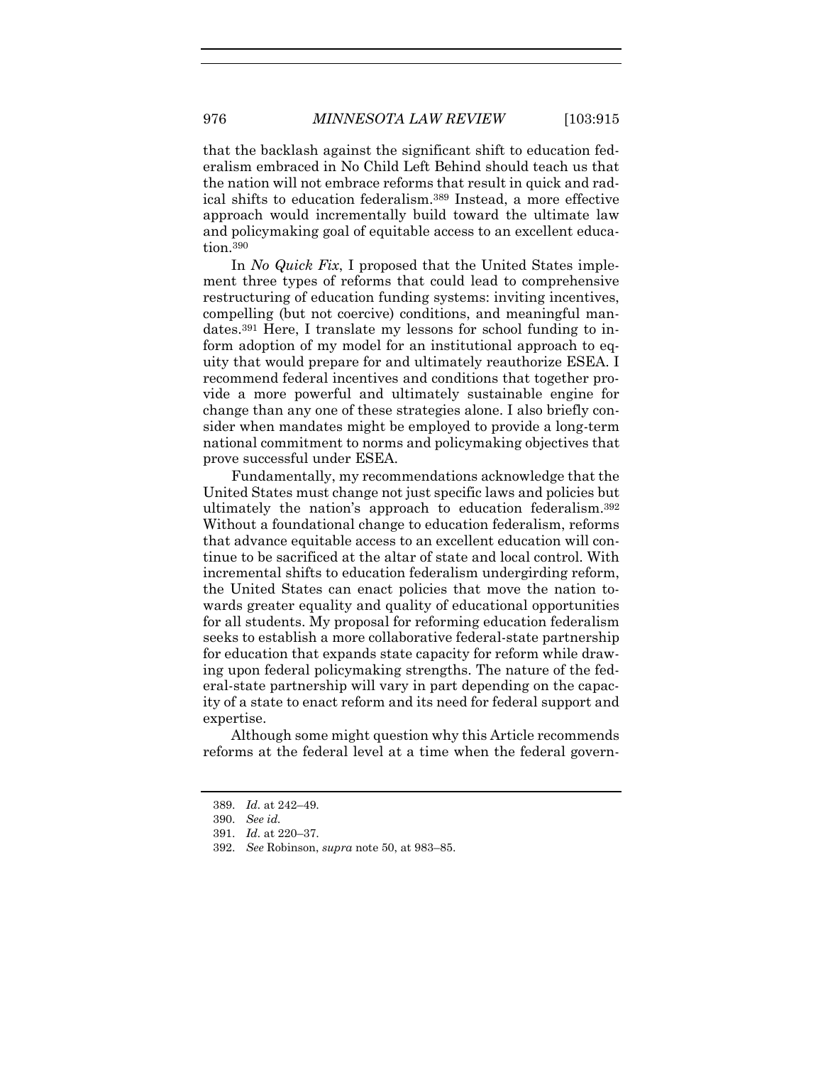that the backlash against the significant shift to education federalism embraced in No Child Left Behind should teach us that the nation will not embrace reforms that result in quick and radical shifts to education federalism.[389] Instead, a more effective approach would incrementally build toward the ultimate law and policymaking goal of equitable access to an excellent education.[390]

In *No Quick Fix*, I proposed that the United States implement three types of reforms that could lead to comprehensive restructuring of education funding systems: inviting incentives, compelling (but not coercive) conditions, and meaningful mandates.[391] Here, I translate my lessons for school funding to inform adoption of my model for an institutional approach to equity that would prepare for and ultimately reauthorize ESEA. I recommend federal incentives and conditions that together provide a more powerful and ultimately sustainable engine for change than any one of these strategies alone. I also briefly consider when mandates might be employed to provide a long-term national commitment to norms and policymaking objectives that prove successful under ESEA.

Fundamentally, my recommendations acknowledge that the United States must change not just specific laws and policies but ultimately the nation's approach to education federalism.[392] Without a foundational change to education federalism, reforms that advance equitable access to an excellent education will continue to be sacrificed at the altar of state and local control. With incremental shifts to education federalism undergirding reform, the United States can enact policies that move the nation towards greater equality and quality of educational opportunities for all students. My proposal for reforming education federalism seeks to establish a more collaborative federal-state partnership for education that expands state capacity for reform while drawing upon federal policymaking strengths. The nature of the federal-state partnership will vary in part depending on the capacity of a state to enact reform and its need for federal support and expertise.

Although some might question why this Article recommends reforms at the federal level at a time when the federal govern-

389. *Id.* at 242–49.

390. *See id.*

391. *Id.* at 220–37.

392. *See* Robinson, *supra* note 50, at 983–85.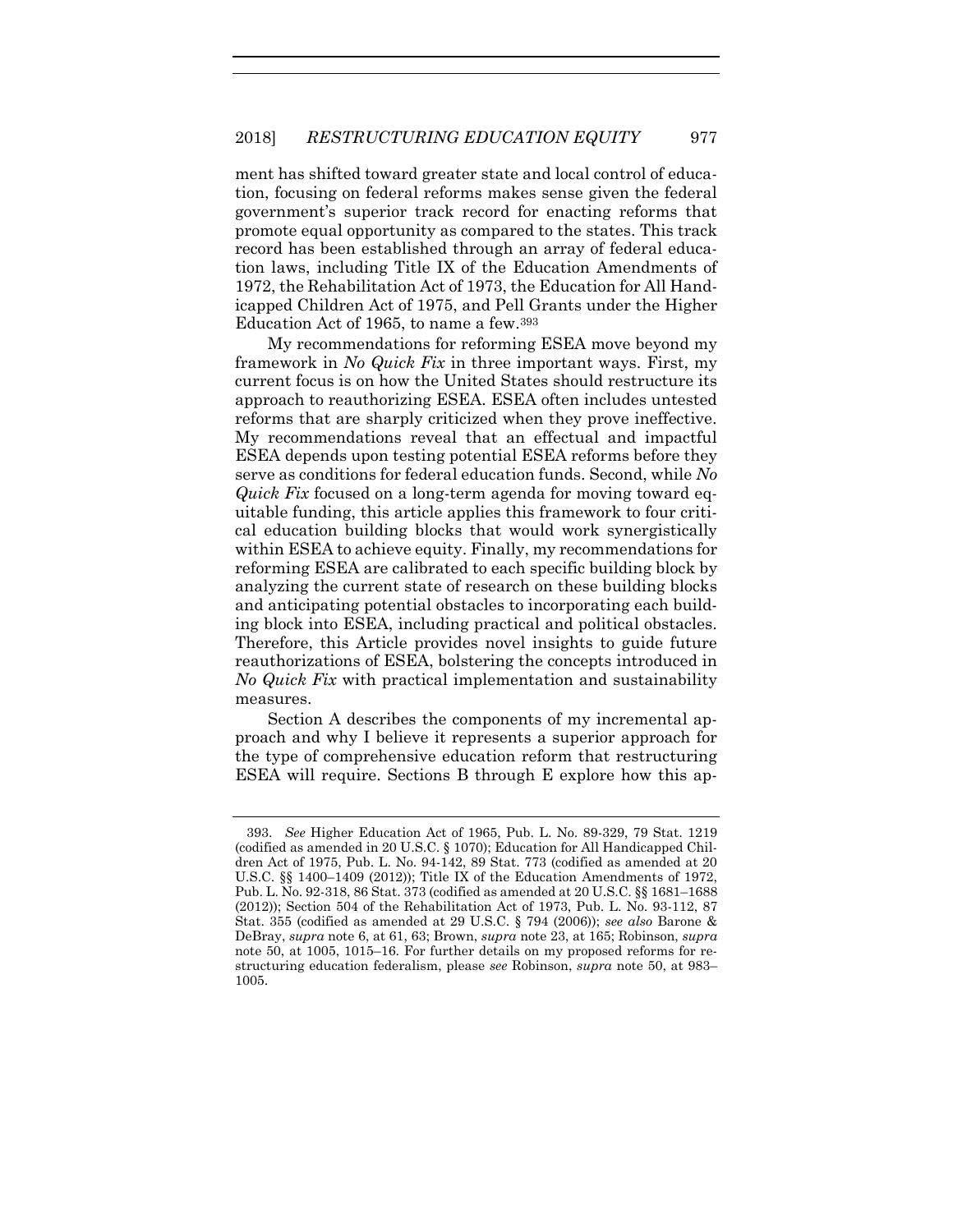ment has shifted toward greater state and local control of education, focusing on federal reforms makes sense given the federal government's superior track record for enacting reforms that promote equal opportunity as compared to the states. This track record has been established through an array of federal education laws, including Title IX of the Education Amendments of 1972, the Rehabilitation Act of 1973, the Education for All Handicapped Children Act of 1975, and Pell Grants under the Higher Education Act of 1965, to name a few.[393]

My recommendations for reforming ESEA move beyond my framework in *No Quick Fix* in three important ways. First, my current focus is on how the United States should restructure its approach to reauthorizing ESEA. ESEA often includes untested reforms that are sharply criticized when they prove ineffective. My recommendations reveal that an effectual and impactful ESEA depends upon testing potential ESEA reforms before they serve as conditions for federal education funds. Second, while *No Quick Fix* focused on a long-term agenda for moving toward equitable funding, this article applies this framework to four critical education building blocks that would work synergistically within ESEA to achieve equity. Finally, my recommendations for reforming ESEA are calibrated to each specific building block by analyzing the current state of research on these building blocks and anticipating potential obstacles to incorporating each building block into ESEA, including practical and political obstacles. Therefore, this Article provides novel insights to guide future reauthorizations of ESEA, bolstering the concepts introduced in *No Quick Fix* with practical implementation and sustainability measures.

Section A describes the components of my incremental approach and why I believe it represents a superior approach for the type of comprehensive education reform that restructuring ESEA will require. Sections B through E explore how this ap-

---

393. *See* Higher Education Act of 1965, Pub. L. No. 89-329, 79 Stat. 1219 (codified as amended in 20 U.S.C. § 1070); Education for All Handicapped Children Act of 1975, Pub. L. No. 94-142, 89 Stat. 773 (codified as amended at 20 U.S.C. §§ 1400–1409 (2012)); Title IX of the Education Amendments of 1972, Pub. L. No. 92-318, 86 Stat. 373 (codified as amended at 20 U.S.C. §§ 1681–1688 (2012)); Section 504 of the Rehabilitation Act of 1973, Pub. L. No. 93-112, 87 Stat. 355 (codified as amended at 29 U.S.C. § 794 (2006)); *see also* Barone & DeBray, *supra* note 6, at 61, 63; Brown, *supra* note 23, at 165; Robinson, *supra* note 50, at 1005, 1015–16. For further details on my proposed reforms for restructuring education federalism, please *see* Robinson, *supra* note 50, at 983–1005.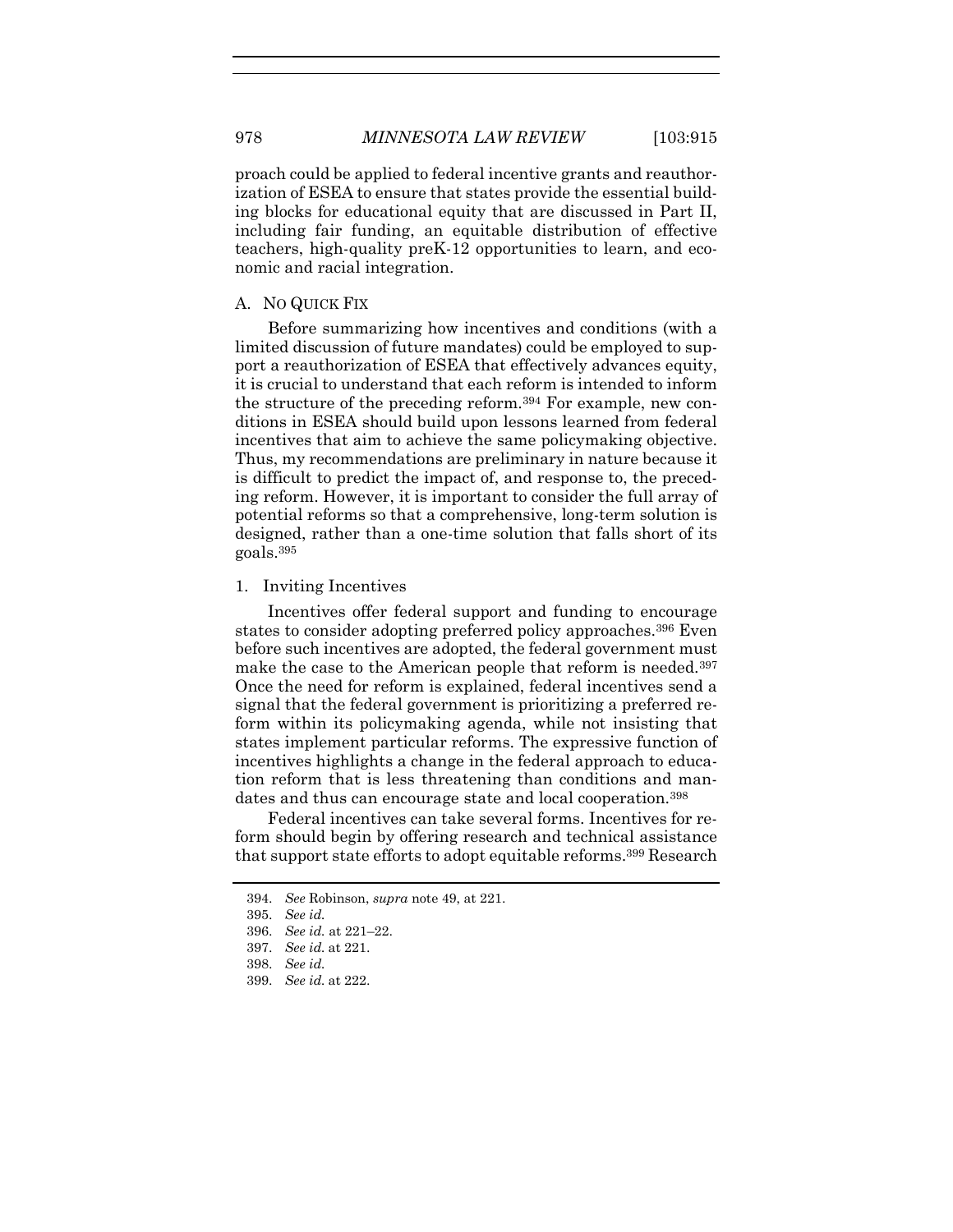proach could be applied to federal incentive grants and reauthorization of ESEA to ensure that states provide the essential building blocks for educational equity that are discussed in Part II, including fair funding, an equitable distribution of effective teachers, high-quality preK-12 opportunities to learn, and economic and racial integration.

### A. No Quick Fix

Before summarizing how incentives and conditions (with a limited discussion of future mandates) could be employed to support a reauthorization of ESEA that effectively advances equity, it is crucial to understand that each reform is intended to inform the structure of the preceding reform.[394] For example, new conditions in ESEA should build upon lessons learned from federal incentives that aim to achieve the same policymaking objective. Thus, my recommendations are preliminary in nature because it is difficult to predict the impact of, and response to, the preceding reform. However, it is important to consider the full array of potential reforms so that a comprehensive, long-term solution is designed, rather than a one-time solution that falls short of its goals.[395]

#### 1. Inviting Incentives

Incentives offer federal support and funding to encourage states to consider adopting preferred policy approaches.[396] Even before such incentives are adopted, the federal government must make the case to the American people that reform is needed.[397] Once the need for reform is explained, federal incentives send a signal that the federal government is prioritizing a preferred reform within its policymaking agenda, while not insisting that states implement particular reforms. The expressive function of incentives highlights a change in the federal approach to education reform that is less threatening than conditions and mandates and thus can encourage state and local cooperation.[398]

Federal incentives can take several forms. Incentives for reform should begin by offering research and technical assistance that support state efforts to adopt equitable reforms.[399] Research

---

394. *See* Robinson, *supra* note 49, at 221.

395. *See id.*

396. *See id.* at 221–22.

397. *See id.* at 221.

398. *See id.*

399. *See id.* at 222.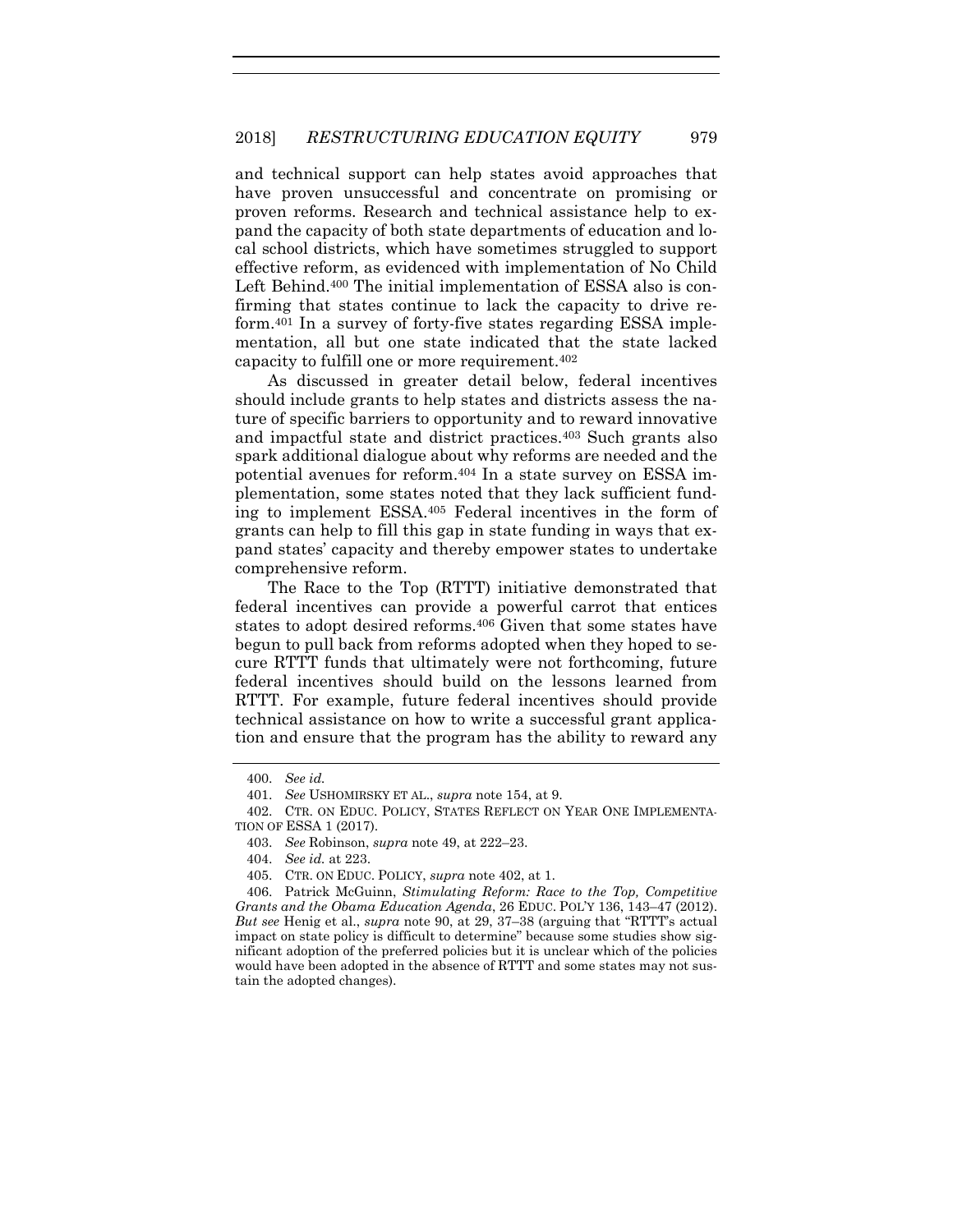and technical support can help states avoid approaches that have proven unsuccessful and concentrate on promising or proven reforms. Research and technical assistance help to expand the capacity of both state departments of education and local school districts, which have sometimes struggled to support effective reform, as evidenced with implementation of No Child Left Behind.[400] The initial implementation of ESSA also is confirming that states continue to lack the capacity to drive reform.[401] In a survey of forty-five states regarding ESSA implementation, all but one state indicated that the state lacked capacity to fulfill one or more requirement.[402]

As discussed in greater detail below, federal incentives should include grants to help states and districts assess the nature of specific barriers to opportunity and to reward innovative and impactful state and district practices.[403] Such grants also spark additional dialogue about why reforms are needed and the potential avenues for reform.[404] In a state survey on ESSA implementation, some states noted that they lack sufficient funding to implement ESSA.[405] Federal incentives in the form of grants can help to fill this gap in state funding in ways that expand states' capacity and thereby empower states to undertake comprehensive reform.

The Race to the Top (RTTT) initiative demonstrated that federal incentives can provide a powerful carrot that entices states to adopt desired reforms.[406] Given that some states have begun to pull back from reforms adopted when they hoped to secure RTTT funds that ultimately were not forthcoming, future federal incentives should build on the lessons learned from RTTT. For example, future federal incentives should provide technical assistance on how to write a successful grant application and ensure that the program has the ability to reward any

---

400. *See id.*

401. *See* USHOMIRSKY ET AL., *supra* note 154, at 9.

402. CTR. ON EDUC. POLICY, STATES REFLECT ON YEAR ONE IMPLEMENTATION OF ESSA 1 (2017).

403. *See* Robinson, *supra* note 49, at 222–23.

404. *See id.* at 223.

405. CTR. ON EDUC. POLICY, *supra* note 402, at 1.

406. Patrick McGuinn, *Stimulating Reform: Race to the Top, Competitive Grants and the Obama Education Agenda*, 26 EDUC. POL'Y 136, 143–47 (2012). *But see* Henig et al., *supra* note 90, at 29, 37–38 (arguing that "RTTT's actual impact on state policy is difficult to determine" because some studies show significant adoption of the preferred policies but it is unclear which of the policies would have been adopted in the absence of RTTT and some states may not sustain the adopted changes).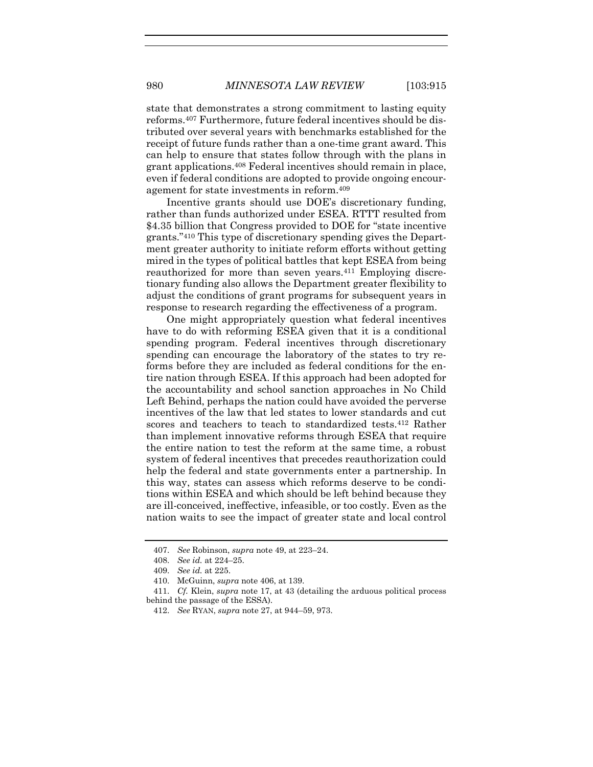state that demonstrates a strong commitment to lasting equity reforms.[407] Furthermore, future federal incentives should be distributed over several years with benchmarks established for the receipt of future funds rather than a one-time grant award. This can help to ensure that states follow through with the plans in grant applications.[408] Federal incentives should remain in place, even if federal conditions are adopted to provide ongoing encouragement for state investments in reform.[409]

Incentive grants should use DOE's discretionary funding, rather than funds authorized under ESEA. RTTT resulted from $4.35 billion that Congress provided to DOE for "state incentive grants."[410] This type of discretionary spending gives the Department greater authority to initiate reform efforts without getting mired in the types of political battles that kept ESEA from being reauthorized for more than seven years.[411] Employing discretionary funding also allows the Department greater flexibility to adjust the conditions of grant programs for subsequent years in response to research regarding the effectiveness of a program.

One might appropriately question what federal incentives have to do with reforming ESEA given that it is a conditional spending program. Federal incentives through discretionary spending can encourage the laboratory of the states to try reforms before they are included as federal conditions for the entire nation through ESEA. If this approach had been adopted for the accountability and school sanction approaches in No Child Left Behind, perhaps the nation could have avoided the perverse incentives of the law that led states to lower standards and cut scores and teachers to teach to standardized tests.[412] Rather than implement innovative reforms through ESEA that require the entire nation to test the reform at the same time, a robust system of federal incentives that precedes reauthorization could help the federal and state governments enter a partnership. In this way, states can assess which reforms deserve to be conditions within ESEA and which should be left behind because they are ill-conceived, ineffective, infeasible, or too costly. Even as the nation waits to see the impact of greater state and local control

---

407. *See* Robinson, *supra* note 49, at 223–24.

408. *See id.* at 224–25.

409. *See id.* at 225.

410. McGuinn, *supra* note 406, at 139.

411. *Cf.* Klein, *supra* note 17, at 43 (detailing the arduous political process behind the passage of the ESSA).

412. *See* RYAN, *supra* note 27, at 944–59, 973.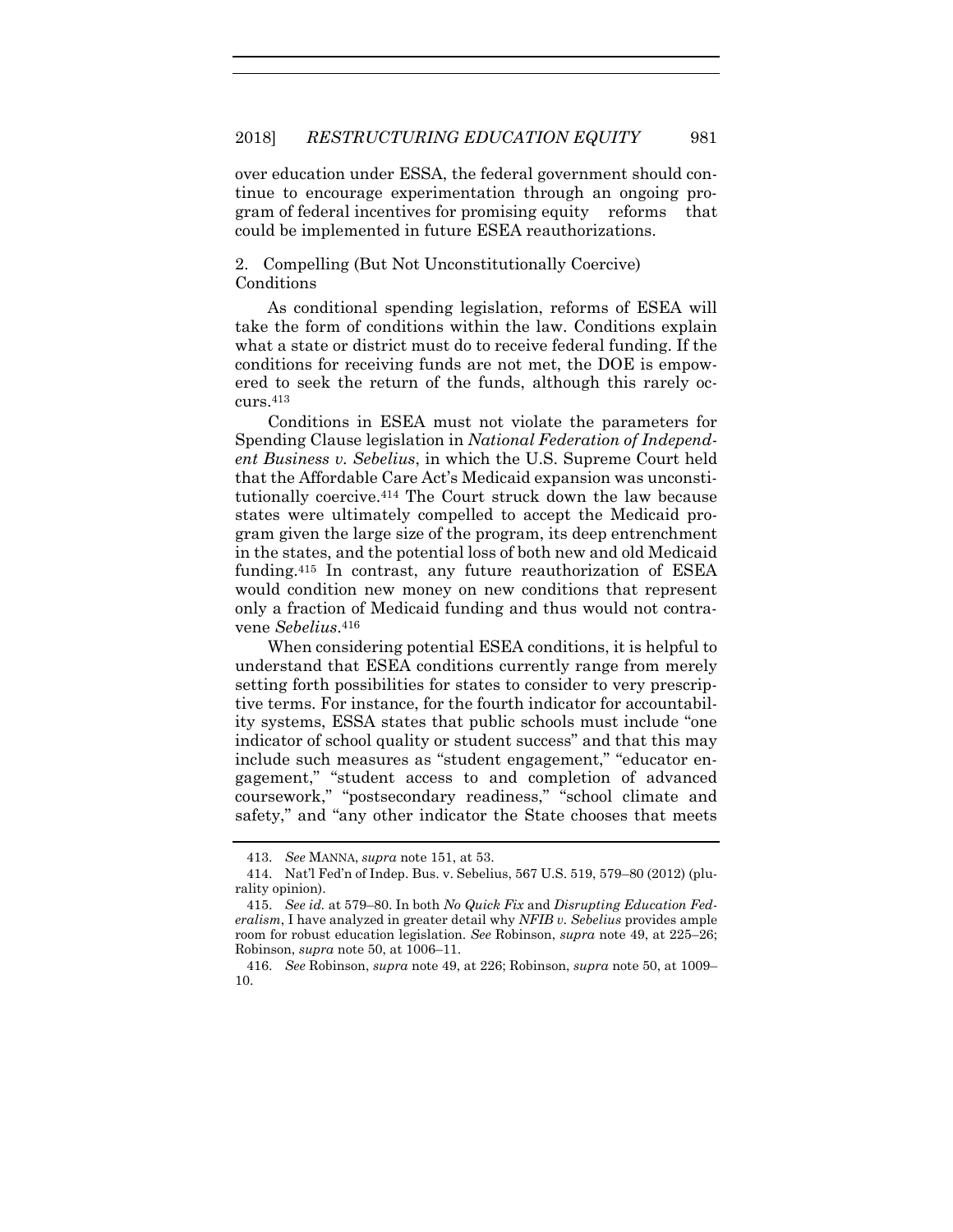over education under ESSA, the federal government should continue to encourage experimentation through an ongoing program of federal incentives for promising equity reforms that could be implemented in future ESEA reauthorizations.

### 2. Compelling (But Not Unconstitutionally Coercive) Conditions

As conditional spending legislation, reforms of ESEA will take the form of conditions within the law. Conditions explain what a state or district must do to receive federal funding. If the conditions for receiving funds are not met, the DOE is empowered to seek the return of the funds, although this rarely occurs.[413]

Conditions in ESEA must not violate the parameters for Spending Clause legislation in *National Federation of Independent Business v. Sebelius*, in which the U.S. Supreme Court held that the Affordable Care Act's Medicaid expansion was unconstitutionally coercive.[414] The Court struck down the law because states were ultimately compelled to accept the Medicaid program given the large size of the program, its deep entrenchment in the states, and the potential loss of both new and old Medicaid funding.[415] In contrast, any future reauthorization of ESEA would condition new money on new conditions that represent only a fraction of Medicaid funding and thus would not contravene *Sebelius*.[416]

When considering potential ESEA conditions, it is helpful to understand that ESEA conditions currently range from merely setting forth possibilities for states to consider to very prescriptive terms. For instance, for the fourth indicator for accountability systems, ESSA states that public schools must include "one indicator of school quality or student success" and that this may include such measures as "student engagement," "educator engagement," "student access to and completion of advanced coursework," "postsecondary readiness," "school climate and safety," and "any other indicator the State chooses that meets

---

413. *See* MANNA, *supra* note 151, at 53.

414. Nat'l Fed'n of Indep. Bus. v. Sebelius, 567 U.S. 519, 579–80 (2012) (plurality opinion).

415. *See id.* at 579–80. In both *No Quick Fix* and *Disrupting Education Federalism*, I have analyzed in greater detail why *NFIB v. Sebelius* provides ample room for robust education legislation. *See* Robinson, *supra* note 49, at 225–26; Robinson, *supra* note 50, at 1006–11.

416. *See* Robinson, *supra* note 49, at 226; Robinson, *supra* note 50, at 1009–10.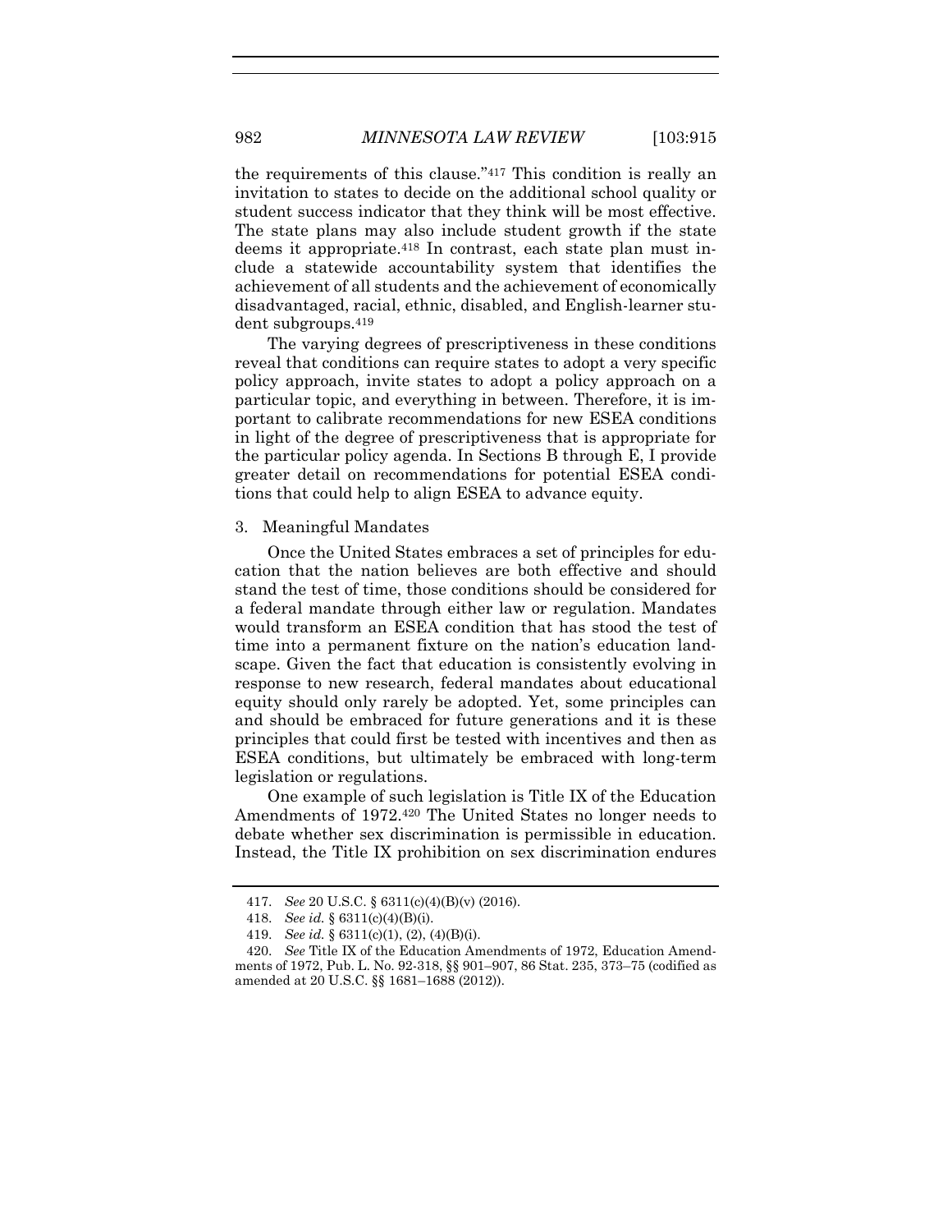the requirements of this clause."[417] This condition is really an invitation to states to decide on the additional school quality or student success indicator that they think will be most effective. The state plans may also include student growth if the state deems it appropriate.[418] In contrast, each state plan must include a statewide accountability system that identifies the achievement of all students and the achievement of economically disadvantaged, racial, ethnic, disabled, and English-learner student subgroups.[419]

The varying degrees of prescriptiveness in these conditions reveal that conditions can require states to adopt a very specific policy approach, invite states to adopt a policy approach on a particular topic, and everything in between. Therefore, it is important to calibrate recommendations for new ESEA conditions in light of the degree of prescriptiveness that is appropriate for the particular policy agenda. In Sections B through E, I provide greater detail on recommendations for potential ESEA conditions that could help to align ESEA to advance equity.

3. Meaningful Mandates

Once the United States embraces a set of principles for education that the nation believes are both effective and should stand the test of time, those conditions should be considered for a federal mandate through either law or regulation. Mandates would transform an ESEA condition that has stood the test of time into a permanent fixture on the nation's education landscape. Given the fact that education is consistently evolving in response to new research, federal mandates about educational equity should only rarely be adopted. Yet, some principles can and should be embraced for future generations and it is these principles that could first be tested with incentives and then as ESEA conditions, but ultimately be embraced with long-term legislation or regulations.

One example of such legislation is Title IX of the Education Amendments of 1972.[420] The United States no longer needs to debate whether sex discrimination is permissible in education. Instead, the Title IX prohibition on sex discrimination endures

---

417. *See* 20 U.S.C. § 6311(c)(4)(B)(v) (2016).

418. *See id.* § 6311(c)(4)(B)(i).

419. *See id.* § 6311(c)(1), (2), (4)(B)(i).

420. *See* Title IX of the Education Amendments of 1972, Education Amendments of 1972, Pub. L. No. 92-318, §§ 901–907, 86 Stat. 235, 373–75 (codified as amended at 20 U.S.C. §§ 1681–1688 (2012)).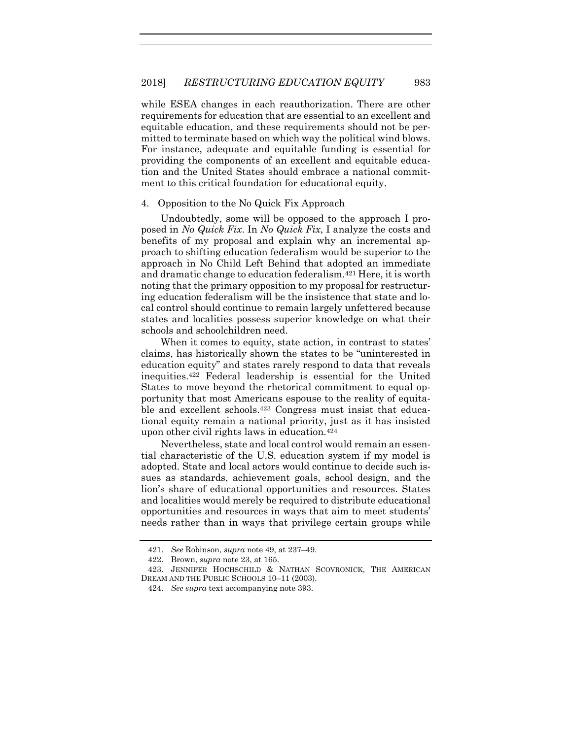while ESEA changes in each reauthorization. There are other requirements for education that are essential to an excellent and equitable education, and these requirements should not be permitted to terminate based on which way the political wind blows. For instance, adequate and equitable funding is essential for providing the components of an excellent and equitable education and the United States should embrace a national commitment to this critical foundation for educational equity.

4. Opposition to the No Quick Fix Approach

Undoubtedly, some will be opposed to the approach I proposed in *No Quick Fix*. In *No Quick Fix*, I analyze the costs and benefits of my proposal and explain why an incremental approach to shifting education federalism would be superior to the approach in No Child Left Behind that adopted an immediate and dramatic change to education federalism.[421] Here, it is worth noting that the primary opposition to my proposal for restructuring education federalism will be the insistence that state and local control should continue to remain largely unfettered because states and localities possess superior knowledge on what their schools and schoolchildren need.

When it comes to equity, state action, in contrast to states' claims, has historically shown the states to be "uninterested in education equity" and states rarely respond to data that reveals inequities.[422] Federal leadership is essential for the United States to move beyond the rhetorical commitment to equal opportunity that most Americans espouse to the reality of equitable and excellent schools.[423] Congress must insist that educational equity remain a national priority, just as it has insisted upon other civil rights laws in education.[424]

Nevertheless, state and local control would remain an essential characteristic of the U.S. education system if my model is adopted. State and local actors would continue to decide such issues as standards, achievement goals, school design, and the lion's share of educational opportunities and resources. States and localities would merely be required to distribute educational opportunities and resources in ways that aim to meet students' needs rather than in ways that privilege certain groups while

421. *See* Robinson, *supra* note 49, at 237–49.

422. Brown, *supra* note 23, at 165.

423. JENNIFER HOCHSCHILD & NATHAN SCOVRONICK, THE AMERICAN DREAM AND THE PUBLIC SCHOOLS 10–11 (2003).

424. *See supra* text accompanying note 393.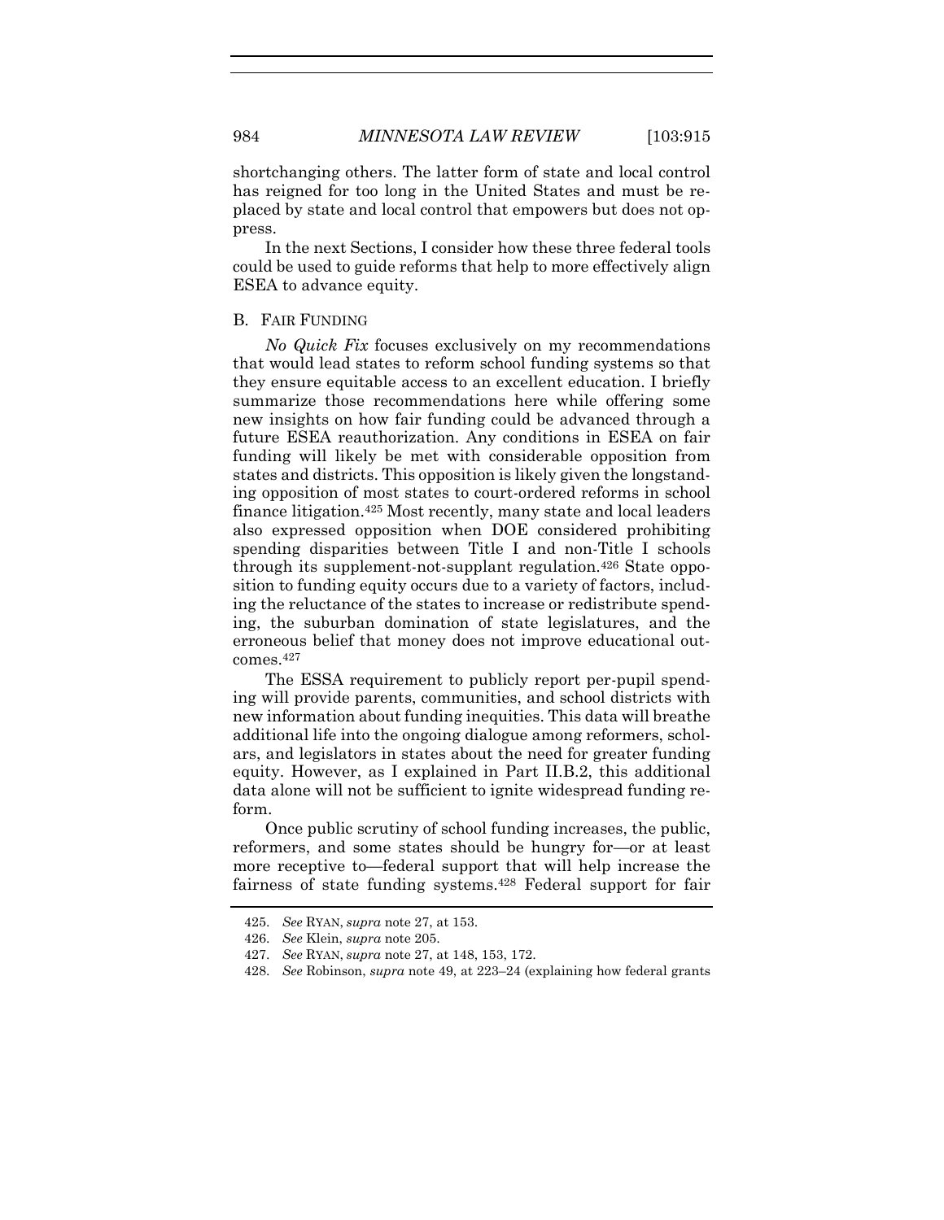shortchanging others. The latter form of state and local control has reigned for too long in the United States and must be replaced by state and local control that empowers but does not oppress.

In the next Sections, I consider how these three federal tools could be used to guide reforms that help to more effectively align ESEA to advance equity.

## B. Fair Funding

*No Quick Fix* focuses exclusively on my recommendations that would lead states to reform school funding systems so that they ensure equitable access to an excellent education. I briefly summarize those recommendations here while offering some new insights on how fair funding could be advanced through a future ESEA reauthorization. Any conditions in ESEA on fair funding will likely be met with considerable opposition from states and districts. This opposition is likely given the longstanding opposition of most states to court-ordered reforms in school finance litigation.[425] Most recently, many state and local leaders also expressed opposition when DOE considered prohibiting spending disparities between Title I and non-Title I schools through its supplement-not-supplant regulation.[426] State opposition to funding equity occurs due to a variety of factors, including the reluctance of the states to increase or redistribute spending, the suburban domination of state legislatures, and the erroneous belief that money does not improve educational outcomes.[427]

The ESSA requirement to publicly report per-pupil spending will provide parents, communities, and school districts with new information about funding inequities. This data will breathe additional life into the ongoing dialogue among reformers, scholars, and legislators in states about the need for greater funding equity. However, as I explained in Part II.B.2, this additional data alone will not be sufficient to ignite widespread funding reform.

Once public scrutiny of school funding increases, the public, reformers, and some states should be hungry for—or at least more receptive to—federal support that will help increase the fairness of state funding systems.[428] Federal support for fair

425. *See* RYAN, *supra* note 27, at 153.

426. *See* Klein, *supra* note 205.

427. *See* RYAN, *supra* note 27, at 148, 153, 172.

428. *See* Robinson, *supra* note 49, at 223–24 (explaining how federal grants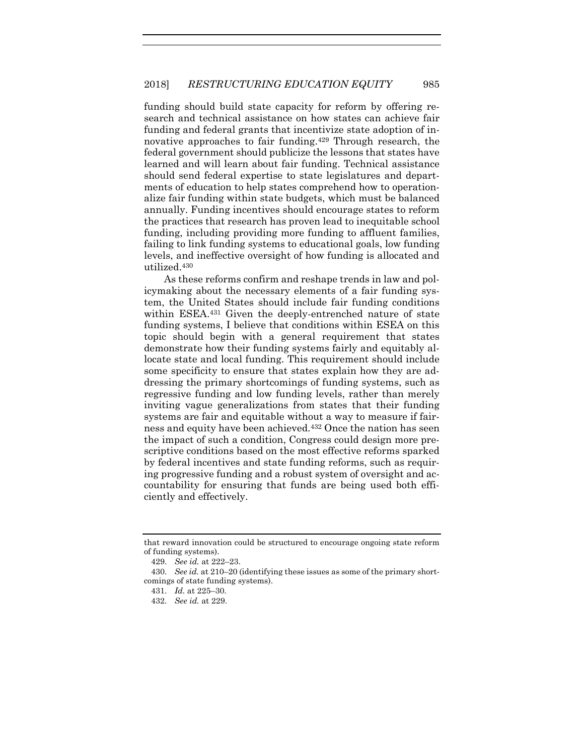funding should build state capacity for reform by offering research and technical assistance on how states can achieve fair funding and federal grants that incentivize state adoption of innovative approaches to fair funding.[429] Through research, the federal government should publicize the lessons that states have learned and will learn about fair funding. Technical assistance should send federal expertise to state legislatures and departments of education to help states comprehend how to operationalize fair funding within state budgets, which must be balanced annually. Funding incentives should encourage states to reform the practices that research has proven lead to inequitable school funding, including providing more funding to affluent families, failing to link funding systems to educational goals, low funding levels, and ineffective oversight of how funding is allocated and utilized.[430]

As these reforms confirm and reshape trends in law and policymaking about the necessary elements of a fair funding system, the United States should include fair funding conditions within ESEA.[431] Given the deeply-entrenched nature of state funding systems, I believe that conditions within ESEA on this topic should begin with a general requirement that states demonstrate how their funding systems fairly and equitably allocate state and local funding. This requirement should include some specificity to ensure that states explain how they are addressing the primary shortcomings of funding systems, such as regressive funding and low funding levels, rather than merely inviting vague generalizations from states that their funding systems are fair and equitable without a way to measure if fairness and equity have been achieved.[432] Once the nation has seen the impact of such a condition, Congress could design more prescriptive conditions based on the most effective reforms sparked by federal incentives and state funding reforms, such as requiring progressive funding and a robust system of oversight and accountability for ensuring that funds are being used both efficiently and effectively.

---

that reward innovation could be structured to encourage ongoing state reform of funding systems).

429. *See id.* at 222–23.

430. *See id.* at 210–20 (identifying these issues as some of the primary shortcomings of state funding systems).

431. *Id.* at 225–30.

432. *See id.* at 229.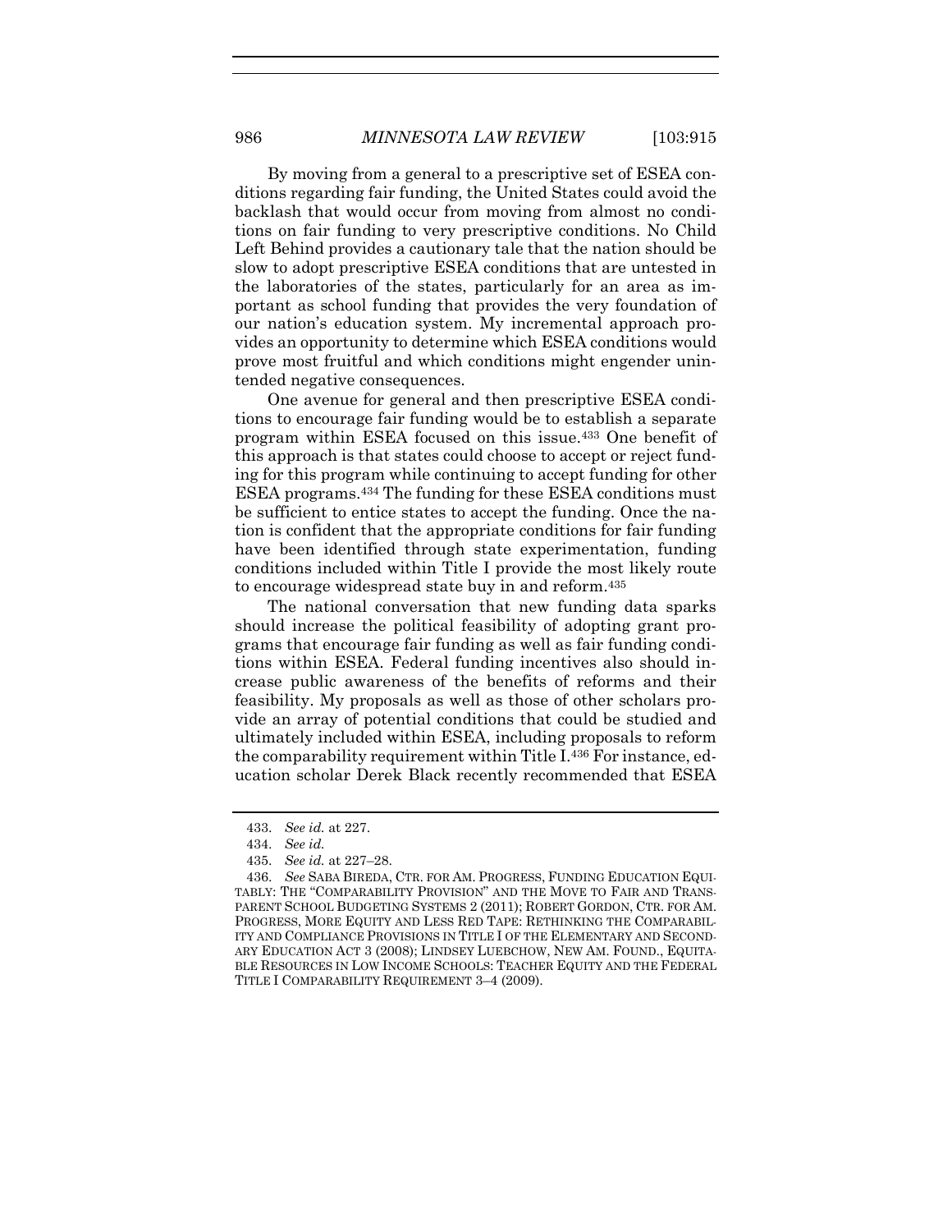By moving from a general to a prescriptive set of ESEA conditions regarding fair funding, the United States could avoid the backlash that would occur from moving from almost no conditions on fair funding to very prescriptive conditions. No Child Left Behind provides a cautionary tale that the nation should be slow to adopt prescriptive ESEA conditions that are untested in the laboratories of the states, particularly for an area as important as school funding that provides the very foundation of our nation's education system. My incremental approach provides an opportunity to determine which ESEA conditions would prove most fruitful and which conditions might engender unintended negative consequences.

One avenue for general and then prescriptive ESEA conditions to encourage fair funding would be to establish a separate program within ESEA focused on this issue.[433] One benefit of this approach is that states could choose to accept or reject funding for this program while continuing to accept funding for other ESEA programs.[434] The funding for these ESEA conditions must be sufficient to entice states to accept the funding. Once the nation is confident that the appropriate conditions for fair funding have been identified through state experimentation, funding conditions included within Title I provide the most likely route to encourage widespread state buy in and reform.[435]

The national conversation that new funding data sparks should increase the political feasibility of adopting grant programs that encourage fair funding as well as fair funding conditions within ESEA. Federal funding incentives also should increase public awareness of the benefits of reforms and their feasibility. My proposals as well as those of other scholars provide an array of potential conditions that could be studied and ultimately included within ESEA, including proposals to reform the comparability requirement within Title I.[436] For instance, education scholar Derek Black recently recommended that ESEA

---

433. *See id.* at 227.

434. *See id.*

435. *See id.* at 227–28.

436. *See* SABA BIREDA, CTR. FOR AM. PROGRESS, FUNDING EDUCATION EQUITABLY: THE "COMPARABILITY PROVISION" AND THE MOVE TO FAIR AND TRANSPARENT SCHOOL BUDGETING SYSTEMS 2 (2011); ROBERT GORDON, CTR. FOR AM. PROGRESS, MORE EQUITY AND LESS RED TAPE: RETHINKING THE COMPARABILITY AND COMPLIANCE PROVISIONS IN TITLE I OF THE ELEMENTARY AND SECONDARY EDUCATION ACT 3 (2008); LINDSEY LUEBCHOW, NEW AM. FOUND., EQUITABLE RESOURCES IN LOW INCOME SCHOOLS: TEACHER EQUITY AND THE FEDERAL TITLE I COMPARABILITY REQUIREMENT 3–4 (2009).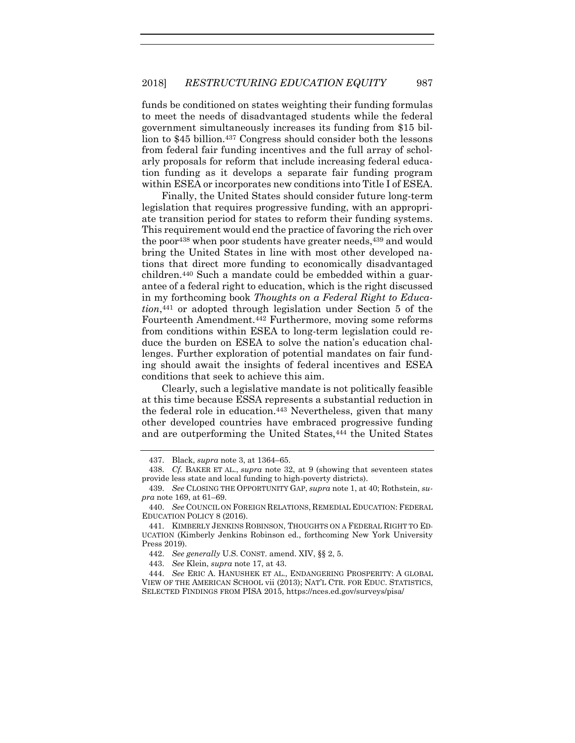funds be conditioned on states weighting their funding formulas to meet the needs of disadvantaged students while the federal government simultaneously increases its funding from $15 billion to $45 billion.[437] Congress should consider both the lessons from federal fair funding incentives and the full array of scholarly proposals for reform that include increasing federal education funding as it develops a separate fair funding program within ESEA or incorporates new conditions into Title I of ESEA.

Finally, the United States should consider future long-term legislation that requires progressive funding, with an appropriate transition period for states to reform their funding systems. This requirement would end the practice of favoring the rich over the poor[438] when poor students have greater needs,[439] and would bring the United States in line with most other developed nations that direct more funding to economically disadvantaged children.[440] Such a mandate could be embedded within a guarantee of a federal right to education, which is the right discussed in my forthcoming book *Thoughts on a Federal Right to Education*,[441] or adopted through legislation under Section 5 of the Fourteenth Amendment.[442] Furthermore, moving some reforms from conditions within ESEA to long-term legislation could reduce the burden on ESEA to solve the nation's education challenges. Further exploration of potential mandates on fair funding should await the insights of federal incentives and ESEA conditions that seek to achieve this aim.

Clearly, such a legislative mandate is not politically feasible at this time because ESSA represents a substantial reduction in the federal role in education.[443] Nevertheless, given that many other developed countries have embraced progressive funding and are outperforming the United States,[444] the United States

---

437. Black, *supra* note 3, at 1364–65.

438. *Cf.* BAKER ET AL., *supra* note 32, at 9 (showing that seventeen states provide less state and local funding to high-poverty districts).

439. *See* CLOSING THE OPPORTUNITY GAP, *supra* note 1, at 40; Rothstein, *supra* note 169, at 61–69.

440. *See* COUNCIL ON FOREIGN RELATIONS, REMEDIAL EDUCATION: FEDERAL EDUCATION POLICY 8 (2016).

441. KIMBERLY JENKINS ROBINSON, THOUGHTS ON A FEDERAL RIGHT TO EDUCATION (Kimberly Jenkins Robinson ed., forthcoming New York University Press 2019).

442. *See generally* U.S. CONST. amend. XIV, §§ 2, 5.

443. *See* Klein, *supra* note 17, at 43.

444. *See* ERIC A. HANUSHEK ET AL., ENDANGERING PROSPERITY: A GLOBAL VIEW OF THE AMERICAN SCHOOL vii (2013); NAT'L CTR. FOR EDUC. STATISTICS, SELECTED FINDINGS FROM PISA 2015, https://nces.ed.gov/surveys/pisa/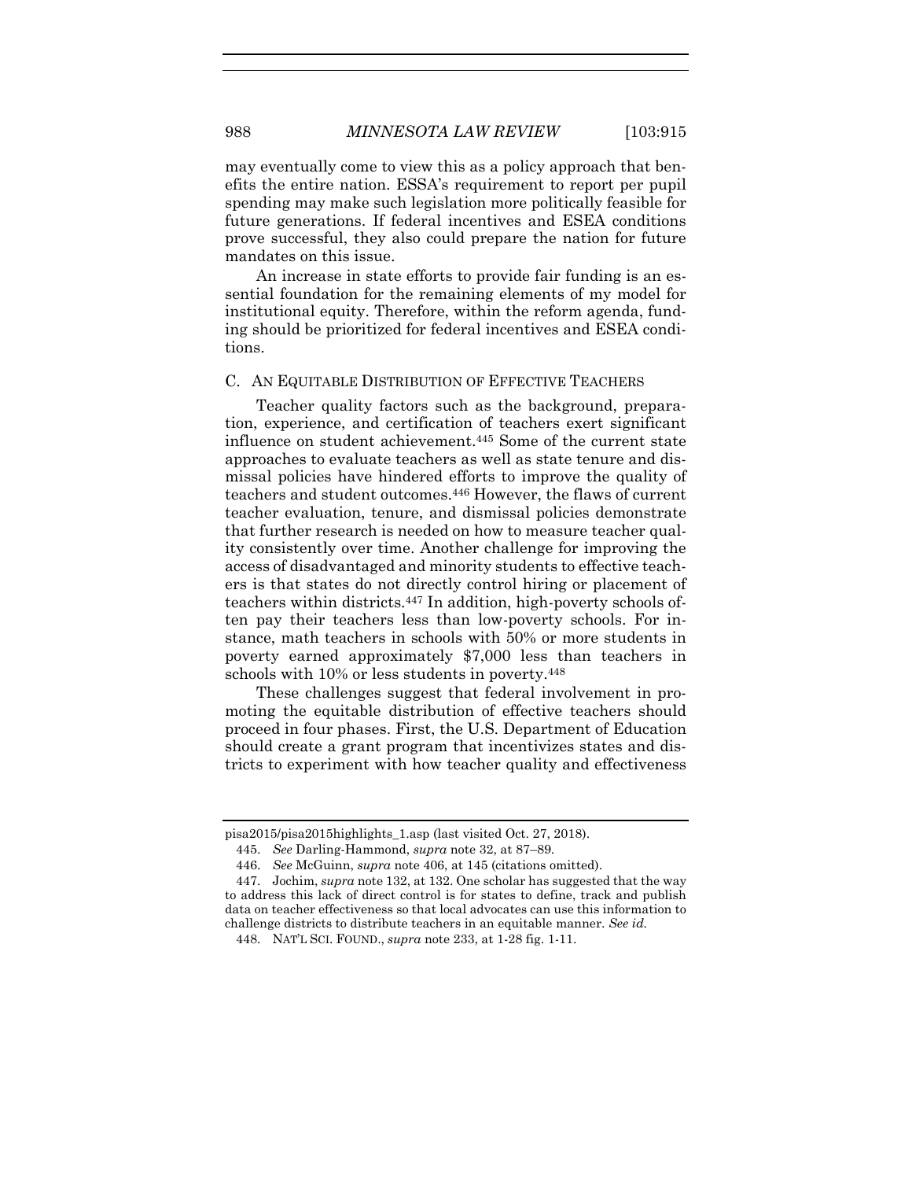may eventually come to view this as a policy approach that benefits the entire nation. ESSA's requirement to report per pupil spending may make such legislation more politically feasible for future generations. If federal incentives and ESEA conditions prove successful, they also could prepare the nation for future mandates on this issue.

An increase in state efforts to provide fair funding is an essential foundation for the remaining elements of my model for institutional equity. Therefore, within the reform agenda, funding should be prioritized for federal incentives and ESEA conditions.

### C. An Equitable Distribution of Effective Teachers

Teacher quality factors such as the background, preparation, experience, and certification of teachers exert significant influence on student achievement.[445] Some of the current state approaches to evaluate teachers as well as state tenure and dismissal policies have hindered efforts to improve the quality of teachers and student outcomes.[446] However, the flaws of current teacher evaluation, tenure, and dismissal policies demonstrate that further research is needed on how to measure teacher quality consistently over time. Another challenge for improving the access of disadvantaged and minority students to effective teachers is that states do not directly control hiring or placement of teachers within districts.[447] In addition, high-poverty schools often pay their teachers less than low-poverty schools. For instance, math teachers in schools with 50% or more students in poverty earned approximately $7,000 less than teachers in schools with 10% or less students in poverty.[448]

These challenges suggest that federal involvement in promoting the equitable distribution of effective teachers should proceed in four phases. First, the U.S. Department of Education should create a grant program that incentivizes states and districts to experiment with how teacher quality and effectiveness

---

pisa2015/pisa2015highlights_1.asp (last visited Oct. 27, 2018).

445. *See* Darling-Hammond, *supra* note 32, at 87–89.

446. *See* McGuinn, *supra* note 406, at 145 (citations omitted).

447. Jochim, *supra* note 132, at 132. One scholar has suggested that the way to address this lack of direct control is for states to define, track and publish data on teacher effectiveness so that local advocates can use this information to challenge districts to distribute teachers in an equitable manner. *See id.*

448. NAT'L SCI. FOUND., *supra* note 233, at 1-28 fig. 1-11.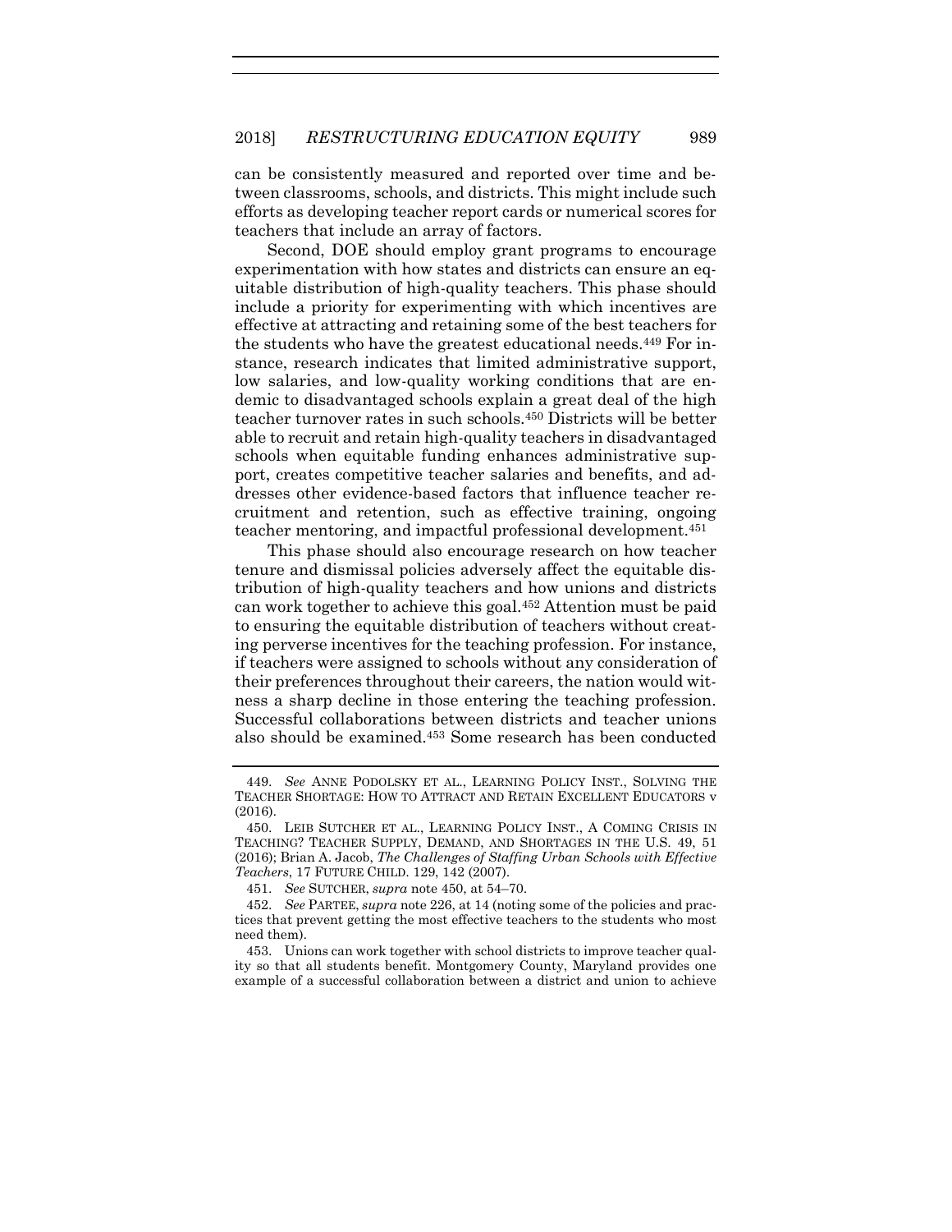can be consistently measured and reported over time and between classrooms, schools, and districts. This might include such efforts as developing teacher report cards or numerical scores for teachers that include an array of factors.

Second, DOE should employ grant programs to encourage experimentation with how states and districts can ensure an equitable distribution of high-quality teachers. This phase should include a priority for experimenting with which incentives are effective at attracting and retaining some of the best teachers for the students who have the greatest educational needs.[449] For instance, research indicates that limited administrative support, low salaries, and low-quality working conditions that are endemic to disadvantaged schools explain a great deal of the high teacher turnover rates in such schools.[450] Districts will be better able to recruit and retain high-quality teachers in disadvantaged schools when equitable funding enhances administrative support, creates competitive teacher salaries and benefits, and addresses other evidence-based factors that influence teacher recruitment and retention, such as effective training, ongoing teacher mentoring, and impactful professional development.[451]

This phase should also encourage research on how teacher tenure and dismissal policies adversely affect the equitable distribution of high-quality teachers and how unions and districts can work together to achieve this goal.[452] Attention must be paid to ensuring the equitable distribution of teachers without creating perverse incentives for the teaching profession. For instance, if teachers were assigned to schools without any consideration of their preferences throughout their careers, the nation would witness a sharp decline in those entering the teaching profession. Successful collaborations between districts and teacher unions also should be examined.[453] Some research has been conducted

---

449. *See* ANNE PODOLSKY ET AL., LEARNING POLICY INST., SOLVING THE TEACHER SHORTAGE: HOW TO ATTRACT AND RETAIN EXCELLENT EDUCATORS v (2016).

450. LEIB SUTCHER ET AL., LEARNING POLICY INST., A COMING CRISIS IN TEACHING? TEACHER SUPPLY, DEMAND, AND SHORTAGES IN THE U.S. 49, 51 (2016); Brian A. Jacob, *The Challenges of Staffing Urban Schools with Effective Teachers*, 17 FUTURE CHILD. 129, 142 (2007).

451. *See* SUTCHER, *supra* note 450, at 54–70.

452. *See* PARTEE, *supra* note 226, at 14 (noting some of the policies and practices that prevent getting the most effective teachers to the students who most need them).

453. Unions can work together with school districts to improve teacher quality so that all students benefit. Montgomery County, Maryland provides one example of a successful collaboration between a district and union to achieve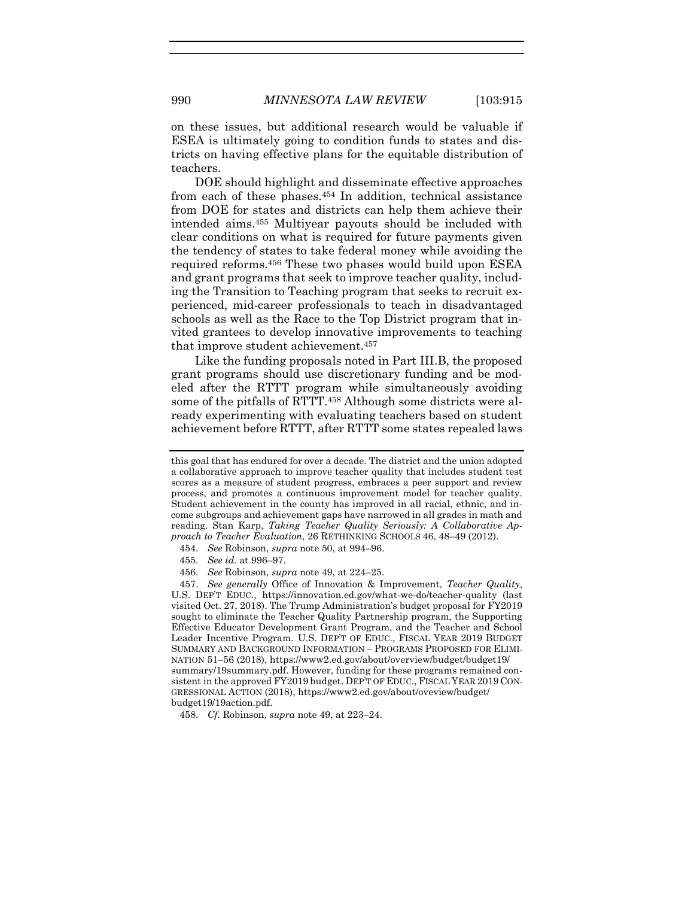on these issues, but additional research would be valuable if ESEA is ultimately going to condition funds to states and districts on having effective plans for the equitable distribution of teachers.

DOE should highlight and disseminate effective approaches from each of these phases.[454] In addition, technical assistance from DOE for states and districts can help them achieve their intended aims.[455] Multiyear payouts should be included with clear conditions on what is required for future payments given the tendency of states to take federal money while avoiding the required reforms.[456] These two phases would build upon ESEA and grant programs that seek to improve teacher quality, including the Transition to Teaching program that seeks to recruit experienced, mid-career professionals to teach in disadvantaged schools as well as the Race to the Top District program that invited grantees to develop innovative improvements to teaching that improve student achievement.[457]

Like the funding proposals noted in Part III.B, the proposed grant programs should use discretionary funding and be modeled after the RTTT program while simultaneously avoiding some of the pitfalls of RTTT.[458] Although some districts were already experimenting with evaluating teachers based on student achievement before RTTT, after RTTT some states repealed laws

---

this goal that has endured for over a decade. The district and the union adopted a collaborative approach to improve teacher quality that includes student test scores as a measure of student progress, embraces a peer support and review process, and promotes a continuous improvement model for teacher quality. Student achievement in the county has improved in all racial, ethnic, and income subgroups and achievement gaps have narrowed in all grades in math and reading. Stan Karp, *Taking Teacher Quality Seriously: A Collaborative Approach to Teacher Evaluation*, 26 RETHINKING SCHOOLS 46, 48–49 (2012).

454. *See* Robinson, *supra* note 50, at 994–96.

455. *See id.* at 996–97.

456. *See* Robinson, *supra* note 49, at 224–25.

457. *See generally* Office of Innovation & Improvement, *Teacher Quality*, U.S. DEP'T EDUC., https://innovation.ed.gov/what-we-do/teacher-quality (last visited Oct. 27, 2018). The Trump Administration's budget proposal for FY2019 sought to eliminate the Teacher Quality Partnership program, the Supporting Effective Educator Development Grant Program, and the Teacher and School Leader Incentive Program. U.S. DEP'T OF EDUC., FISCAL YEAR 2019 BUDGET SUMMARY AND BACKGROUND INFORMATION – PROGRAMS PROPOSED FOR ELIMINATION 51–56 (2018), https://www2.ed.gov/about/overview/budget/budget19/summary/19summary.pdf. However, funding for these programs remained consistent in the approved FY2019 budget. DEP'T OF EDUC., FISCAL YEAR 2019 CONGRESSIONAL ACTION (2018), https://www2.ed.gov/about/oveview/budget/budget19/19action.pdf.

458. *Cf.* Robinson, *supra* note 49, at 223–24.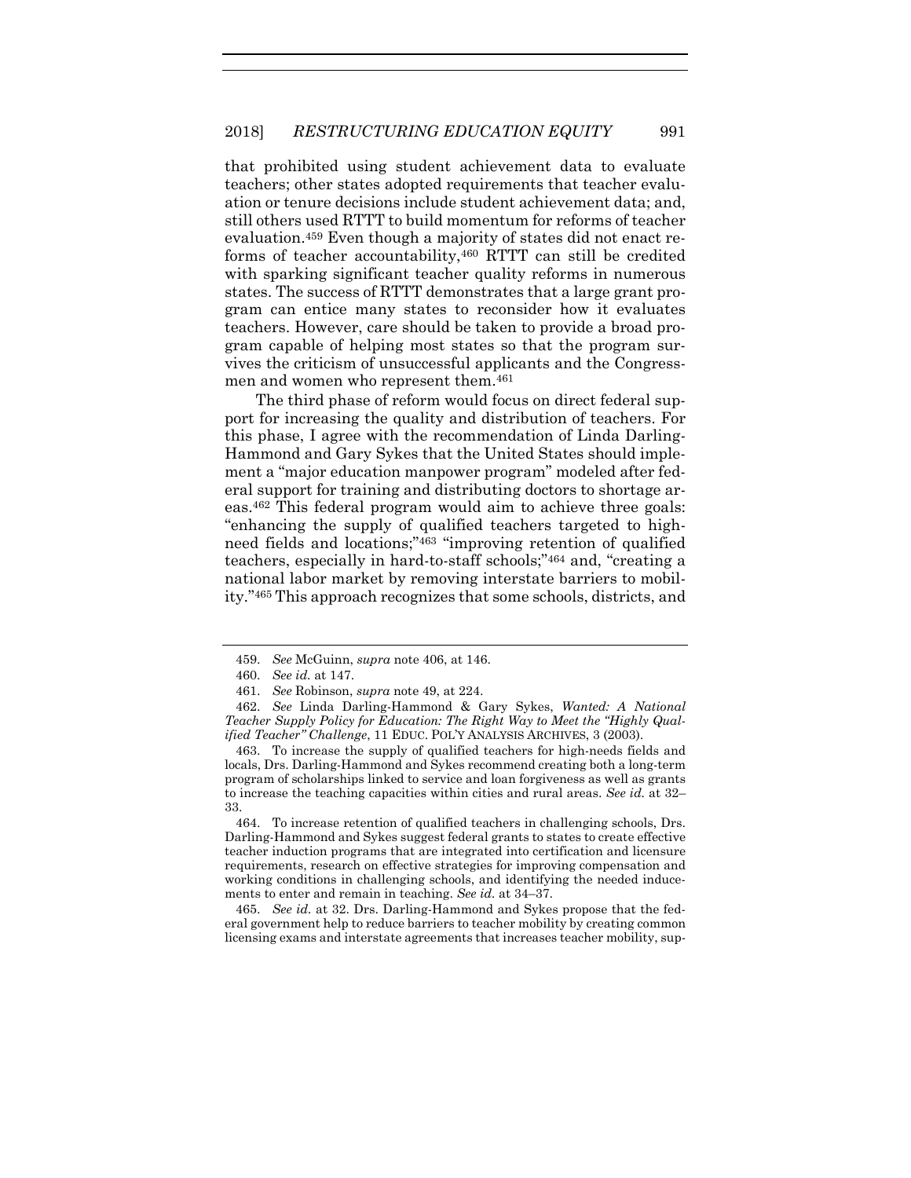that prohibited using student achievement data to evaluate teachers; other states adopted requirements that teacher evaluation or tenure decisions include student achievement data; and, still others used RTTT to build momentum for reforms of teacher evaluation.[459] Even though a majority of states did not enact reforms of teacher accountability,[460] RTTT can still be credited with sparking significant teacher quality reforms in numerous states. The success of RTTT demonstrates that a large grant program can entice many states to reconsider how it evaluates teachers. However, care should be taken to provide a broad program capable of helping most states so that the program survives the criticism of unsuccessful applicants and the Congressmen and women who represent them.[461]

The third phase of reform would focus on direct federal support for increasing the quality and distribution of teachers. For this phase, I agree with the recommendation of Linda Darling-Hammond and Gary Sykes that the United States should implement a "major education manpower program" modeled after federal support for training and distributing doctors to shortage areas.[462] This federal program would aim to achieve three goals: "enhancing the supply of qualified teachers targeted to high-need fields and locations;"[463] "improving retention of qualified teachers, especially in hard-to-staff schools;"[464] and, "creating a national labor market by removing interstate barriers to mobility."[465] This approach recognizes that some schools, districts, and

---

459. *See* McGuinn, *supra* note 406, at 146.

460. *See id.* at 147.

461. *See* Robinson, *supra* note 49, at 224.

462. *See* Linda Darling-Hammond & Gary Sykes, *Wanted: A National Teacher Supply Policy for Education: The Right Way to Meet the "Highly Qualified Teacher" Challenge*, 11 EDUC. POL'Y ANALYSIS ARCHIVES, 3 (2003).

463. To increase the supply of qualified teachers for high-needs fields and locals, Drs. Darling-Hammond and Sykes recommend creating both a long-term program of scholarships linked to service and loan forgiveness as well as grants to increase the teaching capacities within cities and rural areas. *See id.* at 32–33.

464. To increase retention of qualified teachers in challenging schools, Drs. Darling-Hammond and Sykes suggest federal grants to states to create effective teacher induction programs that are integrated into certification and licensure requirements, research on effective strategies for improving compensation and working conditions in challenging schools, and identifying the needed inducements to enter and remain in teaching. *See id.* at 34–37.

465. *See id.* at 32. Drs. Darling-Hammond and Sykes propose that the federal government help to reduce barriers to teacher mobility by creating common licensing exams and interstate agreements that increases teacher mobility, sup-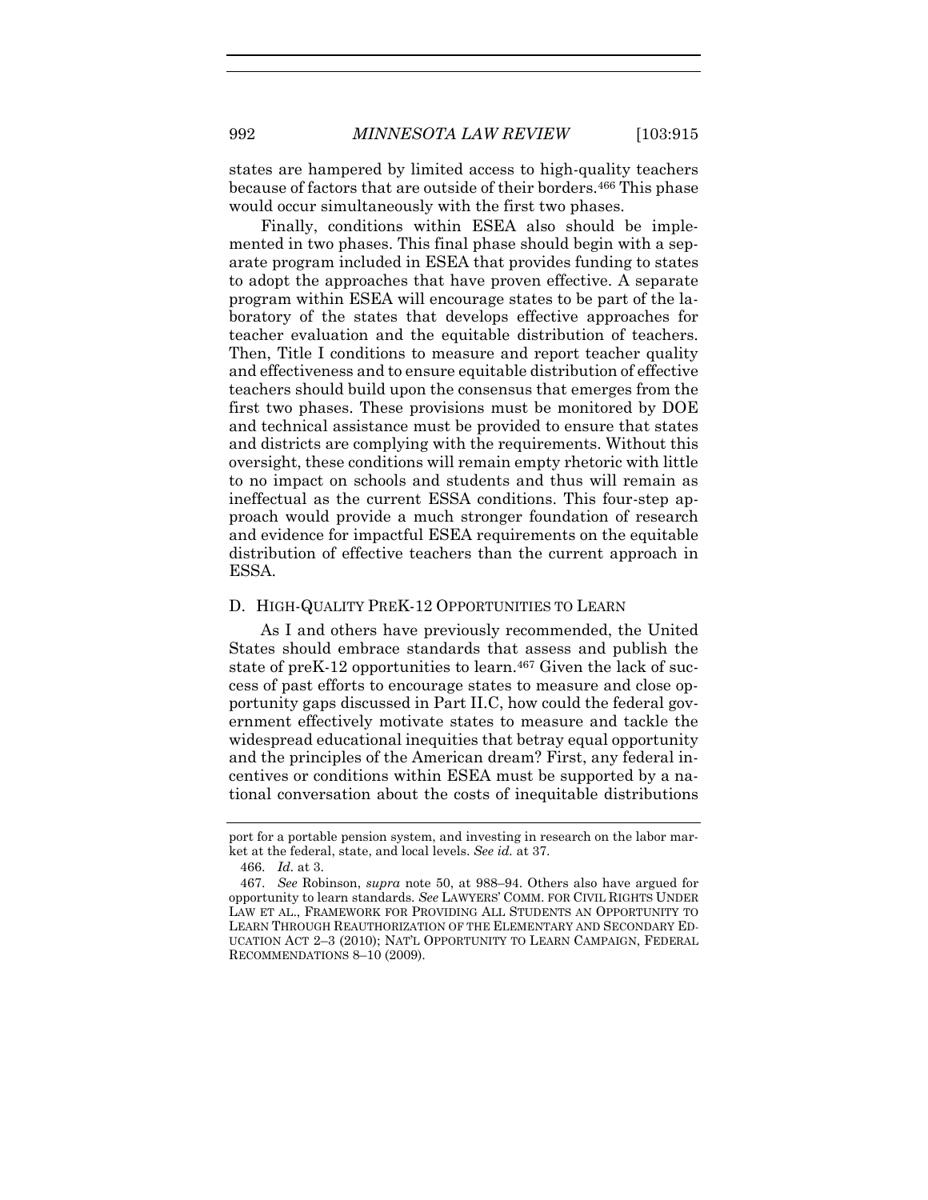states are hampered by limited access to high-quality teachers because of factors that are outside of their borders.[466] This phase would occur simultaneously with the first two phases.

Finally, conditions within ESEA also should be implemented in two phases. This final phase should begin with a separate program included in ESEA that provides funding to states to adopt the approaches that have proven effective. A separate program within ESEA will encourage states to be part of the laboratory of the states that develops effective approaches for teacher evaluation and the equitable distribution of teachers. Then, Title I conditions to measure and report teacher quality and effectiveness and to ensure equitable distribution of effective teachers should build upon the consensus that emerges from the first two phases. These provisions must be monitored by DOE and technical assistance must be provided to ensure that states and districts are complying with the requirements. Without this oversight, these conditions will remain empty rhetoric with little to no impact on schools and students and thus will remain as ineffectual as the current ESSA conditions. This four-step approach would provide a much stronger foundation of research and evidence for impactful ESEA requirements on the equitable distribution of effective teachers than the current approach in ESSA.

### D. HIGH-QUALITY PREK-12 OPPORTUNITIES TO LEARN

As I and others have previously recommended, the United States should embrace standards that assess and publish the state of preK-12 opportunities to learn.[467] Given the lack of success of past efforts to encourage states to measure and close opportunity gaps discussed in Part II.C, how could the federal government effectively motivate states to measure and tackle the widespread educational inequities that betray equal opportunity and the principles of the American dream? First, any federal incentives or conditions within ESEA must be supported by a national conversation about the costs of inequitable distributions

---

port for a portable pension system, and investing in research on the labor market at the federal, state, and local levels. *See id.* at 37.

466. *Id.* at 3.

467. *See* Robinson, *supra* note 50, at 988–94. Others also have argued for opportunity to learn standards. *See* LAWYERS' COMM. FOR CIVIL RIGHTS UNDER LAW ET AL., FRAMEWORK FOR PROVIDING ALL STUDENTS AN OPPORTUNITY TO LEARN THROUGH REAUTHORIZATION OF THE ELEMENTARY AND SECONDARY EDUCATION ACT 2–3 (2010); NAT'L OPPORTUNITY TO LEARN CAMPAIGN, FEDERAL RECOMMENDATIONS 8–10 (2009).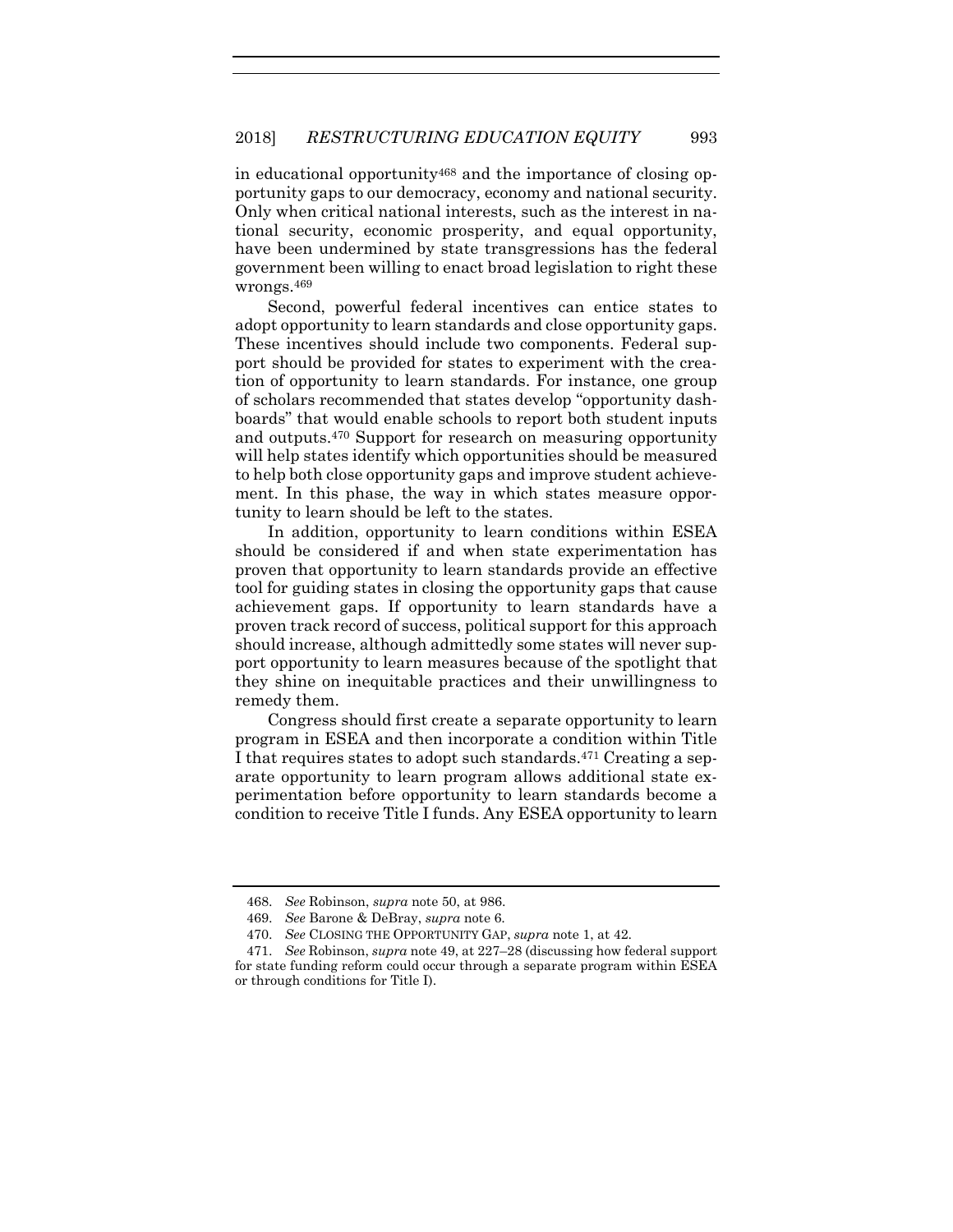in educational opportunity[468] and the importance of closing opportunity gaps to our democracy, economy and national security. Only when critical national interests, such as the interest in national security, economic prosperity, and equal opportunity, have been undermined by state transgressions has the federal government been willing to enact broad legislation to right these wrongs.[469]

Second, powerful federal incentives can entice states to adopt opportunity to learn standards and close opportunity gaps. These incentives should include two components. Federal support should be provided for states to experiment with the creation of opportunity to learn standards. For instance, one group of scholars recommended that states develop "opportunity dashboards" that would enable schools to report both student inputs and outputs.[470] Support for research on measuring opportunity will help states identify which opportunities should be measured to help both close opportunity gaps and improve student achievement. In this phase, the way in which states measure opportunity to learn should be left to the states.

In addition, opportunity to learn conditions within ESEA should be considered if and when state experimentation has proven that opportunity to learn standards provide an effective tool for guiding states in closing the opportunity gaps that cause achievement gaps. If opportunity to learn standards have a proven track record of success, political support for this approach should increase, although admittedly some states will never support opportunity to learn measures because of the spotlight that they shine on inequitable practices and their unwillingness to remedy them.

Congress should first create a separate opportunity to learn program in ESEA and then incorporate a condition within Title I that requires states to adopt such standards.[471] Creating a separate opportunity to learn program allows additional state experimentation before opportunity to learn standards become a condition to receive Title I funds. Any ESEA opportunity to learn

---

468. *See* Robinson, *supra* note 50, at 986.

469. *See* Barone & DeBray, *supra* note 6.

470. *See* CLOSING THE OPPORTUNITY GAP, *supra* note 1, at 42.

471. *See* Robinson, *supra* note 49, at 227–28 (discussing how federal support for state funding reform could occur through a separate program within ESEA or through conditions for Title I).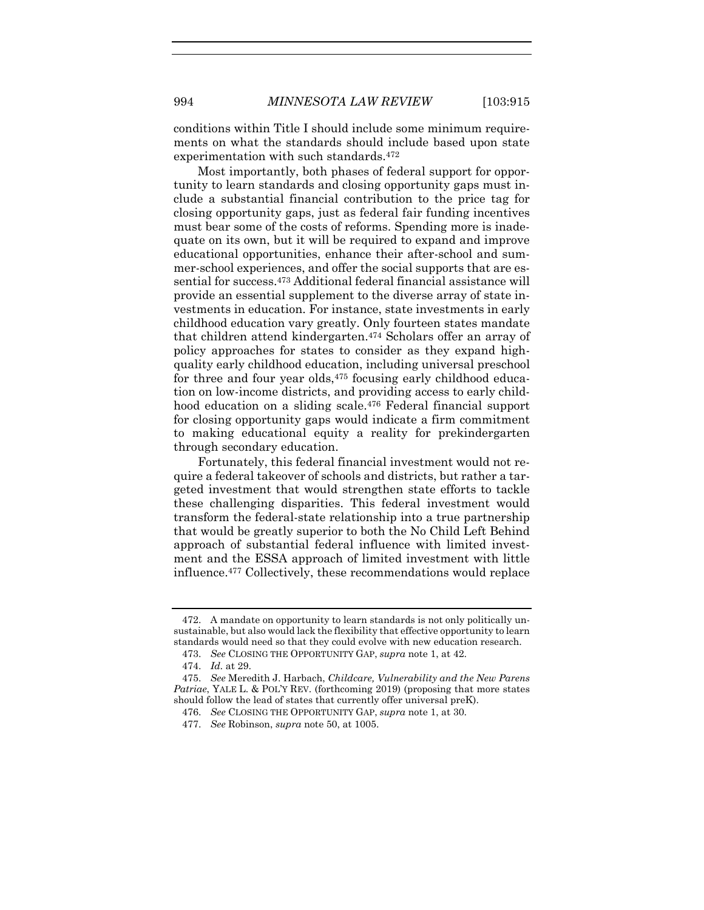conditions within Title I should include some minimum requirements on what the standards should include based upon state experimentation with such standards.[472]

Most importantly, both phases of federal support for opportunity to learn standards and closing opportunity gaps must include a substantial financial contribution to the price tag for closing opportunity gaps, just as federal fair funding incentives must bear some of the costs of reforms. Spending more is inadequate on its own, but it will be required to expand and improve educational opportunities, enhance their after-school and summer-school experiences, and offer the social supports that are essential for success.[473] Additional federal financial assistance will provide an essential supplement to the diverse array of state investments in education. For instance, state investments in early childhood education vary greatly. Only fourteen states mandate that children attend kindergarten.[474] Scholars offer an array of policy approaches for states to consider as they expand high-quality early childhood education, including universal preschool for three and four year olds,[475] focusing early childhood education on low-income districts, and providing access to early childhood education on a sliding scale.[476] Federal financial support for closing opportunity gaps would indicate a firm commitment to making educational equity a reality for prekindergarten through secondary education.

Fortunately, this federal financial investment would not require a federal takeover of schools and districts, but rather a targeted investment that would strengthen state efforts to tackle these challenging disparities. This federal investment would transform the federal-state relationship into a true partnership that would be greatly superior to both the No Child Left Behind approach of substantial federal influence with limited investment and the ESSA approach of limited investment with little influence.[477] Collectively, these recommendations would replace

---

472. A mandate on opportunity to learn standards is not only politically unsustainable, but also would lack the flexibility that effective opportunity to learn standards would need so that they could evolve with new education research.

473. *See* CLOSING THE OPPORTUNITY GAP, *supra* note 1, at 42.

474. *Id.* at 29.

475. *See* Meredith J. Harbach, *Childcare, Vulnerability and the New Parens Patriae*, YALE L. & POL'Y REV. (forthcoming 2019) (proposing that more states should follow the lead of states that currently offer universal preK).

476. *See* CLOSING THE OPPORTUNITY GAP, *supra* note 1, at 30.

477. *See* Robinson, *supra* note 50, at 1005.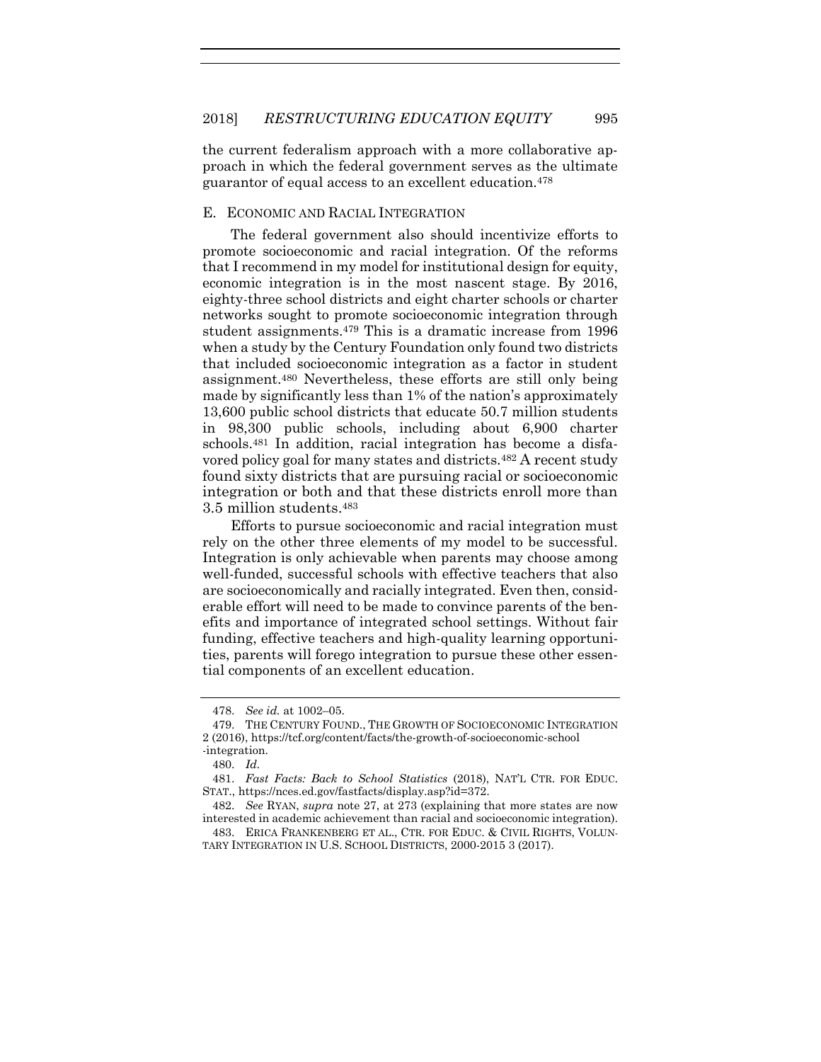the current federalism approach with a more collaborative approach in which the federal government serves as the ultimate guarantor of equal access to an excellent education.[478]

### E. ECONOMIC AND RACIAL INTEGRATION

The federal government also should incentivize efforts to promote socioeconomic and racial integration. Of the reforms that I recommend in my model for institutional design for equity, economic integration is in the most nascent stage. By 2016, eighty-three school districts and eight charter schools or charter networks sought to promote socioeconomic integration through student assignments.[479] This is a dramatic increase from 1996 when a study by the Century Foundation only found two districts that included socioeconomic integration as a factor in student assignment.[480] Nevertheless, these efforts are still only being made by significantly less than 1% of the nation's approximately 13,600 public school districts that educate 50.7 million students in 98,300 public schools, including about 6,900 charter schools.[481] In addition, racial integration has become a disfavored policy goal for many states and districts.[482] A recent study found sixty districts that are pursuing racial or socioeconomic integration or both and that these districts enroll more than 3.5 million students.[483]

Efforts to pursue socioeconomic and racial integration must rely on the other three elements of my model to be successful. Integration is only achievable when parents may choose among well-funded, successful schools with effective teachers that also are socioeconomically and racially integrated. Even then, considerable effort will need to be made to convince parents of the benefits and importance of integrated school settings. Without fair funding, effective teachers and high-quality learning opportunities, parents will forego integration to pursue these other essential components of an excellent education.

---

478. *See id.* at 1002–05.

479. THE CENTURY FOUND., THE GROWTH OF SOCIOECONOMIC INTEGRATION 2 (2016), https://tcf.org/content/facts/the-growth-of-socioeconomic-school-integration.

480. *Id.*

481. *Fast Facts: Back to School Statistics* (2018), NAT'L CTR. FOR EDUC. STAT., https://nces.ed.gov/fastfacts/display.asp?id=372.

482. *See* RYAN, *supra* note 27, at 273 (explaining that more states are now interested in academic achievement than racial and socioeconomic integration).

483. ERICA FRANKENBERG ET AL., CTR. FOR EDUC. & CIVIL RIGHTS, VOLUNTARY INTEGRATION IN U.S. SCHOOL DISTRICTS, 2000-2015 3 (2017).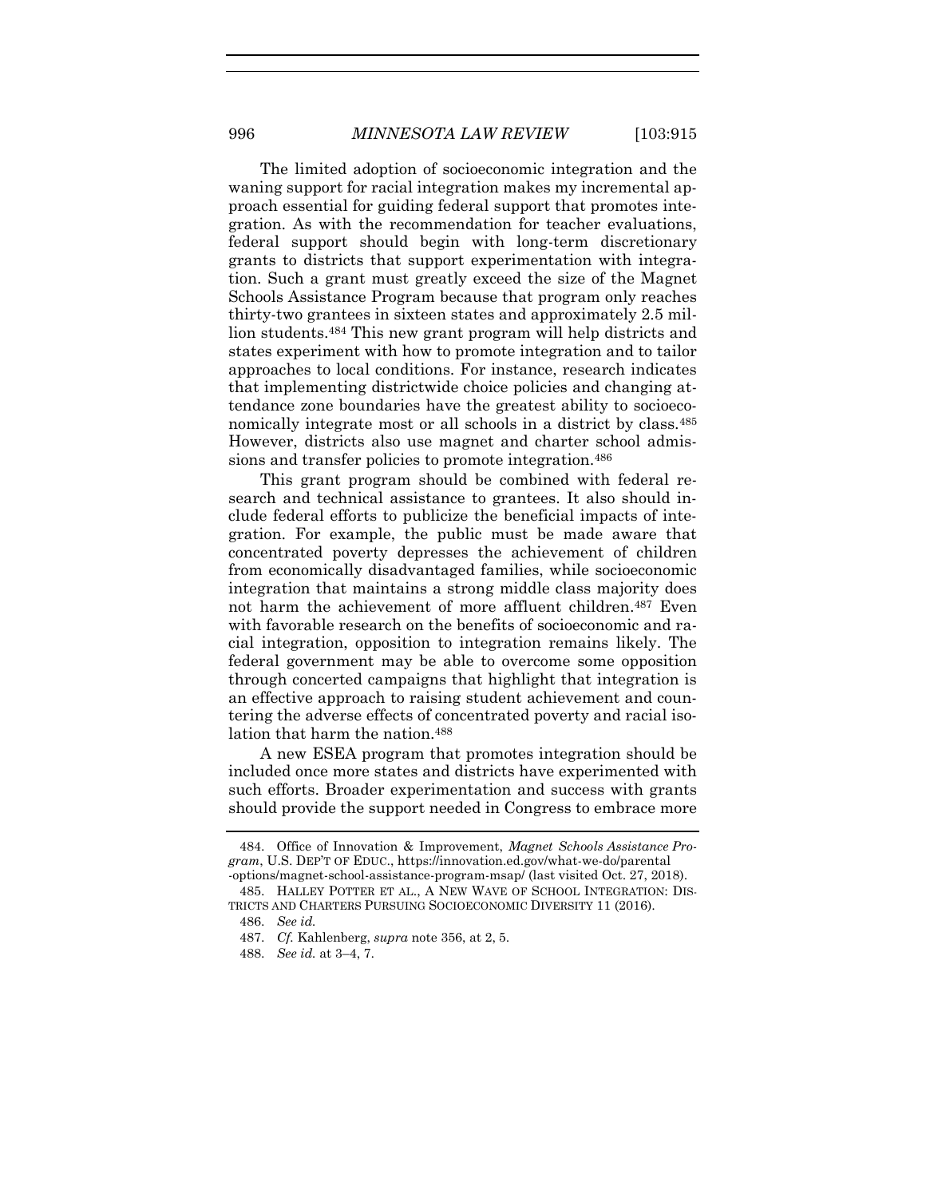The limited adoption of socioeconomic integration and the waning support for racial integration makes my incremental approach essential for guiding federal support that promotes integration. As with the recommendation for teacher evaluations, federal support should begin with long-term discretionary grants to districts that support experimentation with integration. Such a grant must greatly exceed the size of the Magnet Schools Assistance Program because that program only reaches thirty-two grantees in sixteen states and approximately 2.5 million students.[484] This new grant program will help districts and states experiment with how to promote integration and to tailor approaches to local conditions. For instance, research indicates that implementing districtwide choice policies and changing attendance zone boundaries have the greatest ability to socioeconomically integrate most or all schools in a district by class.[485] However, districts also use magnet and charter school admissions and transfer policies to promote integration.[486]

This grant program should be combined with federal research and technical assistance to grantees. It also should include federal efforts to publicize the beneficial impacts of integration. For example, the public must be made aware that concentrated poverty depresses the achievement of children from economically disadvantaged families, while socioeconomic integration that maintains a strong middle class majority does not harm the achievement of more affluent children.[487] Even with favorable research on the benefits of socioeconomic and racial integration, opposition to integration remains likely. The federal government may be able to overcome some opposition through concerted campaigns that highlight that integration is an effective approach to raising student achievement and countering the adverse effects of concentrated poverty and racial isolation that harm the nation.[488]

A new ESEA program that promotes integration should be included once more states and districts have experimented with such efforts. Broader experimentation and success with grants should provide the support needed in Congress to embrace more

---

484. Office of Innovation & Improvement, *Magnet Schools Assistance Program*, U.S. DEP'T OF EDUC., https://innovation.ed.gov/what-we-do/parental-options/magnet-school-assistance-program-msap/ (last visited Oct. 27, 2018).

485. HALLEY POTTER ET AL., A NEW WAVE OF SCHOOL INTEGRATION: DISTRICTS AND CHARTERS PURSUING SOCIOECONOMIC DIVERSITY 11 (2016).

486. *See id.*

487. *Cf.* Kahlenberg, *supra* note 356, at 2, 5.

488. *See id.* at 3–4, 7.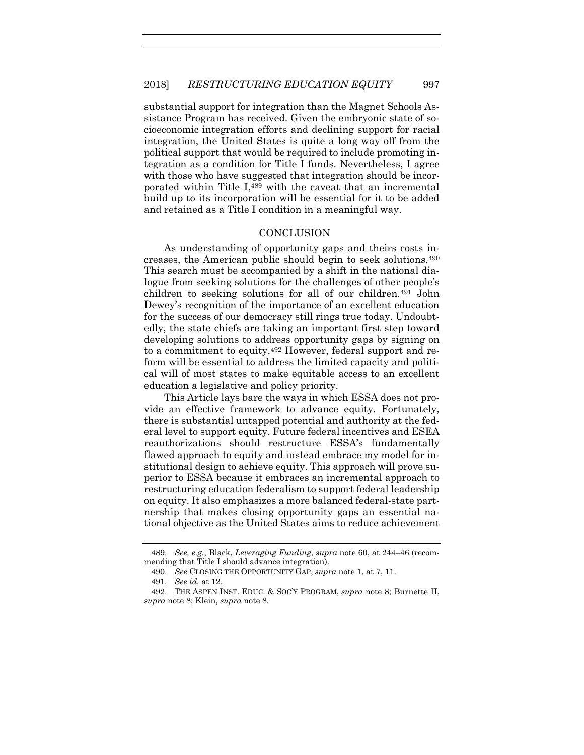substantial support for integration than the Magnet Schools Assistance Program has received. Given the embryonic state of socioeconomic integration efforts and declining support for racial integration, the United States is quite a long way off from the political support that would be required to include promoting integration as a condition for Title I funds. Nevertheless, I agree with those who have suggested that integration should be incorporated within Title I,[489] with the caveat that an incremental build up to its incorporation will be essential for it to be added and retained as a Title I condition in a meaningful way.

## CONCLUSION

As understanding of opportunity gaps and theirs costs increases, the American public should begin to seek solutions.[490] This search must be accompanied by a shift in the national dialogue from seeking solutions for the challenges of other people's children to seeking solutions for all of our children.[491] John Dewey's recognition of the importance of an excellent education for the success of our democracy still rings true today. Undoubtedly, the state chiefs are taking an important first step toward developing solutions to address opportunity gaps by signing on to a commitment to equity.[492] However, federal support and reform will be essential to address the limited capacity and political will of most states to make equitable access to an excellent education a legislative and policy priority.

This Article lays bare the ways in which ESSA does not provide an effective framework to advance equity. Fortunately, there is substantial untapped potential and authority at the federal level to support equity. Future federal incentives and ESEA reauthorizations should restructure ESSA's fundamentally flawed approach to equity and instead embrace my model for institutional design to achieve equity. This approach will prove superior to ESSA because it embraces an incremental approach to restructuring education federalism to support federal leadership on equity. It also emphasizes a more balanced federal-state partnership that makes closing opportunity gaps an essential national objective as the United States aims to reduce achievement

---

489. *See, e.g.*, Black, *Leveraging Funding*, *supra* note 60, at 244–46 (recommending that Title I should advance integration).

490. *See* CLOSING THE OPPORTUNITY GAP, *supra* note 1, at 7, 11.

491. *See id.* at 12.

492. THE ASPEN INST. EDUC. & SOC'Y PROGRAM, *supra* note 8; Burnette II, *supra* note 8; Klein, *supra* note 8.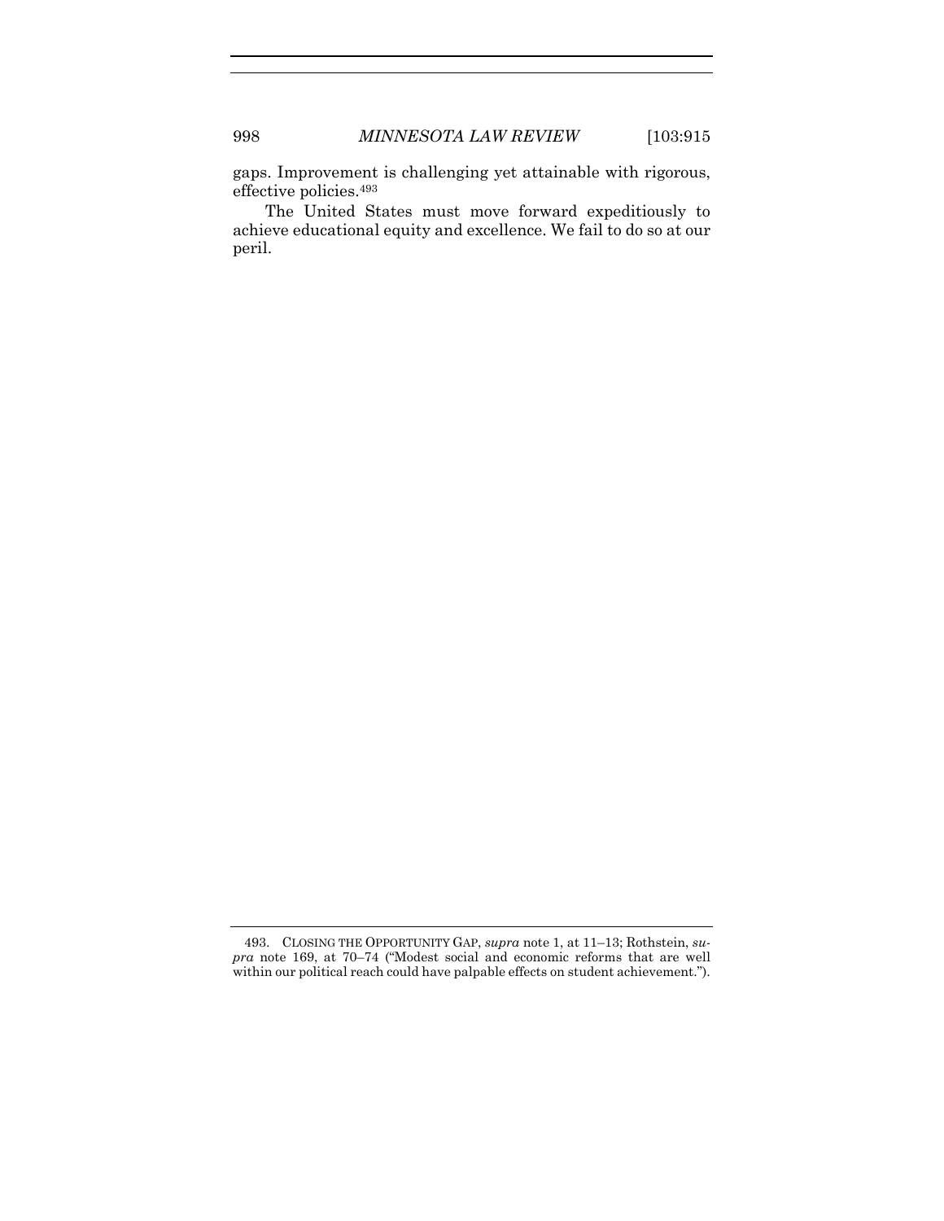gaps. Improvement is challenging yet attainable with rigorous, effective policies.[493]

The United States must move forward expeditiously to achieve educational equity and excellence. We fail to do so at our peril.

---

493. CLOSING THE OPPORTUNITY GAP, *supra* note 1, at 11–13; Rothstein, *supra* note 169, at 70–74 ("Modest social and economic reforms that are well within our political reach could have palpable effects on student achievement.").